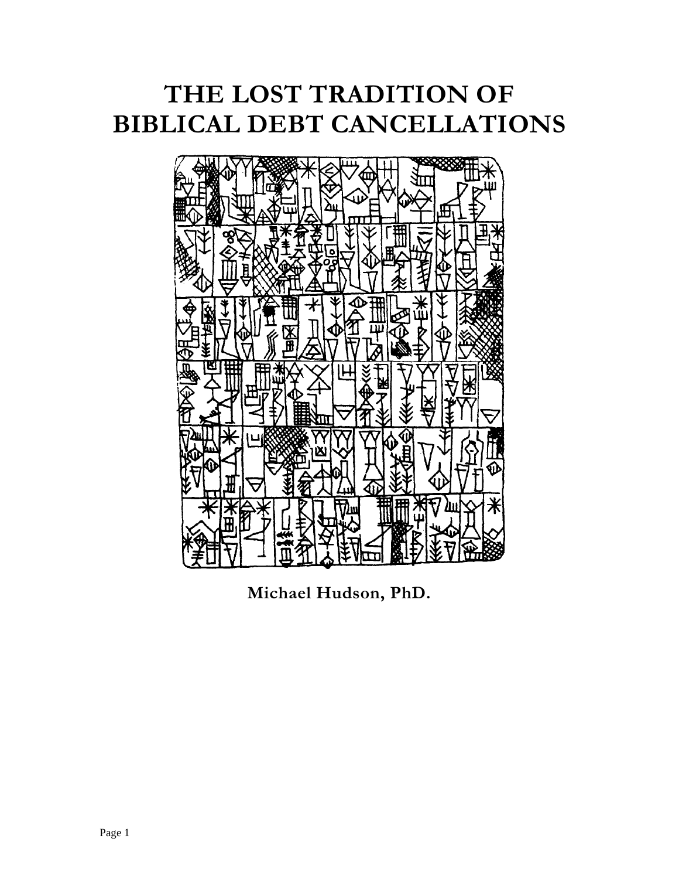# THE LOST TRADITION OF BIBLICAL DEBT CANCELLATIONS

**Michael Hudson, PhD.**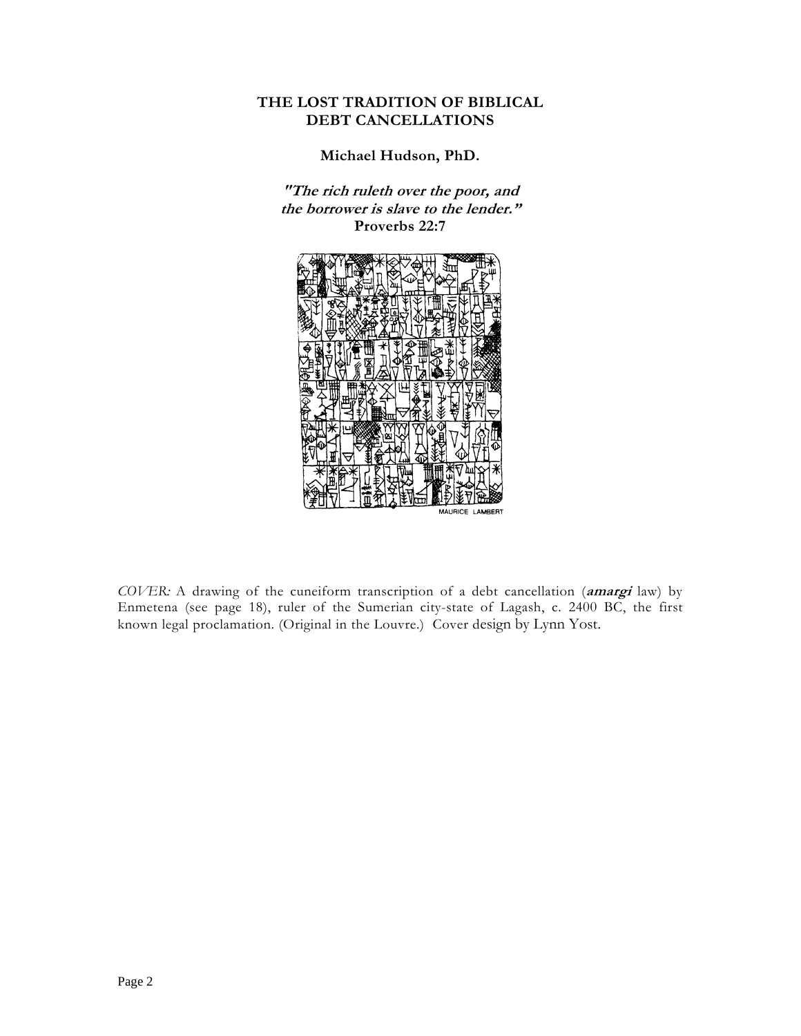**THE LOST TRADITION OF BIBLICAL DEBT CANCELLATIONS**

**Michael Hudson, PhD.**

***"The rich ruleth over the poor, and the borrower is slave to the lender."***
**Proverbs 22:7**

MAURICE LAMBERT

*COVER:* A drawing of the cuneiform transcription of a debt cancellation (***amargi*** law) by Enmetena (see page 18), ruler of the Sumerian city-state of Lagash, c. 2400 BC, the first known legal proclamation. (Original in the Louvre.) Cover design by Lynn Yost.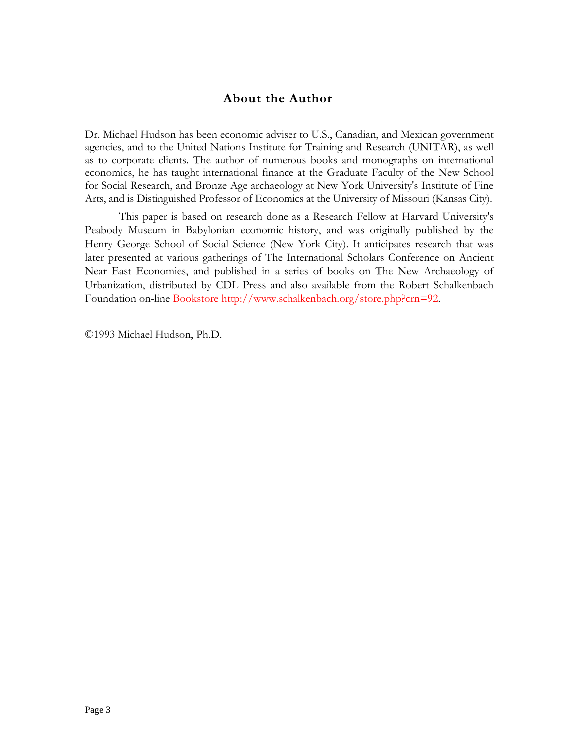## About the Author

Dr. Michael Hudson has been economic adviser to U.S., Canadian, and Mexican government agencies, and to the United Nations Institute for Training and Research (UNITAR), as well as to corporate clients. The author of numerous books and monographs on international economics, he has taught international finance at the Graduate Faculty of the New School for Social Research, and Bronze Age archaeology at New York University's Institute of Fine Arts, and is Distinguished Professor of Economics at the University of Missouri (Kansas City).

This paper is based on research done as a Research Fellow at Harvard University's Peabody Museum in Babylonian economic history, and was originally published by the Henry George School of Social Science (New York City). It anticipates research that was later presented at various gatherings of The International Scholars Conference on Ancient Near East Economies, and published in a series of books on The New Archaeology of Urbanization, distributed by CDL Press and also available from the Robert Schalkenbach Foundation on-line [Bookstore http://www.schalkenbach.org/store.php?crn=92](http://www.schalkenbach.org/store.php?crn=92).

©1993 Michael Hudson, Ph.D.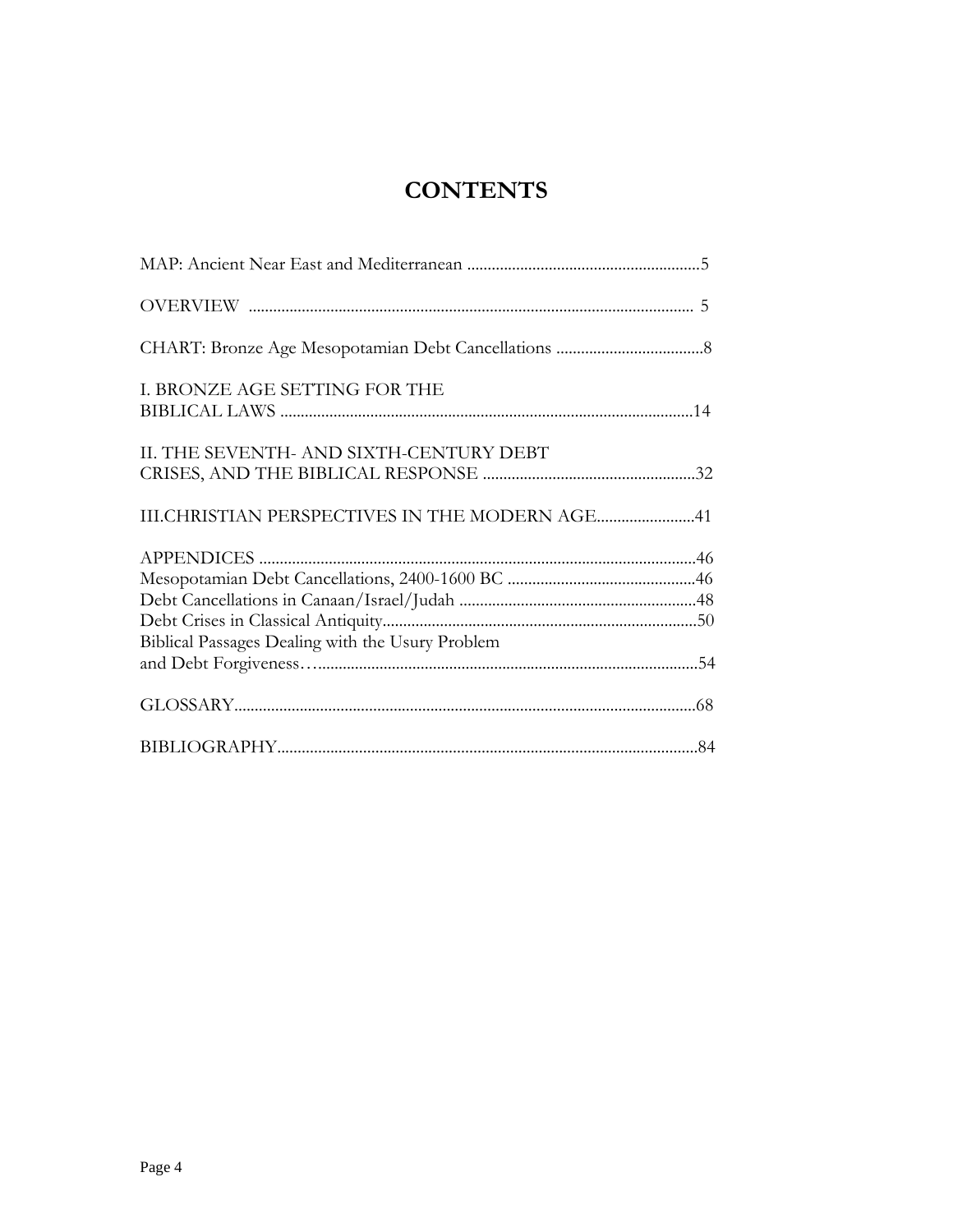# CONTENTS

MAP: Ancient Near East and Mediterranean ........................................................5

OVERVIEW ........................................................................................................ 5

CHART: Bronze Age Mesopotamian Debt Cancellations ....................................8

I. BRONZE AGE SETTING FOR THE
BIBLICAL LAWS ....................................................................................................14

II. THE SEVENTH- AND SIXTH-CENTURY DEBT
CRISES, AND THE BIBLICAL RESPONSE ....................................................32

III.CHRISTIAN PERSPECTIVES IN THE MODERN AGE........................41

APPENDICES ..........................................................................................................46
Mesopotamian Debt Cancellations, 2400-1600 BC ..............................................46
Debt Cancellations in Canaan/Israel/Judah ..........................................................48
Debt Crises in Classical Antiquity............................................................................50
Biblical Passages Dealing with the Usury Problem
and Debt Forgiveness….............................................................................................54

GLOSSARY................................................................................................................68

BIBLIOGRAPHY......................................................................................................84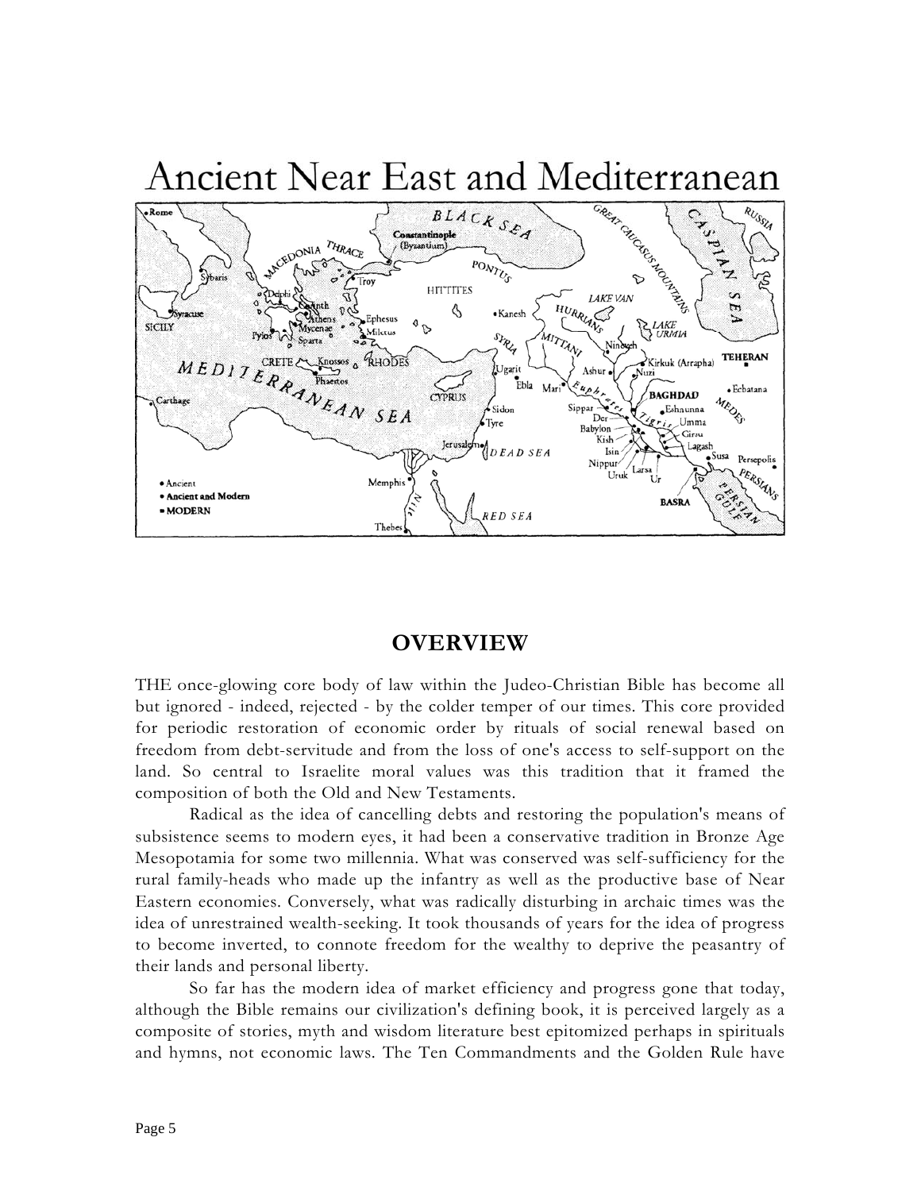# Ancient Near East and Mediterranean

## OVERVIEW

THE once-glowing core body of law within the Judeo-Christian Bible has become all but ignored - indeed, rejected - by the colder temper of our times. This core provided for periodic restoration of economic order by rituals of social renewal based on freedom from debt-servitude and from the loss of one's access to self-support on the land. So central to Israelite moral values was this tradition that it framed the composition of both the Old and New Testaments.

Radical as the idea of cancelling debts and restoring the population's means of subsistence seems to modern eyes, it had been a conservative tradition in Bronze Age Mesopotamia for some two millennia. What was conserved was self-sufficiency for the rural family-heads who made up the infantry as well as the productive base of Near Eastern economies. Conversely, what was radically disturbing in archaic times was the idea of unrestrained wealth-seeking. It took thousands of years for the idea of progress to become inverted, to connote freedom for the wealthy to deprive the peasantry of their lands and personal liberty.

So far has the modern idea of market efficiency and progress gone that today, although the Bible remains our civilization's defining book, it is perceived largely as a composite of stories, myth and wisdom literature best epitomized perhaps in spirituals and hymns, not economic laws. The Ten Commandments and the Golden Rule have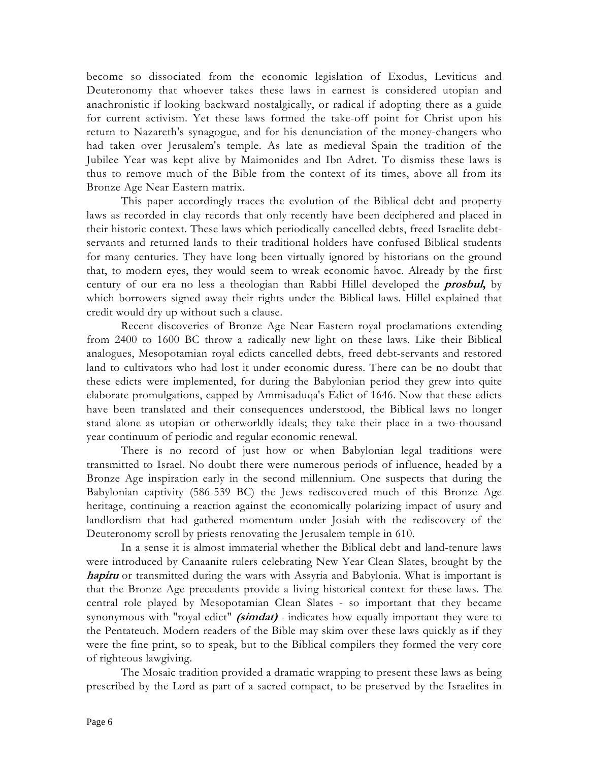become so dissociated from the economic legislation of Exodus, Leviticus and Deuteronomy that whoever takes these laws in earnest is considered utopian and anachronistic if looking backward nostalgically, or radical if adopting there as a guide for current activism. Yet these laws formed the take-off point for Christ upon his return to Nazareth's synagogue, and for his denunciation of the money-changers who had taken over Jerusalem's temple. As late as medieval Spain the tradition of the Jubilee Year was kept alive by Maimonides and Ibn Adret. To dismiss these laws is thus to remove much of the Bible from the context of its times, above all from its Bronze Age Near Eastern matrix.

This paper accordingly traces the evolution of the Biblical debt and property laws as recorded in clay records that only recently have been deciphered and placed in their historic context. These laws which periodically cancelled debts, freed Israelite debt-servants and returned lands to their traditional holders have confused Biblical students for many centuries. They have long been virtually ignored by historians on the ground that, to modern eyes, they would seem to wreak economic havoc. Already by the first century of our era no less a theologian than Rabbi Hillel developed the ***prosbul*,** by which borrowers signed away their rights under the Biblical laws. Hillel explained that credit would dry up without such a clause.

Recent discoveries of Bronze Age Near Eastern royal proclamations extending from 2400 to 1600 BC throw a radically new light on these laws. Like their Biblical analogues, Mesopotamian royal edicts cancelled debts, freed debt-servants and restored land to cultivators who had lost it under economic duress. There can be no doubt that these edicts were implemented, for during the Babylonian period they grew into quite elaborate promulgations, capped by Ammisaduqa's Edict of 1646. Now that these edicts have been translated and their consequences understood, the Biblical laws no longer stand alone as utopian or otherworldly ideals; they take their place in a two-thousand year continuum of periodic and regular economic renewal.

There is no record of just how or when Babylonian legal traditions were transmitted to Israel. No doubt there were numerous periods of influence, headed by a Bronze Age inspiration early in the second millennium. One suspects that during the Babylonian captivity (586-539 BC) the Jews rediscovered much of this Bronze Age heritage, continuing a reaction against the economically polarizing impact of usury and landlordism that had gathered momentum under Josiah with the rediscovery of the Deuteronomy scroll by priests renovating the Jerusalem temple in 610.

In a sense it is almost immaterial whether the Biblical debt and land-tenure laws were introduced by Canaanite rulers celebrating New Year Clean Slates, brought by the ***hapiru*** or transmitted during the wars with Assyria and Babylonia. What is important is that the Bronze Age precedents provide a living historical context for these laws. The central role played by Mesopotamian Clean Slates - so important that they became synonymous with "royal edict" ***(simdat)*** - indicates how equally important they were to the Pentateuch. Modern readers of the Bible may skim over these laws quickly as if they were the fine print, so to speak, but to the Biblical compilers they formed the very core of righteous lawgiving.

The Mosaic tradition provided a dramatic wrapping to present these laws as being prescribed by the Lord as part of a sacred compact, to be preserved by the Israelites in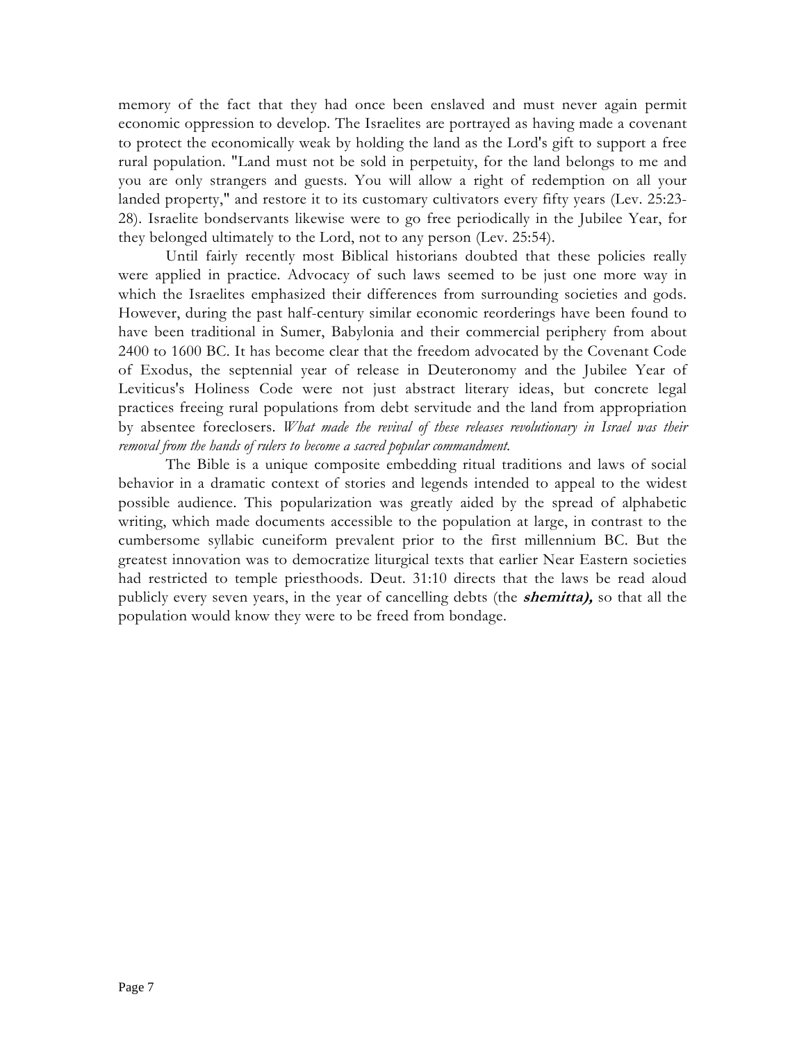memory of the fact that they had once been enslaved and must never again permit economic oppression to develop. The Israelites are portrayed as having made a covenant to protect the economically weak by holding the land as the Lord's gift to support a free rural population. "Land must not be sold in perpetuity, for the land belongs to me and you are only strangers and guests. You will allow a right of redemption on all your landed property," and restore it to its customary cultivators every fifty years (Lev. 25:23-28). Israelite bondservants likewise were to go free periodically in the Jubilee Year, for they belonged ultimately to the Lord, not to any person (Lev. 25:54).

Until fairly recently most Biblical historians doubted that these policies really were applied in practice. Advocacy of such laws seemed to be just one more way in which the Israelites emphasized their differences from surrounding societies and gods. However, during the past half-century similar economic reorderings have been found to have been traditional in Sumer, Babylonia and their commercial periphery from about 2400 to 1600 BC. It has become clear that the freedom advocated by the Covenant Code of Exodus, the septennial year of release in Deuteronomy and the Jubilee Year of Leviticus's Holiness Code were not just abstract literary ideas, but concrete legal practices freeing rural populations from debt servitude and the land from appropriation by absentee foreclosers. *What made the revival of these releases revolutionary in Israel was their removal from the hands of rulers to become a sacred popular commandment.*

The Bible is a unique composite embedding ritual traditions and laws of social behavior in a dramatic context of stories and legends intended to appeal to the widest possible audience. This popularization was greatly aided by the spread of alphabetic writing, which made documents accessible to the population at large, in contrast to the cumbersome syllabic cuneiform prevalent prior to the first millennium BC. But the greatest innovation was to democratize liturgical texts that earlier Near Eastern societies had restricted to temple priesthoods. Deut. 31:10 directs that the laws be read aloud publicly every seven years, in the year of cancelling debts (the ***shemitta),*** so that all the population would know they were to be freed from bondage.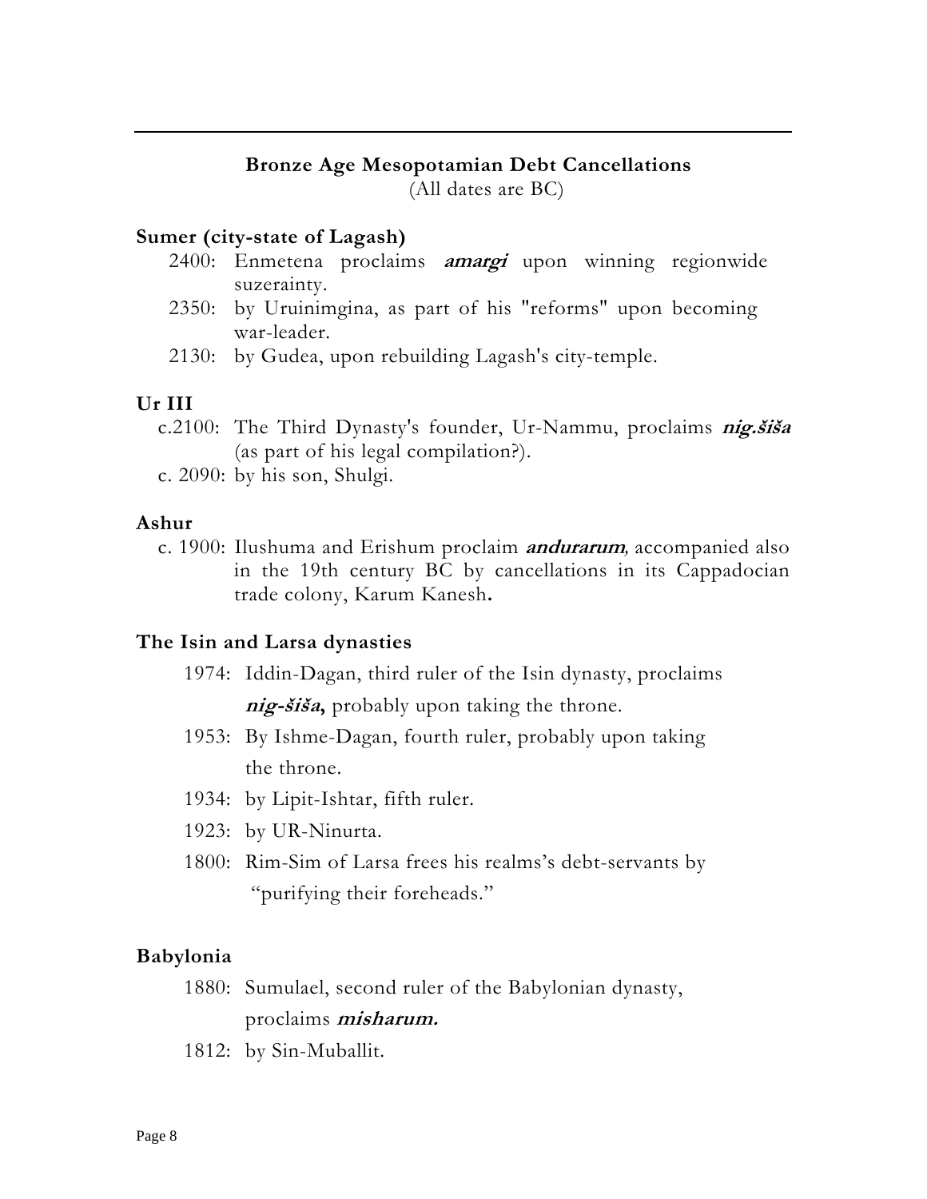## Bronze Age Mesopotamian Debt Cancellations

(All dates are BC)

### Sumer (city-state of Lagash)

- 2400: Enmetena proclaims ***amargi*** upon winning regionwide suzerainty.
- 2350: by Uruinimgina, as part of his "reforms" upon becoming war-leader.
- 2130: by Gudea, upon rebuilding Lagash's city-temple.

### Ur III

- c.2100: The Third Dynasty's founder, Ur-Nammu, proclaims ***nig.šiša*** (as part of his legal compilation?).
- c. 2090: by his son, Shulgi.

### Ashur

- c. 1900: Ilushuma and Erishum proclaim ***andurarum***, accompanied also in the 19th century BC by cancellations in its Cappadocian trade colony, Karum Kanesh**.**

### The Isin and Larsa dynasties

- 1974: Iddin-Dagan, third ruler of the Isin dynasty, proclaims ***nig-šiša*,** probably upon taking the throne.
- 1953: By Ishme-Dagan, fourth ruler, probably upon taking the throne.
- 1934: by Lipit-Ishtar, fifth ruler.
- 1923: by UR-Ninurta.
- 1800: Rim-Sim of Larsa frees his realms's debt-servants by "purifying their foreheads."

### Babylonia

- 1880: Sumulael, second ruler of the Babylonian dynasty, proclaims ***misharum.***
- 1812: by Sin-Muballit.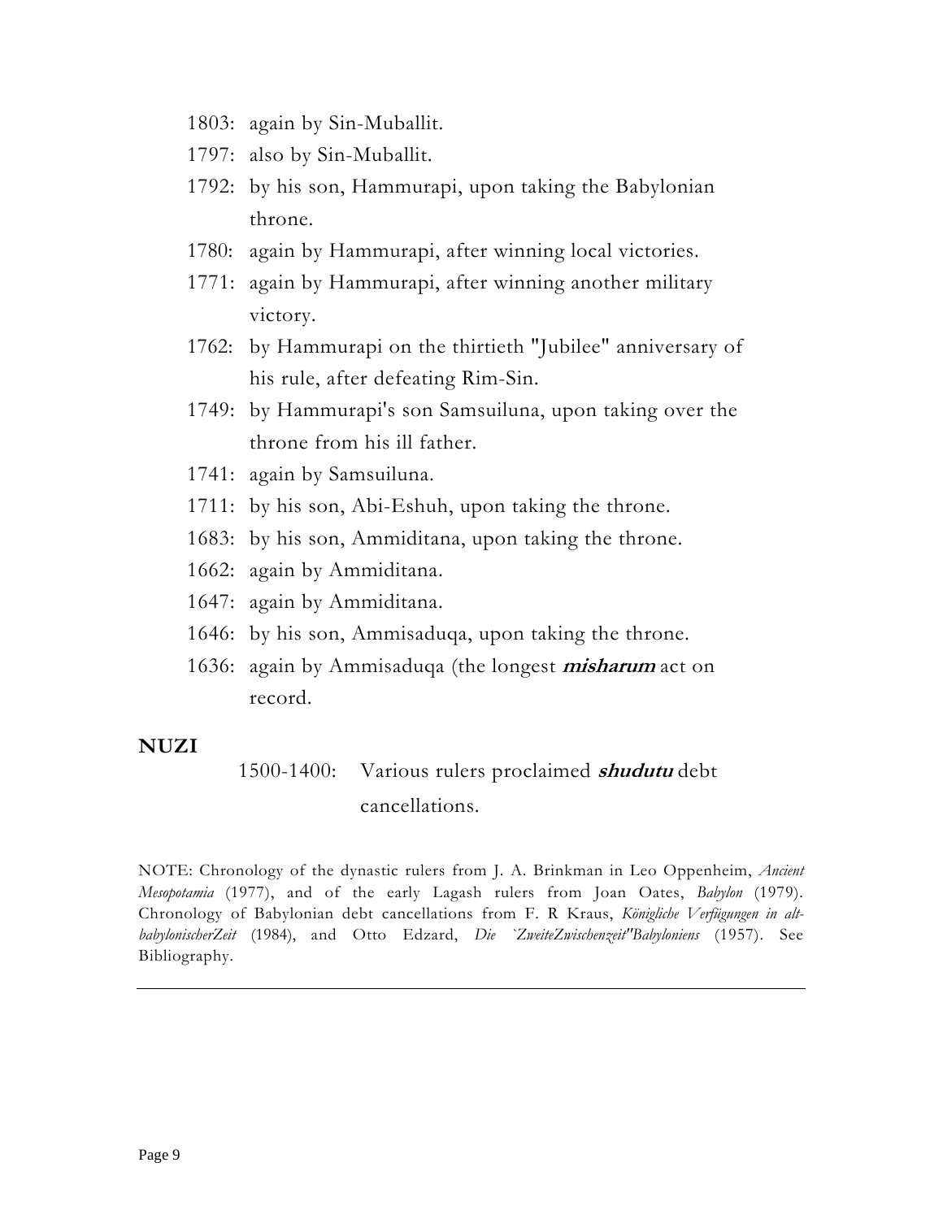- 1803: again by Sin-Muballit.
- 1797: also by Sin-Muballit.
- 1792: by his son, Hammurapi, upon taking the Babylonian throne.
- 1780: again by Hammurapi, after winning local victories.
- 1771: again by Hammurapi, after winning another military victory.
- 1762: by Hammurapi on the thirtieth "Jubilee" anniversary of his rule, after defeating Rim-Sin.
- 1749: by Hammurapi's son Samsuiluna, upon taking over the throne from his ill father.
- 1741: again by Samsuiluna.
- 1711: by his son, Abi-Eshuh, upon taking the throne.
- 1683: by his son, Ammiditana, upon taking the throne.
- 1662: again by Ammiditana.
- 1647: again by Ammiditana.
- 1646: by his son, Ammisaduqa, upon taking the throne.
- 1636: again by Ammisaduqa (the longest ***misharum*** act on record.

**NUZI**

1500-1400: Various rulers proclaimed ***shudutu*** debt cancellations.

NOTE: Chronology of the dynastic rulers from J. A. Brinkman in Leo Oppenheim, *Ancient Mesopotamia* (1977), and of the early Lagash rulers from Joan Oates, *Babylon* (1979). Chronology of Babylonian debt cancellations from F. R Kraus, *Königliche Verfügungen in alt-babylonischerZeit* (1984), and Otto Edzard, *Die `ZweiteZwischenzeit"Babyloniens* (1957). See Bibliography.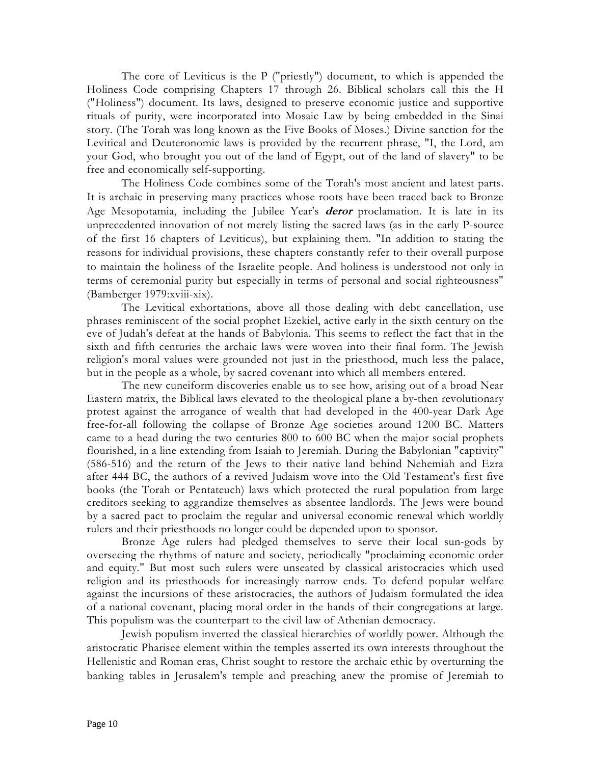The core of Leviticus is the P ("priestly") document, to which is appended the Holiness Code comprising Chapters 17 through 26. Biblical scholars call this the H ("Holiness") document. Its laws, designed to preserve economic justice and supportive rituals of purity, were incorporated into Mosaic Law by being embedded in the Sinai story. (The Torah was long known as the Five Books of Moses.) Divine sanction for the Levitical and Deuteronomic laws is provided by the recurrent phrase, "I, the Lord, am your God, who brought you out of the land of Egypt, out of the land of slavery" to be free and economically self-supporting.

The Holiness Code combines some of the Torah's most ancient and latest parts. It is archaic in preserving many practices whose roots have been traced back to Bronze Age Mesopotamia, including the Jubilee Year's ***deror*** proclamation. It is late in its unprecedented innovation of not merely listing the sacred laws (as in the early P-source of the first 16 chapters of Leviticus), but explaining them. "In addition to stating the reasons for individual provisions, these chapters constantly refer to their overall purpose to maintain the holiness of the Israelite people. And holiness is understood not only in terms of ceremonial purity but especially in terms of personal and social righteousness" (Bamberger 1979:xviii-xix).

The Levitical exhortations, above all those dealing with debt cancellation, use phrases reminiscent of the social prophet Ezekiel, active early in the sixth century on the eve of Judah's defeat at the hands of Babylonia. This seems to reflect the fact that in the sixth and fifth centuries the archaic laws were woven into their final form. The Jewish religion's moral values were grounded not just in the priesthood, much less the palace, but in the people as a whole, by sacred covenant into which all members entered.

The new cuneiform discoveries enable us to see how, arising out of a broad Near Eastern matrix, the Biblical laws elevated to the theological plane a by-then revolutionary protest against the arrogance of wealth that had developed in the 400-year Dark Age free-for-all following the collapse of Bronze Age societies around 1200 BC. Matters came to a head during the two centuries 800 to 600 BC when the major social prophets flourished, in a line extending from Isaiah to Jeremiah. During the Babylonian "captivity" (586-516) and the return of the Jews to their native land behind Nehemiah and Ezra after 444 BC, the authors of a revived Judaism wove into the Old Testament's first five books (the Torah or Pentateuch) laws which protected the rural population from large creditors seeking to aggrandize themselves as absentee landlords. The Jews were bound by a sacred pact to proclaim the regular and universal economic renewal which worldly rulers and their priesthoods no longer could be depended upon to sponsor.

Bronze Age rulers had pledged themselves to serve their local sun-gods by overseeing the rhythms of nature and society, periodically "proclaiming economic order and equity." But most such rulers were unseated by classical aristocracies which used religion and its priesthoods for increasingly narrow ends. To defend popular welfare against the incursions of these aristocracies, the authors of Judaism formulated the idea of a national covenant, placing moral order in the hands of their congregations at large. This populism was the counterpart to the civil law of Athenian democracy.

Jewish populism inverted the classical hierarchies of worldly power. Although the aristocratic Pharisee element within the temples asserted its own interests throughout the Hellenistic and Roman eras, Christ sought to restore the archaic ethic by overturning the banking tables in Jerusalem's temple and preaching anew the promise of Jeremiah to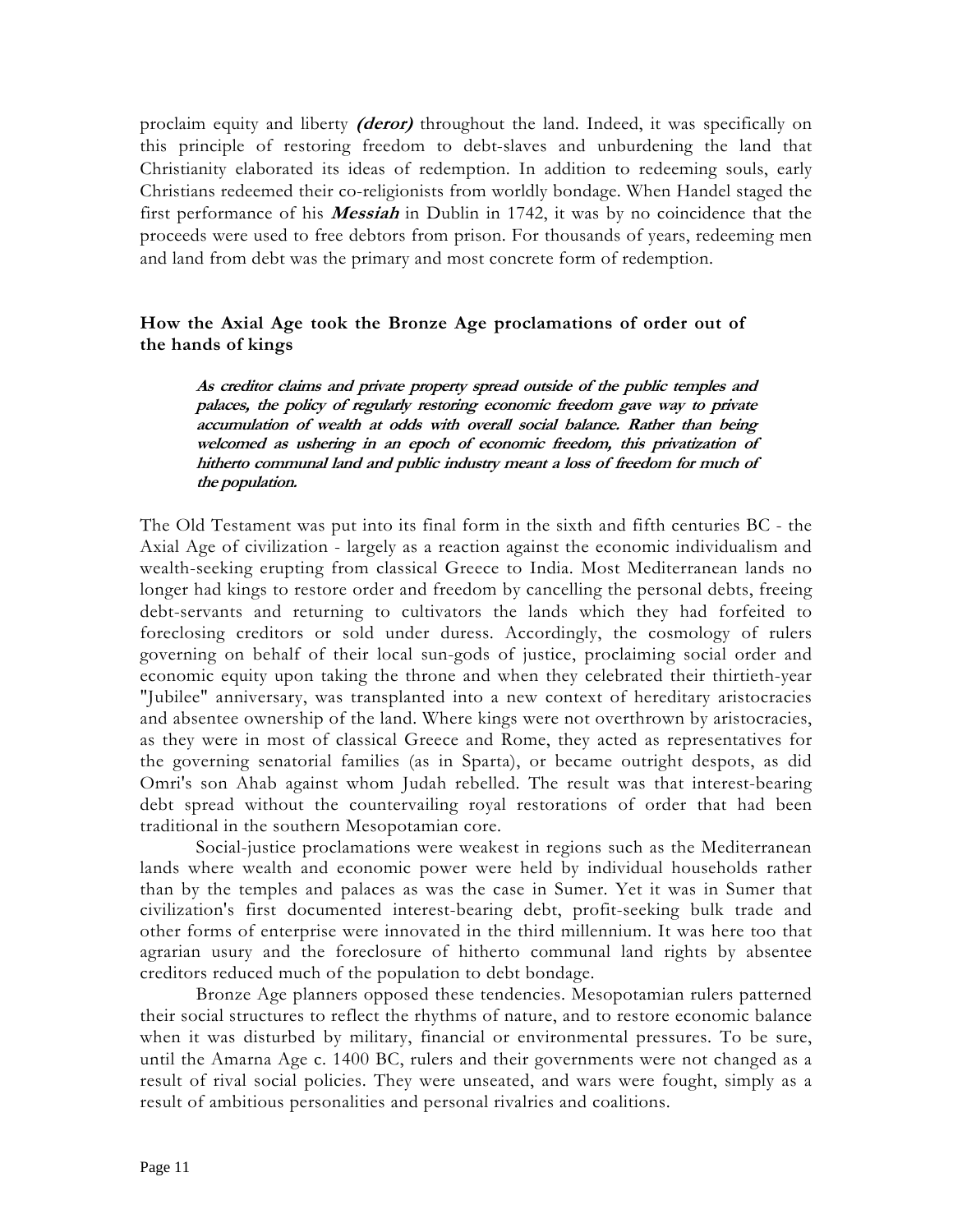proclaim equity and liberty ***(deror)*** throughout the land. Indeed, it was specifically on this principle of restoring freedom to debt-slaves and unburdening the land that Christianity elaborated its ideas of redemption. In addition to redeeming souls, early Christians redeemed their co-religionists from worldly bondage. When Handel staged the first performance of his ***Messiah*** in Dublin in 1742, it was by no coincidence that the proceeds were used to free debtors from prison. For thousands of years, redeeming men and land from debt was the primary and most concrete form of redemption.

### How the Axial Age took the Bronze Age proclamations of order out of the hands of kings

> ***As creditor claims and private property spread outside of the public temples and palaces, the policy of regularly restoring economic freedom gave way to private accumulation of wealth at odds with overall social balance. Rather than being welcomed as ushering in an epoch of economic freedom, this privatization of hitherto communal land and public industry meant a loss of freedom for much of the population.***

The Old Testament was put into its final form in the sixth and fifth centuries BC - the Axial Age of civilization - largely as a reaction against the economic individualism and wealth-seeking erupting from classical Greece to India. Most Mediterranean lands no longer had kings to restore order and freedom by cancelling the personal debts, freeing debt-servants and returning to cultivators the lands which they had forfeited to foreclosing creditors or sold under duress. Accordingly, the cosmology of rulers governing on behalf of their local sun-gods of justice, proclaiming social order and economic equity upon taking the throne and when they celebrated their thirtieth-year "Jubilee" anniversary, was transplanted into a new context of hereditary aristocracies and absentee ownership of the land. Where kings were not overthrown by aristocracies, as they were in most of classical Greece and Rome, they acted as representatives for the governing senatorial families (as in Sparta), or became outright despots, as did Omri's son Ahab against whom Judah rebelled. The result was that interest-bearing debt spread without the countervailing royal restorations of order that had been traditional in the southern Mesopotamian core.

Social-justice proclamations were weakest in regions such as the Mediterranean lands where wealth and economic power were held by individual households rather than by the temples and palaces as was the case in Sumer. Yet it was in Sumer that civilization's first documented interest-bearing debt, profit-seeking bulk trade and other forms of enterprise were innovated in the third millennium. It was here too that agrarian usury and the foreclosure of hitherto communal land rights by absentee creditors reduced much of the population to debt bondage.

Bronze Age planners opposed these tendencies. Mesopotamian rulers patterned their social structures to reflect the rhythms of nature, and to restore economic balance when it was disturbed by military, financial or environmental pressures. To be sure, until the Amarna Age c. 1400 BC, rulers and their governments were not changed as a result of rival social policies. They were unseated, and wars were fought, simply as a result of ambitious personalities and personal rivalries and coalitions.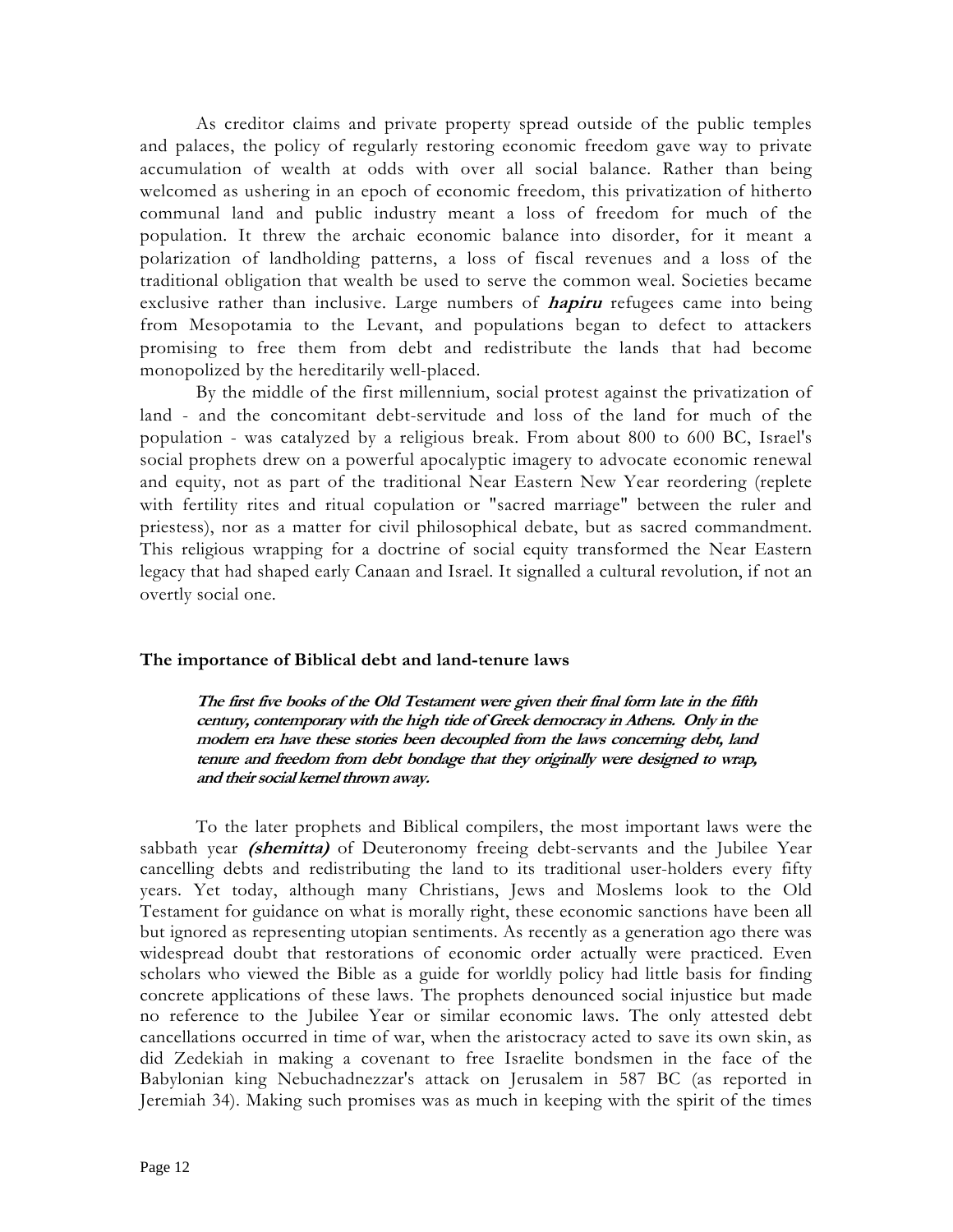As creditor claims and private property spread outside of the public temples and palaces, the policy of regularly restoring economic freedom gave way to private accumulation of wealth at odds with over all social balance. Rather than being welcomed as ushering in an epoch of economic freedom, this privatization of hitherto communal land and public industry meant a loss of freedom for much of the population. It threw the archaic economic balance into disorder, for it meant a polarization of landholding patterns, a loss of fiscal revenues and a loss of the traditional obligation that wealth be used to serve the common weal. Societies became exclusive rather than inclusive. Large numbers of ***hapiru*** refugees came into being from Mesopotamia to the Levant, and populations began to defect to attackers promising to free them from debt and redistribute the lands that had become monopolized by the hereditarily well-placed.

By the middle of the first millennium, social protest against the privatization of land - and the concomitant debt-servitude and loss of the land for much of the population - was catalyzed by a religious break. From about 800 to 600 BC, Israel's social prophets drew on a powerful apocalyptic imagery to advocate economic renewal and equity, not as part of the traditional Near Eastern New Year reordering (replete with fertility rites and ritual copulation or "sacred marriage" between the ruler and priestess), nor as a matter for civil philosophical debate, but as sacred commandment. This religious wrapping for a doctrine of social equity transformed the Near Eastern legacy that had shaped early Canaan and Israel. It signalled a cultural revolution, if not an overtly social one.

### The importance of Biblical debt and land-tenure laws

> ***The first five books of the Old Testament were given their final form late in the fifth century, contemporary with the high tide of Greek democracy in Athens. Only in the modern era have these stories been decoupled from the laws concerning debt, land tenure and freedom from debt bondage that they originally were designed to wrap, and their social kernel thrown away.***

To the later prophets and Biblical compilers, the most important laws were the sabbath year ***(shemitta)*** of Deuteronomy freeing debt-servants and the Jubilee Year cancelling debts and redistributing the land to its traditional user-holders every fifty years. Yet today, although many Christians, Jews and Moslems look to the Old Testament for guidance on what is morally right, these economic sanctions have been all but ignored as representing utopian sentiments. As recently as a generation ago there was widespread doubt that restorations of economic order actually were practiced. Even scholars who viewed the Bible as a guide for worldly policy had little basis for finding concrete applications of these laws. The prophets denounced social injustice but made no reference to the Jubilee Year or similar economic laws. The only attested debt cancellations occurred in time of war, when the aristocracy acted to save its own skin, as did Zedekiah in making a covenant to free Israelite bondsmen in the face of the Babylonian king Nebuchadnezzar's attack on Jerusalem in 587 BC (as reported in Jeremiah 34). Making such promises was as much in keeping with the spirit of the times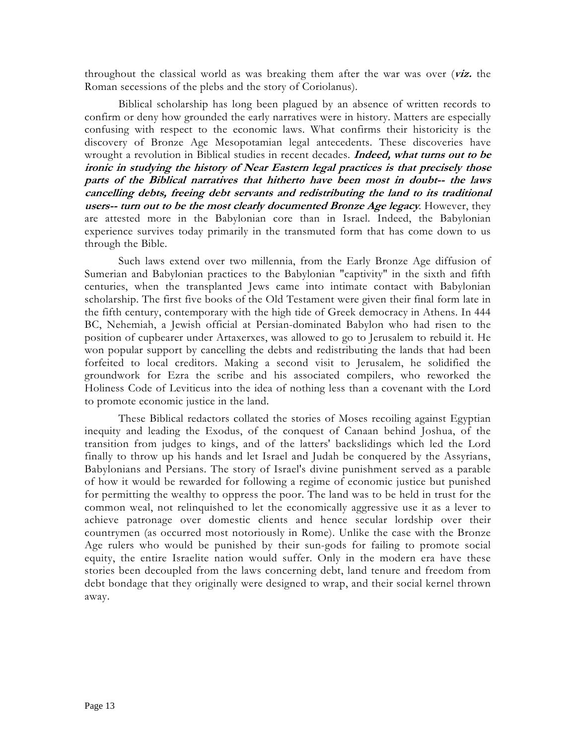throughout the classical world as was breaking them after the war was over (***viz.*** the Roman secessions of the plebs and the story of Coriolanus).

Biblical scholarship has long been plagued by an absence of written records to confirm or deny how grounded the early narratives were in history. Matters are especially confusing with respect to the economic laws. What confirms their historicity is the discovery of Bronze Age Mesopotamian legal antecedents. These discoveries have wrought a revolution in Biblical studies in recent decades. ***Indeed, what turns out to be ironic in studying the history of Near Eastern legal practices is that precisely those parts of the Biblical narratives that hitherto have been most in doubt-- the laws cancelling debts, freeing debt servants and redistributing the land to its traditional users-- turn out to be the most clearly documented Bronze Age legacy***. However, they are attested more in the Babylonian core than in Israel. Indeed, the Babylonian experience survives today primarily in the transmuted form that has come down to us through the Bible.

Such laws extend over two millennia, from the Early Bronze Age diffusion of Sumerian and Babylonian practices to the Babylonian "captivity" in the sixth and fifth centuries, when the transplanted Jews came into intimate contact with Babylonian scholarship. The first five books of the Old Testament were given their final form late in the fifth century, contemporary with the high tide of Greek democracy in Athens. In 444 BC, Nehemiah, a Jewish official at Persian-dominated Babylon who had risen to the position of cupbearer under Artaxerxes, was allowed to go to Jerusalem to rebuild it. He won popular support by cancelling the debts and redistributing the lands that had been forfeited to local creditors. Making a second visit to Jerusalem, he solidified the groundwork for Ezra the scribe and his associated compilers, who reworked the Holiness Code of Leviticus into the idea of nothing less than a covenant with the Lord to promote economic justice in the land.

These Biblical redactors collated the stories of Moses recoiling against Egyptian inequity and leading the Exodus, of the conquest of Canaan behind Joshua, of the transition from judges to kings, and of the latters' backslidings which led the Lord finally to throw up his hands and let Israel and Judah be conquered by the Assyrians, Babylonians and Persians. The story of Israel's divine punishment served as a parable of how it would be rewarded for following a regime of economic justice but punished for permitting the wealthy to oppress the poor. The land was to be held in trust for the common weal, not relinquished to let the economically aggressive use it as a lever to achieve patronage over domestic clients and hence secular lordship over their countrymen (as occurred most notoriously in Rome). Unlike the case with the Bronze Age rulers who would be punished by their sun-gods for failing to promote social equity, the entire Israelite nation would suffer. Only in the modern era have these stories been decoupled from the laws concerning debt, land tenure and freedom from debt bondage that they originally were designed to wrap, and their social kernel thrown away.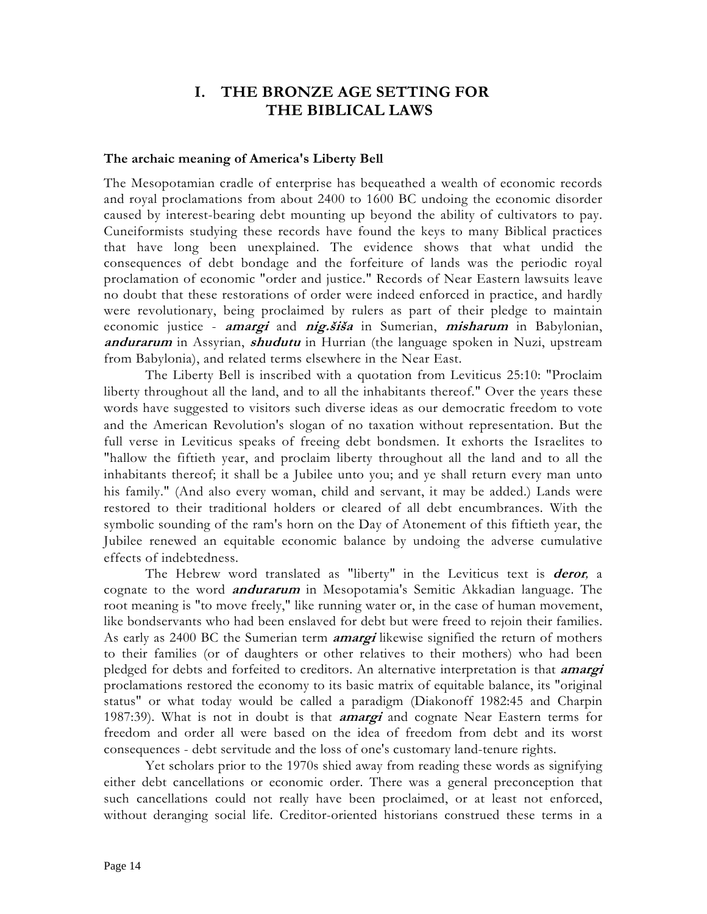# I. THE BRONZE AGE SETTING FOR THE BIBLICAL LAWS

### The archaic meaning of America's Liberty Bell

The Mesopotamian cradle of enterprise has bequeathed a wealth of economic records and royal proclamations from about 2400 to 1600 BC undoing the economic disorder caused by interest-bearing debt mounting up beyond the ability of cultivators to pay. Cuneiformists studying these records have found the keys to many Biblical practices that have long been unexplained. The evidence shows that what undid the consequences of debt bondage and the forfeiture of lands was the periodic royal proclamation of economic "order and justice." Records of Near Eastern lawsuits leave no doubt that these restorations of order were indeed enforced in practice, and hardly were revolutionary, being proclaimed by rulers as part of their pledge to maintain economic justice - ***amargi*** and ***nig.šiša*** in Sumerian, ***misharum*** in Babylonian, ***andurarum*** in Assyrian, ***shudutu*** in Hurrian (the language spoken in Nuzi, upstream from Babylonia), and related terms elsewhere in the Near East.

The Liberty Bell is inscribed with a quotation from Leviticus 25:10: "Proclaim liberty throughout all the land, and to all the inhabitants thereof." Over the years these words have suggested to visitors such diverse ideas as our democratic freedom to vote and the American Revolution's slogan of no taxation without representation. But the full verse in Leviticus speaks of freeing debt bondsmen. It exhorts the Israelites to "hallow the fiftieth year, and proclaim liberty throughout all the land and to all the inhabitants thereof; it shall be a Jubilee unto you; and ye shall return every man unto his family." (And also every woman, child and servant, it may be added.) Lands were restored to their traditional holders or cleared of all debt encumbrances. With the symbolic sounding of the ram's horn on the Day of Atonement of this fiftieth year, the Jubilee renewed an equitable economic balance by undoing the adverse cumulative effects of indebtedness.

The Hebrew word translated as "liberty" in the Leviticus text is ***deror***, a cognate to the word ***andurarum*** in Mesopotamia's Semitic Akkadian language. The root meaning is "to move freely," like running water or, in the case of human movement, like bondservants who had been enslaved for debt but were freed to rejoin their families. As early as 2400 BC the Sumerian term ***amargi*** likewise signified the return of mothers to their families (or of daughters or other relatives to their mothers) who had been pledged for debts and forfeited to creditors. An alternative interpretation is that ***amargi*** proclamations restored the economy to its basic matrix of equitable balance, its "original status" or what today would be called a paradigm (Diakonoff 1982:45 and Charpin 1987:39). What is not in doubt is that ***amargi*** and cognate Near Eastern terms for freedom and order all were based on the idea of freedom from debt and its worst consequences - debt servitude and the loss of one's customary land-tenure rights.

Yet scholars prior to the 1970s shied away from reading these words as signifying either debt cancellations or economic order. There was a general preconception that such cancellations could not really have been proclaimed, or at least not enforced, without deranging social life. Creditor-oriented historians construed these terms in a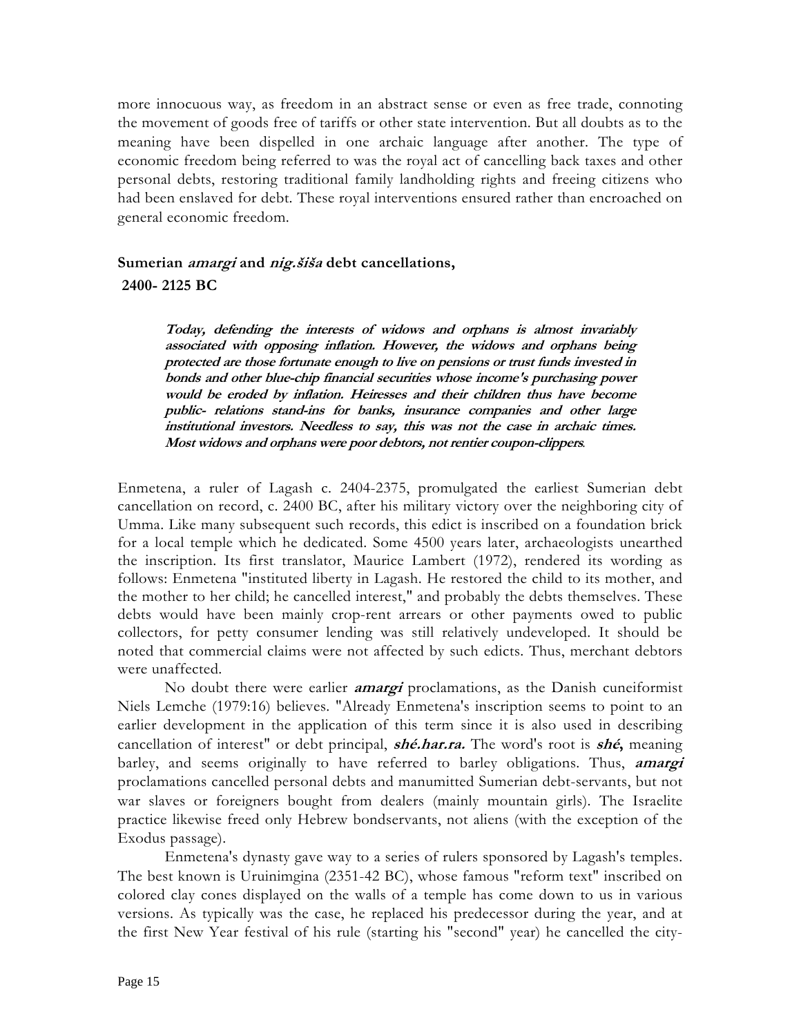more innocuous way, as freedom in an abstract sense or even as free trade, connoting the movement of goods free of tariffs or other state intervention. But all doubts as to the meaning have been dispelled in one archaic language after another. The type of economic freedom being referred to was the royal act of cancelling back taxes and other personal debts, restoring traditional family landholding rights and freeing citizens who had been enslaved for debt. These royal interventions ensured rather than encroached on general economic freedom.

### Sumerian *amargi* and *nig.šiša* debt cancellations, 2400- 2125 BC

> ***Today, defending the interests of widows and orphans is almost invariably associated with opposing inflation. However, the widows and orphans being protected are those fortunate enough to live on pensions or trust funds invested in bonds and other blue-chip financial securities whose income's purchasing power would be eroded by inflation. Heiresses and their children thus have become public- relations stand-ins for banks, insurance companies and other large institutional investors. Needless to say, this was not the case in archaic times. Most widows and orphans were poor debtors, not rentier coupon-clippers.***

Enmetena, a ruler of Lagash c. 2404-2375, promulgated the earliest Sumerian debt cancellation on record, c. 2400 BC, after his military victory over the neighboring city of Umma. Like many subsequent such records, this edict is inscribed on a foundation brick for a local temple which he dedicated. Some 4500 years later, archaeologists unearthed the inscription. Its first translator, Maurice Lambert (1972), rendered its wording as follows: Enmetena "instituted liberty in Lagash. He restored the child to its mother, and the mother to her child; he cancelled interest," and probably the debts themselves. These debts would have been mainly crop-rent arrears or other payments owed to public collectors, for petty consumer lending was still relatively undeveloped. It should be noted that commercial claims were not affected by such edicts. Thus, merchant debtors were unaffected.

No doubt there were earlier ***amargi*** proclamations, as the Danish cuneiformist Niels Lemche (1979:16) believes. "Already Enmetena's inscription seems to point to an earlier development in the application of this term since it is also used in describing cancellation of interest" or debt principal, ***shé.har.ra.*** The word's root is ***shé***, meaning barley, and seems originally to have referred to barley obligations. Thus, ***amargi*** proclamations cancelled personal debts and manumitted Sumerian debt-servants, but not war slaves or foreigners bought from dealers (mainly mountain girls). The Israelite practice likewise freed only Hebrew bondservants, not aliens (with the exception of the Exodus passage).

Enmetena's dynasty gave way to a series of rulers sponsored by Lagash's temples. The best known is Uruinimgina (2351-42 BC), whose famous "reform text" inscribed on colored clay cones displayed on the walls of a temple has come down to us in various versions. As typically was the case, he replaced his predecessor during the year, and at the first New Year festival of his rule (starting his "second" year) he cancelled the city-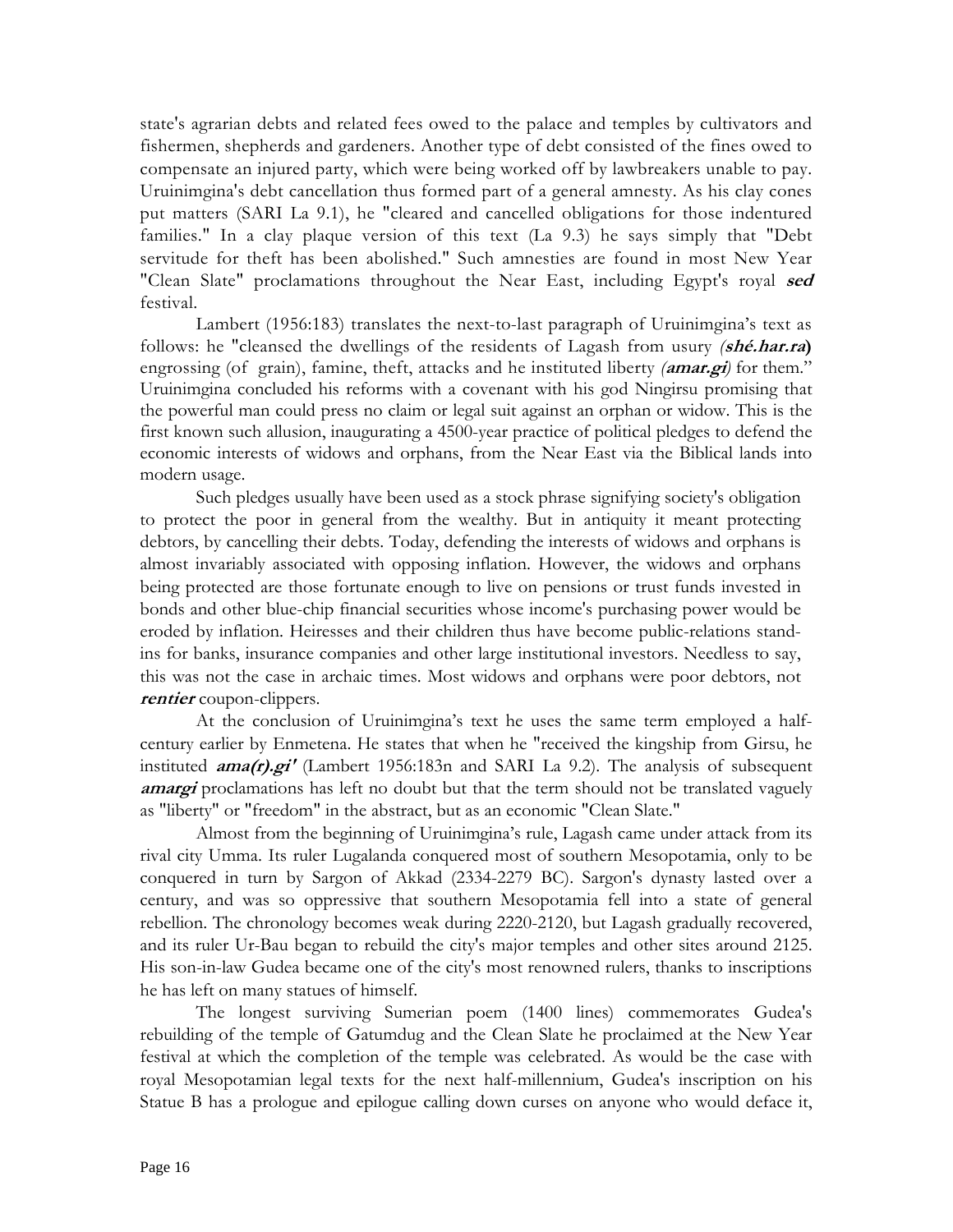state's agrarian debts and related fees owed to the palace and temples by cultivators and fishermen, shepherds and gardeners. Another type of debt consisted of the fines owed to compensate an injured party, which were being worked off by lawbreakers unable to pay. Uruinimgina's debt cancellation thus formed part of a general amnesty. As his clay cones put matters (SARI La 9.1), he "cleared and cancelled obligations for those indentured families." In a clay plaque version of this text (La 9.3) he says simply that "Debt servitude for theft has been abolished." Such amnesties are found in most New Year "Clean Slate" proclamations throughout the Near East, including Egypt's royal ***sed*** festival.

Lambert (1956:183) translates the next-to-last paragraph of Uruinimgina's text as follows: he "cleansed the dwellings of the residents of Lagash from usury *(**shé.har.ra**)* engrossing (of grain), famine, theft, attacks and he instituted liberty *(**amar.gi**)* for them." Uruinimgina concluded his reforms with a covenant with his god Ningirsu promising that the powerful man could press no claim or legal suit against an orphan or widow. This is the first known such allusion, inaugurating a 4500-year practice of political pledges to defend the economic interests of widows and orphans, from the Near East via the Biblical lands into modern usage.

Such pledges usually have been used as a stock phrase signifying society's obligation to protect the poor in general from the wealthy. But in antiquity it meant protecting debtors, by cancelling their debts. Today, defending the interests of widows and orphans is almost invariably associated with opposing inflation. However, the widows and orphans being protected are those fortunate enough to live on pensions or trust funds invested in bonds and other blue-chip financial securities whose income's purchasing power would be eroded by inflation. Heiresses and their children thus have become public-relations stand-ins for banks, insurance companies and other large institutional investors. Needless to say, this was not the case in archaic times. Most widows and orphans were poor debtors, not ***rentier*** coupon-clippers.

At the conclusion of Uruinimgina's text he uses the same term employed a half-century earlier by Enmetena. He states that when he "received the kingship from Girsu, he instituted ***ama(r).gi'*** (Lambert 1956:183n and SARI La 9.2). The analysis of subsequent ***amargi*** proclamations has left no doubt but that the term should not be translated vaguely as "liberty" or "freedom" in the abstract, but as an economic "Clean Slate."

Almost from the beginning of Uruinimgina's rule, Lagash came under attack from its rival city Umma. Its ruler Lugalanda conquered most of southern Mesopotamia, only to be conquered in turn by Sargon of Akkad (2334-2279 BC). Sargon's dynasty lasted over a century, and was so oppressive that southern Mesopotamia fell into a state of general rebellion. The chronology becomes weak during 2220-2120, but Lagash gradually recovered, and its ruler Ur-Bau began to rebuild the city's major temples and other sites around 2125. His son-in-law Gudea became one of the city's most renowned rulers, thanks to inscriptions he has left on many statues of himself.

The longest surviving Sumerian poem (1400 lines) commemorates Gudea's rebuilding of the temple of Gatumdug and the Clean Slate he proclaimed at the New Year festival at which the completion of the temple was celebrated. As would be the case with royal Mesopotamian legal texts for the next half-millennium, Gudea's inscription on his Statue B has a prologue and epilogue calling down curses on anyone who would deface it,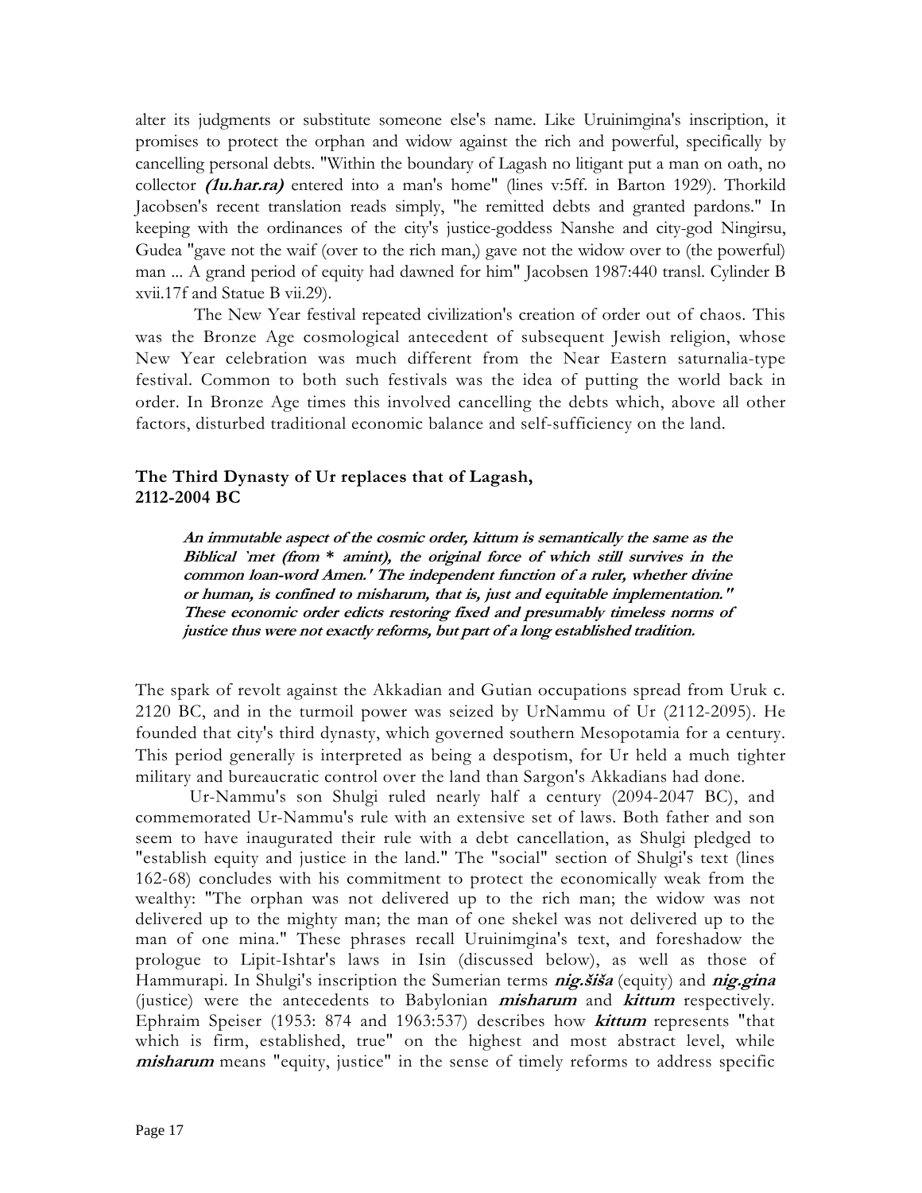alter its judgments or substitute someone else's name. Like Uruinimgina's inscription, it promises to protect the orphan and widow against the rich and powerful, specifically by cancelling personal debts. "Within the boundary of Lagash no litigant put a man on oath, no collector ***(1u.har.ra)*** entered into a man's home" (lines v:5ff. in Barton 1929). Thorkild Jacobsen's recent translation reads simply, "he remitted debts and granted pardons." In keeping with the ordinances of the city's justice-goddess Nanshe and city-god Ningirsu, Gudea "gave not the waif (over to the rich man,) gave not the widow over to (the powerful) man ... A grand period of equity had dawned for him" Jacobsen 1987:440 transl. Cylinder B xvii.17f and Statue B vii.29).

The New Year festival repeated civilization's creation of order out of chaos. This was the Bronze Age cosmological antecedent of subsequent Jewish religion, whose New Year celebration was much different from the Near Eastern saturnalia-type festival. Common to both such festivals was the idea of putting the world back in order. In Bronze Age times this involved cancelling the debts which, above all other factors, disturbed traditional economic balance and self-sufficiency on the land.

### The Third Dynasty of Ur replaces that of Lagash, 2112-2004 BC

> ***An immutable aspect of the cosmic order, kittum is semantically the same as the Biblical `met (from * amint), the original force of which still survives in the common loan-word Amen.' The independent function of a ruler, whether divine or human, is confined to misharum, that is, just and equitable implementation." These economic order edicts restoring fixed and presumably timeless norms of justice thus were not exactly reforms, but part of a long established tradition.***

The spark of revolt against the Akkadian and Gutian occupations spread from Uruk c. 2120 BC, and in the turmoil power was seized by UrNammu of Ur (2112-2095). He founded that city's third dynasty, which governed southern Mesopotamia for a century. This period generally is interpreted as being a despotism, for Ur held a much tighter military and bureaucratic control over the land than Sargon's Akkadians had done.

Ur-Nammu's son Shulgi ruled nearly half a century (2094-2047 BC), and commemorated Ur-Nammu's rule with an extensive set of laws. Both father and son seem to have inaugurated their rule with a debt cancellation, as Shulgi pledged to "establish equity and justice in the land." The "social" section of Shulgi's text (lines 162-68) concludes with his commitment to protect the economically weak from the wealthy: "The orphan was not delivered up to the rich man; the widow was not delivered up to the mighty man; the man of one shekel was not delivered up to the man of one mina." These phrases recall Uruinimgina's text, and foreshadow the prologue to Lipit-Ishtar's laws in Isin (discussed below), as well as those of Hammurapi. In Shulgi's inscription the Sumerian terms ***nig.šiša*** (equity) and ***nig.gina*** (justice) were the antecedents to Babylonian ***misharum*** and ***kittum*** respectively. Ephraim Speiser (1953: 874 and 1963:537) describes how ***kittum*** represents "that which is firm, established, true" on the highest and most abstract level, while ***misharum*** means "equity, justice" in the sense of timely reforms to address specific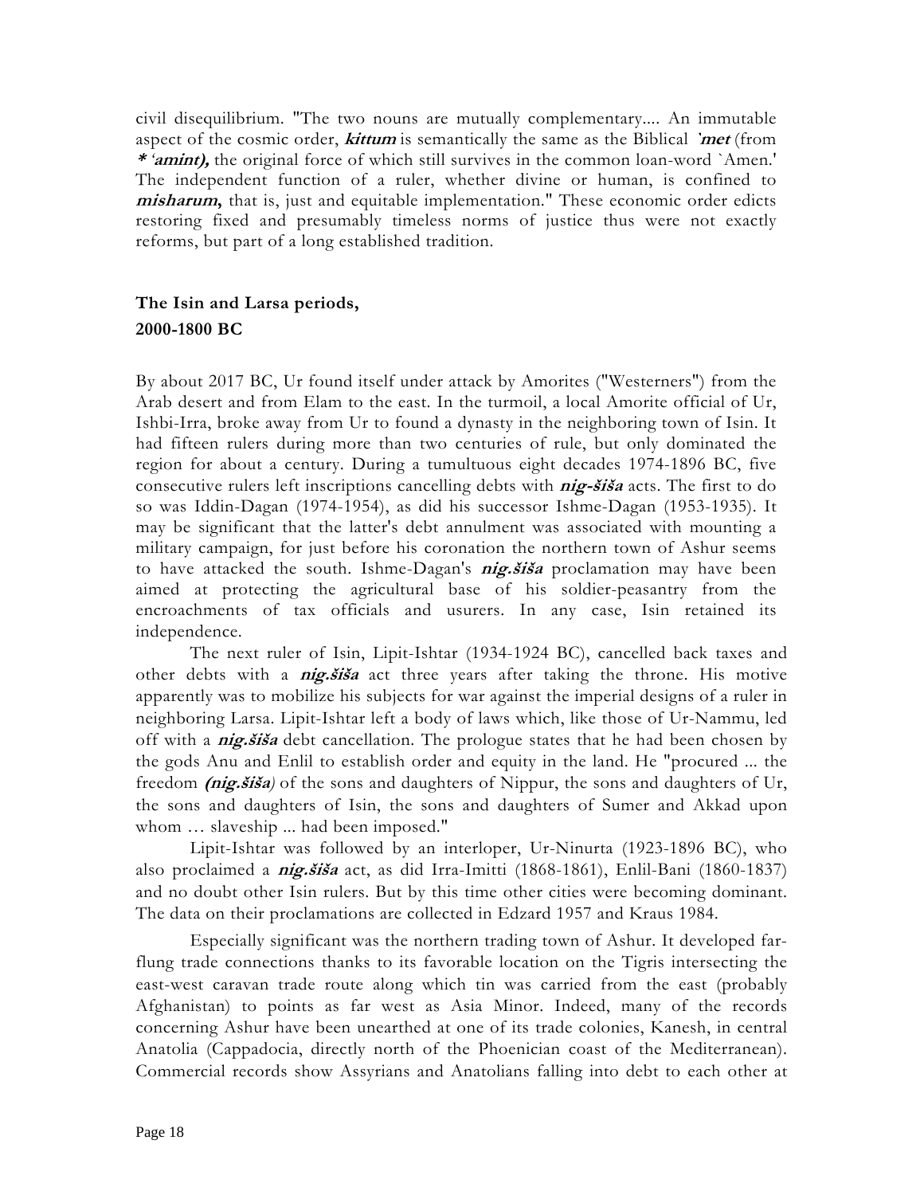civil disequilibrium. "The two nouns are mutually complementary.... An immutable aspect of the cosmic order, ***kittum*** is semantically the same as the Biblical ***`met*** (from ***\* 'amint),*** the original force of which still survives in the common loan-word `Amen.' The independent function of a ruler, whether divine or human, is confined to ***misharum,*** that is, just and equitable implementation." These economic order edicts restoring fixed and presumably timeless norms of justice thus were not exactly reforms, but part of a long established tradition.

## The Isin and Larsa periods, 2000-1800 BC

By about 2017 BC, Ur found itself under attack by Amorites ("Westerners") from the Arab desert and from Elam to the east. In the turmoil, a local Amorite official of Ur, Ishbi-Irra, broke away from Ur to found a dynasty in the neighboring town of Isin. It had fifteen rulers during more than two centuries of rule, but only dominated the region for about a century. During a tumultuous eight decades 1974-1896 BC, five consecutive rulers left inscriptions cancelling debts with ***nig-šiša*** acts. The first to do so was Iddin-Dagan (1974-1954), as did his successor Ishme-Dagan (1953-1935). It may be significant that the latter's debt annulment was associated with mounting a military campaign, for just before his coronation the northern town of Ashur seems to have attacked the south. Ishme-Dagan's ***nig.šiša*** proclamation may have been aimed at protecting the agricultural base of his soldier-peasantry from the encroachments of tax officials and usurers. In any case, Isin retained its independence.

The next ruler of Isin, Lipit-Ishtar (1934-1924 BC), cancelled back taxes and other debts with a ***nig.šiša*** act three years after taking the throne. His motive apparently was to mobilize his subjects for war against the imperial designs of a ruler in neighboring Larsa. Lipit-Ishtar left a body of laws which, like those of Ur-Nammu, led off with a ***nig.šiša*** debt cancellation. The prologue states that he had been chosen by the gods Anu and Enlil to establish order and equity in the land. He "procured ... the freedom ***(nig.šiša)*** of the sons and daughters of Nippur, the sons and daughters of Ur, the sons and daughters of Isin, the sons and daughters of Sumer and Akkad upon whom … slaveship ... had been imposed."

Lipit-Ishtar was followed by an interloper, Ur-Ninurta (1923-1896 BC), who also proclaimed a ***nig.šiša*** act, as did Irra-Imitti (1868-1861), Enlil-Bani (1860-1837) and no doubt other Isin rulers. But by this time other cities were becoming dominant. The data on their proclamations are collected in Edzard 1957 and Kraus 1984.

Especially significant was the northern trading town of Ashur. It developed far-flung trade connections thanks to its favorable location on the Tigris intersecting the east-west caravan trade route along which tin was carried from the east (probably Afghanistan) to points as far west as Asia Minor. Indeed, many of the records concerning Ashur have been unearthed at one of its trade colonies, Kanesh, in central Anatolia (Cappadocia, directly north of the Phoenician coast of the Mediterranean). Commercial records show Assyrians and Anatolians falling into debt to each other at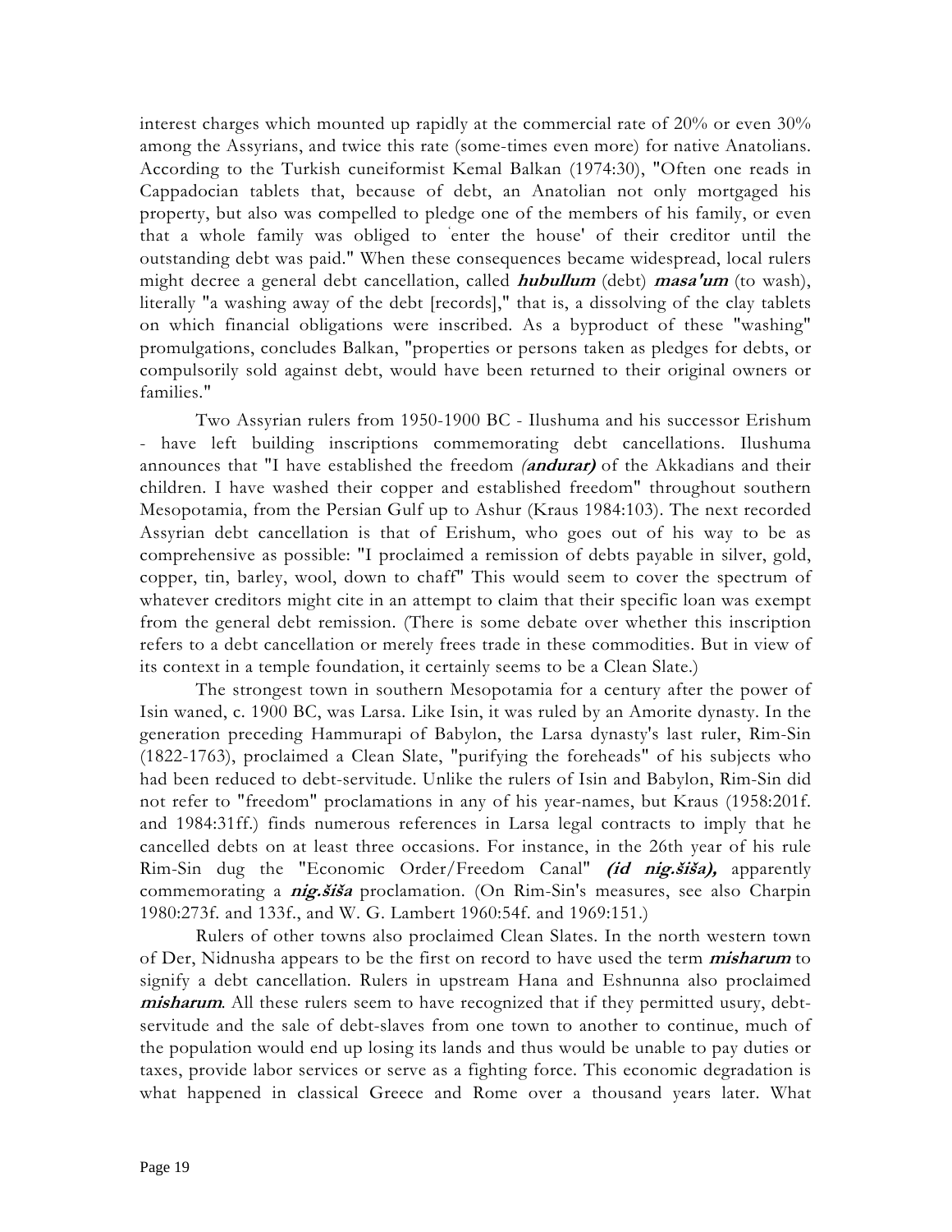interest charges which mounted up rapidly at the commercial rate of 20% or even 30% among the Assyrians, and twice this rate (some-times even more) for native Anatolians. According to the Turkish cuneiformist Kemal Balkan (1974:30), "Often one reads in Cappadocian tablets that, because of debt, an Anatolian not only mortgaged his property, but also was compelled to pledge one of the members of his family, or even that a whole family was obliged to 'enter the house' of their creditor until the outstanding debt was paid." When these consequences became widespread, local rulers might decree a general debt cancellation, called ***hubullum*** (debt) ***masa'um*** (to wash), literally "a washing away of the debt [records]," that is, a dissolving of the clay tablets on which financial obligations were inscribed. As a byproduct of these "washing" promulgations, concludes Balkan, "properties or persons taken as pledges for debts, or compulsorily sold against debt, would have been returned to their original owners or families."

Two Assyrian rulers from 1950-1900 BC - Ilushuma and his successor Erishum - have left building inscriptions commemorating debt cancellations. Ilushuma announces that "I have established the freedom ***(andurar)*** of the Akkadians and their children. I have washed their copper and established freedom" throughout southern Mesopotamia, from the Persian Gulf up to Ashur (Kraus 1984:103). The next recorded Assyrian debt cancellation is that of Erishum, who goes out of his way to be as comprehensive as possible: "I proclaimed a remission of debts payable in silver, gold, copper, tin, barley, wool, down to chaff" This would seem to cover the spectrum of whatever creditors might cite in an attempt to claim that their specific loan was exempt from the general debt remission. (There is some debate over whether this inscription refers to a debt cancellation or merely frees trade in these commodities. But in view of its context in a temple foundation, it certainly seems to be a Clean Slate.)

The strongest town in southern Mesopotamia for a century after the power of Isin waned, c. 1900 BC, was Larsa. Like Isin, it was ruled by an Amorite dynasty. In the generation preceding Hammurapi of Babylon, the Larsa dynasty's last ruler, Rim-Sin (1822-1763), proclaimed a Clean Slate, "purifying the foreheads" of his subjects who had been reduced to debt-servitude. Unlike the rulers of Isin and Babylon, Rim-Sin did not refer to "freedom" proclamations in any of his year-names, but Kraus (1958:201f. and 1984:31ff.) finds numerous references in Larsa legal contracts to imply that he cancelled debts on at least three occasions. For instance, in the 26th year of his rule Rim-Sin dug the "Economic Order/Freedom Canal" ***(id nig.šiša),*** apparently commemorating a ***nig.šiša*** proclamation. (On Rim-Sin's measures, see also Charpin 1980:273f. and 133f., and W. G. Lambert 1960:54f. and 1969:151.)

Rulers of other towns also proclaimed Clean Slates. In the north western town of Der, Nidnusha appears to be the first on record to have used the term ***misharum*** to signify a debt cancellation. Rulers in upstream Hana and Eshnunna also proclaimed ***misharum***. All these rulers seem to have recognized that if they permitted usury, debt-servitude and the sale of debt-slaves from one town to another to continue, much of the population would end up losing its lands and thus would be unable to pay duties or taxes, provide labor services or serve as a fighting force. This economic degradation is what happened in classical Greece and Rome over a thousand years later. What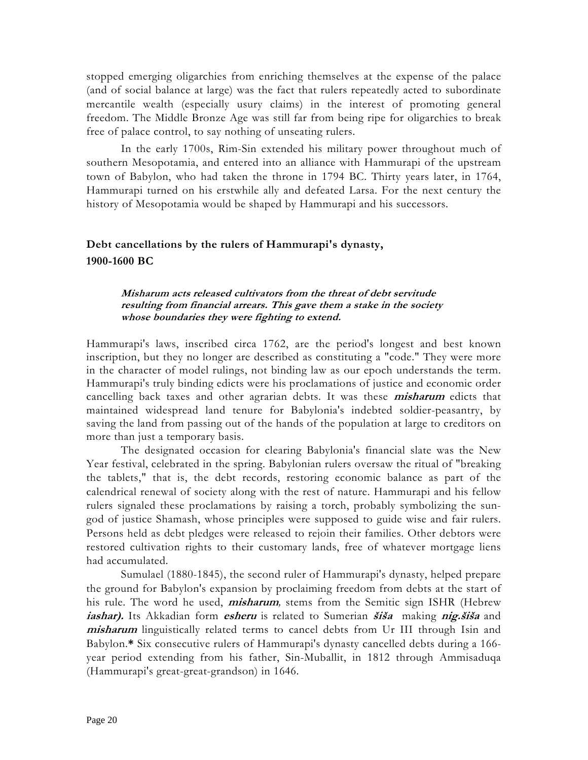stopped emerging oligarchies from enriching themselves at the expense of the palace (and of social balance at large) was the fact that rulers repeatedly acted to subordinate mercantile wealth (especially usury claims) in the interest of promoting general freedom. The Middle Bronze Age was still far from being ripe for oligarchies to break free of palace control, to say nothing of unseating rulers.

In the early 1700s, Rim-Sin extended his military power throughout much of southern Mesopotamia, and entered into an alliance with Hammurapi of the upstream town of Babylon, who had taken the throne in 1794 BC. Thirty years later, in 1764, Hammurapi turned on his erstwhile ally and defeated Larsa. For the next century the history of Mesopotamia would be shaped by Hammurapi and his successors.

## Debt cancellations by the rulers of Hammurapi's dynasty, 1900-1600 BC

> ***Misharum acts released cultivators from the threat of debt servitude resulting from financial arrears. This gave them a stake in the society whose boundaries they were fighting to extend.***

Hammurapi's laws, inscribed circa 1762, are the period's longest and best known inscription, but they no longer are described as constituting a "code." They were more in the character of model rulings, not binding law as our epoch understands the term. Hammurapi's truly binding edicts were his proclamations of justice and economic order cancelling back taxes and other agrarian debts. It was these ***misharum*** edicts that maintained widespread land tenure for Babylonia's indebted soldier-peasantry, by saving the land from passing out of the hands of the population at large to creditors on more than just a temporary basis.

The designated occasion for clearing Babylonia's financial slate was the New Year festival, celebrated in the spring. Babylonian rulers oversaw the ritual of "breaking the tablets," that is, the debt records, restoring economic balance as part of the calendrical renewal of society along with the rest of nature. Hammurapi and his fellow rulers signaled these proclamations by raising a torch, probably symbolizing the sun-god of justice Shamash, whose principles were supposed to guide wise and fair rulers. Persons held as debt pledges were released to rejoin their families. Other debtors were restored cultivation rights to their customary lands, free of whatever mortgage liens had accumulated.

Sumulael (1880-1845), the second ruler of Hammurapi's dynasty, helped prepare the ground for Babylon's expansion by proclaiming freedom from debts at the start of his rule. The word he used, ***misharum,*** stems from the Semitic sign ISHR (Hebrew ***iashar).*** Its Akkadian form ***esheru*** is related to Sumerian ***šiša*** making ***nig.šiša*** and ***misharum*** linguistically related terms to cancel debts from Ur III through Isin and Babylon.**\*** Six consecutive rulers of Hammurapi's dynasty cancelled debts during a 166-year period extending from his father, Sin-Muballit, in 1812 through Ammisaduqa (Hammurapi's great-great-grandson) in 1646.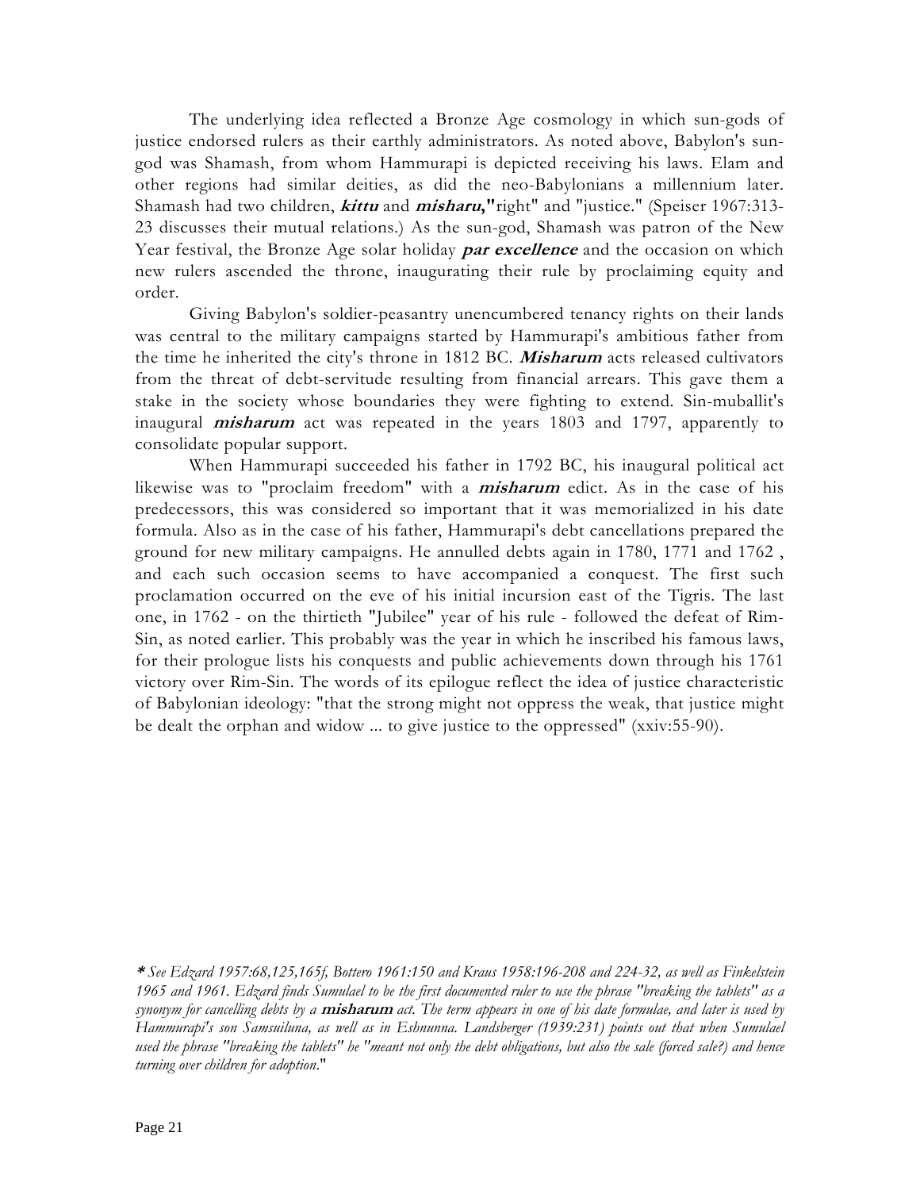The underlying idea reflected a Bronze Age cosmology in which sun-gods of justice endorsed rulers as their earthly administrators. As noted above, Babylon's sun-god was Shamash, from whom Hammurapi is depicted receiving his laws. Elam and other regions had similar deities, as did the neo-Babylonians a millennium later. Shamash had two children, ***kittu*** and ***misharu*,**"right" and "justice." (Speiser 1967:313-23 discusses their mutual relations.) As the sun-god, Shamash was patron of the New Year festival, the Bronze Age solar holiday ***par excellence*** and the occasion on which new rulers ascended the throne, inaugurating their rule by proclaiming equity and order.

Giving Babylon's soldier-peasantry unencumbered tenancy rights on their lands was central to the military campaigns started by Hammurapi's ambitious father from the time he inherited the city's throne in 1812 BC. ***Misharum*** acts released cultivators from the threat of debt-servitude resulting from financial arrears. This gave them a stake in the society whose boundaries they were fighting to extend. Sin-muballit's inaugural ***misharum*** act was repeated in the years 1803 and 1797, apparently to consolidate popular support.

When Hammurapi succeeded his father in 1792 BC, his inaugural political act likewise was to "proclaim freedom" with a ***misharum*** edict. As in the case of his predecessors, this was considered so important that it was memorialized in his date formula. Also as in the case of his father, Hammurapi's debt cancellations prepared the ground for new military campaigns. He annulled debts again in 1780, 1771 and 1762 , and each such occasion seems to have accompanied a conquest. The first such proclamation occurred on the eve of his initial incursion east of the Tigris. The last one, in 1762 - on the thirtieth "Jubilee" year of his rule - followed the defeat of Rim-Sin, as noted earlier. This probably was the year in which he inscribed his famous laws, for their prologue lists his conquests and public achievements down through his 1761 victory over Rim-Sin. The words of its epilogue reflect the idea of justice characteristic of Babylonian ideology: "that the strong might not oppress the weak, that justice might be dealt the orphan and widow ... to give justice to the oppressed" (xxiv:55-90).

---

***\**** *See Edzard 1957:68,125,165f, Bottero 1961:150 and Kraus 1958:196-208 and 224-32, as well as Finkelstein 1965 and 1961. Edzard finds Sumulael to be the first documented ruler to use the phrase "breaking the tablets" as a synonym for cancelling debts by a* ***misharum*** *act. The term appears in one of his date formulae, and later is used by Hammurapi's son Samsuiluna, as well as in Eshnunna. Landsberger (1939:231) points out that when Sumulael used the phrase "breaking the tablets" he "meant not only the debt obligations, but also the sale (forced sale?) and hence turning over children for adoption.*"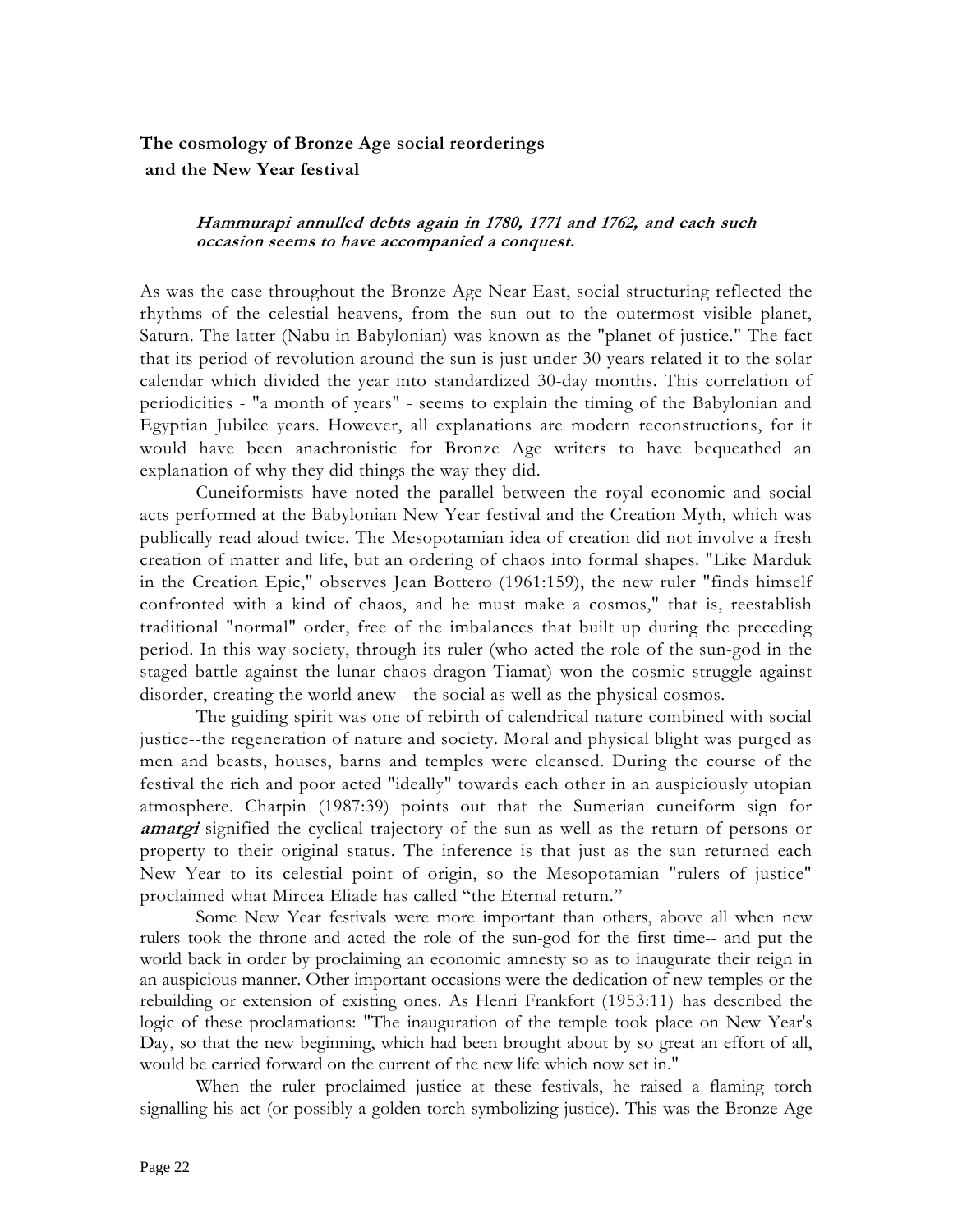**The cosmology of Bronze Age social reorderings and the New Year festival**

> ***Hammurapi annulled debts again in 1780, 1771 and 1762, and each such occasion seems to have accompanied a conquest.***

As was the case throughout the Bronze Age Near East, social structuring reflected the rhythms of the celestial heavens, from the sun out to the outermost visible planet, Saturn. The latter (Nabu in Babylonian) was known as the "planet of justice." The fact that its period of revolution around the sun is just under 30 years related it to the solar calendar which divided the year into standardized 30-day months. This correlation of periodicities - "a month of years" - seems to explain the timing of the Babylonian and Egyptian Jubilee years. However, all explanations are modern reconstructions, for it would have been anachronistic for Bronze Age writers to have bequeathed an explanation of why they did things the way they did.

Cuneiformists have noted the parallel between the royal economic and social acts performed at the Babylonian New Year festival and the Creation Myth, which was publically read aloud twice. The Mesopotamian idea of creation did not involve a fresh creation of matter and life, but an ordering of chaos into formal shapes. "Like Marduk in the Creation Epic," observes Jean Bottero (1961:159), the new ruler "finds himself confronted with a kind of chaos, and he must make a cosmos," that is, reestablish traditional "normal" order, free of the imbalances that built up during the preceding period. In this way society, through its ruler (who acted the role of the sun-god in the staged battle against the lunar chaos-dragon Tiamat) won the cosmic struggle against disorder, creating the world anew - the social as well as the physical cosmos.

The guiding spirit was one of rebirth of calendrical nature combined with social justice--the regeneration of nature and society. Moral and physical blight was purged as men and beasts, houses, barns and temples were cleansed. During the course of the festival the rich and poor acted "ideally" towards each other in an auspiciously utopian atmosphere. Charpin (1987:39) points out that the Sumerian cuneiform sign for ***amargi*** signified the cyclical trajectory of the sun as well as the return of persons or property to their original status. The inference is that just as the sun returned each New Year to its celestial point of origin, so the Mesopotamian "rulers of justice" proclaimed what Mircea Eliade has called "the Eternal return."

Some New Year festivals were more important than others, above all when new rulers took the throne and acted the role of the sun-god for the first time-- and put the world back in order by proclaiming an economic amnesty so as to inaugurate their reign in an auspicious manner. Other important occasions were the dedication of new temples or the rebuilding or extension of existing ones. As Henri Frankfort (1953:11) has described the logic of these proclamations: "The inauguration of the temple took place on New Year's Day, so that the new beginning, which had been brought about by so great an effort of all, would be carried forward on the current of the new life which now set in."

When the ruler proclaimed justice at these festivals, he raised a flaming torch signalling his act (or possibly a golden torch symbolizing justice). This was the Bronze Age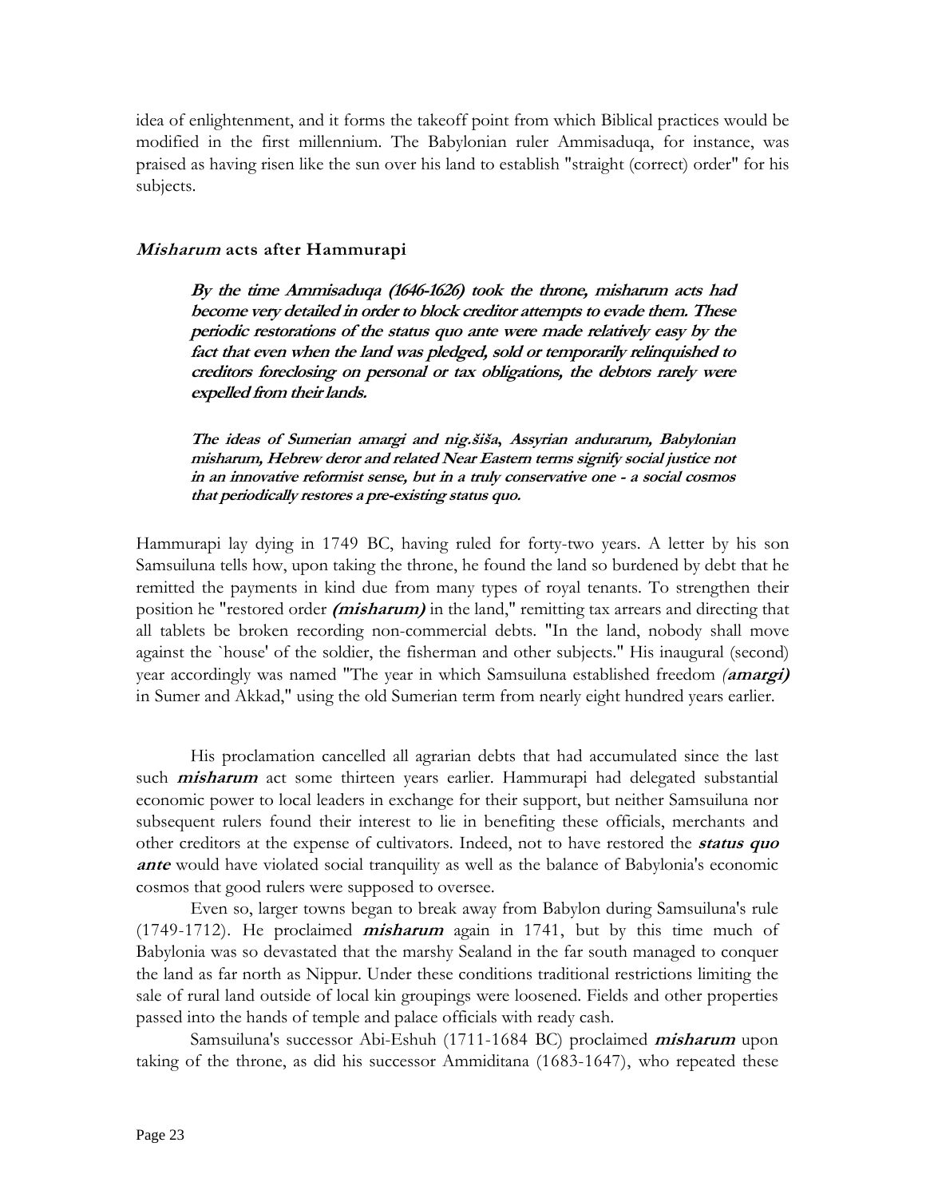idea of enlightenment, and it forms the takeoff point from which Biblical practices would be modified in the first millennium. The Babylonian ruler Ammisaduqa, for instance, was praised as having risen like the sun over his land to establish "straight (correct) order" for his subjects.

### *Misharum* acts after Hammurapi

> ***By the time Ammisaduqa (1646-1626) took the throne, misharum acts had become very detailed in order to block creditor attempts to evade them. These periodic restorations of the status quo ante were made relatively easy by the fact that even when the land was pledged, sold or temporarily relinquished to creditors foreclosing on personal or tax obligations, the debtors rarely were expelled from their lands.***
>
> ***The ideas of Sumerian amargi and nig.šiša, Assyrian andurarum, Babylonian misharum, Hebrew deror and related Near Eastern terms signify social justice not in an innovative reformist sense, but in a truly conservative one - a social cosmos that periodically restores a pre-existing status quo.***

Hammurapi lay dying in 1749 BC, having ruled for forty-two years. A letter by his son Samsuiluna tells how, upon taking the throne, he found the land so burdened by debt that he remitted the payments in kind due from many types of royal tenants. To strengthen their position he "restored order ***(misharum)*** in the land," remitting tax arrears and directing that all tablets be broken recording non-commercial debts. "In the land, nobody shall move against the `house' of the soldier, the fisherman and other subjects." His inaugural (second) year accordingly was named "The year in which Samsuiluna established freedom ***(amargi)*** in Sumer and Akkad," using the old Sumerian term from nearly eight hundred years earlier.

His proclamation cancelled all agrarian debts that had accumulated since the last such ***misharum*** act some thirteen years earlier. Hammurapi had delegated substantial economic power to local leaders in exchange for their support, but neither Samsuiluna nor subsequent rulers found their interest to lie in benefiting these officials, merchants and other creditors at the expense of cultivators. Indeed, not to have restored the ***status quo ante*** would have violated social tranquility as well as the balance of Babylonia's economic cosmos that good rulers were supposed to oversee.

Even so, larger towns began to break away from Babylon during Samsuiluna's rule (1749-1712). He proclaimed ***misharum*** again in 1741, but by this time much of Babylonia was so devastated that the marshy Sealand in the far south managed to conquer the land as far north as Nippur. Under these conditions traditional restrictions limiting the sale of rural land outside of local kin groupings were loosened. Fields and other properties passed into the hands of temple and palace officials with ready cash.

Samsuiluna's successor Abi-Eshuh (1711-1684 BC) proclaimed ***misharum*** upon taking of the throne, as did his successor Ammiditana (1683-1647), who repeated these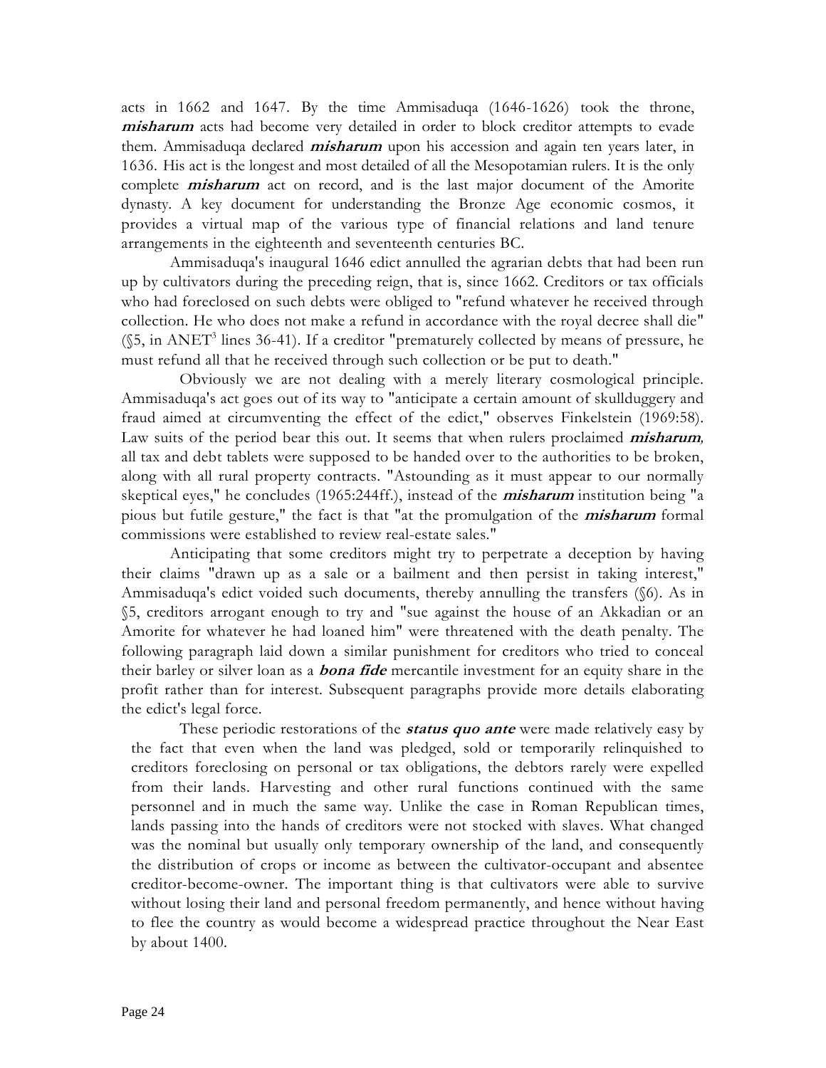acts in 1662 and 1647. By the time Ammisaduqa (1646-1626) took the throne, ***misharum*** acts had become very detailed in order to block creditor attempts to evade them. Ammisaduqa declared ***misharum*** upon his accession and again ten years later, in 1636. His act is the longest and most detailed of all the Mesopotamian rulers. It is the only complete ***misharum*** act on record, and is the last major document of the Amorite dynasty. A key document for understanding the Bronze Age economic cosmos, it provides a virtual map of the various type of financial relations and land tenure arrangements in the eighteenth and seventeenth centuries BC.

Ammisaduqa's inaugural 1646 edict annulled the agrarian debts that had been run up by cultivators during the preceding reign, that is, since 1662. Creditors or tax officials who had foreclosed on such debts were obliged to "refund whatever he received through collection. He who does not make a refund in accordance with the royal decree shall die" (§5, in ANET[3] lines 36-41). If a creditor "prematurely collected by means of pressure, he must refund all that he received through such collection or be put to death."

Obviously we are not dealing with a merely literary cosmological principle. Ammisaduqa's act goes out of its way to "anticipate a certain amount of skullduggery and fraud aimed at circumventing the effect of the edict," observes Finkelstein (1969:58). Law suits of the period bear this out. It seems that when rulers proclaimed ***misharum****,* all tax and debt tablets were supposed to be handed over to the authorities to be broken, along with all rural property contracts. "Astounding as it must appear to our normally skeptical eyes," he concludes (1965:244ff.), instead of the ***misharum*** institution being "a pious but futile gesture," the fact is that "at the promulgation of the ***misharum*** formal commissions were established to review real-estate sales."

Anticipating that some creditors might try to perpetrate a deception by having their claims "drawn up as a sale or a bailment and then persist in taking interest," Ammisaduqa's edict voided such documents, thereby annulling the transfers (§6). As in §5, creditors arrogant enough to try and "sue against the house of an Akkadian or an Amorite for whatever he had loaned him" were threatened with the death penalty. The following paragraph laid down a similar punishment for creditors who tried to conceal their barley or silver loan as a ***bona fide*** mercantile investment for an equity share in the profit rather than for interest. Subsequent paragraphs provide more details elaborating the edict's legal force.

These periodic restorations of the ***status quo ante*** were made relatively easy by the fact that even when the land was pledged, sold or temporarily relinquished to creditors foreclosing on personal or tax obligations, the debtors rarely were expelled from their lands. Harvesting and other rural functions continued with the same personnel and in much the same way. Unlike the case in Roman Republican times, lands passing into the hands of creditors were not stocked with slaves. What changed was the nominal but usually only temporary ownership of the land, and consequently the distribution of crops or income as between the cultivator-occupant and absentee creditor-become-owner. The important thing is that cultivators were able to survive without losing their land and personal freedom permanently, and hence without having to flee the country as would become a widespread practice throughout the Near East by about 1400.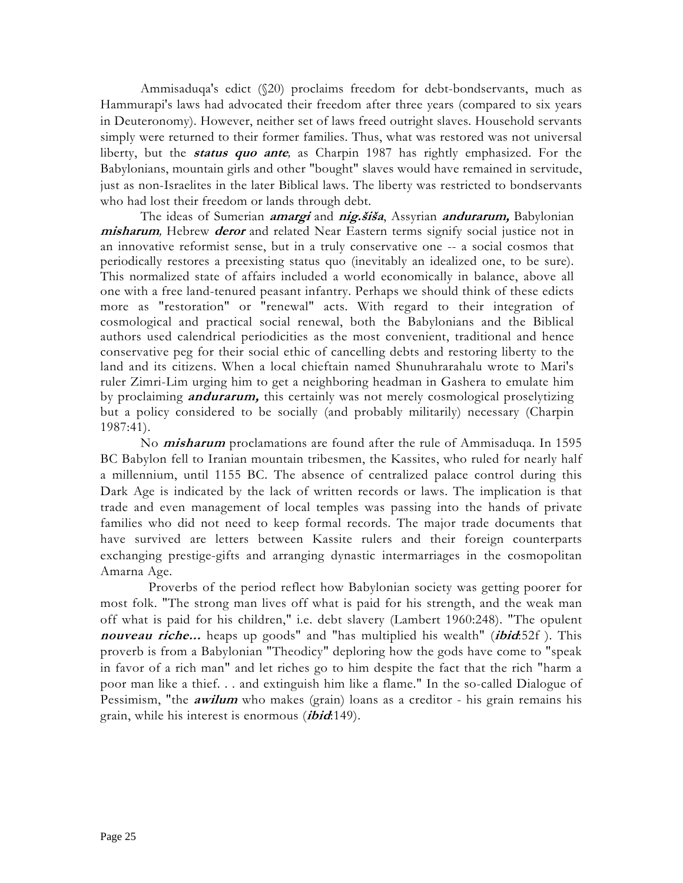Ammisaduqa's edict (§20) proclaims freedom for debt-bondservants, much as Hammurapi's laws had advocated their freedom after three years (compared to six years in Deuteronomy). However, neither set of laws freed outright slaves. Household servants simply were returned to their former families. Thus, what was restored was not universal liberty, but the ***status quo ante***, as Charpin 1987 has rightly emphasized. For the Babylonians, mountain girls and other "bought" slaves would have remained in servitude, just as non-Israelites in the later Biblical laws. The liberty was restricted to bondservants who had lost their freedom or lands through debt.

The ideas of Sumerian ***amargi*** and ***nig.šiša***, Assyrian ***andurarum,*** Babylonian ***misharum***, Hebrew ***deror*** and related Near Eastern terms signify social justice not in an innovative reformist sense, but in a truly conservative one -- a social cosmos that periodically restores a preexisting status quo (inevitably an idealized one, to be sure). This normalized state of affairs included a world economically in balance, above all one with a free land-tenured peasant infantry. Perhaps we should think of these edicts more as "restoration" or "renewal" acts. With regard to their integration of cosmological and practical social renewal, both the Babylonians and the Biblical authors used calendrical periodicities as the most convenient, traditional and hence conservative peg for their social ethic of cancelling debts and restoring liberty to the land and its citizens. When a local chieftain named Shunuhrarahalu wrote to Mari's ruler Zimri-Lim urging him to get a neighboring headman in Gashera to emulate him by proclaiming ***andurarum,*** this certainly was not merely cosmological proselytizing but a policy considered to be socially (and probably militarily) necessary (Charpin 1987:41).

No ***misharum*** proclamations are found after the rule of Ammisaduqa. In 1595 BC Babylon fell to Iranian mountain tribesmen, the Kassites, who ruled for nearly half a millennium, until 1155 BC. The absence of centralized palace control during this Dark Age is indicated by the lack of written records or laws. The implication is that trade and even management of local temples was passing into the hands of private families who did not need to keep formal records. The major trade documents that have survived are letters between Kassite rulers and their foreign counterparts exchanging prestige-gifts and arranging dynastic intermarriages in the cosmopolitan Amarna Age.

Proverbs of the period reflect how Babylonian society was getting poorer for most folk. "The strong man lives off what is paid for his strength, and the weak man off what is paid for his children," i.e. debt slavery (Lambert 1960:248). "The opulent ***nouveau riche...*** heaps up goods" and "has multiplied his wealth" (***ibid***:52f ). This proverb is from a Babylonian "Theodicy" deploring how the gods have come to "speak in favor of a rich man" and let riches go to him despite the fact that the rich "harm a poor man like a thief. . . and extinguish him like a flame." In the so-called Dialogue of Pessimism, "the ***awilum*** who makes (grain) loans as a creditor - his grain remains his grain, while his interest is enormous (***ibid***:149).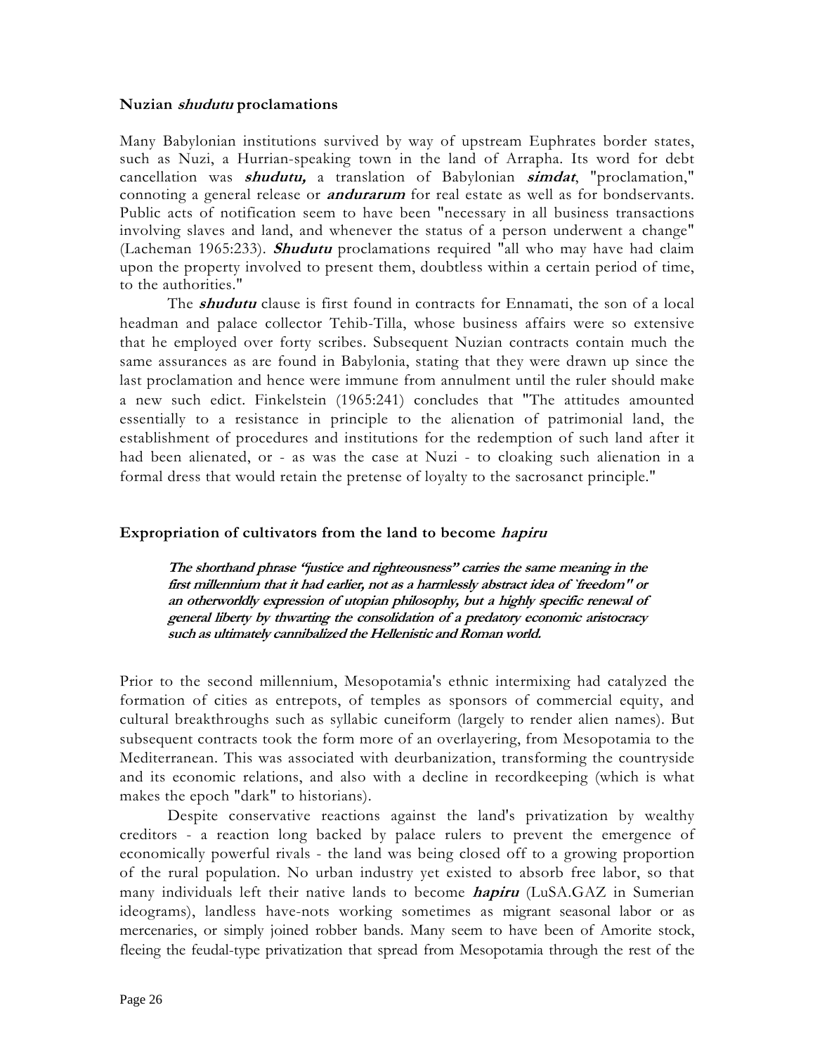## Nuzian *shudutu* proclamations

Many Babylonian institutions survived by way of upstream Euphrates border states, such as Nuzi, a Hurrian-speaking town in the land of Arrapha. Its word for debt cancellation was ***shudutu,*** a translation of Babylonian ***simdat***, "proclamation," connoting a general release or ***andurarum*** for real estate as well as for bondservants. Public acts of notification seem to have been "necessary in all business transactions involving slaves and land, and whenever the status of a person underwent a change" (Lacheman 1965:233). ***Shudutu*** proclamations required "all who may have had claim upon the property involved to present them, doubtless within a certain period of time, to the authorities."

The ***shudutu*** clause is first found in contracts for Ennamati, the son of a local headman and palace collector Tehib-Tilla, whose business affairs were so extensive that he employed over forty scribes. Subsequent Nuzian contracts contain much the same assurances as are found in Babylonia, stating that they were drawn up since the last proclamation and hence were immune from annulment until the ruler should make a new such edict. Finkelstein (1965:241) concludes that "The attitudes amounted essentially to a resistance in principle to the alienation of patrimonial land, the establishment of procedures and institutions for the redemption of such land after it had been alienated, or - as was the case at Nuzi - to cloaking such alienation in a formal dress that would retain the pretense of loyalty to the sacrosanct principle."

## Expropriation of cultivators from the land to become *hapiru*

> ***The shorthand phrase "justice and righteousness" carries the same meaning in the first millennium that it had earlier, not as a harmlessly abstract idea of `freedom" or an otherworldly expression of utopian philosophy, but a highly specific renewal of general liberty by thwarting the consolidation of a predatory economic aristocracy such as ultimately cannibalized the Hellenistic and Roman world.***

Prior to the second millennium, Mesopotamia's ethnic intermixing had catalyzed the formation of cities as entrepots, of temples as sponsors of commercial equity, and cultural breakthroughs such as syllabic cuneiform (largely to render alien names). But subsequent contracts took the form more of an overlayering, from Mesopotamia to the Mediterranean. This was associated with deurbanization, transforming the countryside and its economic relations, and also with a decline in recordkeeping (which is what makes the epoch "dark" to historians).

Despite conservative reactions against the land's privatization by wealthy creditors - a reaction long backed by palace rulers to prevent the emergence of economically powerful rivals - the land was being closed off to a growing proportion of the rural population. No urban industry yet existed to absorb free labor, so that many individuals left their native lands to become ***hapiru*** (LuSA.GAZ in Sumerian ideograms), landless have-nots working sometimes as migrant seasonal labor or as mercenaries, or simply joined robber bands. Many seem to have been of Amorite stock, fleeing the feudal-type privatization that spread from Mesopotamia through the rest of the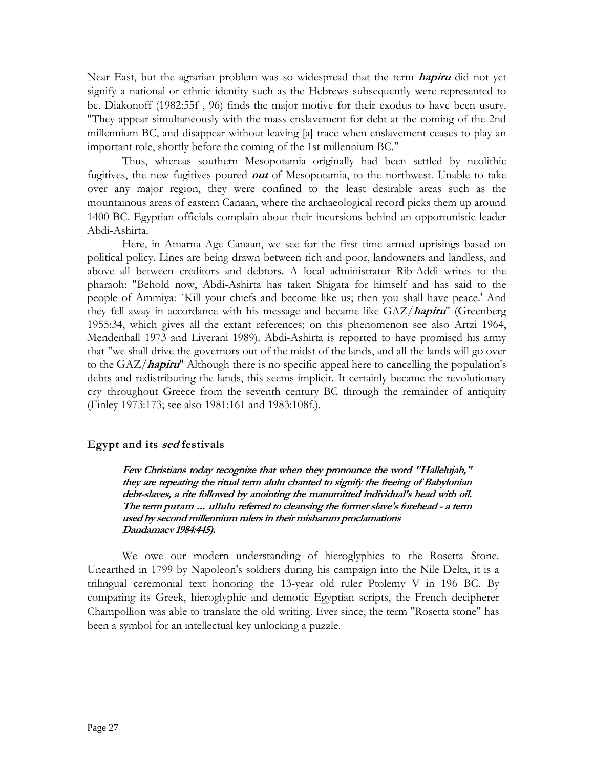Near East, but the agrarian problem was so widespread that the term ***hapiru*** did not yet signify a national or ethnic identity such as the Hebrews subsequently were represented to be. Diakonoff (1982:55f , 96) finds the major motive for their exodus to have been usury. "They appear simultaneously with the mass enslavement for debt at the coming of the 2nd millennium BC, and disappear without leaving [a] trace when enslavement ceases to play an important role, shortly before the coming of the 1st millennium BC."

Thus, whereas southern Mesopotamia originally had been settled by neolithic fugitives, the new fugitives poured ***out*** of Mesopotamia, to the northwest. Unable to take over any major region, they were confined to the least desirable areas such as the mountainous areas of eastern Canaan, where the archaeological record picks them up around 1400 BC. Egyptian officials complain about their incursions behind an opportunistic leader Abdi-Ashirta.

Here, in Amarna Age Canaan, we see for the first time armed uprisings based on political policy. Lines are being drawn between rich and poor, landowners and landless, and above all between creditors and debtors. A local administrator Rib-Addi writes to the pharaoh: "Behold now, Abdi-Ashirta has taken Shigata for himself and has said to the people of Ammiya: `Kill your chiefs and become like us; then you shall have peace.' And they fell away in accordance with his message and became like GAZ/***hapiru***" (Greenberg 1955:34, which gives all the extant references; on this phenomenon see also Artzi 1964, Mendenhall 1973 and Liverani 1989). Abdi-Ashirta is reported to have promised his army that "we shall drive the governors out of the midst of the lands, and all the lands will go over to the GAZ/***hapiru***" Although there is no specific appeal here to cancelling the population's debts and redistributing the lands, this seems implicit. It certainly became the revolutionary cry throughout Greece from the seventh century BC through the remainder of antiquity (Finley 1973:173; see also 1981:161 and 1983:108f.).

### Egypt and its *sed* festivals

> ***Few Christians today recognize that when they pronounce the word "Hallelujah," they are repeating the ritual term alulu chanted to signify the freeing of Babylonian debt-slaves, a rite followed by anointing the manumitted individual's head with oil. The term putam ... ullulu referred to cleansing the former slave's forehead - a term used by second millennium rulers in their misharum proclamations Dandamaev 1984:445).***

We owe our modern understanding of hieroglyphics to the Rosetta Stone. Unearthed in 1799 by Napoleon's soldiers during his campaign into the Nile Delta, it is a trilingual ceremonial text honoring the 13-year old ruler Ptolemy V in 196 BC. By comparing its Greek, hieroglyphic and demotic Egyptian scripts, the French decipherer Champollion was able to translate the old writing. Ever since, the term "Rosetta stone" has been a symbol for an intellectual key unlocking a puzzle.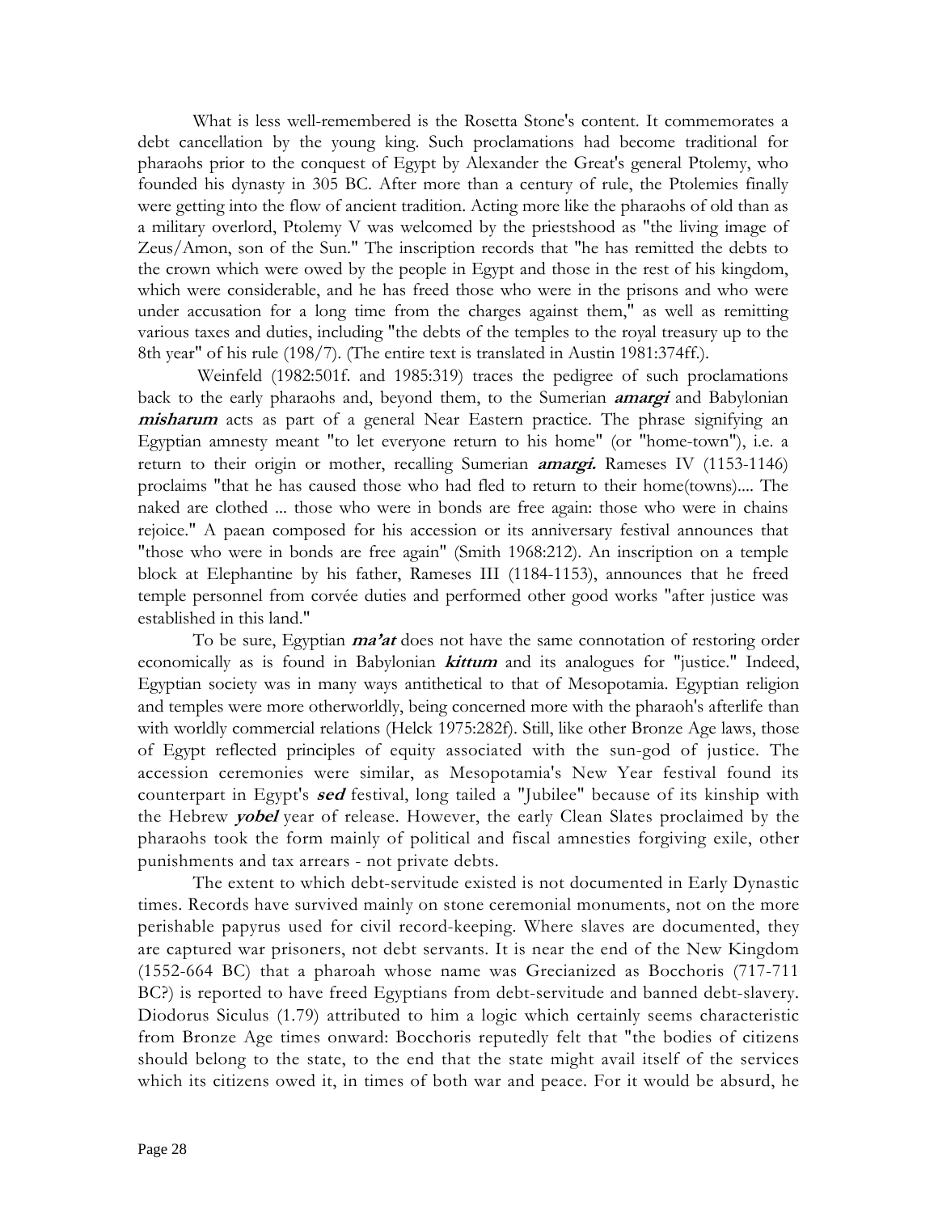What is less well-remembered is the Rosetta Stone's content. It commemorates a debt cancellation by the young king. Such proclamations had become traditional for pharaohs prior to the conquest of Egypt by Alexander the Great's general Ptolemy, who founded his dynasty in 305 BC. After more than a century of rule, the Ptolemies finally were getting into the flow of ancient tradition. Acting more like the pharaohs of old than as a military overlord, Ptolemy V was welcomed by the priestshood as "the living image of Zeus/Amon, son of the Sun." The inscription records that "he has remitted the debts to the crown which were owed by the people in Egypt and those in the rest of his kingdom, which were considerable, and he has freed those who were in the prisons and who were under accusation for a long time from the charges against them," as well as remitting various taxes and duties, including "the debts of the temples to the royal treasury up to the 8th year" of his rule (198/7). (The entire text is translated in Austin 1981:374ff.).

Weinfeld (1982:501f. and 1985:319) traces the pedigree of such proclamations back to the early pharaohs and, beyond them, to the Sumerian ***amargi*** and Babylonian ***misharum*** acts as part of a general Near Eastern practice. The phrase signifying an Egyptian amnesty meant "to let everyone return to his home" (or "home-town"), i.e. a return to their origin or mother, recalling Sumerian ***amargi.*** Rameses IV (1153-1146) proclaims "that he has caused those who had fled to return to their home(towns).... The naked are clothed ... those who were in bonds are free again: those who were in chains rejoice." A paean composed for his accession or its anniversary festival announces that "those who were in bonds are free again" (Smith 1968:212). An inscription on a temple block at Elephantine by his father, Rameses III (1184-1153), announces that he freed temple personnel from corvée duties and performed other good works "after justice was established in this land."

To be sure, Egyptian ***ma'at*** does not have the same connotation of restoring order economically as is found in Babylonian ***kittum*** and its analogues for "justice." Indeed, Egyptian society was in many ways antithetical to that of Mesopotamia. Egyptian religion and temples were more otherworldly, being concerned more with the pharaoh's afterlife than with worldly commercial relations (Helck 1975:282f). Still, like other Bronze Age laws, those of Egypt reflected principles of equity associated with the sun-god of justice. The accession ceremonies were similar, as Mesopotamia's New Year festival found its counterpart in Egypt's ***sed*** festival, long tailed a "Jubilee" because of its kinship with the Hebrew ***yobel*** year of release. However, the early Clean Slates proclaimed by the pharaohs took the form mainly of political and fiscal amnesties forgiving exile, other punishments and tax arrears - not private debts.

The extent to which debt-servitude existed is not documented in Early Dynastic times. Records have survived mainly on stone ceremonial monuments, not on the more perishable papyrus used for civil record-keeping. Where slaves are documented, they are captured war prisoners, not debt servants. It is near the end of the New Kingdom (1552-664 BC) that a pharoah whose name was Grecianized as Bocchoris (717-711 BC?) is reported to have freed Egyptians from debt-servitude and banned debt-slavery. Diodorus Siculus (1.79) attributed to him a logic which certainly seems characteristic from Bronze Age times onward: Bocchoris reputedly felt that "the bodies of citizens should belong to the state, to the end that the state might avail itself of the services which its citizens owed it, in times of both war and peace. For it would be absurd, he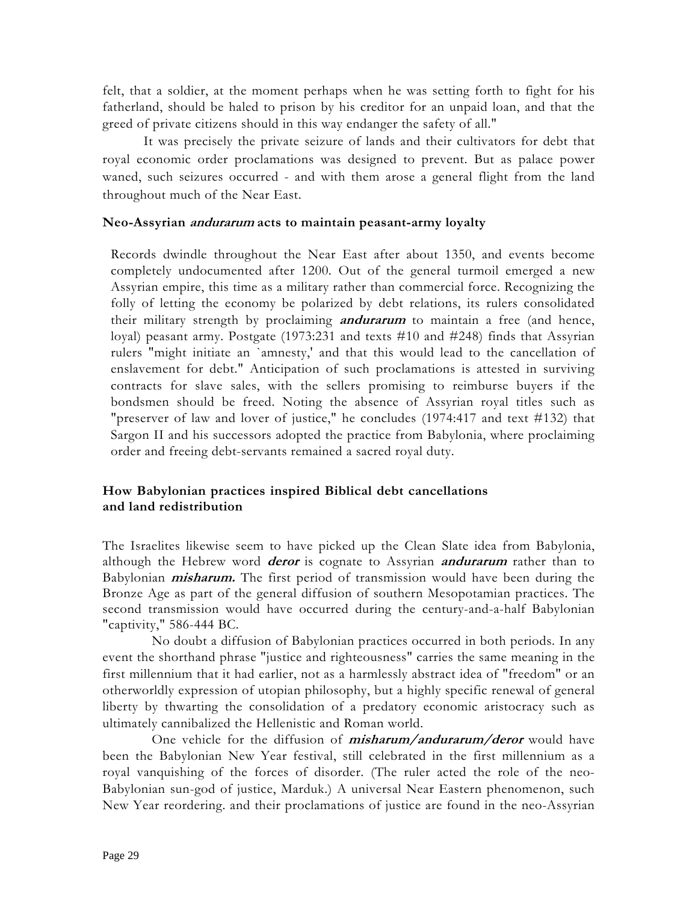felt, that a soldier, at the moment perhaps when he was setting forth to fight for his fatherland, should be haled to prison by his creditor for an unpaid loan, and that the greed of private citizens should in this way endanger the safety of all."

It was precisely the private seizure of lands and their cultivators for debt that royal economic order proclamations was designed to prevent. But as palace power waned, such seizures occurred - and with them arose a general flight from the land throughout much of the Near East.

### Neo-Assyrian ***andurarum*** acts to maintain peasant-army loyalty

Records dwindle throughout the Near East after about 1350, and events become completely undocumented after 1200. Out of the general turmoil emerged a new Assyrian empire, this time as a military rather than commercial force. Recognizing the folly of letting the economy be polarized by debt relations, its rulers consolidated their military strength by proclaiming ***andurarum*** to maintain a free (and hence, loyal) peasant army. Postgate (1973:231 and texts #10 and #248) finds that Assyrian rulers "might initiate an `amnesty,' and that this would lead to the cancellation of enslavement for debt." Anticipation of such proclamations is attested in surviving contracts for slave sales, with the sellers promising to reimburse buyers if the bondsmen should be freed. Noting the absence of Assyrian royal titles such as "preserver of law and lover of justice," he concludes (1974:417 and text #132) that Sargon II and his successors adopted the practice from Babylonia, where proclaiming order and freeing debt-servants remained a sacred royal duty.

### How Babylonian practices inspired Biblical debt cancellations and land redistribution

The Israelites likewise seem to have picked up the Clean Slate idea from Babylonia, although the Hebrew word ***deror*** is cognate to Assyrian ***andurarum*** rather than to Babylonian ***misharum.*** The first period of transmission would have been during the Bronze Age as part of the general diffusion of southern Mesopotamian practices. The second transmission would have occurred during the century-and-a-half Babylonian "captivity," 586-444 BC.

No doubt a diffusion of Babylonian practices occurred in both periods. In any event the shorthand phrase "justice and righteousness" carries the same meaning in the first millennium that it had earlier, not as a harmlessly abstract idea of "freedom" or an otherworldly expression of utopian philosophy, but a highly specific renewal of general liberty by thwarting the consolidation of a predatory economic aristocracy such as ultimately cannibalized the Hellenistic and Roman world.

One vehicle for the diffusion of ***misharum/andurarum/deror*** would have been the Babylonian New Year festival, still celebrated in the first millennium as a royal vanquishing of the forces of disorder. (The ruler acted the role of the neo-Babylonian sun-god of justice, Marduk.) A universal Near Eastern phenomenon, such New Year reordering. and their proclamations of justice are found in the neo-Assyrian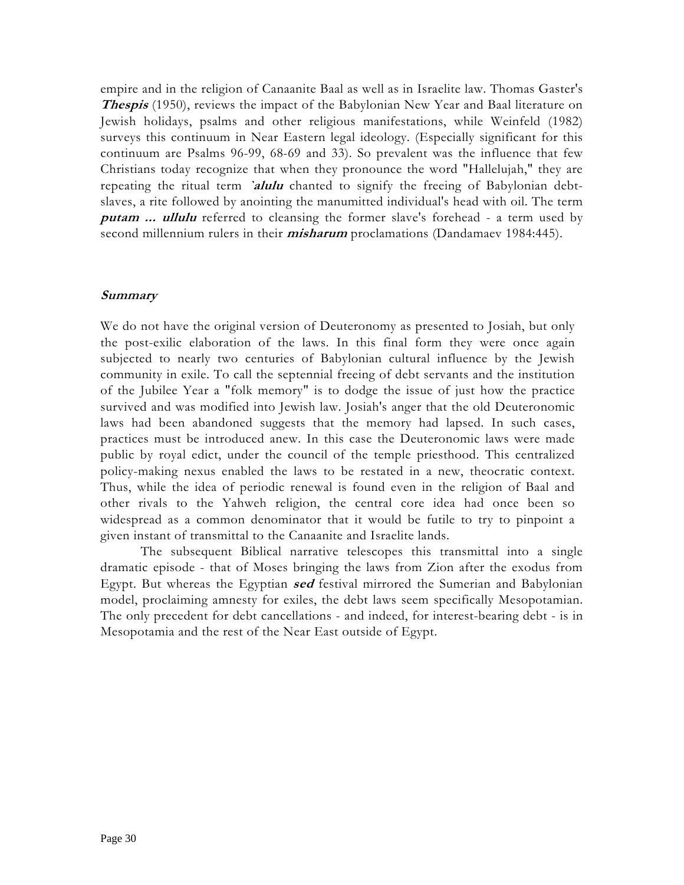empire and in the religion of Canaanite Baal as well as in Israelite law. Thomas Gaster's ***Thespis*** (1950), reviews the impact of the Babylonian New Year and Baal literature on Jewish holidays, psalms and other religious manifestations, while Weinfeld (1982) surveys this continuum in Near Eastern legal ideology. (Especially significant for this continuum are Psalms 96-99, 68-69 and 33). So prevalent was the influence that few Christians today recognize that when they pronounce the word "Hallelujah," they are repeating the ritual term ***'alulu*** chanted to signify the freeing of Babylonian debt-slaves, a rite followed by anointing the manumitted individual's head with oil. The term ***putam ... ullulu*** referred to cleansing the former slave's forehead - a term used by second millennium rulers in their ***misharum*** proclamations (Dandamaev 1984:445).

### *Summary*

We do not have the original version of Deuteronomy as presented to Josiah, but only the post-exilic elaboration of the laws. In this final form they were once again subjected to nearly two centuries of Babylonian cultural influence by the Jewish community in exile. To call the septennial freeing of debt servants and the institution of the Jubilee Year a "folk memory" is to dodge the issue of just how the practice survived and was modified into Jewish law. Josiah's anger that the old Deuteronomic laws had been abandoned suggests that the memory had lapsed. In such cases, practices must be introduced anew. In this case the Deuteronomic laws were made public by royal edict, under the council of the temple priesthood. This centralized policy-making nexus enabled the laws to be restated in a new, theocratic context. Thus, while the idea of periodic renewal is found even in the religion of Baal and other rivals to the Yahweh religion, the central core idea had once been so widespread as a common denominator that it would be futile to try to pinpoint a given instant of transmittal to the Canaanite and Israelite lands.

The subsequent Biblical narrative telescopes this transmittal into a single dramatic episode - that of Moses bringing the laws from Zion after the exodus from Egypt. But whereas the Egyptian ***sed*** festival mirrored the Sumerian and Babylonian model, proclaiming amnesty for exiles, the debt laws seem specifically Mesopotamian. The only precedent for debt cancellations - and indeed, for interest-bearing debt - is in Mesopotamia and the rest of the Near East outside of Egypt.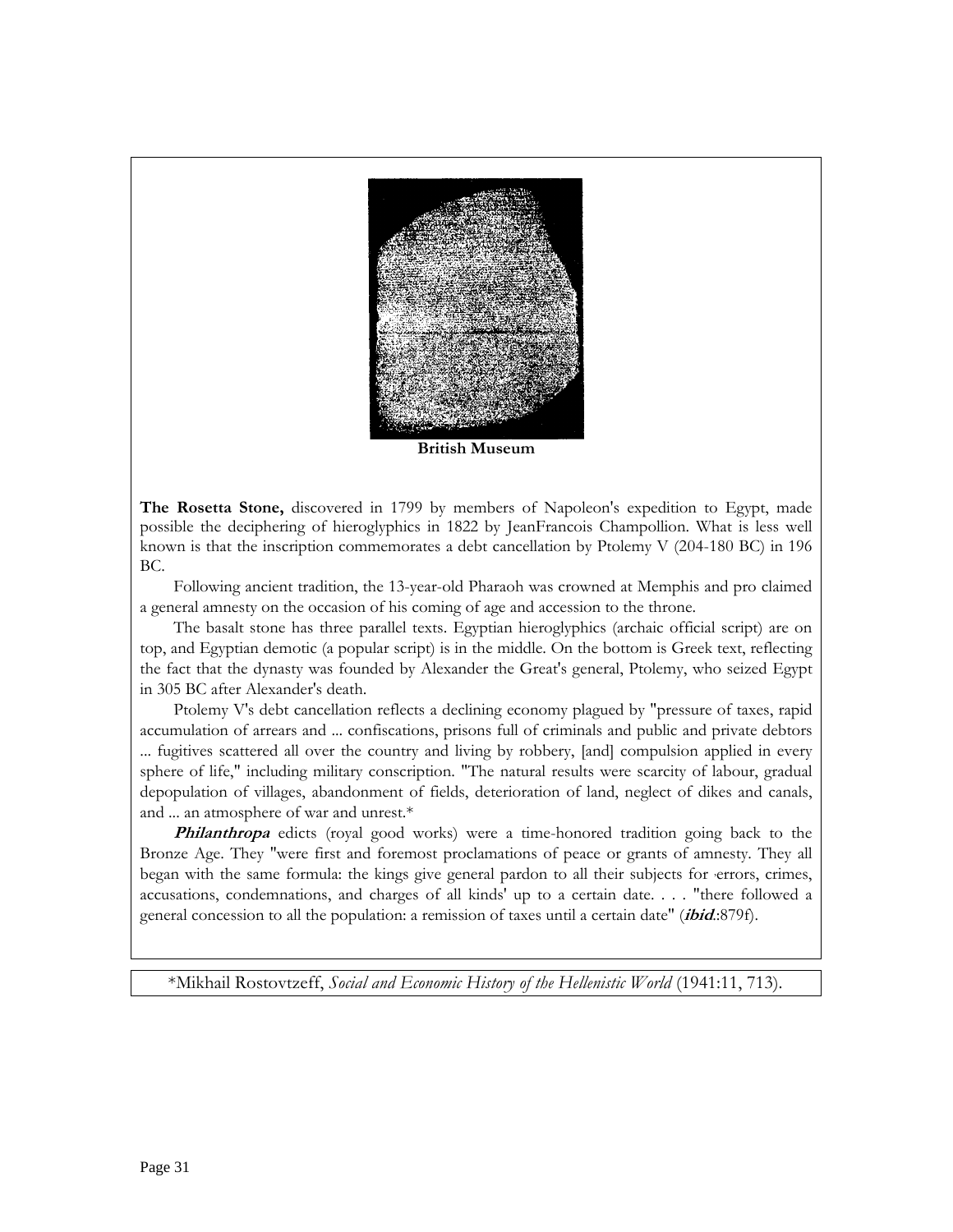**British Museum**

**The Rosetta Stone,** discovered in 1799 by members of Napoleon's expedition to Egypt, made possible the deciphering of hieroglyphics in 1822 by JeanFrancois Champollion. What is less well known is that the inscription commemorates a debt cancellation by Ptolemy V (204-180 BC) in 196 BC.

Following ancient tradition, the 13-year-old Pharaoh was crowned at Memphis and pro claimed a general amnesty on the occasion of his coming of age and accession to the throne.

The basalt stone has three parallel texts. Egyptian hieroglyphics (archaic official script) are on top, and Egyptian demotic (a popular script) is in the middle. On the bottom is Greek text, reflecting the fact that the dynasty was founded by Alexander the Great's general, Ptolemy, who seized Egypt in 305 BC after Alexander's death.

Ptolemy V's debt cancellation reflects a declining economy plagued by "pressure of taxes, rapid accumulation of arrears and ... confiscations, prisons full of criminals and public and private debtors ... fugitives scattered all over the country and living by robbery, [and] compulsion applied in every sphere of life," including military conscription. "The natural results were scarcity of labour, gradual depopulation of villages, abandonment of fields, deterioration of land, neglect of dikes and canals, and ... an atmosphere of war and unrest.*

***Philanthropa*** edicts (royal good works) were a time-honored tradition going back to the Bronze Age. They "were first and foremost proclamations of peace or grants of amnesty. They all began with the same formula: the kings give general pardon to all their subjects for 'errors, crimes, accusations, condemnations, and charges of all kinds' up to a certain date. . . . "there followed a general concession to all the population: a remission of taxes until a certain date" (***ibid.***:879f).

*Mikhail Rostovtzeff, *Social and Economic History of the Hellenistic World* (1941:11, 713).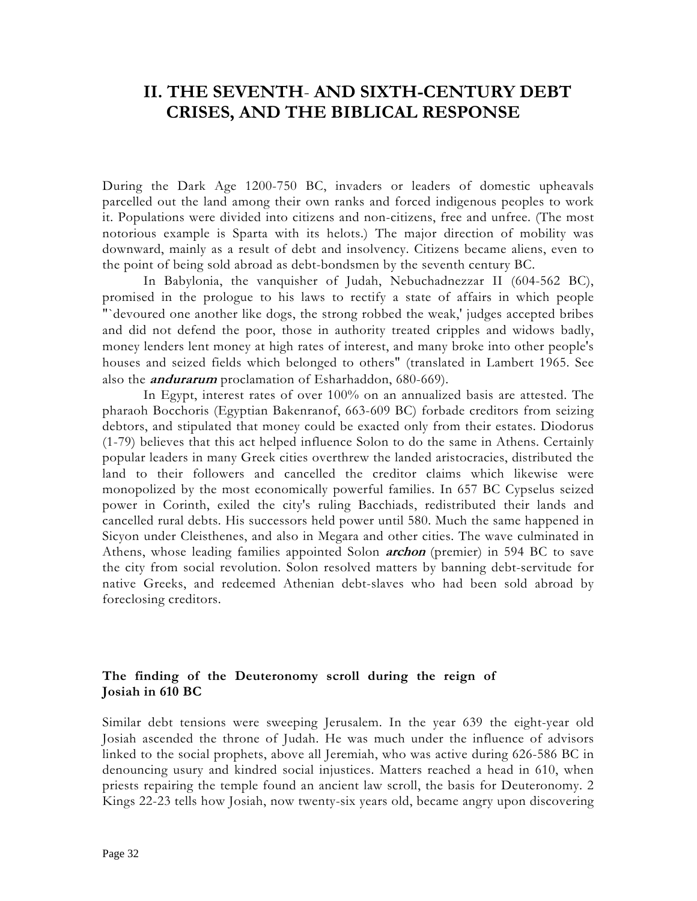## II. THE SEVENTH- AND SIXTH-CENTURY DEBT CRISES, AND THE BIBLICAL RESPONSE

During the Dark Age 1200-750 BC, invaders or leaders of domestic upheavals parcelled out the land among their own ranks and forced indigenous peoples to work it. Populations were divided into citizens and non-citizens, free and unfree. (The most notorious example is Sparta with its helots.) The major direction of mobility was downward, mainly as a result of debt and insolvency. Citizens became aliens, even to the point of being sold abroad as debt-bondsmen by the seventh century BC.

In Babylonia, the vanquisher of Judah, Nebuchadnezzar II (604-562 BC), promised in the prologue to his laws to rectify a state of affairs in which people "`devoured one another like dogs, the strong robbed the weak,' judges accepted bribes and did not defend the poor, those in authority treated cripples and widows badly, money lenders lent money at high rates of interest, and many broke into other people's houses and seized fields which belonged to others" (translated in Lambert 1965. See also the ***andurarum*** proclamation of Esharhaddon, 680-669).

In Egypt, interest rates of over 100% on an annualized basis are attested. The pharaoh Bocchoris (Egyptian Bakenranof, 663-609 BC) forbade creditors from seizing debtors, and stipulated that money could be exacted only from their estates. Diodorus (1-79) believes that this act helped influence Solon to do the same in Athens. Certainly popular leaders in many Greek cities overthrew the landed aristocracies, distributed the land to their followers and cancelled the creditor claims which likewise were monopolized by the most economically powerful families. In 657 BC Cypselus seized power in Corinth, exiled the city's ruling Bacchiads, redistributed their lands and cancelled rural debts. His successors held power until 580. Much the same happened in Sicyon under Cleisthenes, and also in Megara and other cities. The wave culminated in Athens, whose leading families appointed Solon ***archon*** (premier) in 594 BC to save the city from social revolution. Solon resolved matters by banning debt-servitude for native Greeks, and redeemed Athenian debt-slaves who had been sold abroad by foreclosing creditors.

### The finding of the Deuteronomy scroll during the reign of Josiah in 610 BC

Similar debt tensions were sweeping Jerusalem. In the year 639 the eight-year old Josiah ascended the throne of Judah. He was much under the influence of advisors linked to the social prophets, above all Jeremiah, who was active during 626-586 BC in denouncing usury and kindred social injustices. Matters reached a head in 610, when priests repairing the temple found an ancient law scroll, the basis for Deuteronomy. 2 Kings 22-23 tells how Josiah, now twenty-six years old, became angry upon discovering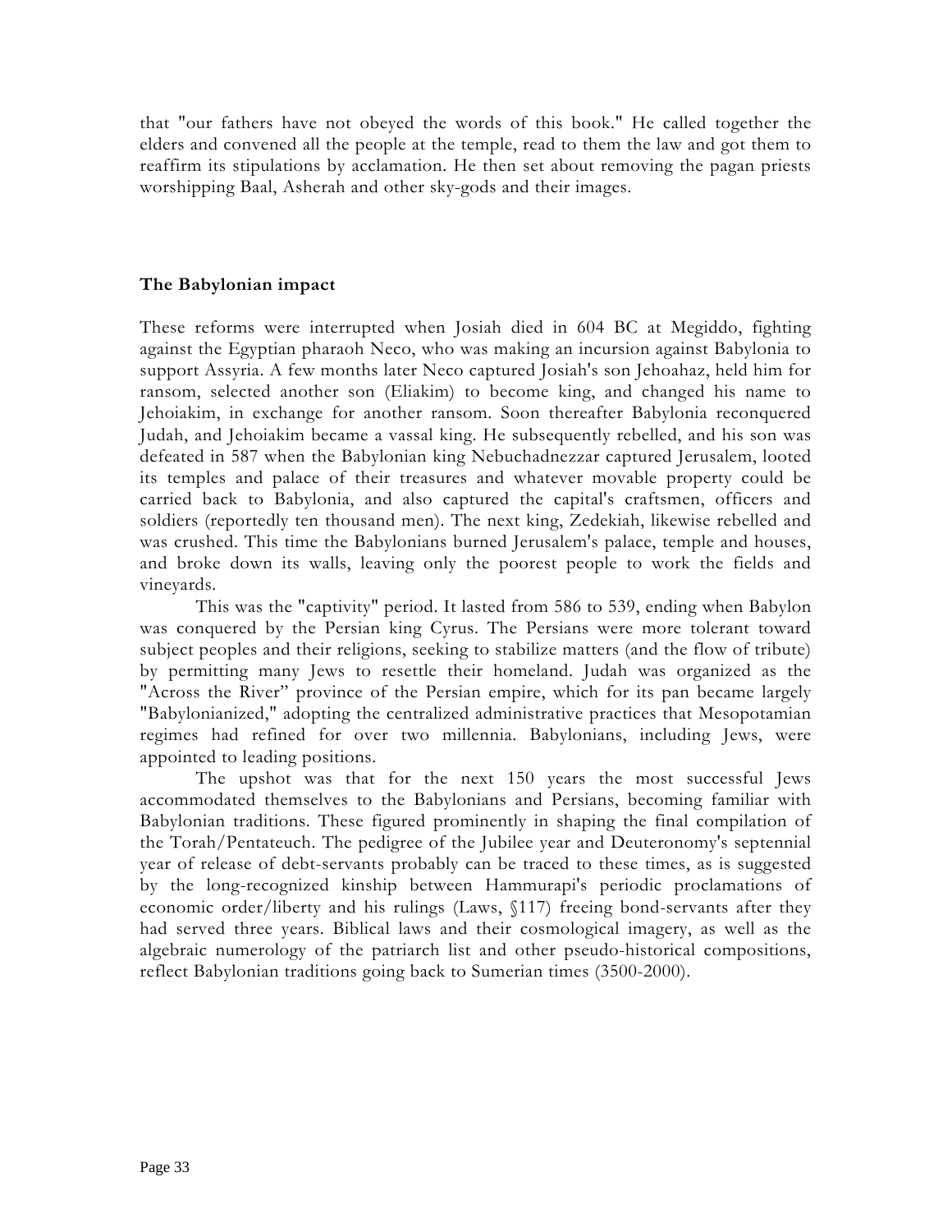that "our fathers have not obeyed the words of this book." He called together the elders and convened all the people at the temple, read to them the law and got them to reaffirm its stipulations by acclamation. He then set about removing the pagan priests worshipping Baal, Asherah and other sky-gods and their images.

### The Babylonian impact

These reforms were interrupted when Josiah died in 604 BC at Megiddo, fighting against the Egyptian pharaoh Neco, who was making an incursion against Babylonia to support Assyria. A few months later Neco captured Josiah's son Jehoahaz, held him for ransom, selected another son (Eliakim) to become king, and changed his name to Jehoiakim, in exchange for another ransom. Soon thereafter Babylonia reconquered Judah, and Jehoiakim became a vassal king. He subsequently rebelled, and his son was defeated in 587 when the Babylonian king Nebuchadnezzar captured Jerusalem, looted its temples and palace of their treasures and whatever movable property could be carried back to Babylonia, and also captured the capital's craftsmen, officers and soldiers (reportedly ten thousand men). The next king, Zedekiah, likewise rebelled and was crushed. This time the Babylonians burned Jerusalem's palace, temple and houses, and broke down its walls, leaving only the poorest people to work the fields and vineyards.

This was the "captivity" period. It lasted from 586 to 539, ending when Babylon was conquered by the Persian king Cyrus. The Persians were more tolerant toward subject peoples and their religions, seeking to stabilize matters (and the flow of tribute) by permitting many Jews to resettle their homeland. Judah was organized as the "Across the River" province of the Persian empire, which for its pan became largely "Babylonianized," adopting the centralized administrative practices that Mesopotamian regimes had refined for over two millennia. Babylonians, including Jews, were appointed to leading positions.

The upshot was that for the next 150 years the most successful Jews accommodated themselves to the Babylonians and Persians, becoming familiar with Babylonian traditions. These figured prominently in shaping the final compilation of the Torah/Pentateuch. The pedigree of the Jubilee year and Deuteronomy's septennial year of release of debt-servants probably can be traced to these times, as is suggested by the long-recognized kinship between Hammurapi's periodic proclamations of economic order/liberty and his rulings (Laws, §117) freeing bond-servants after they had served three years. Biblical laws and their cosmological imagery, as well as the algebraic numerology of the patriarch list and other pseudo-historical compositions, reflect Babylonian traditions going back to Sumerian times (3500-2000).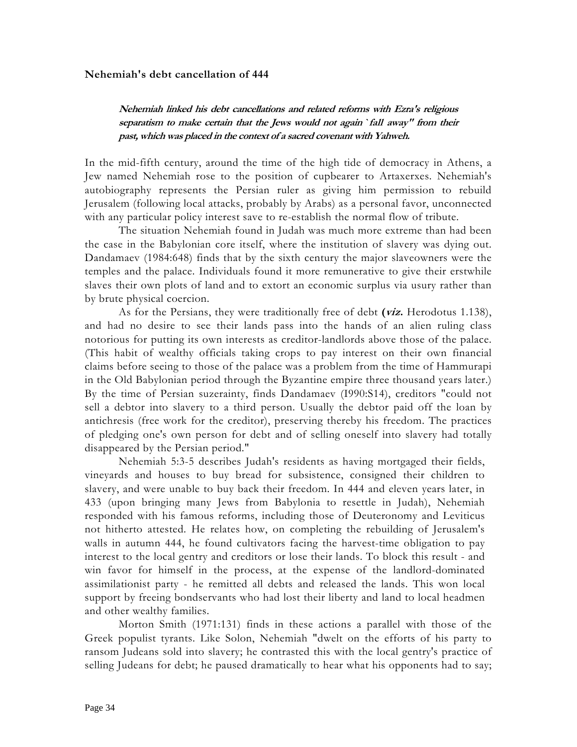**Nehemiah's debt cancellation of 444**

> ***Nehemiah linked his debt cancellations and related reforms with Ezra's religious separatism to make certain that the Jews would not again `fall away" from their past, which was placed in the context of a sacred covenant with Yahweh.***

In the mid-fifth century, around the time of the high tide of democracy in Athens, a Jew named Nehemiah rose to the position of cupbearer to Artaxerxes. Nehemiah's autobiography represents the Persian ruler as giving him permission to rebuild Jerusalem (following local attacks, probably by Arabs) as a personal favor, unconnected with any particular policy interest save to re-establish the normal flow of tribute.

The situation Nehemiah found in Judah was much more extreme than had been the case in the Babylonian core itself, where the institution of slavery was dying out. Dandamaev (1984:648) finds that by the sixth century the major slaveowners were the temples and the palace. Individuals found it more remunerative to give their erstwhile slaves their own plots of land and to extort an economic surplus via usury rather than by brute physical coercion.

As for the Persians, they were traditionally free of debt (***viz.*** Herodotus 1.138), and had no desire to see their lands pass into the hands of an alien ruling class notorious for putting its own interests as creditor-landlords above those of the palace. (This habit of wealthy officials taking crops to pay interest on their own financial claims before seeing to those of the palace was a problem from the time of Hammurapi in the Old Babylonian period through the Byzantine empire three thousand years later.) By the time of Persian suzerainty, finds Dandamaev (I990:S14), creditors "could not sell a debtor into slavery to a third person. Usually the debtor paid off the loan by antichresis (free work for the creditor), preserving thereby his freedom. The practices of pledging one's own person for debt and of selling oneself into slavery had totally disappeared by the Persian period."

Nehemiah 5:3-5 describes Judah's residents as having mortgaged their fields, vineyards and houses to buy bread for subsistence, consigned their children to slavery, and were unable to buy back their freedom. In 444 and eleven years later, in 433 (upon bringing many Jews from Babylonia to resettle in Judah), Nehemiah responded with his famous reforms, including those of Deuteronomy and Leviticus not hitherto attested. He relates how, on completing the rebuilding of Jerusalem's walls in autumn 444, he found cultivators facing the harvest-time obligation to pay interest to the local gentry and creditors or lose their lands. To block this result - and win favor for himself in the process, at the expense of the landlord-dominated assimilationist party - he remitted all debts and released the lands. This won local support by freeing bondservants who had lost their liberty and land to local headmen and other wealthy families.

Morton Smith (1971:131) finds in these actions a parallel with those of the Greek populist tyrants. Like Solon, Nehemiah "dwelt on the efforts of his party to ransom Judeans sold into slavery; he contrasted this with the local gentry's practice of selling Judeans for debt; he paused dramatically to hear what his opponents had to say;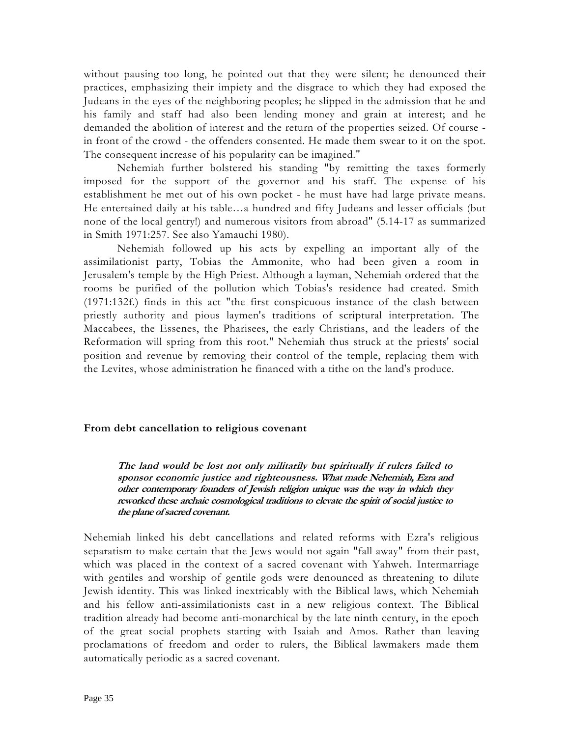without pausing too long, he pointed out that they were silent; he denounced their practices, emphasizing their impiety and the disgrace to which they had exposed the Judeans in the eyes of the neighboring peoples; he slipped in the admission that he and his family and staff had also been lending money and grain at interest; and he demanded the abolition of interest and the return of the properties seized. Of course - in front of the crowd - the offenders consented. He made them swear to it on the spot. The consequent increase of his popularity can be imagined."

Nehemiah further bolstered his standing "by remitting the taxes formerly imposed for the support of the governor and his staff. The expense of his establishment he met out of his own pocket - he must have had large private means. He entertained daily at his table…a hundred and fifty Judeans and lesser officials (but none of the local gentry!) and numerous visitors from abroad" (5.14-17 as summarized in Smith 1971:257. See also Yamauchi 1980).

Nehemiah followed up his acts by expelling an important ally of the assimilationist party, Tobias the Ammonite, who had been given a room in Jerusalem's temple by the High Priest. Although a layman, Nehemiah ordered that the rooms be purified of the pollution which Tobias's residence had created. Smith (1971:132f.) finds in this act "the first conspicuous instance of the clash between priestly authority and pious laymen's traditions of scriptural interpretation. The Maccabees, the Essenes, the Pharisees, the early Christians, and the leaders of the Reformation will spring from this root." Nehemiah thus struck at the priests' social position and revenue by removing their control of the temple, replacing them with the Levites, whose administration he financed with a tithe on the land's produce.

## From debt cancellation to religious covenant

> ***The land would be lost not only militarily but spiritually if rulers failed to sponsor economic justice and righteousness. What made Nehemiah, Ezra and other contemporary founders of Jewish religion unique was the way in which they reworked these archaic cosmological traditions to elevate the spirit of social justice to the plane of sacred covenant.***

Nehemiah linked his debt cancellations and related reforms with Ezra's religious separatism to make certain that the Jews would not again "fall away" from their past, which was placed in the context of a sacred covenant with Yahweh. Intermarriage with gentiles and worship of gentile gods were denounced as threatening to dilute Jewish identity. This was linked inextricably with the Biblical laws, which Nehemiah and his fellow anti-assimilationists cast in a new religious context. The Biblical tradition already had become anti-monarchical by the late ninth century, in the epoch of the great social prophets starting with Isaiah and Amos. Rather than leaving proclamations of freedom and order to rulers, the Biblical lawmakers made them automatically periodic as a sacred covenant.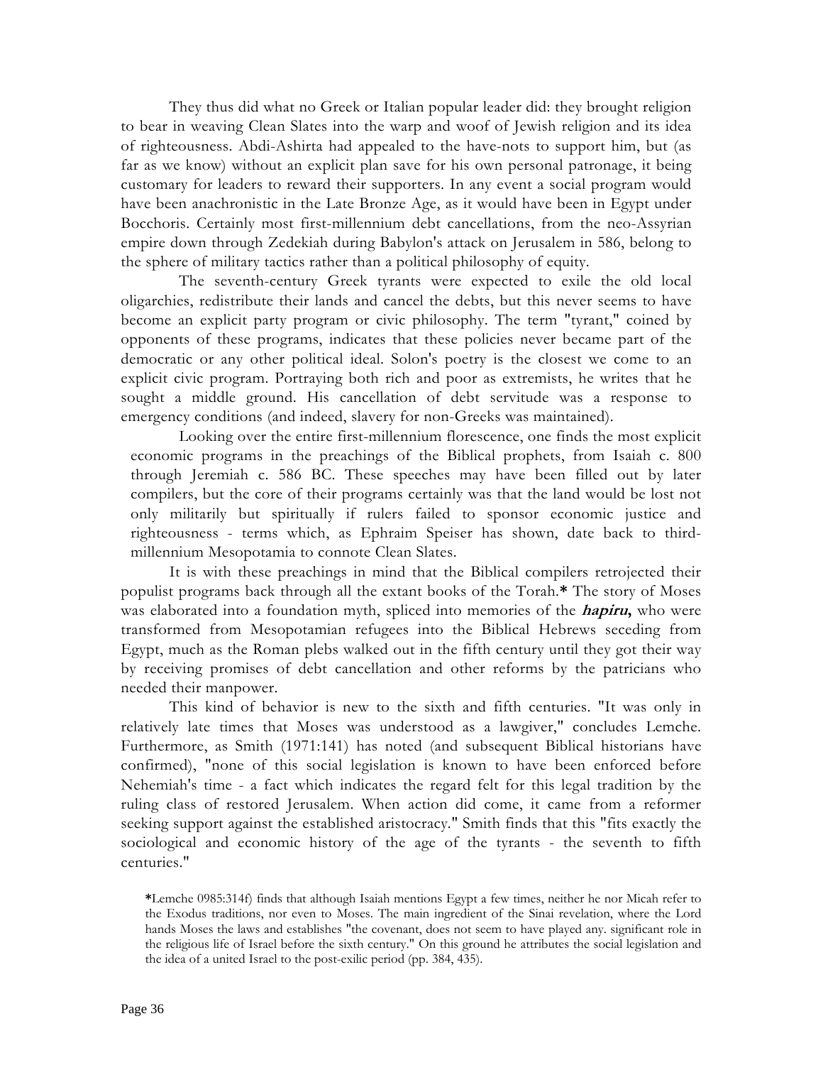They thus did what no Greek or Italian popular leader did: they brought religion to bear in weaving Clean Slates into the warp and woof of Jewish religion and its idea of righteousness. Abdi-Ashirta had appealed to the have-nots to support him, but (as far as we know) without an explicit plan save for his own personal patronage, it being customary for leaders to reward their supporters. In any event a social program would have been anachronistic in the Late Bronze Age, as it would have been in Egypt under Bocchoris. Certainly most first-millennium debt cancellations, from the neo-Assyrian empire down through Zedekiah during Babylon's attack on Jerusalem in 586, belong to the sphere of military tactics rather than a political philosophy of equity.

The seventh-century Greek tyrants were expected to exile the old local oligarchies, redistribute their lands and cancel the debts, but this never seems to have become an explicit party program or civic philosophy. The term "tyrant," coined by opponents of these programs, indicates that these policies never became part of the democratic or any other political ideal. Solon's poetry is the closest we come to an explicit civic program. Portraying both rich and poor as extremists, he writes that he sought a middle ground. His cancellation of debt servitude was a response to emergency conditions (and indeed, slavery for non-Greeks was maintained).

Looking over the entire first-millennium florescence, one finds the most explicit economic programs in the preachings of the Biblical prophets, from Isaiah c. 800 through Jeremiah c. 586 BC. These speeches may have been filled out by later compilers, but the core of their programs certainly was that the land would be lost not only militarily but spiritually if rulers failed to sponsor economic justice and righteousness - terms which, as Ephraim Speiser has shown, date back to third-millennium Mesopotamia to connote Clean Slates.

It is with these preachings in mind that the Biblical compilers retrojected their populist programs back through all the extant books of the Torah.**\*** The story of Moses was elaborated into a foundation myth, spliced into memories of the ***hapiru*,** who were transformed from Mesopotamian refugees into the Biblical Hebrews seceding from Egypt, much as the Roman plebs walked out in the fifth century until they got their way by receiving promises of debt cancellation and other reforms by the patricians who needed their manpower.

This kind of behavior is new to the sixth and fifth centuries. "It was only in relatively late times that Moses was understood as a lawgiver," concludes Lemche. Furthermore, as Smith (1971:141) has noted (and subsequent Biblical historians have confirmed), "none of this social legislation is known to have been enforced before Nehemiah's time - a fact which indicates the regard felt for this legal tradition by the ruling class of restored Jerusalem. When action did come, it came from a reformer seeking support against the established aristocracy." Smith finds that this "fits exactly the sociological and economic history of the age of the tyrants - the seventh to fifth centuries."

**\***Lemche 0985:314f) finds that although Isaiah mentions Egypt a few times, neither he nor Micah refer to the Exodus traditions, nor even to Moses. The main ingredient of the Sinai revelation, where the Lord hands Moses the laws and establishes "the covenant, does not seem to have played any. significant role in the religious life of Israel before the sixth century." On this ground he attributes the social legislation and the idea of a united Israel to the post-exilic period (pp. 384, 435).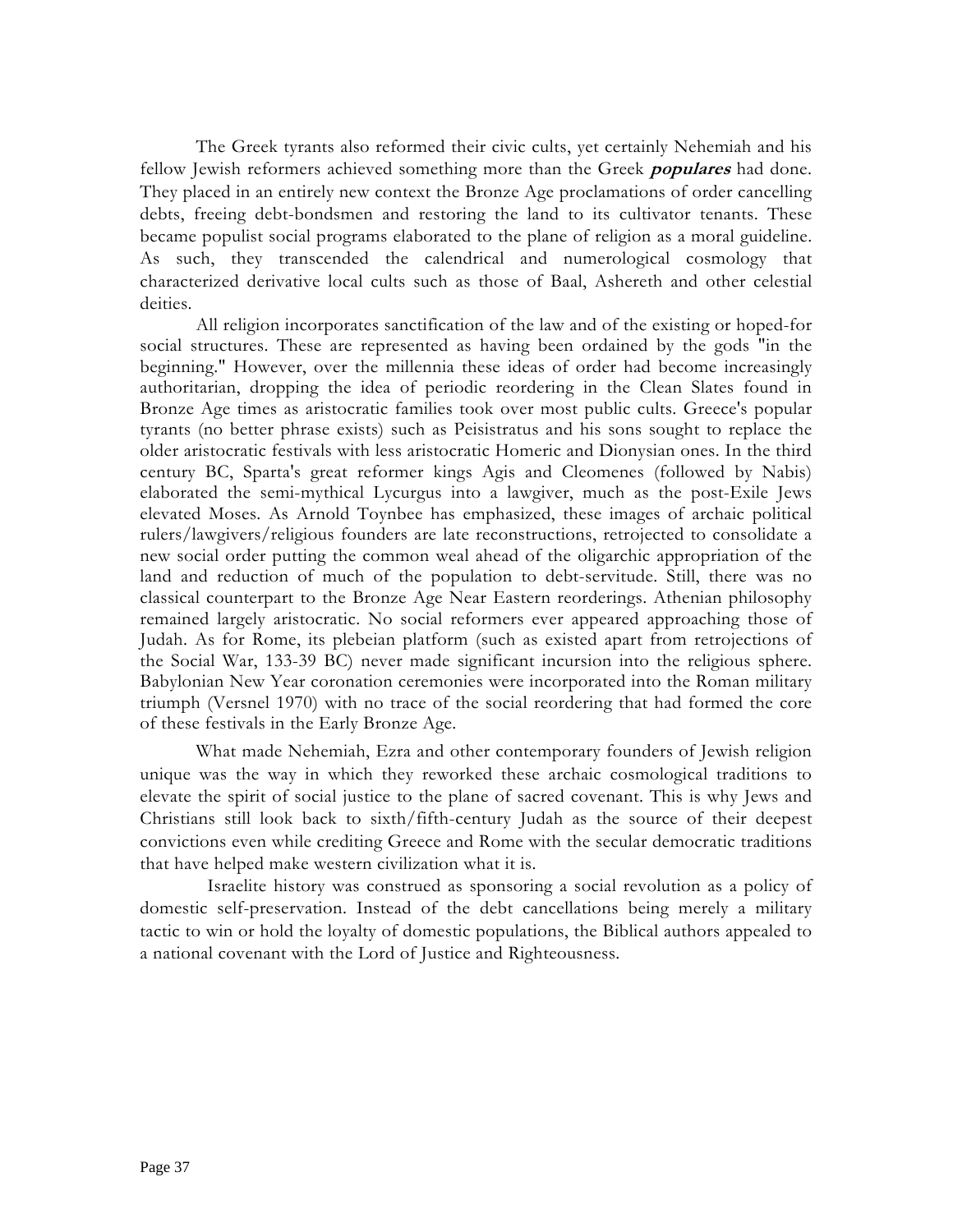The Greek tyrants also reformed their civic cults, yet certainly Nehemiah and his fellow Jewish reformers achieved something more than the Greek ***populares*** had done. They placed in an entirely new context the Bronze Age proclamations of order cancelling debts, freeing debt-bondsmen and restoring the land to its cultivator tenants. These became populist social programs elaborated to the plane of religion as a moral guideline. As such, they transcended the calendrical and numerological cosmology that characterized derivative local cults such as those of Baal, Ashereth and other celestial deities.

All religion incorporates sanctification of the law and of the existing or hoped-for social structures. These are represented as having been ordained by the gods "in the beginning." However, over the millennia these ideas of order had become increasingly authoritarian, dropping the idea of periodic reordering in the Clean Slates found in Bronze Age times as aristocratic families took over most public cults. Greece's popular tyrants (no better phrase exists) such as Peisistratus and his sons sought to replace the older aristocratic festivals with less aristocratic Homeric and Dionysian ones. In the third century BC, Sparta's great reformer kings Agis and Cleomenes (followed by Nabis) elaborated the semi-mythical Lycurgus into a lawgiver, much as the post-Exile Jews elevated Moses. As Arnold Toynbee has emphasized, these images of archaic political rulers/lawgivers/religious founders are late reconstructions, retrojected to consolidate a new social order putting the common weal ahead of the oligarchic appropriation of the land and reduction of much of the population to debt-servitude. Still, there was no classical counterpart to the Bronze Age Near Eastern reorderings. Athenian philosophy remained largely aristocratic. No social reformers ever appeared approaching those of Judah. As for Rome, its plebeian platform (such as existed apart from retrojections of the Social War, 133-39 BC) never made significant incursion into the religious sphere. Babylonian New Year coronation ceremonies were incorporated into the Roman military triumph (Versnel 1970) with no trace of the social reordering that had formed the core of these festivals in the Early Bronze Age.

What made Nehemiah, Ezra and other contemporary founders of Jewish religion unique was the way in which they reworked these archaic cosmological traditions to elevate the spirit of social justice to the plane of sacred covenant. This is why Jews and Christians still look back to sixth/fifth-century Judah as the source of their deepest convictions even while crediting Greece and Rome with the secular democratic traditions that have helped make western civilization what it is.

Israelite history was construed as sponsoring a social revolution as a policy of domestic self-preservation. Instead of the debt cancellations being merely a military tactic to win or hold the loyalty of domestic populations, the Biblical authors appealed to a national covenant with the Lord of Justice and Righteousness.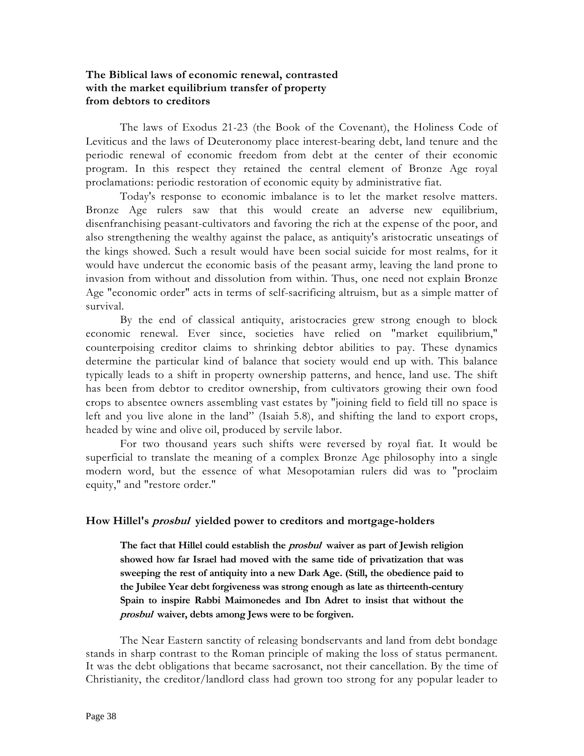### The Biblical laws of economic renewal, contrasted with the market equilibrium transfer of property from debtors to creditors

The laws of Exodus 21-23 (the Book of the Covenant), the Holiness Code of Leviticus and the laws of Deuteronomy place interest-bearing debt, land tenure and the periodic renewal of economic freedom from debt at the center of their economic program. In this respect they retained the central element of Bronze Age royal proclamations: periodic restoration of economic equity by administrative fiat.

Today's response to economic imbalance is to let the market resolve matters. Bronze Age rulers saw that this would create an adverse new equilibrium, disenfranchising peasant-cultivators and favoring the rich at the expense of the poor, and also strengthening the wealthy against the palace, as antiquity's aristocratic unseatings of the kings showed. Such a result would have been social suicide for most realms, for it would have undercut the economic basis of the peasant army, leaving the land prone to invasion from without and dissolution from within. Thus, one need not explain Bronze Age "economic order" acts in terms of self-sacrificing altruism, but as a simple matter of survival.

By the end of classical antiquity, aristocracies grew strong enough to block economic renewal. Ever since, societies have relied on "market equilibrium," counterpoising creditor claims to shrinking debtor abilities to pay. These dynamics determine the particular kind of balance that society would end up with. This balance typically leads to a shift in property ownership patterns, and hence, land use. The shift has been from debtor to creditor ownership, from cultivators growing their own food crops to absentee owners assembling vast estates by "joining field to field till no space is left and you live alone in the land" (Isaiah 5.8), and shifting the land to export crops, headed by wine and olive oil, produced by servile labor.

For two thousand years such shifts were reversed by royal fiat. It would be superficial to translate the meaning of a complex Bronze Age philosophy into a single modern word, but the essence of what Mesopotamian rulers did was to "proclaim equity," and "restore order."

### How Hillel's *prosbul* yielded power to creditors and mortgage-holders

> **The fact that Hillel could establish the *prosbul* waiver as part of Jewish religion showed how far Israel had moved with the same tide of privatization that was sweeping the rest of antiquity into a new Dark Age. (Still, the obedience paid to the Jubilee Year debt forgiveness was strong enough as late as thirteenth-century Spain to inspire Rabbi Maimonedes and Ibn Adret to insist that without the *prosbul* waiver, debts among Jews were to be forgiven.**

The Near Eastern sanctity of releasing bondservants and land from debt bondage stands in sharp contrast to the Roman principle of making the loss of status permanent. It was the debt obligations that became sacrosanct, not their cancellation. By the time of Christianity, the creditor/landlord class had grown too strong for any popular leader to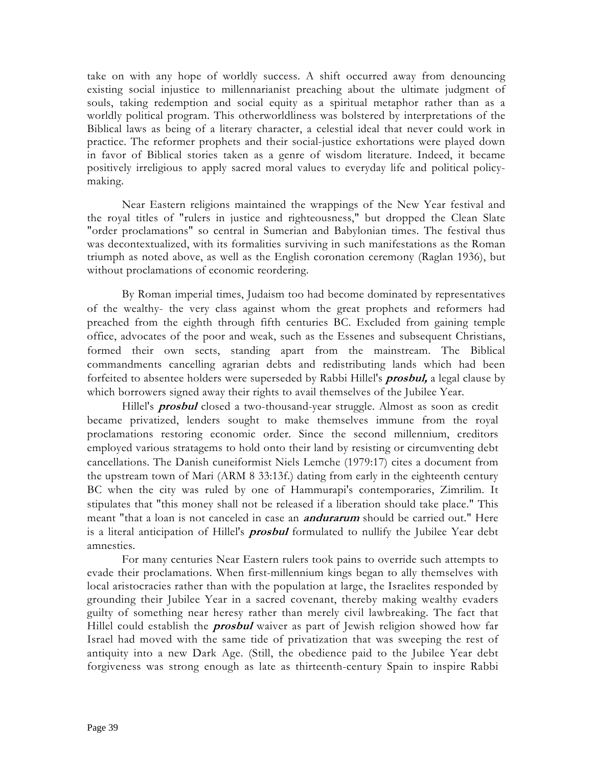take on with any hope of worldly success. A shift occurred away from denouncing existing social injustice to millennarianist preaching about the ultimate judgment of souls, taking redemption and social equity as a spiritual metaphor rather than as a worldly political program. This otherworldliness was bolstered by interpretations of the Biblical laws as being of a literary character, a celestial ideal that never could work in practice. The reformer prophets and their social-justice exhortations were played down in favor of Biblical stories taken as a genre of wisdom literature. Indeed, it became positively irreligious to apply sacred moral values to everyday life and political policy-making.

Near Eastern religions maintained the wrappings of the New Year festival and the royal titles of "rulers in justice and righteousness," but dropped the Clean Slate "order proclamations" so central in Sumerian and Babylonian times. The festival thus was decontextualized, with its formalities surviving in such manifestations as the Roman triumph as noted above, as well as the English coronation ceremony (Raglan 1936), but without proclamations of economic reordering.

By Roman imperial times, Judaism too had become dominated by representatives of the wealthy- the very class against whom the great prophets and reformers had preached from the eighth through fifth centuries BC. Excluded from gaining temple office, advocates of the poor and weak, such as the Essenes and subsequent Christians, formed their own sects, standing apart from the mainstream. The Biblical commandments cancelling agrarian debts and redistributing lands which had been forfeited to absentee holders were superseded by Rabbi Hillel's ***prosbul,*** a legal clause by which borrowers signed away their rights to avail themselves of the Jubilee Year.

Hillel's ***prosbul*** closed a two-thousand-year struggle. Almost as soon as credit became privatized, lenders sought to make themselves immune from the royal proclamations restoring economic order. Since the second millennium, creditors employed various stratagems to hold onto their land by resisting or circumventing debt cancellations. The Danish cuneiformist Niels Lemche (1979:17) cites a document from the upstream town of Mari (ARM 8 33:13f.) dating from early in the eighteenth century BC when the city was ruled by one of Hammurapi's contemporaries, Zimrilim. It stipulates that "this money shall not be released if a liberation should take place." This meant "that a loan is not canceled in case an ***andurarum*** should be carried out." Here is a literal anticipation of Hillel's ***prosbul*** formulated to nullify the Jubilee Year debt amnesties.

For many centuries Near Eastern rulers took pains to override such attempts to evade their proclamations. When first-millennium kings began to ally themselves with local aristocracies rather than with the population at large, the Israelites responded by grounding their Jubilee Year in a sacred covenant, thereby making wealthy evaders guilty of something near heresy rather than merely civil lawbreaking. The fact that Hillel could establish the ***prosbul*** waiver as part of Jewish religion showed how far Israel had moved with the same tide of privatization that was sweeping the rest of antiquity into a new Dark Age. (Still, the obedience paid to the Jubilee Year debt forgiveness was strong enough as late as thirteenth-century Spain to inspire Rabbi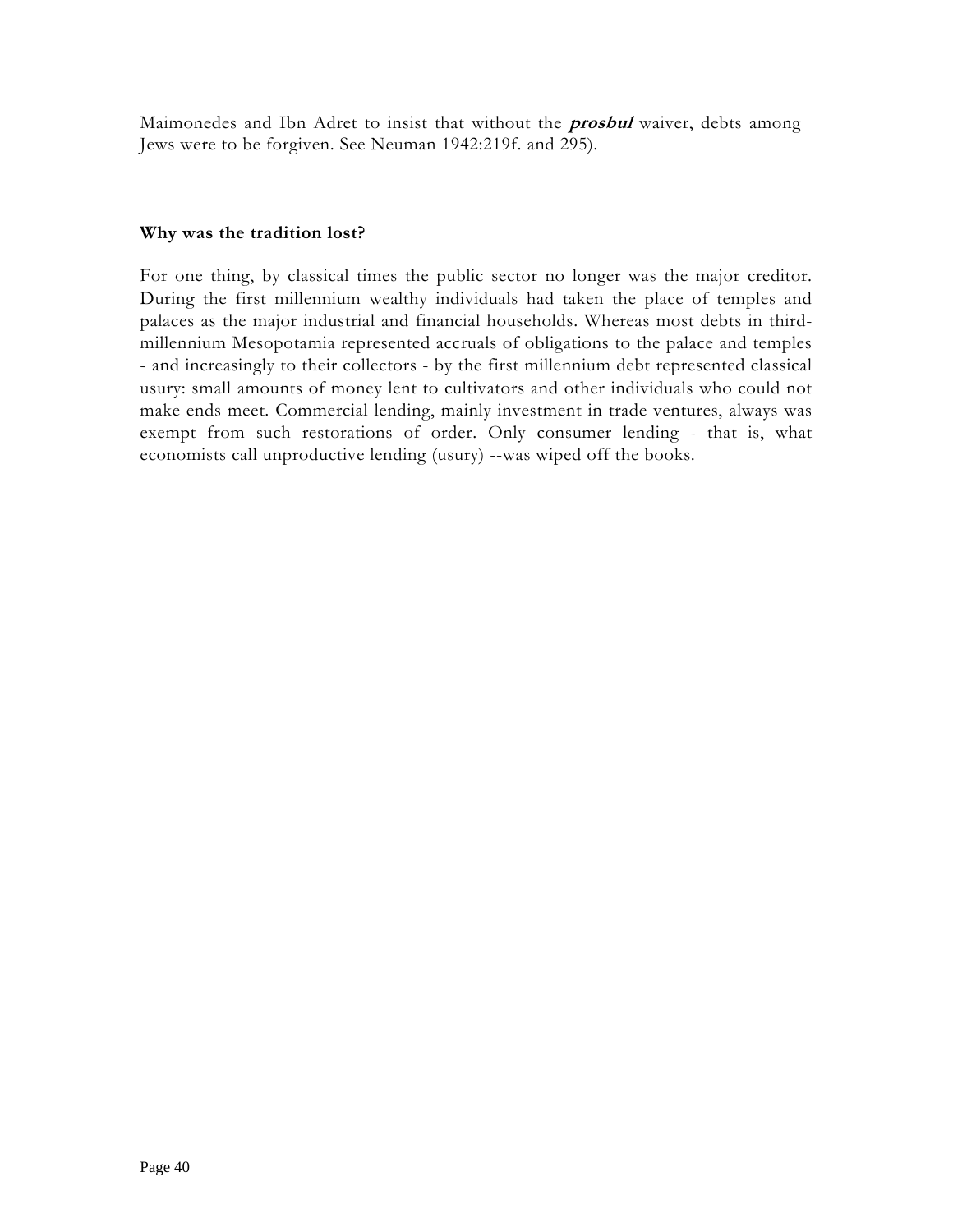Maimonedes and Ibn Adret to insist that without the ***prosbul*** waiver, debts among Jews were to be forgiven. See Neuman 1942:219f. and 295).

**Why was the tradition lost?**

For one thing, by classical times the public sector no longer was the major creditor. During the first millennium wealthy individuals had taken the place of temples and palaces as the major industrial and financial households. Whereas most debts in third-millennium Mesopotamia represented accruals of obligations to the palace and temples - and increasingly to their collectors - by the first millennium debt represented classical usury: small amounts of money lent to cultivators and other individuals who could not make ends meet. Commercial lending, mainly investment in trade ventures, always was exempt from such restorations of order. Only consumer lending - that is, what economists call unproductive lending (usury) --was wiped off the books.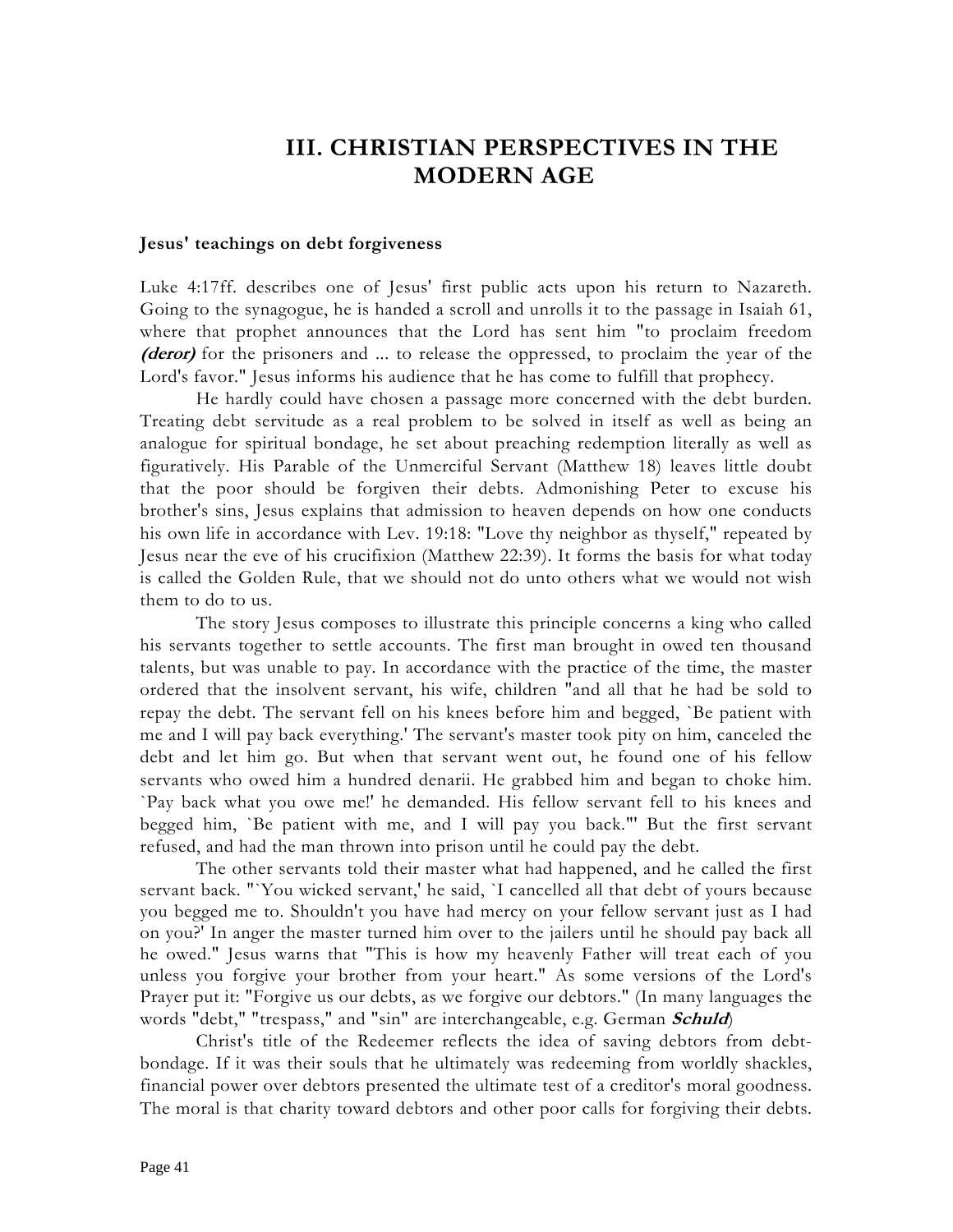# III. CHRISTIAN PERSPECTIVES IN THE MODERN AGE

### Jesus' teachings on debt forgiveness

Luke 4:17ff. describes one of Jesus' first public acts upon his return to Nazareth. Going to the synagogue, he is handed a scroll and unrolls it to the passage in Isaiah 61, where that prophet announces that the Lord has sent him "to proclaim freedom ***(deror)*** for the prisoners and ... to release the oppressed, to proclaim the year of the Lord's favor." Jesus informs his audience that he has come to fulfill that prophecy.

He hardly could have chosen a passage more concerned with the debt burden. Treating debt servitude as a real problem to be solved in itself as well as being an analogue for spiritual bondage, he set about preaching redemption literally as well as figuratively. His Parable of the Unmerciful Servant (Matthew 18) leaves little doubt that the poor should be forgiven their debts. Admonishing Peter to excuse his brother's sins, Jesus explains that admission to heaven depends on how one conducts his own life in accordance with Lev. 19:18: "Love thy neighbor as thyself," repeated by Jesus near the eve of his crucifixion (Matthew 22:39). It forms the basis for what today is called the Golden Rule, that we should not do unto others what we would not wish them to do to us.

The story Jesus composes to illustrate this principle concerns a king who called his servants together to settle accounts. The first man brought in owed ten thousand talents, but was unable to pay. In accordance with the practice of the time, the master ordered that the insolvent servant, his wife, children "and all that he had be sold to repay the debt. The servant fell on his knees before him and begged, `Be patient with me and I will pay back everything.' The servant's master took pity on him, canceled the debt and let him go. But when that servant went out, he found one of his fellow servants who owed him a hundred denarii. He grabbed him and began to choke him. `Pay back what you owe me!' he demanded. His fellow servant fell to his knees and begged him, `Be patient with me, and I will pay you back.'" But the first servant refused, and had the man thrown into prison until he could pay the debt.

The other servants told their master what had happened, and he called the first servant back. "`You wicked servant,' he said, `I cancelled all that debt of yours because you begged me to. Shouldn't you have had mercy on your fellow servant just as I had on you?' In anger the master turned him over to the jailers until he should pay back all he owed." Jesus warns that "This is how my heavenly Father will treat each of you unless you forgive your brother from your heart." As some versions of the Lord's Prayer put it: "Forgive us our debts, as we forgive our debtors." (In many languages the words "debt," "trespass," and "sin" are interchangeable, e.g. German ***Schuld***)

Christ's title of the Redeemer reflects the idea of saving debtors from debt-bondage. If it was their souls that he ultimately was redeeming from worldly shackles, financial power over debtors presented the ultimate test of a creditor's moral goodness. The moral is that charity toward debtors and other poor calls for forgiving their debts.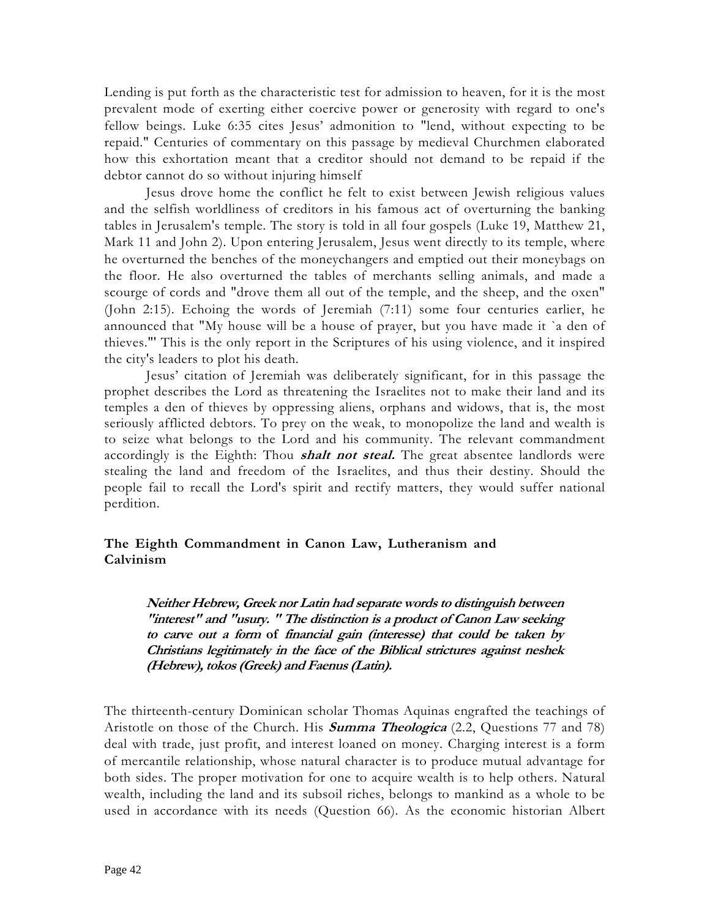Lending is put forth as the characteristic test for admission to heaven, for it is the most prevalent mode of exerting either coercive power or generosity with regard to one's fellow beings. Luke 6:35 cites Jesus' admonition to "lend, without expecting to be repaid." Centuries of commentary on this passage by medieval Churchmen elaborated how this exhortation meant that a creditor should not demand to be repaid if the debtor cannot do so without injuring himself

Jesus drove home the conflict he felt to exist between Jewish religious values and the selfish worldliness of creditors in his famous act of overturning the banking tables in Jerusalem's temple. The story is told in all four gospels (Luke 19, Matthew 21, Mark 11 and John 2). Upon entering Jerusalem, Jesus went directly to its temple, where he overturned the benches of the moneychangers and emptied out their moneybags on the floor. He also overturned the tables of merchants selling animals, and made a scourge of cords and "drove them all out of the temple, and the sheep, and the oxen" (John 2:15). Echoing the words of Jeremiah (7:11) some four centuries earlier, he announced that "My house will be a house of prayer, but you have made it `a den of thieves.'" This is the only report in the Scriptures of his using violence, and it inspired the city's leaders to plot his death.

Jesus' citation of Jeremiah was deliberately significant, for in this passage the prophet describes the Lord as threatening the Israelites not to make their land and its temples a den of thieves by oppressing aliens, orphans and widows, that is, the most seriously afflicted debtors. To prey on the weak, to monopolize the land and wealth is to seize what belongs to the Lord and his community. The relevant commandment accordingly is the Eighth: Thou ***shalt not steal.*** The great absentee landlords were stealing the land and freedom of the Israelites, and thus their destiny. Should the people fail to recall the Lord's spirit and rectify matters, they would suffer national perdition.

### The Eighth Commandment in Canon Law, Lutheranism and Calvinism

> ***Neither Hebrew, Greek nor Latin had separate words to distinguish between "interest" and "usury. " The distinction is a product of Canon Law seeking to carve out a form of financial gain (interesse) that could be taken by Christians legitimately in the face of the Biblical strictures against neshek (Hebrew), tokos (Greek) and Faenus (Latin).***

The thirteenth-century Dominican scholar Thomas Aquinas engrafted the teachings of Aristotle on those of the Church. His ***Summa Theologica*** (2.2, Questions 77 and 78) deal with trade, just profit, and interest loaned on money. Charging interest is a form of mercantile relationship, whose natural character is to produce mutual advantage for both sides. The proper motivation for one to acquire wealth is to help others. Natural wealth, including the land and its subsoil riches, belongs to mankind as a whole to be used in accordance with its needs (Question 66). As the economic historian Albert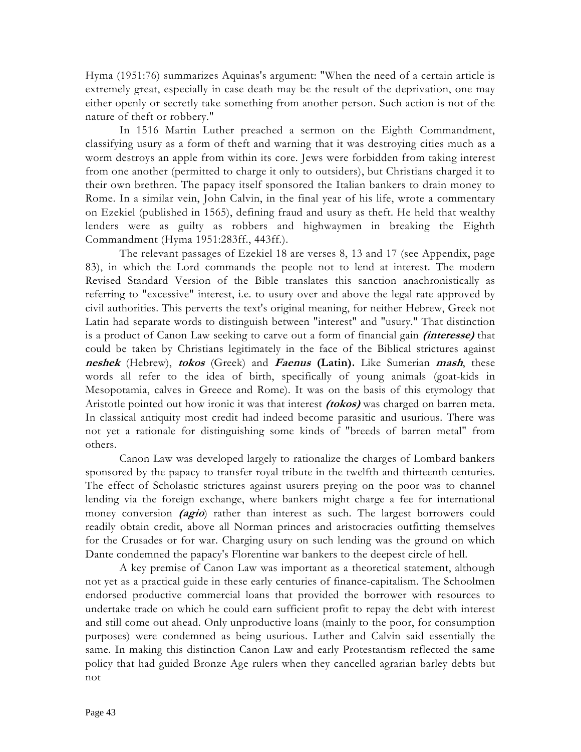Hyma (1951:76) summarizes Aquinas's argument: "When the need of a certain article is extremely great, especially in case death may be the result of the deprivation, one may either openly or secretly take something from another person. Such action is not of the nature of theft or robbery."

In 1516 Martin Luther preached a sermon on the Eighth Commandment, classifying usury as a form of theft and warning that it was destroying cities much as a worm destroys an apple from within its core. Jews were forbidden from taking interest from one another (permitted to charge it only to outsiders), but Christians charged it to their own brethren. The papacy itself sponsored the Italian bankers to drain money to Rome. In a similar vein, John Calvin, in the final year of his life, wrote a commentary on Ezekiel (published in 1565), defining fraud and usury as theft. He held that wealthy lenders were as guilty as robbers and highwaymen in breaking the Eighth Commandment (Hyma 1951:283ff., 443ff.).

The relevant passages of Ezekiel 18 are verses 8, 13 and 17 (see Appendix, page 83), in which the Lord commands the people not to lend at interest. The modern Revised Standard Version of the Bible translates this sanction anachronistically as referring to "excessive" interest, i.e. to usury over and above the legal rate approved by civil authorities. This perverts the text's original meaning, for neither Hebrew, Greek not Latin had separate words to distinguish between "interest" and "usury." That distinction is a product of Canon Law seeking to carve out a form of financial gain ***(interesse)*** that could be taken by Christians legitimately in the face of the Biblical strictures against ***neshek*** (Hebrew), ***tokos*** (Greek) and ***Faenus* (Latin).** Like Sumerian ***mash***, these words all refer to the idea of birth, specifically of young animals (goat-kids in Mesopotamia, calves in Greece and Rome). It was on the basis of this etymology that Aristotle pointed out how ironic it was that interest ***(tokos)*** was charged on barren meta. In classical antiquity most credit had indeed become parasitic and usurious. There was not yet a rationale for distinguishing some kinds of "breeds of barren metal" from others.

Canon Law was developed largely to rationalize the charges of Lombard bankers sponsored by the papacy to transfer royal tribute in the twelfth and thirteenth centuries. The effect of Scholastic strictures against usurers preying on the poor was to channel lending via the foreign exchange, where bankers might charge a fee for international money conversion ***(agio)*** rather than interest as such. The largest borrowers could readily obtain credit, above all Norman princes and aristocracies outfitting themselves for the Crusades or for war. Charging usury on such lending was the ground on which Dante condemned the papacy's Florentine war bankers to the deepest circle of hell.

A key premise of Canon Law was important as a theoretical statement, although not yet as a practical guide in these early centuries of finance-capitalism. The Schoolmen endorsed productive commercial loans that provided the borrower with resources to undertake trade on which he could earn sufficient profit to repay the debt with interest and still come out ahead. Only unproductive loans (mainly to the poor, for consumption purposes) were condemned as being usurious. Luther and Calvin said essentially the same. In making this distinction Canon Law and early Protestantism reflected the same policy that had guided Bronze Age rulers when they cancelled agrarian barley debts but not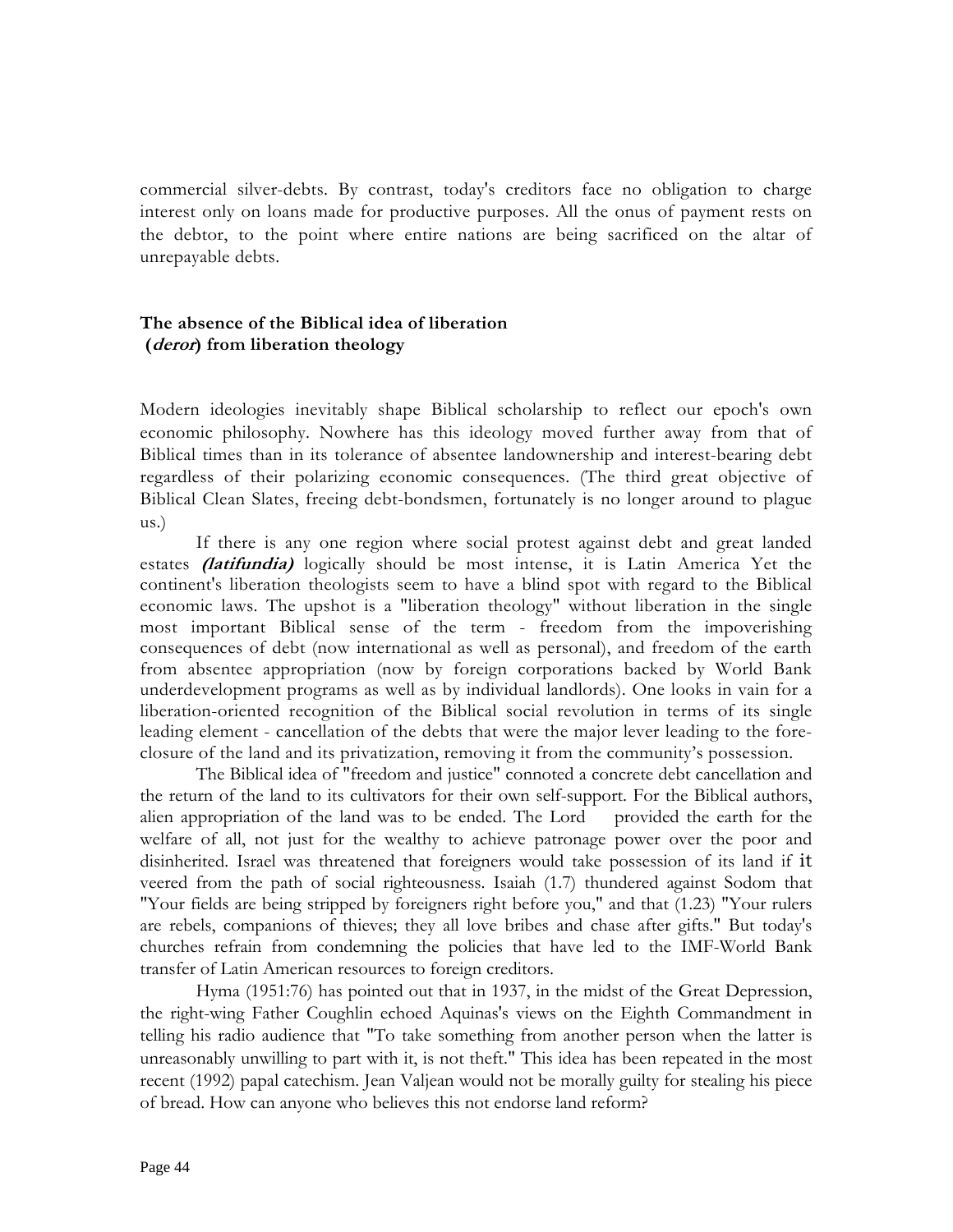commercial silver-debts. By contrast, today's creditors face no obligation to charge interest only on loans made for productive purposes. All the onus of payment rests on the debtor, to the point where entire nations are being sacrificed on the altar of unrepayable debts.

### The absence of the Biblical idea of liberation (*deror*) from liberation theology

Modern ideologies inevitably shape Biblical scholarship to reflect our epoch's own economic philosophy. Nowhere has this ideology moved further away from that of Biblical times than in its tolerance of absentee landownership and interest-bearing debt regardless of their polarizing economic consequences. (The third great objective of Biblical Clean Slates, freeing debt-bondsmen, fortunately is no longer around to plague us.)

If there is any one region where social protest against debt and great landed estates ***(latifundia)*** logically should be most intense, it is Latin America Yet the continent's liberation theologists seem to have a blind spot with regard to the Biblical economic laws. The upshot is a "liberation theology" without liberation in the single most important Biblical sense of the term - freedom from the impoverishing consequences of debt (now international as well as personal), and freedom of the earth from absentee appropriation (now by foreign corporations backed by World Bank underdevelopment programs as well as by individual landlords). One looks in vain for a liberation-oriented recognition of the Biblical social revolution in terms of its single leading element - cancellation of the debts that were the major lever leading to the fore-closure of the land and its privatization, removing it from the community's possession.

The Biblical idea of "freedom and justice" connoted a concrete debt cancellation and the return of the land to its cultivators for their own self-support. For the Biblical authors, alien appropriation of the land was to be ended. The Lord provided the earth for the welfare of all, not just for the wealthy to achieve patronage power over the poor and disinherited. Israel was threatened that foreigners would take possession of its land if it veered from the path of social righteousness. Isaiah (1.7) thundered against Sodom that "Your fields are being stripped by foreigners right before you," and that (1.23) "Your rulers are rebels, companions of thieves; they all love bribes and chase after gifts." But today's churches refrain from condemning the policies that have led to the IMF-World Bank transfer of Latin American resources to foreign creditors.

Hyma (1951:76) has pointed out that in 1937, in the midst of the Great Depression, the right-wing Father Coughlin echoed Aquinas's views on the Eighth Commandment in telling his radio audience that "To take something from another person when the latter is unreasonably unwilling to part with it, is not theft." This idea has been repeated in the most recent (1992) papal catechism. Jean Valjean would not be morally guilty for stealing his piece of bread. How can anyone who believes this not endorse land reform?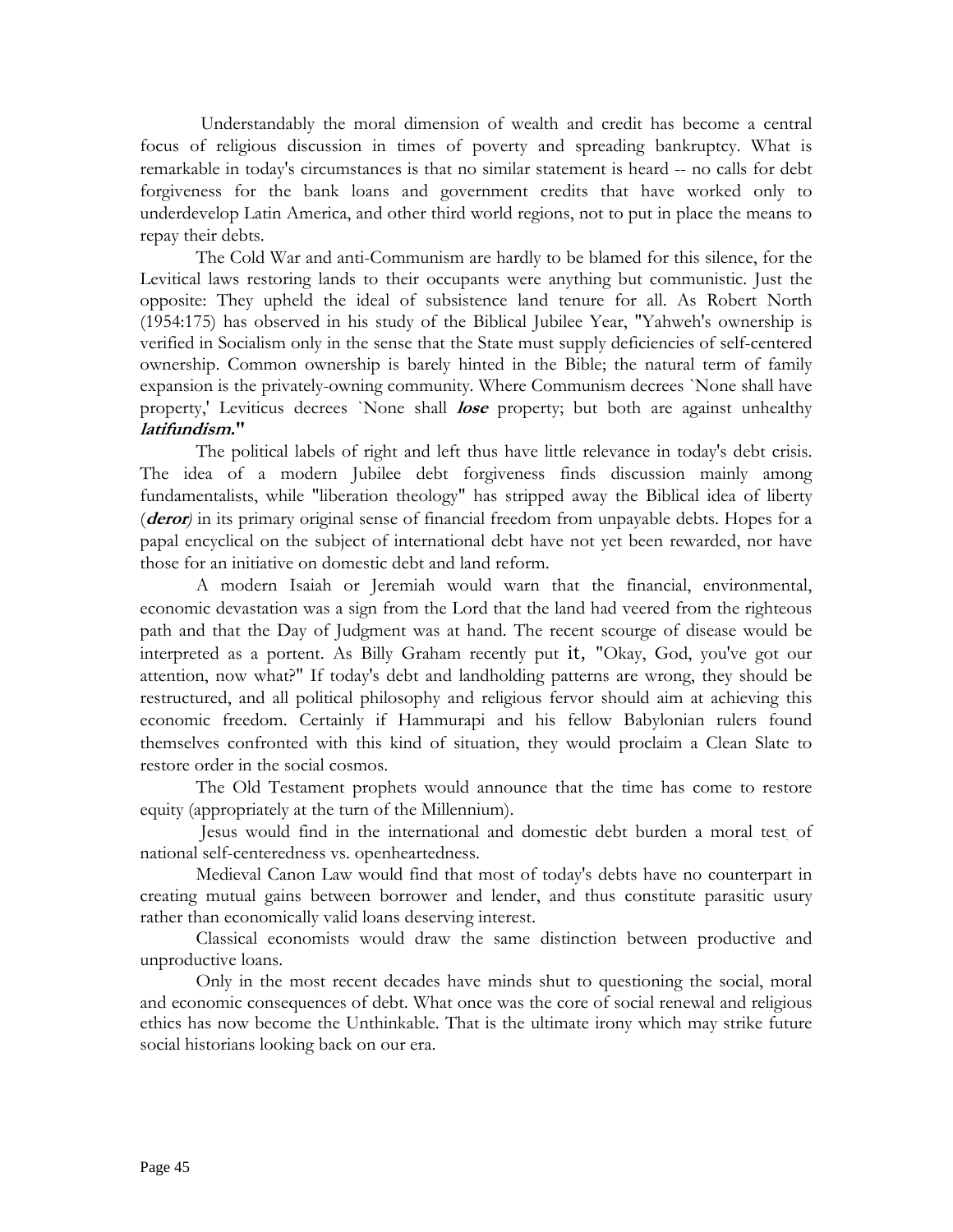Understandably the moral dimension of wealth and credit has become a central focus of religious discussion in times of poverty and spreading bankruptcy. What is remarkable in today's circumstances is that no similar statement is heard -- no calls for debt forgiveness for the bank loans and government credits that have worked only to underdevelop Latin America, and other third world regions, not to put in place the means to repay their debts.

The Cold War and anti-Communism are hardly to be blamed for this silence, for the Levitical laws restoring lands to their occupants were anything but communistic. Just the opposite: They upheld the ideal of subsistence land tenure for all. As Robert North (1954:175) has observed in his study of the Biblical Jubilee Year, "Yahweh's ownership is verified in Socialism only in the sense that the State must supply deficiencies of self-centered ownership. Common ownership is barely hinted in the Bible; the natural term of family expansion is the privately-owning community. Where Communism decrees `None shall have property,' Leviticus decrees `None shall ***lose*** property; but both are against unhealthy ***latifundism.***"

The political labels of right and left thus have little relevance in today's debt crisis. The idea of a modern Jubilee debt forgiveness finds discussion mainly among fundamentalists, while "liberation theology" has stripped away the Biblical idea of liberty (***deror***) in its primary original sense of financial freedom from unpayable debts. Hopes for a papal encyclical on the subject of international debt have not yet been rewarded, nor have those for an initiative on domestic debt and land reform.

A modern Isaiah or Jeremiah would warn that the financial, environmental, economic devastation was a sign from the Lord that the land had veered from the righteous path and that the Day of Judgment was at hand. The recent scourge of disease would be interpreted as a portent. As Billy Graham recently put it, "Okay, God, you've got our attention, now what?" If today's debt and landholding patterns are wrong, they should be restructured, and all political philosophy and religious fervor should aim at achieving this economic freedom. Certainly if Hammurapi and his fellow Babylonian rulers found themselves confronted with this kind of situation, they would proclaim a Clean Slate to restore order in the social cosmos.

The Old Testament prophets would announce that the time has come to restore equity (appropriately at the turn of the Millennium).

Jesus would find in the international and domestic debt burden a moral test of national self-centeredness vs. openheartedness.

Medieval Canon Law would find that most of today's debts have no counterpart in creating mutual gains between borrower and lender, and thus constitute parasitic usury rather than economically valid loans deserving interest.

Classical economists would draw the same distinction between productive and unproductive loans.

Only in the most recent decades have minds shut to questioning the social, moral and economic consequences of debt. What once was the core of social renewal and religious ethics has now become the Unthinkable. That is the ultimate irony which may strike future social historians looking back on our era.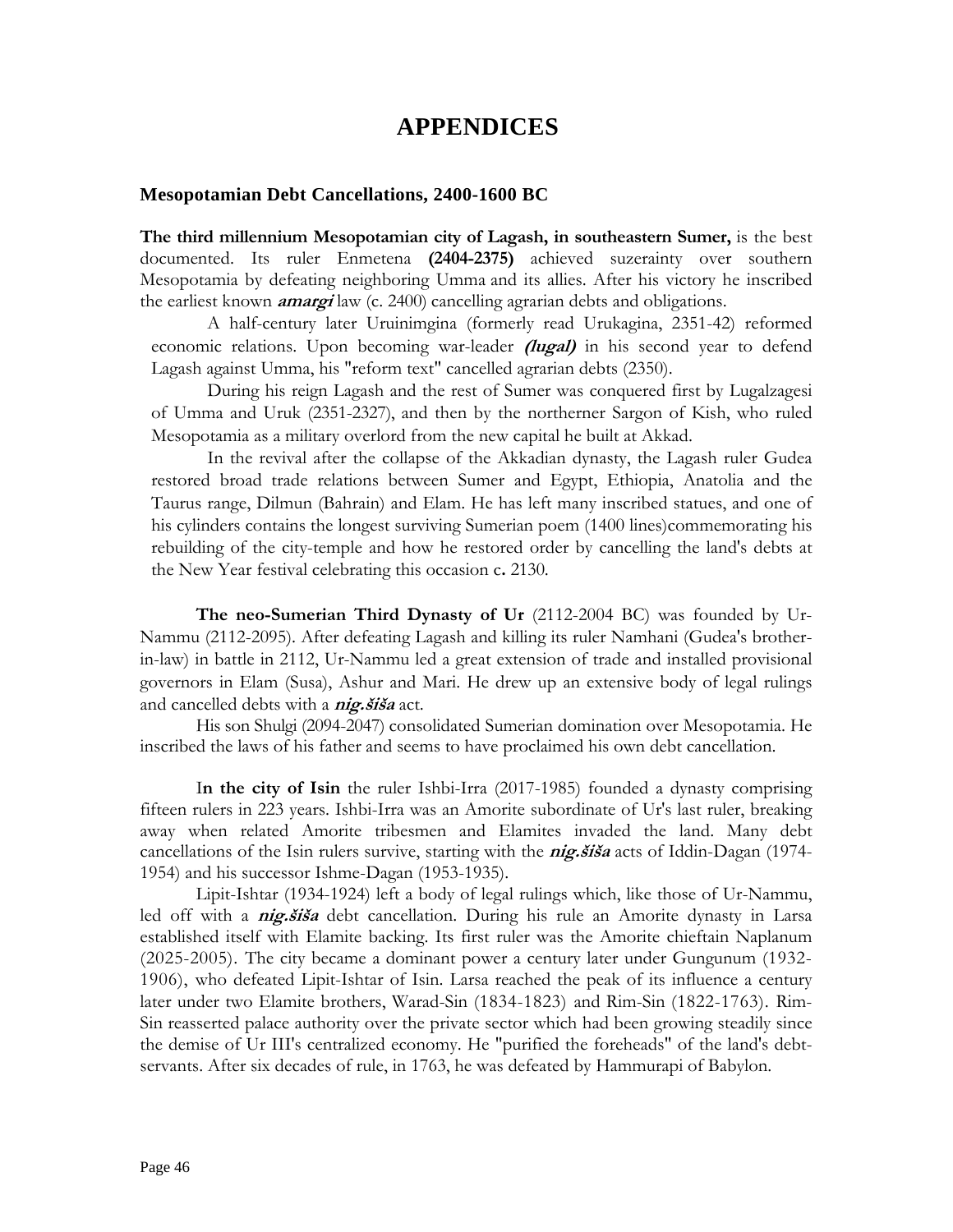# APPENDICES

### Mesopotamian Debt Cancellations, 2400-1600 BC

**The third millennium Mesopotamian city of Lagash, in southeastern Sumer,** is the best documented. Its ruler Enmetena **(2404-2375)** achieved suzerainty over southern Mesopotamia by defeating neighboring Umma and its allies. After his victory he inscribed the earliest known ***amargi*** law (c. 2400) cancelling agrarian debts and obligations.

A half-century later Uruinimgina (formerly read Urukagina, 2351-42) reformed economic relations. Upon becoming war-leader ***(lugal)*** in his second year to defend Lagash against Umma, his "reform text" cancelled agrarian debts (2350).

During his reign Lagash and the rest of Sumer was conquered first by Lugalzagesi of Umma and Uruk (2351-2327), and then by the northerner Sargon of Kish, who ruled Mesopotamia as a military overlord from the new capital he built at Akkad.

In the revival after the collapse of the Akkadian dynasty, the Lagash ruler Gudea restored broad trade relations between Sumer and Egypt, Ethiopia, Anatolia and the Taurus range, Dilmun (Bahrain) and Elam. He has left many inscribed statues, and one of his cylinders contains the longest surviving Sumerian poem (1400 lines)commemorating his rebuilding of the city-temple and how he restored order by cancelling the land's debts at the New Year festival celebrating this occasion c**.** 2130.

**The neo-Sumerian Third Dynasty of Ur** (2112-2004 BC) was founded by Ur-Nammu (2112-2095). After defeating Lagash and killing its ruler Namhani (Gudea's brother-in-law) in battle in 2112, Ur-Nammu led a great extension of trade and installed provisional governors in Elam (Susa), Ashur and Mari. He drew up an extensive body of legal rulings and cancelled debts with a ***nig.šiša*** act.

His son Shulgi (2094-2047) consolidated Sumerian domination over Mesopotamia. He inscribed the laws of his father and seems to have proclaimed his own debt cancellation.

I**n the city of Isin** the ruler Ishbi-Irra (2017-1985) founded a dynasty comprising fifteen rulers in 223 years. Ishbi-Irra was an Amorite subordinate of Ur's last ruler, breaking away when related Amorite tribesmen and Elamites invaded the land. Many debt cancellations of the Isin rulers survive, starting with the ***nig.šiša*** acts of Iddin-Dagan (1974-1954) and his successor Ishme-Dagan (1953-1935).

Lipit-Ishtar (1934-1924) left a body of legal rulings which, like those of Ur-Nammu, led off with a ***nig.šiša*** debt cancellation. During his rule an Amorite dynasty in Larsa established itself with Elamite backing. Its first ruler was the Amorite chieftain Naplanum (2025-2005). The city became a dominant power a century later under Gungunum (1932-1906), who defeated Lipit-Ishtar of Isin. Larsa reached the peak of its influence a century later under two Elamite brothers, Warad-Sin (1834-1823) and Rim-Sin (1822-1763). Rim-Sin reasserted palace authority over the private sector which had been growing steadily since the demise of Ur III's centralized economy. He "purified the foreheads" of the land's debt-servants. After six decades of rule, in 1763, he was defeated by Hammurapi of Babylon.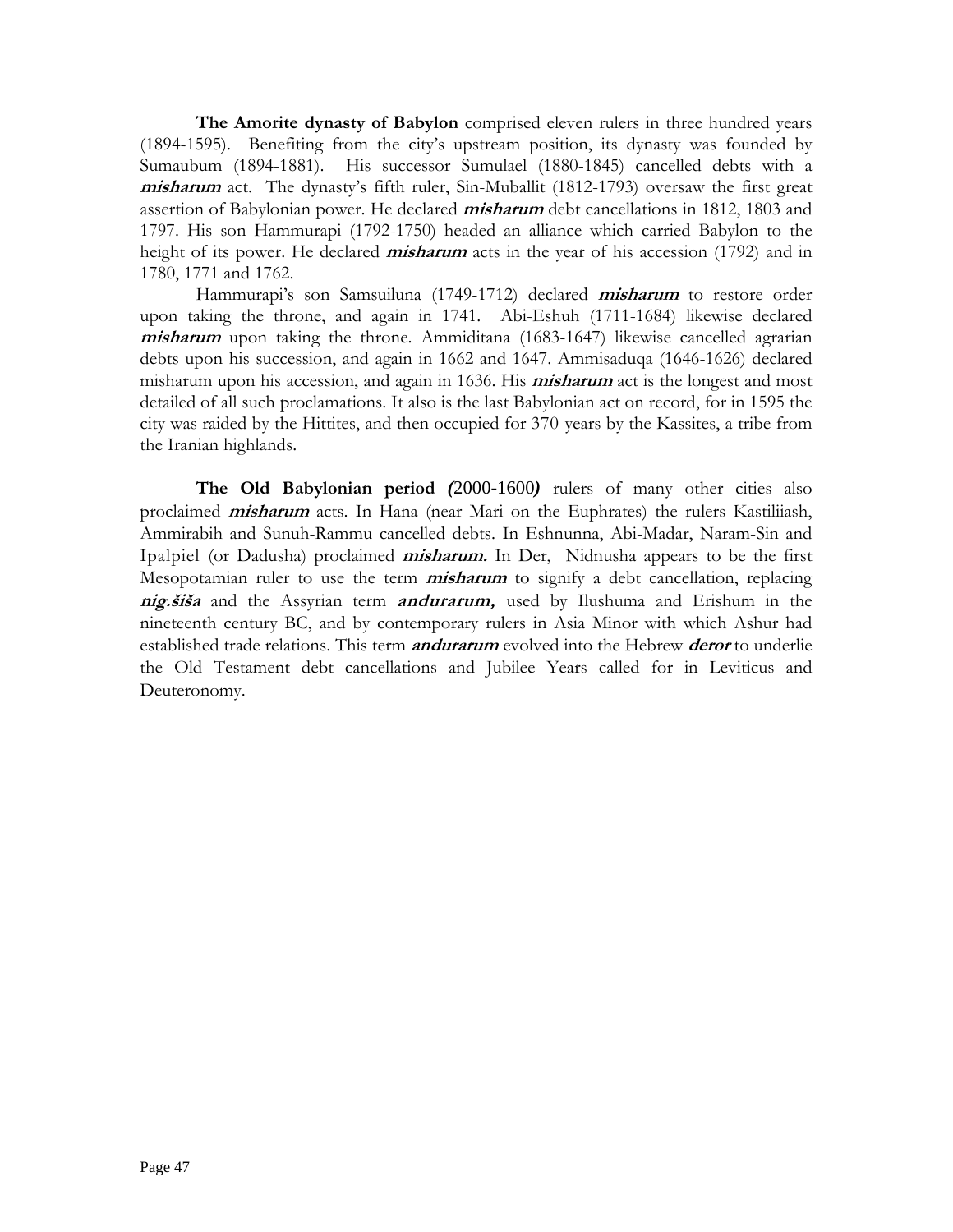**The Amorite dynasty of Babylon** comprised eleven rulers in three hundred years (1894-1595). Benefiting from the city's upstream position, its dynasty was founded by Sumaubum (1894-1881). His successor Sumulael (1880-1845) cancelled debts with a ***misharum*** act. The dynasty's fifth ruler, Sin-Muballit (1812-1793) oversaw the first great assertion of Babylonian power. He declared ***misharum*** debt cancellations in 1812, 1803 and 1797. His son Hammurapi (1792-1750) headed an alliance which carried Babylon to the height of its power. He declared ***misharum*** acts in the year of his accession (1792) and in 1780, 1771 and 1762.

Hammurapi's son Samsuiluna (1749-1712) declared ***misharum*** to restore order upon taking the throne, and again in 1741. Abi-Eshuh (1711-1684) likewise declared ***misharum*** upon taking the throne. Ammiditana (1683-1647) likewise cancelled agrarian debts upon his succession, and again in 1662 and 1647. Ammisaduqa (1646-1626) declared misharum upon his accession, and again in 1636. His ***misharum*** act is the longest and most detailed of all such proclamations. It also is the last Babylonian act on record, for in 1595 the city was raided by the Hittites, and then occupied for 370 years by the Kassites, a tribe from the Iranian highlands.

**The Old Babylonian period *(*2000-1600*)*** rulers of many other cities also proclaimed ***misharum*** acts. In Hana (near Mari on the Euphrates) the rulers Kastiliiash, Ammirabih and Sunuh-Rammu cancelled debts. In Eshnunna, Abi-Madar, Naram-Sin and Ipalpiel (or Dadusha) proclaimed ***misharum.*** In Der, Nidnusha appears to be the first Mesopotamian ruler to use the term ***misharum*** to signify a debt cancellation, replacing ***nig.šiša*** and the Assyrian term ***andurarum,*** used by Ilushuma and Erishum in the nineteenth century BC, and by contemporary rulers in Asia Minor with which Ashur had established trade relations. This term ***andurarum*** evolved into the Hebrew ***deror*** to underlie the Old Testament debt cancellations and Jubilee Years called for in Leviticus and Deuteronomy.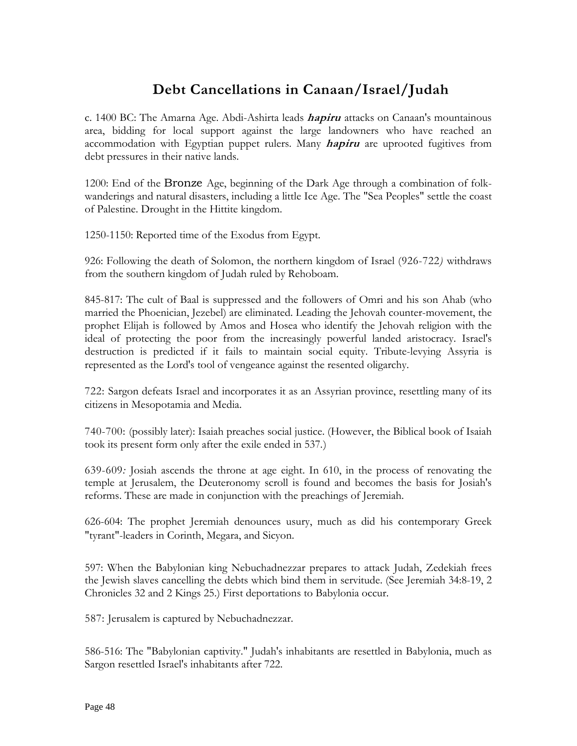## Debt Cancellations in Canaan/Israel/Judah

c. 1400 BC: The Amarna Age. Abdi-Ashirta leads ***hapiru*** attacks on Canaan's mountainous area, bidding for local support against the large landowners who have reached an accommodation with Egyptian puppet rulers. Many ***hapiru*** are uprooted fugitives from debt pressures in their native lands.

1200: End of the Bronze Age, beginning of the Dark Age through a combination of folk-wanderings and natural disasters, including a little Ice Age. The "Sea Peoples" settle the coast of Palestine. Drought in the Hittite kingdom.

1250-1150: Reported time of the Exodus from Egypt.

926: Following the death of Solomon, the northern kingdom of Israel (926-722*)* withdraws from the southern kingdom of Judah ruled by Rehoboam.

845-817: The cult of Baal is suppressed and the followers of Omri and his son Ahab (who married the Phoenician, Jezebel) are eliminated. Leading the Jehovah counter-movement, the prophet Elijah is followed by Amos and Hosea who identify the Jehovah religion with the ideal of protecting the poor from the increasingly powerful landed aristocracy. Israel's destruction is predicted if it fails to maintain social equity. Tribute-levying Assyria is represented as the Lord's tool of vengeance against the resented oligarchy.

722: Sargon defeats Israel and incorporates it as an Assyrian province, resettling many of its citizens in Mesopotamia and Media.

740-700: (possibly later): Isaiah preaches social justice. (However, the Biblical book of Isaiah took its present form only after the exile ended in 537.)

639-609*:* Josiah ascends the throne at age eight. In 610, in the process of renovating the temple at Jerusalem, the Deuteronomy scroll is found and becomes the basis for Josiah's reforms. These are made in conjunction with the preachings of Jeremiah.

626-604: The prophet Jeremiah denounces usury, much as did his contemporary Greek "tyrant"-leaders in Corinth, Megara, and Sicyon.

597: When the Babylonian king Nebuchadnezzar prepares to attack Judah, Zedekiah frees the Jewish slaves cancelling the debts which bind them in servitude. (See Jeremiah 34:8-19, 2 Chronicles 32 and 2 Kings 25.) First deportations to Babylonia occur.

587: Jerusalem is captured by Nebuchadnezzar.

586-516: The "Babylonian captivity." Judah's inhabitants are resettled in Babylonia, much as Sargon resettled Israel's inhabitants after 722.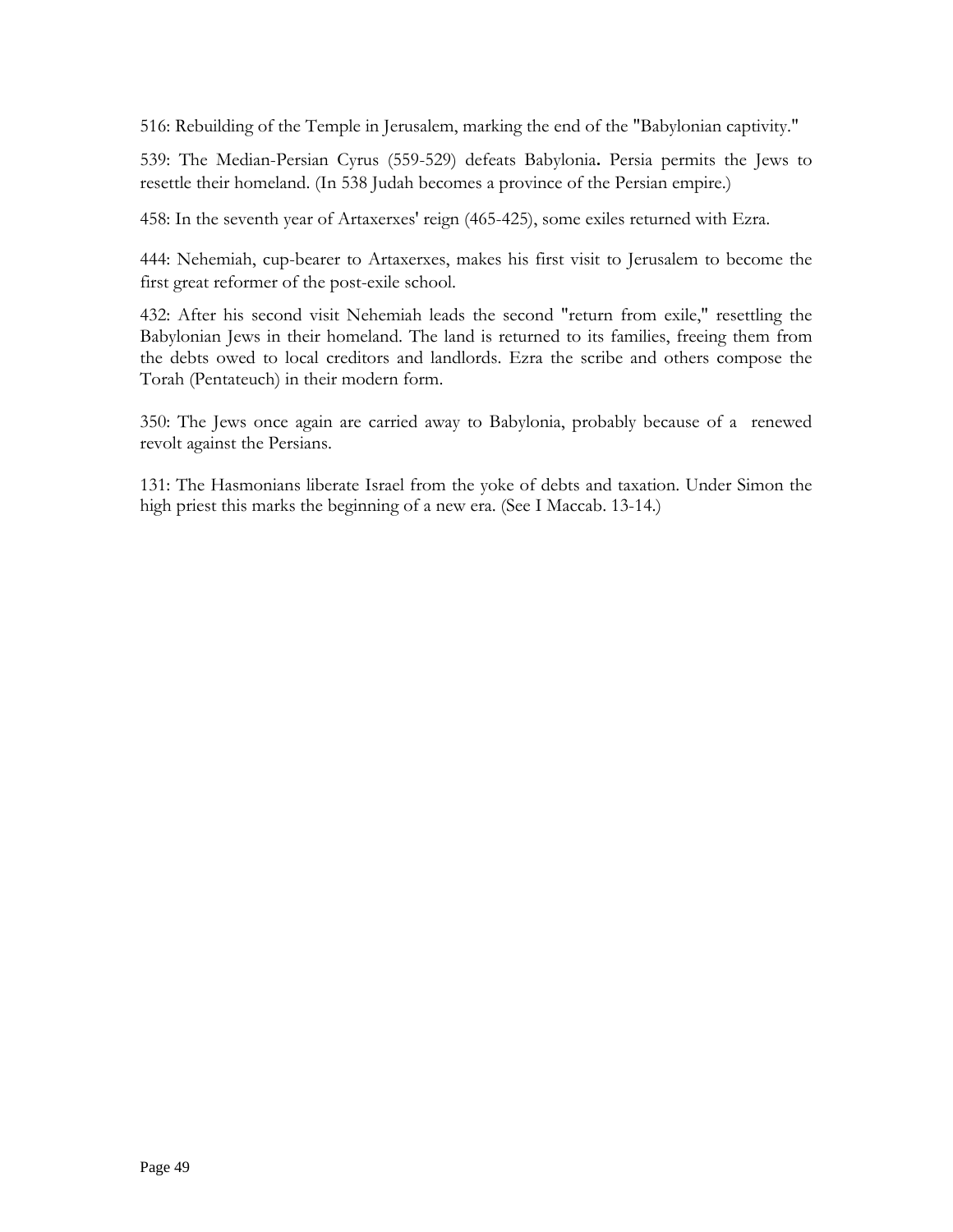516: Rebuilding of the Temple in Jerusalem, marking the end of the "Babylonian captivity."

539: The Median-Persian Cyrus (559-529) defeats Babylonia**.** Persia permits the Jews to resettle their homeland. (In 538 Judah becomes a province of the Persian empire.)

458: In the seventh year of Artaxerxes' reign (465-425), some exiles returned with Ezra.

444: Nehemiah, cup-bearer to Artaxerxes, makes his first visit to Jerusalem to become the first great reformer of the post-exile school.

432: After his second visit Nehemiah leads the second "return from exile," resettling the Babylonian Jews in their homeland. The land is returned to its families, freeing them from the debts owed to local creditors and landlords. Ezra the scribe and others compose the Torah (Pentateuch) in their modern form.

350: The Jews once again are carried away to Babylonia, probably because of a renewed revolt against the Persians.

131: The Hasmonians liberate Israel from the yoke of debts and taxation. Under Simon the high priest this marks the beginning of a new era. (See I Maccab. 13-14.)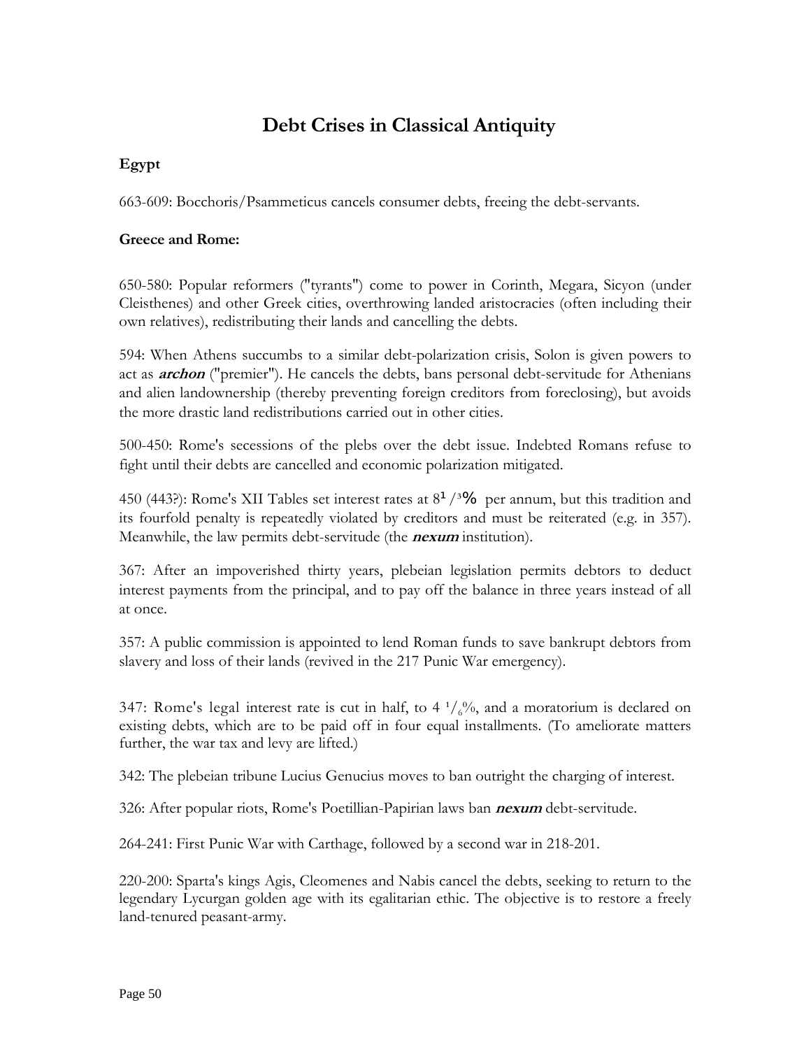# Debt Crises in Classical Antiquity

**Egypt**

663-609: Bocchoris/Psammeticus cancels consumer debts, freeing the debt-servants.

**Greece and Rome:**

650-580: Popular reformers ("tyrants") come to power in Corinth, Megara, Sicyon (under Cleisthenes) and other Greek cities, overthrowing landed aristocracies (often including their own relatives), redistributing their lands and cancelling the debts.

594: When Athens succumbs to a similar debt-polarization crisis, Solon is given powers to act as ***archon*** ("premier"). He cancels the debts, bans personal debt-servitude for Athenians and alien landownership (thereby preventing foreign creditors from foreclosing), but avoids the more drastic land redistributions carried out in other cities.

500-450: Rome's secessions of the plebs over the debt issue. Indebted Romans refuse to fight until their debts are cancelled and economic polarization mitigated.

450 (443?): Rome's XII Tables set interest rates at $8^1/_3$% per annum, but this tradition and its fourfold penalty is repeatedly violated by creditors and must be reiterated (e.g. in 357). Meanwhile, the law permits debt-servitude (the ***nexum*** institution).

367: After an impoverished thirty years, plebeian legislation permits debtors to deduct interest payments from the principal, and to pay off the balance in three years instead of all at once.

357: A public commission is appointed to lend Roman funds to save bankrupt debtors from slavery and loss of their lands (revived in the 217 Punic War emergency).

347: Rome's legal interest rate is cut in half, to $4\ ^1/_6$%, and a moratorium is declared on existing debts, which are to be paid off in four equal installments. (To ameliorate matters further, the war tax and levy are lifted.)

342: The plebeian tribune Lucius Genucius moves to ban outright the charging of interest.

326: After popular riots, Rome's Poetillian-Papirian laws ban ***nexum*** debt-servitude.

264-241: First Punic War with Carthage, followed by a second war in 218-201.

220-200: Sparta's kings Agis, Cleomenes and Nabis cancel the debts, seeking to return to the legendary Lycurgan golden age with its egalitarian ethic. The objective is to restore a freely land-tenured peasant-army.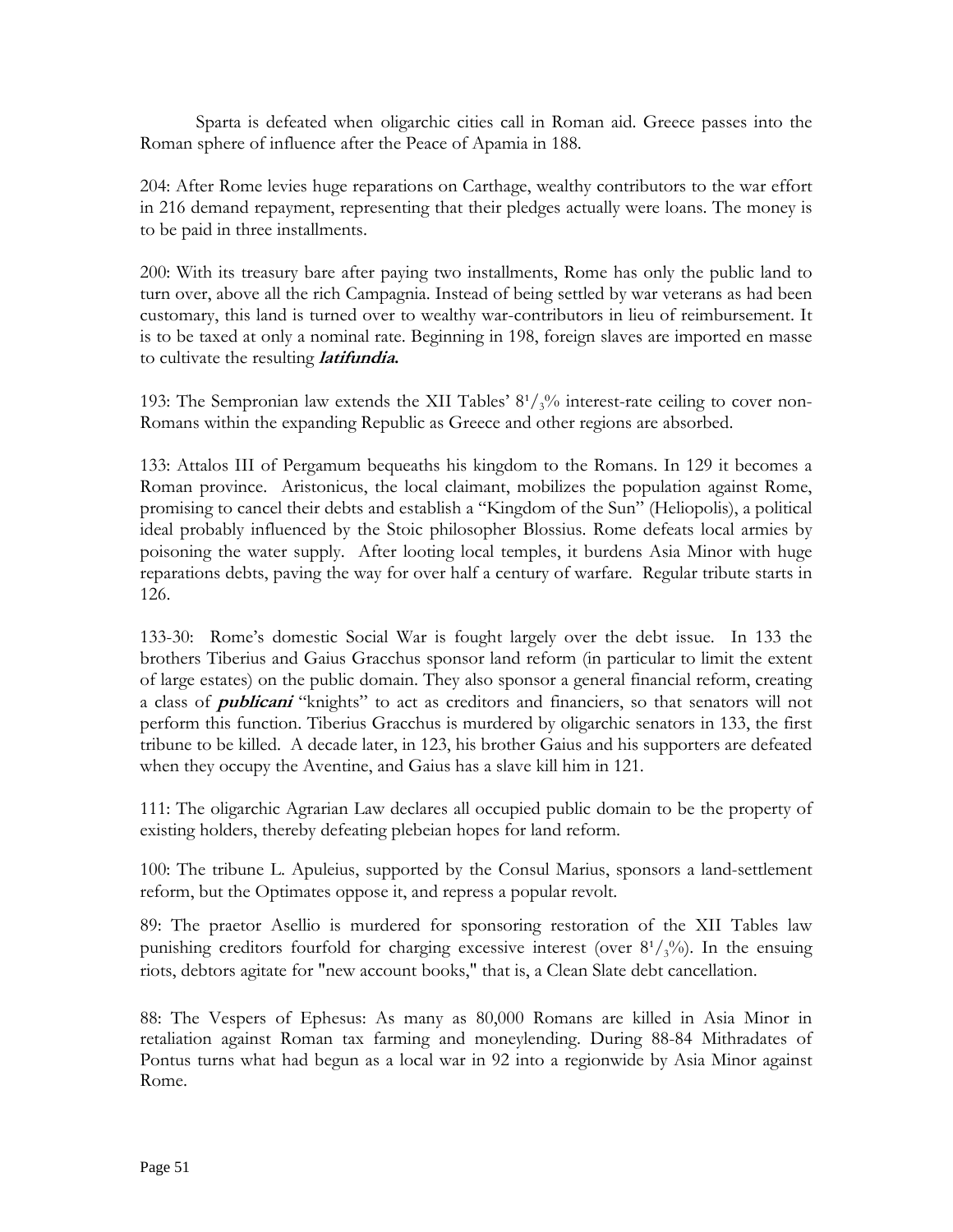Sparta is defeated when oligarchic cities call in Roman aid. Greece passes into the Roman sphere of influence after the Peace of Apamia in 188.

204: After Rome levies huge reparations on Carthage, wealthy contributors to the war effort in 216 demand repayment, representing that their pledges actually were loans. The money is to be paid in three installments.

200: With its treasury bare after paying two installments, Rome has only the public land to turn over, above all the rich Campagnia. Instead of being settled by war veterans as had been customary, this land is turned over to wealthy war-contributors in lieu of reimbursement. It is to be taxed at only a nominal rate. Beginning in 198, foreign slaves are imported en masse to cultivate the resulting ***latifundia.***

193: The Sempronian law extends the XII Tables' $8^1/_3$% interest-rate ceiling to cover non-Romans within the expanding Republic as Greece and other regions are absorbed.

133: Attalos III of Pergamum bequeaths his kingdom to the Romans. In 129 it becomes a Roman province. Aristonicus, the local claimant, mobilizes the population against Rome, promising to cancel their debts and establish a "Kingdom of the Sun" (Heliopolis), a political ideal probably influenced by the Stoic philosopher Blossius. Rome defeats local armies by poisoning the water supply. After looting local temples, it burdens Asia Minor with huge reparations debts, paving the way for over half a century of warfare. Regular tribute starts in 126.

133-30: Rome's domestic Social War is fought largely over the debt issue. In 133 the brothers Tiberius and Gaius Gracchus sponsor land reform (in particular to limit the extent of large estates) on the public domain. They also sponsor a general financial reform, creating a class of ***publicani*** "knights" to act as creditors and financiers, so that senators will not perform this function. Tiberius Gracchus is murdered by oligarchic senators in 133, the first tribune to be killed. A decade later, in 123, his brother Gaius and his supporters are defeated when they occupy the Aventine, and Gaius has a slave kill him in 121.

111: The oligarchic Agrarian Law declares all occupied public domain to be the property of existing holders, thereby defeating plebeian hopes for land reform.

100: The tribune L. Apuleius, supported by the Consul Marius, sponsors a land-settlement reform, but the Optimates oppose it, and repress a popular revolt.

89: The praetor Asellio is murdered for sponsoring restoration of the XII Tables law punishing creditors fourfold for charging excessive interest (over $8^1/_3$%). In the ensuing riots, debtors agitate for "new account books," that is, a Clean Slate debt cancellation.

88: The Vespers of Ephesus: As many as 80,000 Romans are killed in Asia Minor in retaliation against Roman tax farming and moneylending. During 88-84 Mithradates of Pontus turns what had begun as a local war in 92 into a regionwide by Asia Minor against Rome.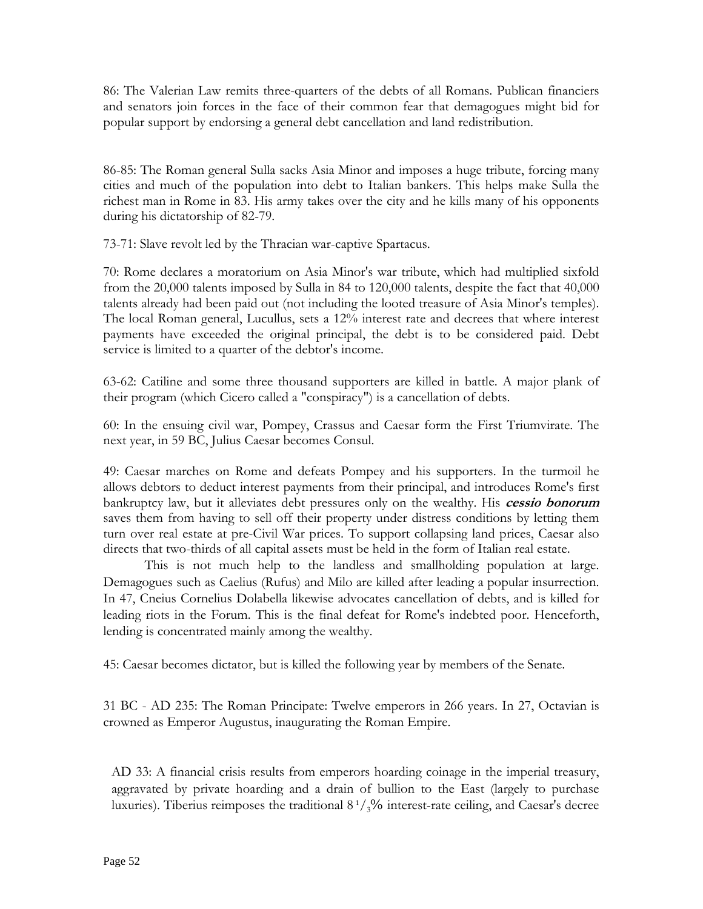86: The Valerian Law remits three-quarters of the debts of all Romans. Publican financiers and senators join forces in the face of their common fear that demagogues might bid for popular support by endorsing a general debt cancellation and land redistribution.

86-85: The Roman general Sulla sacks Asia Minor and imposes a huge tribute, forcing many cities and much of the population into debt to Italian bankers. This helps make Sulla the richest man in Rome in 83. His army takes over the city and he kills many of his opponents during his dictatorship of 82-79.

73-71: Slave revolt led by the Thracian war-captive Spartacus.

70: Rome declares a moratorium on Asia Minor's war tribute, which had multiplied sixfold from the 20,000 talents imposed by Sulla in 84 to 120,000 talents, despite the fact that 40,000 talents already had been paid out (not including the looted treasure of Asia Minor's temples). The local Roman general, Lucullus, sets a 12% interest rate and decrees that where interest payments have exceeded the original principal, the debt is to be considered paid. Debt service is limited to a quarter of the debtor's income.

63-62: Catiline and some three thousand supporters are killed in battle. A major plank of their program (which Cicero called a "conspiracy") is a cancellation of debts.

60: In the ensuing civil war, Pompey, Crassus and Caesar form the First Triumvirate. The next year, in 59 BC, Julius Caesar becomes Consul.

49: Caesar marches on Rome and defeats Pompey and his supporters. In the turmoil he allows debtors to deduct interest payments from their principal, and introduces Rome's first bankruptcy law, but it alleviates debt pressures only on the wealthy. His ***cessio bonorum*** saves them from having to sell off their property under distress conditions by letting them turn over real estate at pre-Civil War prices. To support collapsing land prices, Caesar also directs that two-thirds of all capital assets must be held in the form of Italian real estate.

This is not much help to the landless and smallholding population at large. Demagogues such as Caelius (Rufus) and Milo are killed after leading a popular insurrection. In 47, Cneius Cornelius Dolabella likewise advocates cancellation of debts, and is killed for leading riots in the Forum. This is the final defeat for Rome's indebted poor. Henceforth, lending is concentrated mainly among the wealthy.

45: Caesar becomes dictator, but is killed the following year by members of the Senate.

31 BC - AD 235: The Roman Principate: Twelve emperors in 266 years. In 27, Octavian is crowned as Emperor Augustus, inaugurating the Roman Empire.

AD 33: A financial crisis results from emperors hoarding coinage in the imperial treasury, aggravated by private hoarding and a drain of bullion to the East (largely to purchase luxuries). Tiberius reimposes the traditional $8\,^1/_3$% interest-rate ceiling, and Caesar's decree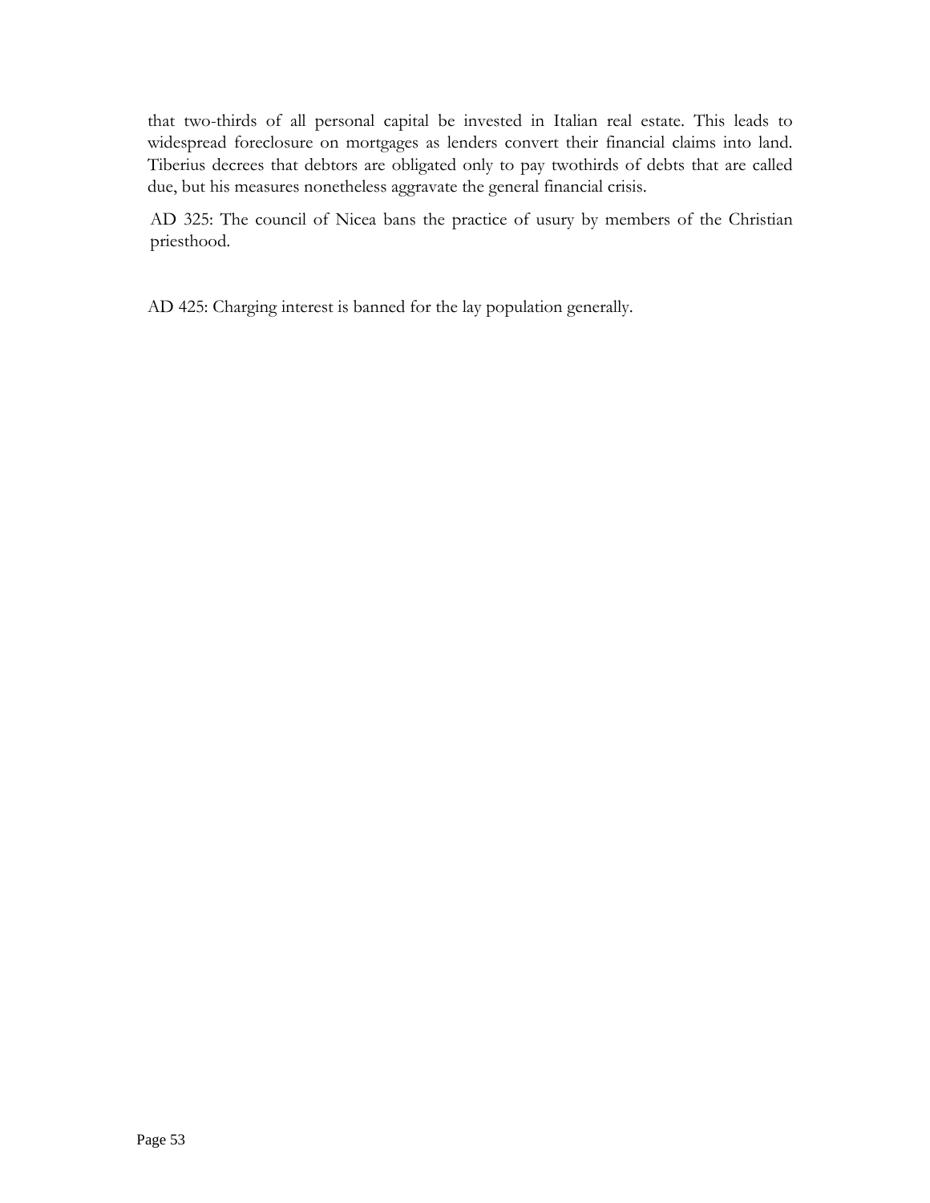that two-thirds of all personal capital be invested in Italian real estate. This leads to widespread foreclosure on mortgages as lenders convert their financial claims into land. Tiberius decrees that debtors are obligated only to pay twothirds of debts that are called due, but his measures nonetheless aggravate the general financial crisis.

AD 325: The council of Nicea bans the practice of usury by members of the Christian priesthood.

AD 425: Charging interest is banned for the lay population generally.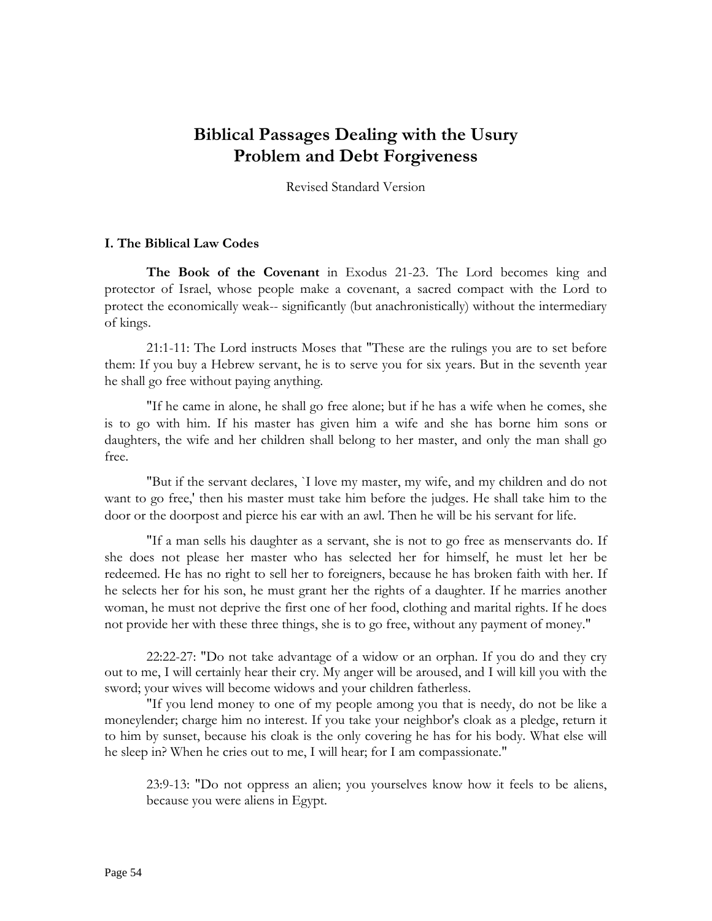# Biblical Passages Dealing with the Usury Problem and Debt Forgiveness

Revised Standard Version

### I. The Biblical Law Codes

**The Book of the Covenant** in Exodus 21-23. The Lord becomes king and protector of Israel, whose people make a covenant, a sacred compact with the Lord to protect the economically weak-- significantly (but anachronistically) without the intermediary of kings.

21:1-11: The Lord instructs Moses that "These are the rulings you are to set before them: If you buy a Hebrew servant, he is to serve you for six years. But in the seventh year he shall go free without paying anything.

"If he came in alone, he shall go free alone; but if he has a wife when he comes, she is to go with him. If his master has given him a wife and she has borne him sons or daughters, the wife and her children shall belong to her master, and only the man shall go free.

"But if the servant declares, `I love my master, my wife, and my children and do not want to go free,' then his master must take him before the judges. He shall take him to the door or the doorpost and pierce his ear with an awl. Then he will be his servant for life.

"If a man sells his daughter as a servant, she is not to go free as menservants do. If she does not please her master who has selected her for himself, he must let her be redeemed. He has no right to sell her to foreigners, because he has broken faith with her. If he selects her for his son, he must grant her the rights of a daughter. If he marries another woman, he must not deprive the first one of her food, clothing and marital rights. If he does not provide her with these three things, she is to go free, without any payment of money."

22:22-27: "Do not take advantage of a widow or an orphan. If you do and they cry out to me, I will certainly hear their cry. My anger will be aroused, and I will kill you with the sword; your wives will become widows and your children fatherless.

"If you lend money to one of my people among you that is needy, do not be like a moneylender; charge him no interest. If you take your neighbor's cloak as a pledge, return it to him by sunset, because his cloak is the only covering he has for his body. What else will he sleep in? When he cries out to me, I will hear; for I am compassionate."

> 23:9-13: "Do not oppress an alien; you yourselves know how it feels to be aliens, because you were aliens in Egypt.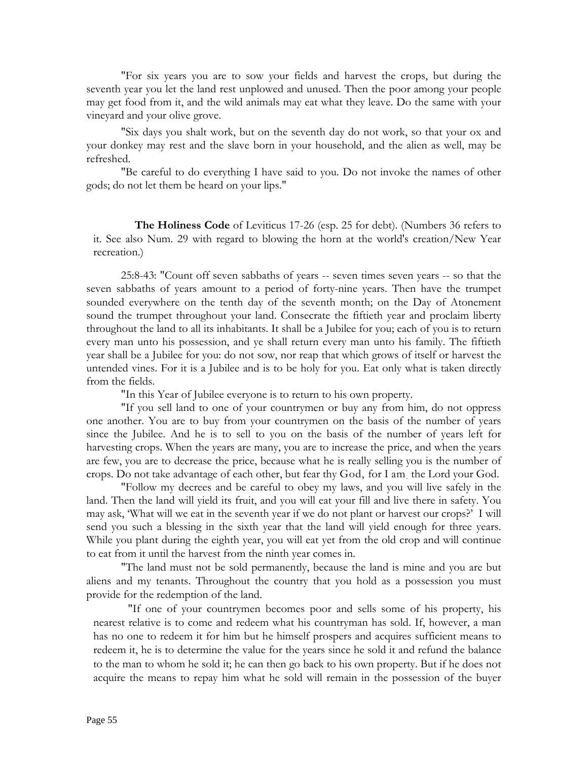"For six years you are to sow your fields and harvest the crops, but during the seventh year you let the land rest unplowed and unused. Then the poor among your people may get food from it, and the wild animals may eat what they leave. Do the same with your vineyard and your olive grove.

"Six days you shalt work, but on the seventh day do not work, so that your ox and your donkey may rest and the slave born in your household, and the alien as well, may be refreshed.

"Be careful to do everything I have said to you. Do not invoke the names of other gods; do not let them be heard on your lips."

**The Holiness Code** of Leviticus 17-26 (esp. 25 for debt). (Numbers 36 refers to it. See also Num. 29 with regard to blowing the horn at the world's creation/New Year recreation.)

25:8-43: "Count off seven sabbaths of years -- seven times seven years -- so that the seven sabbaths of years amount to a period of forty-nine years. Then have the trumpet sounded everywhere on the tenth day of the seventh month; on the Day of Atonement sound the trumpet throughout your land. Consecrate the fiftieth year and proclaim liberty throughout the land to all its inhabitants. It shall be a Jubilee for you; each of you is to return every man unto his possession, and ye shall return every man unto his family. The fiftieth year shall be a Jubilee for you: do not sow, nor reap that which grows of itself or harvest the untended vines. For it is a Jubilee and is to be holy for you. Eat only what is taken directly from the fields.

"In this Year of Jubilee everyone is to return to his own property.

"If you sell land to one of your countrymen or buy any from him, do not oppress one another. You are to buy from your countrymen on the basis of the number of years since the Jubilee. And he is to sell to you on the basis of the number of years left for harvesting crops. When the years are many, you are to increase the price, and when the years are few, you are to decrease the price, because what he is really selling you is the number of crops. Do not take advantage of each other, but fear thy God, for I am the Lord your God.

"Follow my decrees and be careful to obey my laws, and you will live safely in the land. Then the land will yield its fruit, and you will eat your fill and live there in safety. You may ask, 'What will we eat in the seventh year if we do not plant or harvest our crops?' I will send you such a blessing in the sixth year that the land will yield enough for three years. While you plant during the eighth year, you will eat yet from the old crop and will continue to eat from it until the harvest from the ninth year comes in.

"The land must not be sold permanently, because the land is mine and you are but aliens and my tenants. Throughout the country that you hold as a possession you must provide for the redemption of the land.

"If one of your countrymen becomes poor and sells some of his property, his nearest relative is to come and redeem what his countryman has sold. If, however, a man has no one to redeem it for him but he himself prospers and acquires sufficient means to redeem it, he is to determine the value for the years since he sold it and refund the balance to the man to whom he sold it; he can then go back to his own property. But if he does not acquire the means to repay him what he sold will remain in the possession of the buyer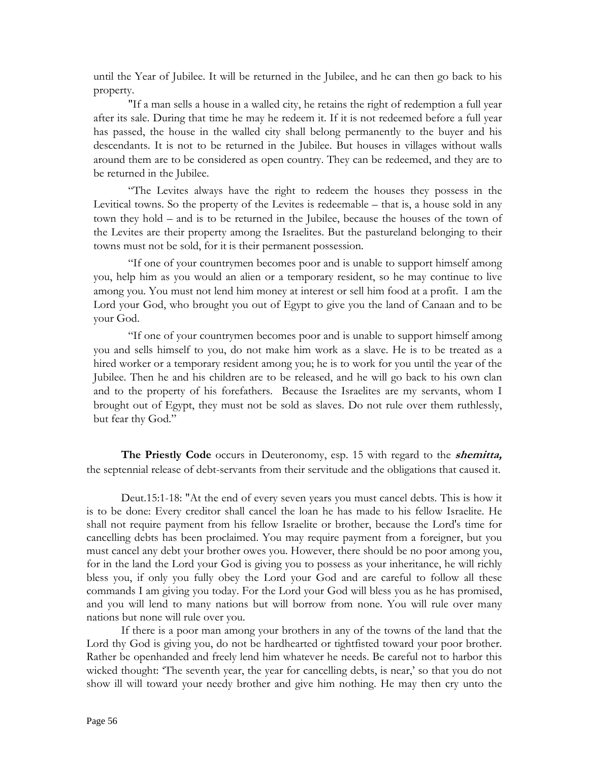until the Year of Jubilee. It will be returned in the Jubilee, and he can then go back to his property.

"If a man sells a house in a walled city, he retains the right of redemption a full year after its sale. During that time he may he redeem it. If it is not redeemed before a full year has passed, the house in the walled city shall belong permanently to the buyer and his descendants. It is not to be returned in the Jubilee. But houses in villages without walls around them are to be considered as open country. They can be redeemed, and they are to be returned in the Jubilee.

"The Levites always have the right to redeem the houses they possess in the Levitical towns. So the property of the Levites is redeemable – that is, a house sold in any town they hold – and is to be returned in the Jubilee, because the houses of the town of the Levites are their property among the Israelites. But the pastureland belonging to their towns must not be sold, for it is their permanent possession.

"If one of your countrymen becomes poor and is unable to support himself among you, help him as you would an alien or a temporary resident, so he may continue to live among you. You must not lend him money at interest or sell him food at a profit. I am the Lord your God, who brought you out of Egypt to give you the land of Canaan and to be your God.

"If one of your countrymen becomes poor and is unable to support himself among you and sells himself to you, do not make him work as a slave. He is to be treated as a hired worker or a temporary resident among you; he is to work for you until the year of the Jubilee. Then he and his children are to be released, and he will go back to his own clan and to the property of his forefathers. Because the Israelites are my servants, whom I brought out of Egypt, they must not be sold as slaves. Do not rule over them ruthlessly, but fear thy God."

**The Priestly Code** occurs in Deuteronomy, esp. 15 with regard to the ***shemitta,*** the septennial release of debt-servants from their servitude and the obligations that caused it.

Deut.15:1-18: "At the end of every seven years you must cancel debts. This is how it is to be done: Every creditor shall cancel the loan he has made to his fellow Israelite. He shall not require payment from his fellow Israelite or brother, because the Lord's time for cancelling debts has been proclaimed. You may require payment from a foreigner, but you must cancel any debt your brother owes you. However, there should be no poor among you, for in the land the Lord your God is giving you to possess as your inheritance, he will richly bless you, if only you fully obey the Lord your God and are careful to follow all these commands I am giving you today. For the Lord your God will bless you as he has promised, and you will lend to many nations but will borrow from none. You will rule over many nations but none will rule over you.

If there is a poor man among your brothers in any of the towns of the land that the Lord thy God is giving you, do not be hardhearted or tightfisted toward your poor brother. Rather be openhanded and freely lend him whatever he needs. Be careful not to harbor this wicked thought: 'The seventh year, the year for cancelling debts, is near,' so that you do not show ill will toward your needy brother and give him nothing. He may then cry unto the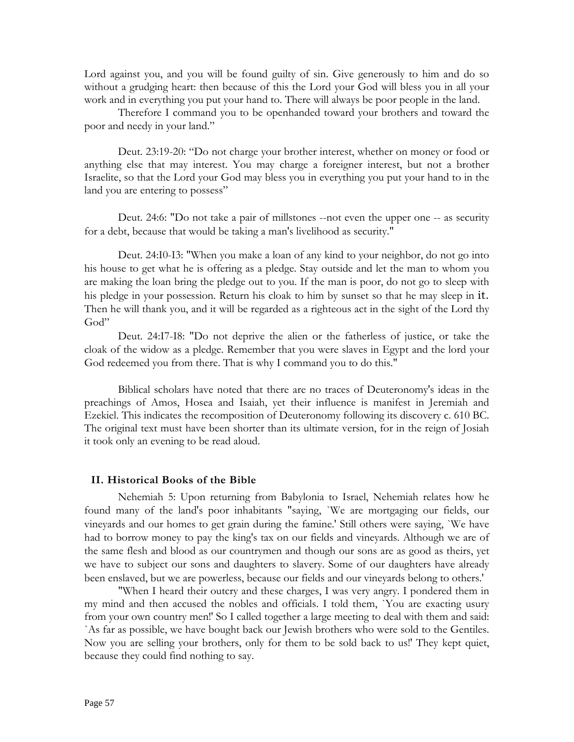Lord against you, and you will be found guilty of sin. Give generously to him and do so without a grudging heart: then because of this the Lord your God will bless you in all your work and in everything you put your hand to. There will always be poor people in the land.

Therefore I command you to be openhanded toward your brothers and toward the poor and needy in your land."

Deut. 23:19-20: "Do not charge your brother interest, whether on money or food or anything else that may interest. You may charge a foreigner interest, but not a brother Israelite, so that the Lord your God may bless you in everything you put your hand to in the land you are entering to possess"

Deut. 24:6: "Do not take a pair of millstones --not even the upper one -- as security for a debt, because that would be taking a man's livelihood as security."

Deut. 24:I0-I3: "When you make a loan of any kind to your neighbor, do not go into his house to get what he is offering as a pledge. Stay outside and let the man to whom you are making the loan bring the pledge out to you. If the man is poor, do not go to sleep with his pledge in your possession. Return his cloak to him by sunset so that he may sleep in it. Then he will thank you, and it will be regarded as a righteous act in the sight of the Lord thy God"

Deut. 24:I7-I8: "Do not deprive the alien or the fatherless of justice, or take the cloak of the widow as a pledge. Remember that you were slaves in Egypt and the lord your God redeemed you from there. That is why I command you to do this."

Biblical scholars have noted that there are no traces of Deuteronomy's ideas in the preachings of Amos, Hosea and Isaiah, yet their influence is manifest in Jeremiah and Ezekiel. This indicates the recomposition of Deuteronomy following its discovery c. 610 BC. The original text must have been shorter than its ultimate version, for in the reign of Josiah it took only an evening to be read aloud.

## II. Historical Books of the Bible

Nehemiah 5: Upon returning from Babylonia to Israel, Nehemiah relates how he found many of the land's poor inhabitants "saying, `We are mortgaging our fields, our vineyards and our homes to get grain during the famine.' Still others were saying, `We have had to borrow money to pay the king's tax on our fields and vineyards. Although we are of the same flesh and blood as our countrymen and though our sons are as good as theirs, yet we have to subject our sons and daughters to slavery. Some of our daughters have already been enslaved, but we are powerless, because our fields and our vineyards belong to others.'

"When I heard their outcry and these charges, I was very angry. I pondered them in my mind and then accused the nobles and officials. I told them, `You are exacting usury from your own country men!' So I called together a large meeting to deal with them and said: `As far as possible, we have bought back our Jewish brothers who were sold to the Gentiles. Now you are selling your brothers, only for them to be sold back to us!' They kept quiet, because they could find nothing to say.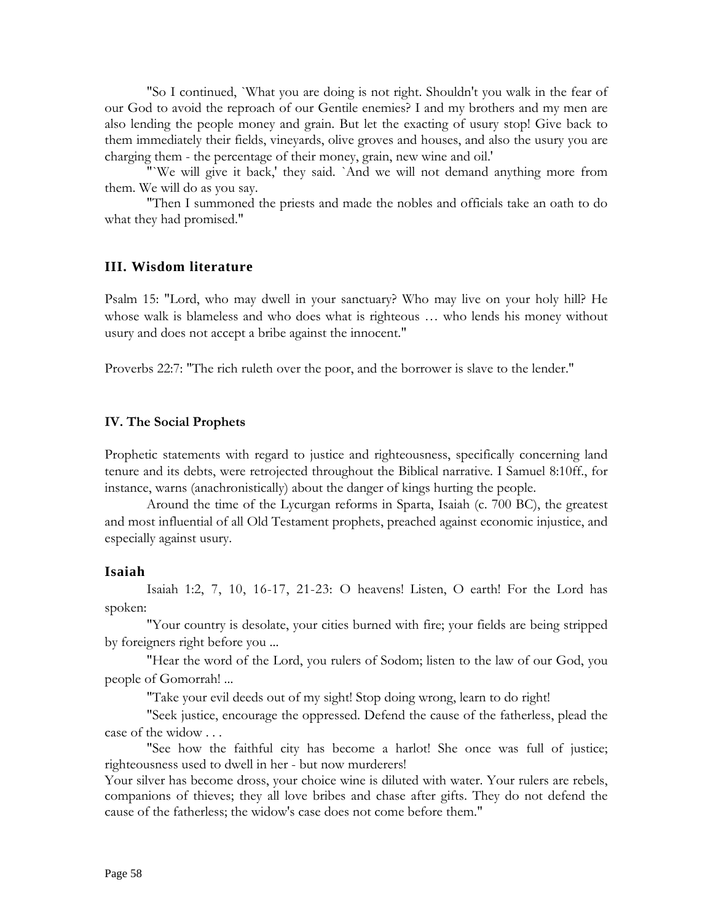"So I continued, `What you are doing is not right. Shouldn't you walk in the fear of our God to avoid the reproach of our Gentile enemies? I and my brothers and my men are also lending the people money and grain. But let the exacting of usury stop! Give back to them immediately their fields, vineyards, olive groves and houses, and also the usury you are charging them - the percentage of their money, grain, new wine and oil.'

"`We will give it back,' they said. `And we will not demand anything more from them. We will do as you say.

"Then I summoned the priests and made the nobles and officials take an oath to do what they had promised."

## III. Wisdom literature

Psalm 15: "Lord, who may dwell in your sanctuary? Who may live on your holy hill? He whose walk is blameless and who does what is righteous … who lends his money without usury and does not accept a bribe against the innocent."

Proverbs 22:7: "The rich ruleth over the poor, and the borrower is slave to the lender."

### IV. The Social Prophets

Prophetic statements with regard to justice and righteousness, specifically concerning land tenure and its debts, were retrojected throughout the Biblical narrative. I Samuel 8:10ff., for instance, warns (anachronistically) about the danger of kings hurting the people.

Around the time of the Lycurgan reforms in Sparta, Isaiah (c. 700 BC), the greatest and most influential of all Old Testament prophets, preached against economic injustice, and especially against usury.

## Isaiah

Isaiah 1:2, 7, 10, 16-17, 21-23: O heavens! Listen, O earth! For the Lord has spoken:

"Your country is desolate, your cities burned with fire; your fields are being stripped by foreigners right before you ...

"Hear the word of the Lord, you rulers of Sodom; listen to the law of our God, you people of Gomorrah! ...

"Take your evil deeds out of my sight! Stop doing wrong, learn to do right!

"Seek justice, encourage the oppressed. Defend the cause of the fatherless, plead the case of the widow . . .

"See how the faithful city has become a harlot! She once was full of justice; righteousness used to dwell in her - but now murderers!

Your silver has become dross, your choice wine is diluted with water. Your rulers are rebels, companions of thieves; they all love bribes and chase after gifts. They do not defend the cause of the fatherless; the widow's case does not come before them."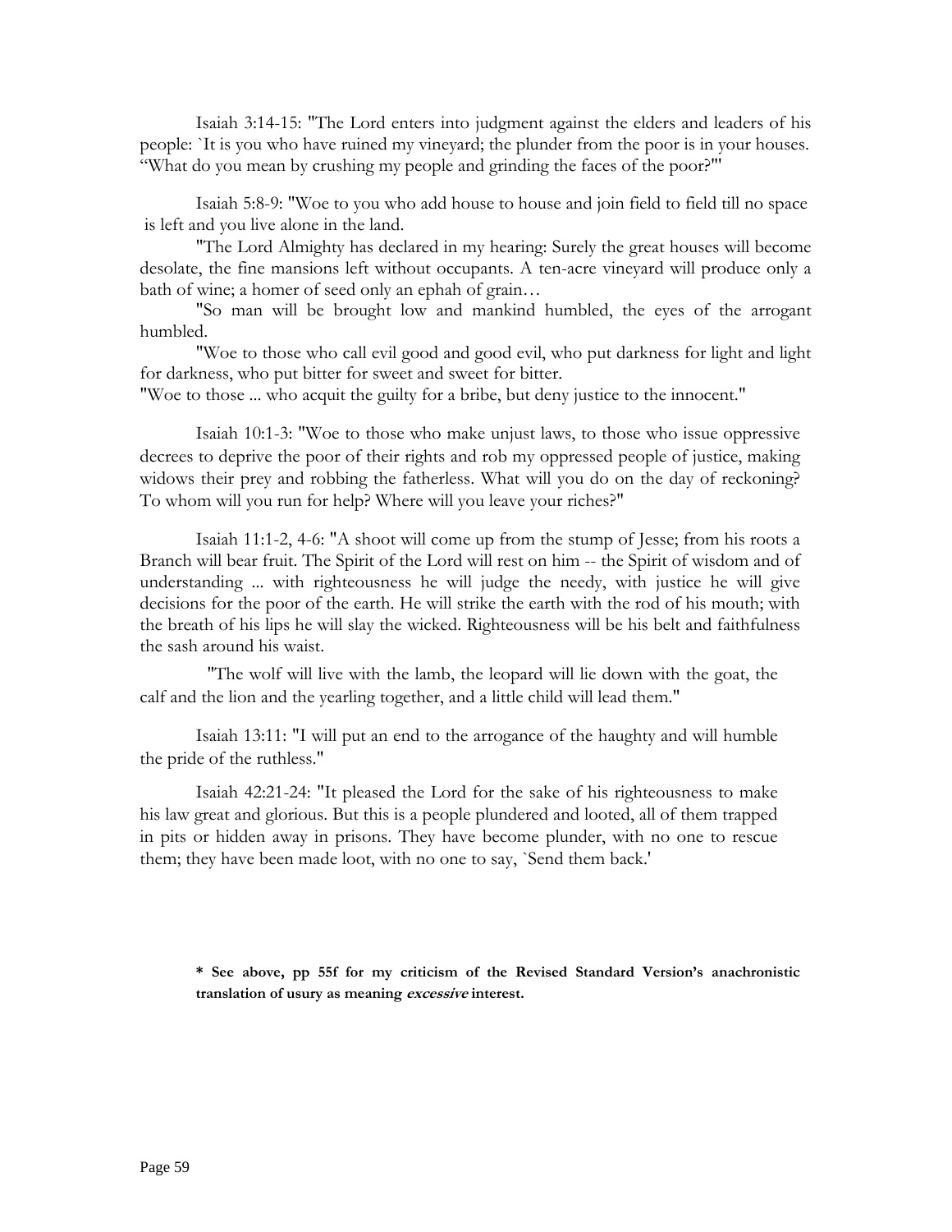Isaiah 3:14-15: "The Lord enters into judgment against the elders and leaders of his people: `It is you who have ruined my vineyard; the plunder from the poor is in your houses. "What do you mean by crushing my people and grinding the faces of the poor?"'

Isaiah 5:8-9: "Woe to you who add house to house and join field to field till no space is left and you live alone in the land.

"The Lord Almighty has declared in my hearing: Surely the great houses will become desolate, the fine mansions left without occupants. A ten-acre vineyard will produce only a bath of wine; a homer of seed only an ephah of grain…

"So man will be brought low and mankind humbled, the eyes of the arrogant humbled.

"Woe to those who call evil good and good evil, who put darkness for light and light for darkness, who put bitter for sweet and sweet for bitter.

"Woe to those ... who acquit the guilty for a bribe, but deny justice to the innocent."

Isaiah 10:1-3: "Woe to those who make unjust laws, to those who issue oppressive decrees to deprive the poor of their rights and rob my oppressed people of justice, making widows their prey and robbing the fatherless. What will you do on the day of reckoning? To whom will you run for help? Where will you leave your riches?"

Isaiah 11:1-2, 4-6: "A shoot will come up from the stump of Jesse; from his roots a Branch will bear fruit. The Spirit of the Lord will rest on him -- the Spirit of wisdom and of understanding ... with righteousness he will judge the needy, with justice he will give decisions for the poor of the earth. He will strike the earth with the rod of his mouth; with the breath of his lips he will slay the wicked. Righteousness will be his belt and faithfulness the sash around his waist.

"The wolf will live with the lamb, the leopard will lie down with the goat, the calf and the lion and the yearling together, and a little child will lead them."

Isaiah 13:11: "I will put an end to the arrogance of the haughty and will humble the pride of the ruthless."

Isaiah 42:21-24: "It pleased the Lord for the sake of his righteousness to make his law great and glorious. But this is a people plundered and looted, all of them trapped in pits or hidden away in prisons. They have become plunder, with no one to rescue them; they have been made loot, with no one to say, `Send them back.'

**\* See above, pp 55f for my criticism of the Revised Standard Version's anachronistic translation of usury as meaning *excessive* interest.**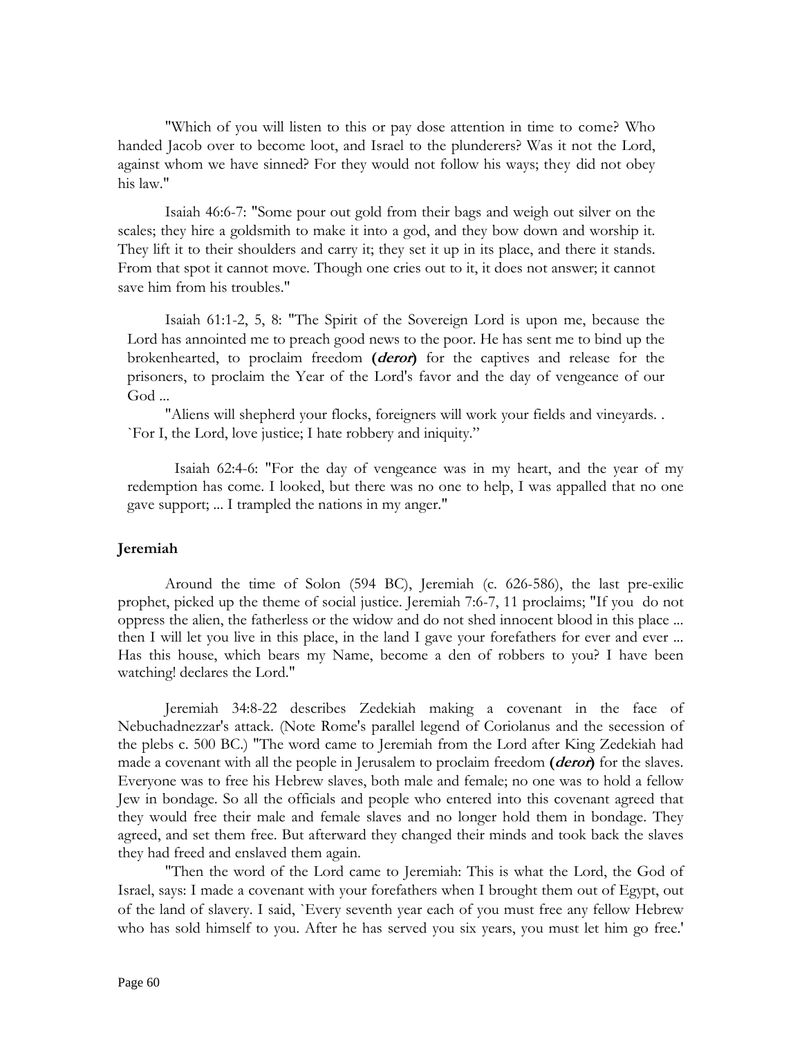"Which of you will listen to this or pay dose attention in time to come? Who handed Jacob over to become loot, and Israel to the plunderers? Was it not the Lord, against whom we have sinned? For they would not follow his ways; they did not obey his law."

Isaiah 46:6-7: "Some pour out gold from their bags and weigh out silver on the scales; they hire a goldsmith to make it into a god, and they bow down and worship it. They lift it to their shoulders and carry it; they set it up in its place, and there it stands. From that spot it cannot move. Though one cries out to it, it does not answer; it cannot save him from his troubles."

Isaiah 61:1-2, 5, 8: "The Spirit of the Sovereign Lord is upon me, because the Lord has annointed me to preach good news to the poor. He has sent me to bind up the brokenhearted, to proclaim freedom **(*deror*)** for the captives and release for the prisoners, to proclaim the Year of the Lord's favor and the day of vengeance of our God ...

"Aliens will shepherd your flocks, foreigners will work your fields and vineyards. . `For I, the Lord, love justice; I hate robbery and iniquity."

Isaiah 62:4-6: "For the day of vengeance was in my heart, and the year of my redemption has come. I looked, but there was no one to help, I was appalled that no one gave support; ... I trampled the nations in my anger."

**Jeremiah**

Around the time of Solon (594 BC), Jeremiah (c. 626-586), the last pre-exilic prophet, picked up the theme of social justice. Jeremiah 7:6-7, 11 proclaims; "If you do not oppress the alien, the fatherless or the widow and do not shed innocent blood in this place ... then I will let you live in this place, in the land I gave your forefathers for ever and ever ... Has this house, which bears my Name, become a den of robbers to you? I have been watching! declares the Lord."

Jeremiah 34:8-22 describes Zedekiah making a covenant in the face of Nebuchadnezzar's attack. (Note Rome's parallel legend of Coriolanus and the secession of the plebs c. 500 BC.) "The word came to Jeremiah from the Lord after King Zedekiah had made a covenant with all the people in Jerusalem to proclaim freedom **(*deror*)** for the slaves. Everyone was to free his Hebrew slaves, both male and female; no one was to hold a fellow Jew in bondage. So all the officials and people who entered into this covenant agreed that they would free their male and female slaves and no longer hold them in bondage. They agreed, and set them free. But afterward they changed their minds and took back the slaves they had freed and enslaved them again.

"Then the word of the Lord came to Jeremiah: This is what the Lord, the God of Israel, says: I made a covenant with your forefathers when I brought them out of Egypt, out of the land of slavery. I said, `Every seventh year each of you must free any fellow Hebrew who has sold himself to you. After he has served you six years, you must let him go free.'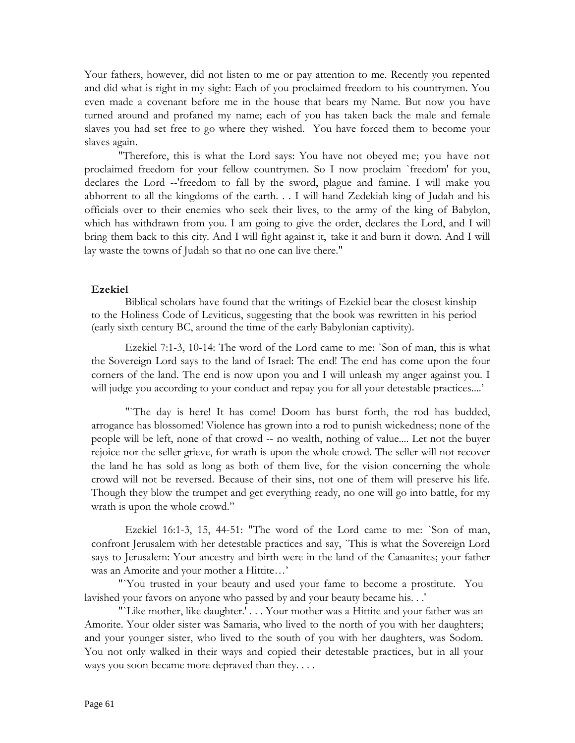Your fathers, however, did not listen to me or pay attention to me. Recently you repented and did what is right in my sight: Each of you proclaimed freedom to his countrymen. You even made a covenant before me in the house that bears my Name. But now you have turned around and profaned my name; each of you has taken back the male and female slaves you had set free to go where they wished. You have forced them to become your slaves again.

"Therefore, this is what the Lord says: You have not obeyed me; you have not proclaimed freedom for your fellow countrymen. So I now proclaim `freedom' for you, declares the Lord --'freedom to fall by the sword, plague and famine. I will make you abhorrent to all the kingdoms of the earth. . . I will hand Zedekiah king of Judah and his officials over to their enemies who seek their lives, to the army of the king of Babylon, which has withdrawn from you. I am going to give the order, declares the Lord, and I will bring them back to this city. And I will fight against it, take it and burn it down. And I will lay waste the towns of Judah so that no one can live there."

**Ezekiel**

Biblical scholars have found that the writings of Ezekiel bear the closest kinship to the Holiness Code of Leviticus, suggesting that the book was rewritten in his period (early sixth century BC, around the time of the early Babylonian captivity).

Ezekiel 7:1-3, 10-14: The word of the Lord came to me: `Son of man, this is what the Sovereign Lord says to the land of Israel: The end! The end has come upon the four corners of the land. The end is now upon you and I will unleash my anger against you. I will judge you according to your conduct and repay you for all your detestable practices....'

"`The day is here! It has come! Doom has burst forth, the rod has budded, arrogance has blossomed! Violence has grown into a rod to punish wickedness; none of the people will be left, none of that crowd -- no wealth, nothing of value.... Let not the buyer rejoice nor the seller grieve, for wrath is upon the whole crowd. The seller will not recover the land he has sold as long as both of them live, for the vision concerning the whole crowd will not be reversed. Because of their sins, not one of them will preserve his life. Though they blow the trumpet and get everything ready, no one will go into battle, for my wrath is upon the whole crowd."

Ezekiel 16:1-3, 15, 44-51: "The word of the Lord came to me: `Son of man, confront Jerusalem with her detestable practices and say, `This is what the Sovereign Lord says to Jerusalem: Your ancestry and birth were in the land of the Canaanites; your father was an Amorite and your mother a Hittite…'

"`You trusted in your beauty and used your fame to become a prostitute. You lavished your favors on anyone who passed by and your beauty became his. . .'

"`Like mother, like daughter.' . . . Your mother was a Hittite and your father was an Amorite. Your older sister was Samaria, who lived to the north of you with her daughters; and your younger sister, who lived to the south of you with her daughters, was Sodom. You not only walked in their ways and copied their detestable practices, but in all your ways you soon became more depraved than they. . . .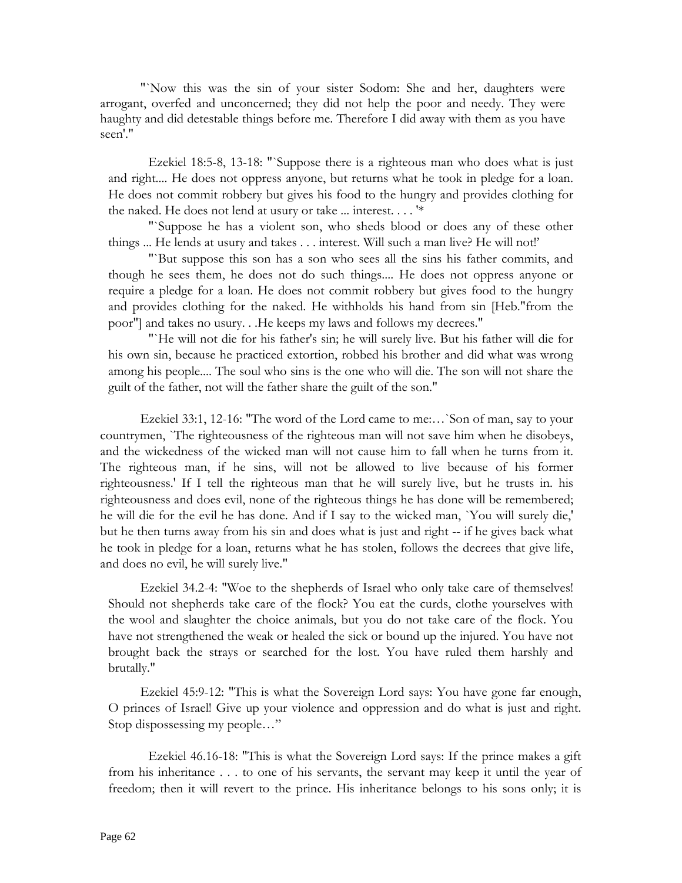"`Now this was the sin of your sister Sodom: She and her, daughters were arrogant, overfed and unconcerned; they did not help the poor and needy. They were haughty and did detestable things before me. Therefore I did away with them as you have seen'."

Ezekiel 18:5-8, 13-18: "`Suppose there is a righteous man who does what is just and right.... He does not oppress anyone, but returns what he took in pledge for a loan. He does not commit robbery but gives his food to the hungry and provides clothing for the naked. He does not lend at usury or take ... interest. . . . '*

"`Suppose he has a violent son, who sheds blood or does any of these other things ... He lends at usury and takes . . . interest. Will such a man live? He will not!'

"`But suppose this son has a son who sees all the sins his father commits, and though he sees them, he does not do such things.... He does not oppress anyone or require a pledge for a loan. He does not commit robbery but gives food to the hungry and provides clothing for the naked. He withholds his hand from sin [Heb."from the poor"] and takes no usury. . .He keeps my laws and follows my decrees."

"`He will not die for his father's sin; he will surely live. But his father will die for his own sin, because he practiced extortion, robbed his brother and did what was wrong among his people.... The soul who sins is the one who will die. The son will not share the guilt of the father, not will the father share the guilt of the son."

Ezekiel 33:1, 12-16: "The word of the Lord came to me:…`Son of man, say to your countrymen, `The righteousness of the righteous man will not save him when he disobeys, and the wickedness of the wicked man will not cause him to fall when he turns from it. The righteous man, if he sins, will not be allowed to live because of his former righteousness.' If I tell the righteous man that he will surely live, but he trusts in. his righteousness and does evil, none of the righteous things he has done will be remembered; he will die for the evil he has done. And if I say to the wicked man, `You will surely die,' but he then turns away from his sin and does what is just and right -- if he gives back what he took in pledge for a loan, returns what he has stolen, follows the decrees that give life, and does no evil, he will surely live."

Ezekiel 34.2-4: "Woe to the shepherds of Israel who only take care of themselves! Should not shepherds take care of the flock? You eat the curds, clothe yourselves with the wool and slaughter the choice animals, but you do not take care of the flock. You have not strengthened the weak or healed the sick or bound up the injured. You have not brought back the strays or searched for the lost. You have ruled them harshly and brutally."

Ezekiel 45:9-12: "This is what the Sovereign Lord says: You have gone far enough, O princes of Israel! Give up your violence and oppression and do what is just and right. Stop dispossessing my people…"

Ezekiel 46.16-18: "This is what the Sovereign Lord says: If the prince makes a gift from his inheritance . . . to one of his servants, the servant may keep it until the year of freedom; then it will revert to the prince. His inheritance belongs to his sons only; it is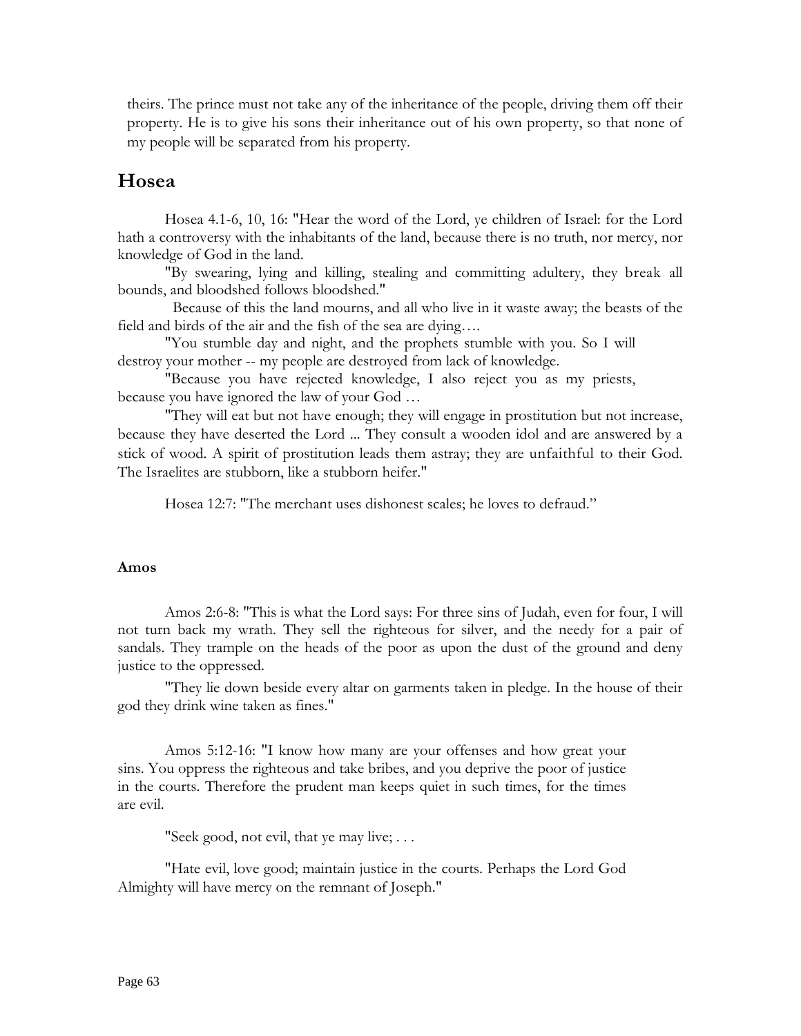theirs. The prince must not take any of the inheritance of the people, driving them off their property. He is to give his sons their inheritance out of his own property, so that none of my people will be separated from his property.

## Hosea

Hosea 4.1-6, 10, 16: "Hear the word of the Lord, ye children of Israel: for the Lord hath a controversy with the inhabitants of the land, because there is no truth, nor mercy, nor knowledge of God in the land.

"By swearing, lying and killing, stealing and committing adultery, they break all bounds, and bloodshed follows bloodshed."

Because of this the land mourns, and all who live in it waste away; the beasts of the field and birds of the air and the fish of the sea are dying….

"You stumble day and night, and the prophets stumble with you. So I will destroy your mother -- my people are destroyed from lack of knowledge.

"Because you have rejected knowledge, I also reject you as my priests, because you have ignored the law of your God …

"They will eat but not have enough; they will engage in prostitution but not increase, because they have deserted the Lord ... They consult a wooden idol and are answered by a stick of wood. A spirit of prostitution leads them astray; they are unfaithful to their God. The Israelites are stubborn, like a stubborn heifer."

Hosea 12:7: "The merchant uses dishonest scales; he loves to defraud."

**Amos**

Amos 2:6-8: "This is what the Lord says: For three sins of Judah, even for four, I will not turn back my wrath. They sell the righteous for silver, and the needy for a pair of sandals. They trample on the heads of the poor as upon the dust of the ground and deny justice to the oppressed.

"They lie down beside every altar on garments taken in pledge. In the house of their god they drink wine taken as fines."

Amos 5:12-16: "I know how many are your offenses and how great your sins. You oppress the righteous and take bribes, and you deprive the poor of justice in the courts. Therefore the prudent man keeps quiet in such times, for the times are evil.

"Seek good, not evil, that ye may live; . . .

"Hate evil, love good; maintain justice in the courts. Perhaps the Lord God Almighty will have mercy on the remnant of Joseph."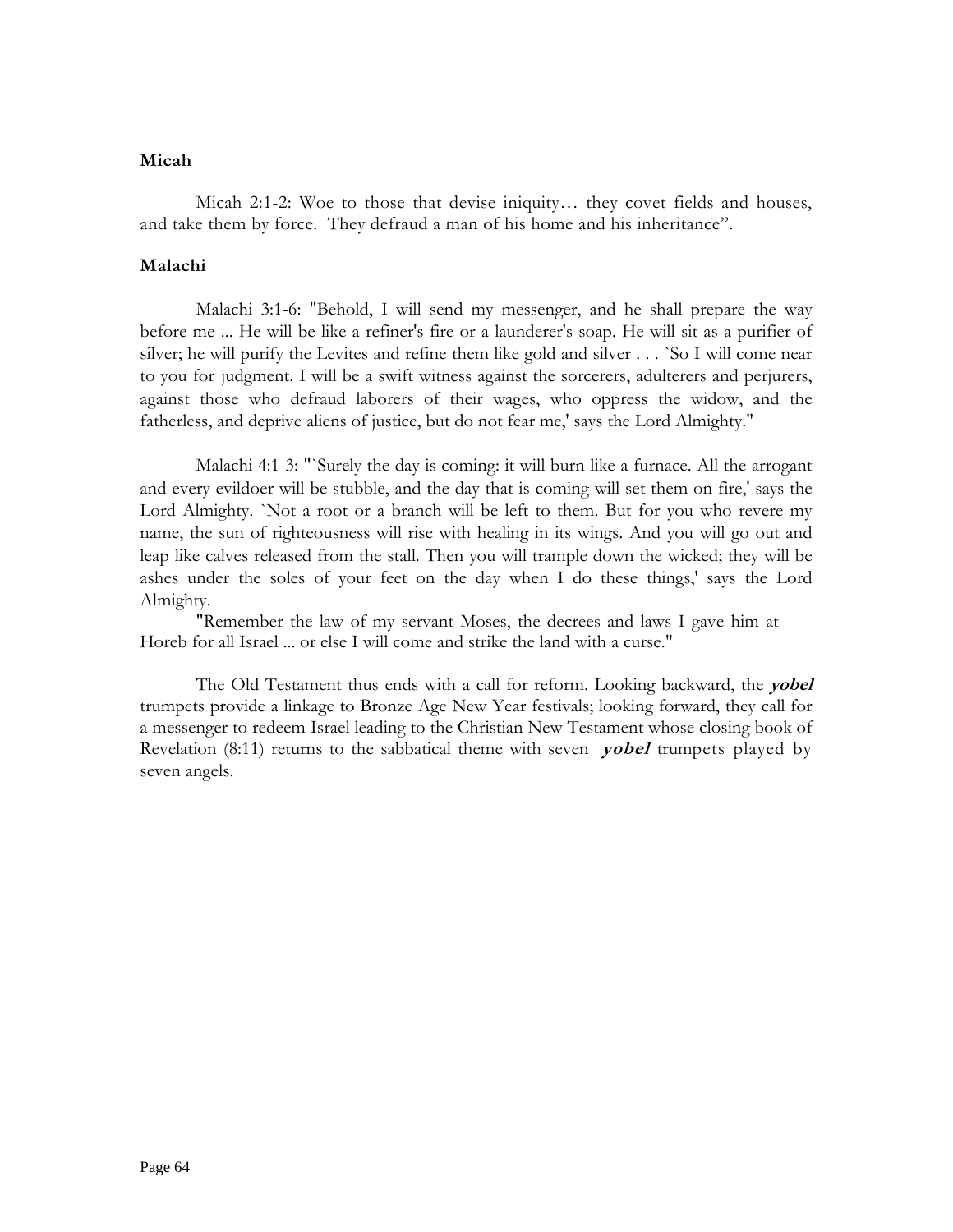**Micah**

Micah 2:1-2: Woe to those that devise iniquity… they covet fields and houses, and take them by force. They defraud a man of his home and his inheritance".

**Malachi**

Malachi 3:1-6: "Behold, I will send my messenger, and he shall prepare the way before me ... He will be like a refiner's fire or a launderer's soap. He will sit as a purifier of silver; he will purify the Levites and refine them like gold and silver . . . `So I will come near to you for judgment. I will be a swift witness against the sorcerers, adulterers and perjurers, against those who defraud laborers of their wages, who oppress the widow, and the fatherless, and deprive aliens of justice, but do not fear me,' says the Lord Almighty."

Malachi 4:1-3: "`Surely the day is coming: it will burn like a furnace. All the arrogant and every evildoer will be stubble, and the day that is coming will set them on fire,' says the Lord Almighty. `Not a root or a branch will be left to them. But for you who revere my name, the sun of righteousness will rise with healing in its wings. And you will go out and leap like calves released from the stall. Then you will trample down the wicked; they will be ashes under the soles of your feet on the day when I do these things,' says the Lord Almighty.

"Remember the law of my servant Moses, the decrees and laws I gave him at Horeb for all Israel ... or else I will come and strike the land with a curse."

The Old Testament thus ends with a call for reform. Looking backward, the ***yobel*** trumpets provide a linkage to Bronze Age New Year festivals; looking forward, they call for a messenger to redeem Israel leading to the Christian New Testament whose closing book of Revelation (8:11) returns to the sabbatical theme with seven ***yobel*** trumpets played by seven angels.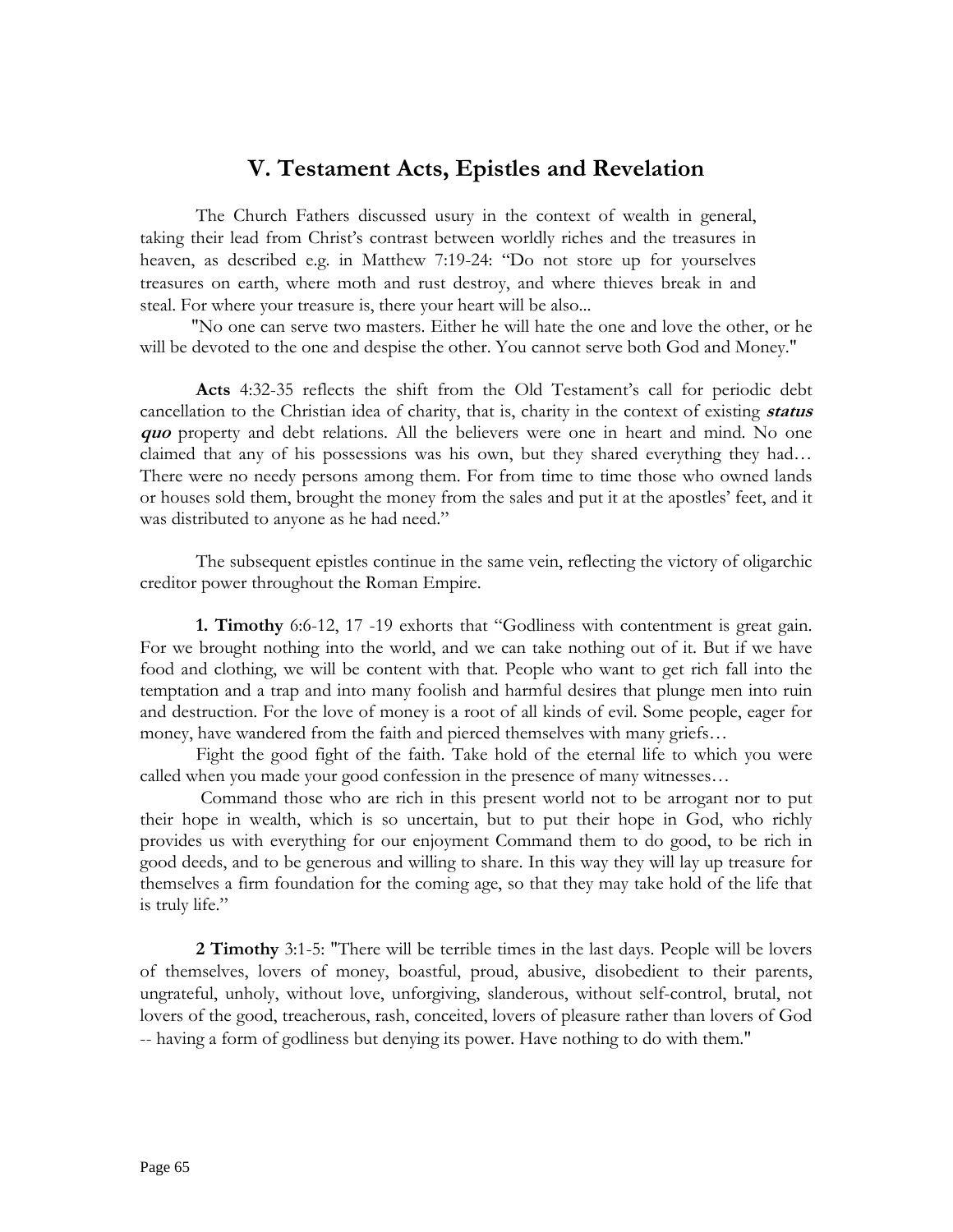## V. Testament Acts, Epistles and Revelation

The Church Fathers discussed usury in the context of wealth in general, taking their lead from Christ's contrast between worldly riches and the treasures in heaven, as described e.g. in Matthew 7:19-24: "Do not store up for yourselves treasures on earth, where moth and rust destroy, and where thieves break in and steal. For where your treasure is, there your heart will be also...

"No one can serve two masters. Either he will hate the one and love the other, or he will be devoted to the one and despise the other. You cannot serve both God and Money."

**Acts** 4:32-35 reflects the shift from the Old Testament's call for periodic debt cancellation to the Christian idea of charity, that is, charity in the context of existing ***status quo*** property and debt relations. All the believers were one in heart and mind. No one claimed that any of his possessions was his own, but they shared everything they had… There were no needy persons among them. For from time to time those who owned lands or houses sold them, brought the money from the sales and put it at the apostles' feet, and it was distributed to anyone as he had need."

The subsequent epistles continue in the same vein, reflecting the victory of oligarchic creditor power throughout the Roman Empire.

**1. Timothy** 6:6-12, 17 -19 exhorts that "Godliness with contentment is great gain. For we brought nothing into the world, and we can take nothing out of it. But if we have food and clothing, we will be content with that. People who want to get rich fall into the temptation and a trap and into many foolish and harmful desires that plunge men into ruin and destruction. For the love of money is a root of all kinds of evil. Some people, eager for money, have wandered from the faith and pierced themselves with many griefs…

Fight the good fight of the faith. Take hold of the eternal life to which you were called when you made your good confession in the presence of many witnesses…

Command those who are rich in this present world not to be arrogant nor to put their hope in wealth, which is so uncertain, but to put their hope in God, who richly provides us with everything for our enjoyment Command them to do good, to be rich in good deeds, and to be generous and willing to share. In this way they will lay up treasure for themselves a firm foundation for the coming age, so that they may take hold of the life that is truly life."

**2 Timothy** 3:1-5: "There will be terrible times in the last days. People will be lovers of themselves, lovers of money, boastful, proud, abusive, disobedient to their parents, ungrateful, unholy, without love, unforgiving, slanderous, without self-control, brutal, not lovers of the good, treacherous, rash, conceited, lovers of pleasure rather than lovers of God -- having a form of godliness but denying its power. Have nothing to do with them."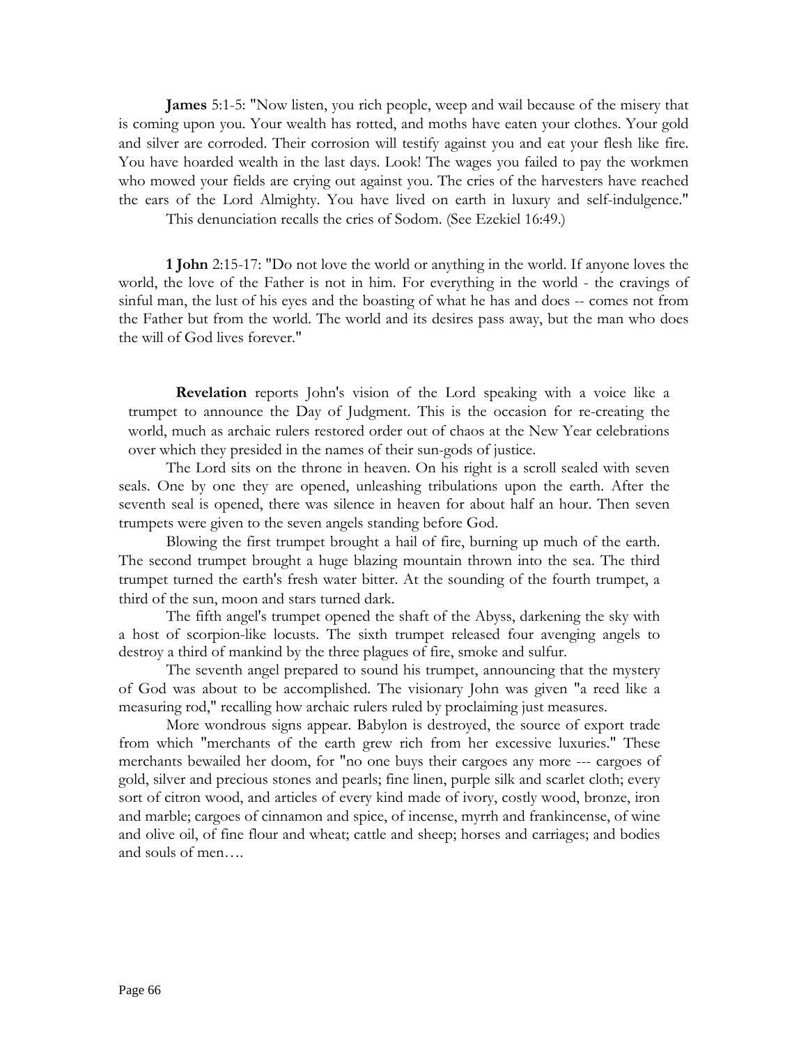**James** 5:1-5: "Now listen, you rich people, weep and wail because of the misery that is coming upon you. Your wealth has rotted, and moths have eaten your clothes. Your gold and silver are corroded. Their corrosion will testify against you and eat your flesh like fire. You have hoarded wealth in the last days. Look! The wages you failed to pay the workmen who mowed your fields are crying out against you. The cries of the harvesters have reached the ears of the Lord Almighty. You have lived on earth in luxury and self-indulgence."

This denunciation recalls the cries of Sodom. (See Ezekiel 16:49.)

**1 John** 2:15-17: "Do not love the world or anything in the world. If anyone loves the world, the love of the Father is not in him. For everything in the world - the cravings of sinful man, the lust of his eyes and the boasting of what he has and does -- comes not from the Father but from the world. The world and its desires pass away, but the man who does the will of God lives forever."

**Revelation** reports John's vision of the Lord speaking with a voice like a trumpet to announce the Day of Judgment. This is the occasion for re-creating the world, much as archaic rulers restored order out of chaos at the New Year celebrations over which they presided in the names of their sun-gods of justice.

The Lord sits on the throne in heaven. On his right is a scroll sealed with seven seals. One by one they are opened, unleashing tribulations upon the earth. After the seventh seal is opened, there was silence in heaven for about half an hour. Then seven trumpets were given to the seven angels standing before God.

Blowing the first trumpet brought a hail of fire, burning up much of the earth. The second trumpet brought a huge blazing mountain thrown into the sea. The third trumpet turned the earth's fresh water bitter. At the sounding of the fourth trumpet, a third of the sun, moon and stars turned dark.

The fifth angel's trumpet opened the shaft of the Abyss, darkening the sky with a host of scorpion-like locusts. The sixth trumpet released four avenging angels to destroy a third of mankind by the three plagues of fire, smoke and sulfur.

The seventh angel prepared to sound his trumpet, announcing that the mystery of God was about to be accomplished. The visionary John was given "a reed like a measuring rod," recalling how archaic rulers ruled by proclaiming just measures.

More wondrous signs appear. Babylon is destroyed, the source of export trade from which "merchants of the earth grew rich from her excessive luxuries." These merchants bewailed her doom, for "no one buys their cargoes any more --- cargoes of gold, silver and precious stones and pearls; fine linen, purple silk and scarlet cloth; every sort of citron wood, and articles of every kind made of ivory, costly wood, bronze, iron and marble; cargoes of cinnamon and spice, of incense, myrrh and frankincense, of wine and olive oil, of fine flour and wheat; cattle and sheep; horses and carriages; and bodies and souls of men….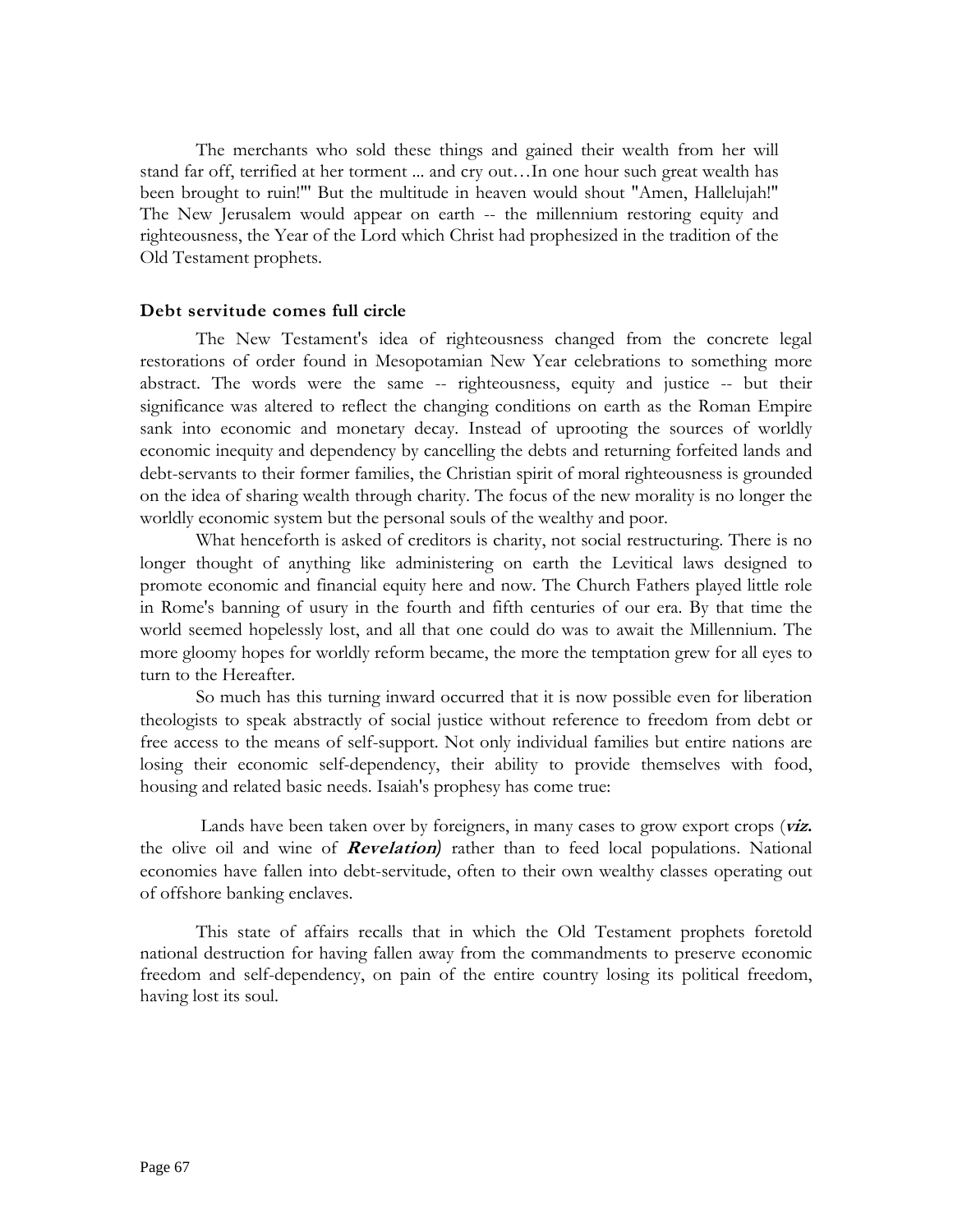The merchants who sold these things and gained their wealth from her will stand far off, terrified at her torment ... and cry out…In one hour such great wealth has been brought to ruin!'" But the multitude in heaven would shout "Amen, Hallelujah!" The New Jerusalem would appear on earth -- the millennium restoring equity and righteousness, the Year of the Lord which Christ had prophesized in the tradition of the Old Testament prophets.

### Debt servitude comes full circle

The New Testament's idea of righteousness changed from the concrete legal restorations of order found in Mesopotamian New Year celebrations to something more abstract. The words were the same -- righteousness, equity and justice -- but their significance was altered to reflect the changing conditions on earth as the Roman Empire sank into economic and monetary decay. Instead of uprooting the sources of worldly economic inequity and dependency by cancelling the debts and returning forfeited lands and debt-servants to their former families, the Christian spirit of moral righteousness is grounded on the idea of sharing wealth through charity. The focus of the new morality is no longer the worldly economic system but the personal souls of the wealthy and poor.

What henceforth is asked of creditors is charity, not social restructuring. There is no longer thought of anything like administering on earth the Levitical laws designed to promote economic and financial equity here and now. The Church Fathers played little role in Rome's banning of usury in the fourth and fifth centuries of our era. By that time the world seemed hopelessly lost, and all that one could do was to await the Millennium. The more gloomy hopes for worldly reform became, the more the temptation grew for all eyes to turn to the Hereafter.

So much has this turning inward occurred that it is now possible even for liberation theologists to speak abstractly of social justice without reference to freedom from debt or free access to the means of self-support. Not only individual families but entire nations are losing their economic self-dependency, their ability to provide themselves with food, housing and related basic needs. Isaiah's prophesy has come true:

> Lands have been taken over by foreigners, in many cases to grow export crops (***viz.*** the olive oil and wine of ***Revelation)*** rather than to feed local populations. National economies have fallen into debt-servitude, often to their own wealthy classes operating out of offshore banking enclaves.

This state of affairs recalls that in which the Old Testament prophets foretold national destruction for having fallen away from the commandments to preserve economic freedom and self-dependency, on pain of the entire country losing its political freedom, having lost its soul.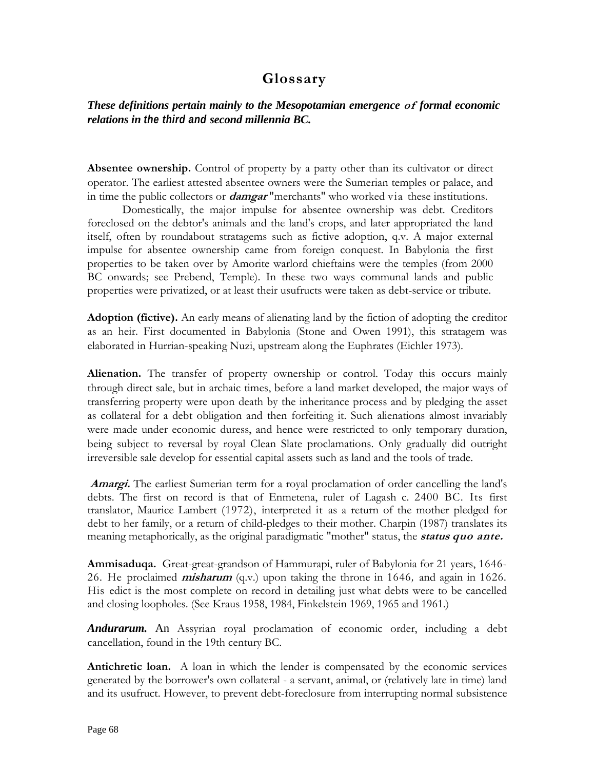# Glossary

***These definitions pertain mainly to the Mesopotamian emergence of formal economic relations in the third and second millennia BC.***

**Absentee ownership.** Control of property by a party other than its cultivator or direct operator. The earliest attested absentee owners were the Sumerian temples or palace, and in time the public collectors or ***damgar*** "merchants" who worked via these institutions.

Domestically, the major impulse for absentee ownership was debt. Creditors foreclosed on the debtor's animals and the land's crops, and later appropriated the land itself, often by roundabout stratagems such as fictive adoption, q.v. A major external impulse for absentee ownership came from foreign conquest. In Babylonia the first properties to be taken over by Amorite warlord chieftains were the temples (from 2000 BC onwards; see Prebend, Temple). In these two ways communal lands and public properties were privatized, or at least their usufructs were taken as debt-service or tribute.

**Adoption (fictive).** An early means of alienating land by the fiction of adopting the creditor as an heir. First documented in Babylonia (Stone and Owen 1991), this stratagem was elaborated in Hurrian-speaking Nuzi, upstream along the Euphrates (Eichler 1973).

**Alienation.** The transfer of property ownership or control. Today this occurs mainly through direct sale, but in archaic times, before a land market developed, the major ways of transferring property were upon death by the inheritance process and by pledging the asset as collateral for a debt obligation and then forfeiting it. Such alienations almost invariably were made under economic duress, and hence were restricted to only temporary duration, being subject to reversal by royal Clean Slate proclamations. Only gradually did outright irreversible sale develop for essential capital assets such as land and the tools of trade.

***Amargi.*** The earliest Sumerian term for a royal proclamation of order cancelling the land's debts. The first on record is that of Enmetena, ruler of Lagash c. 2400 BC. Its first translator, Maurice Lambert (1972), interpreted it as a return of the mother pledged for debt to her family, or a return of child-pledges to their mother. Charpin (1987) translates its meaning metaphorically, as the original paradigmatic "mother" status, the ***status quo ante.***

**Ammisaduqa.** Great-great-grandson of Hammurapi, ruler of Babylonia for 21 years, 1646-26. He proclaimed ***misharum*** (q.v.) upon taking the throne in 1646, and again in 1626. His edict is the most complete on record in detailing just what debts were to be cancelled and closing loopholes. (See Kraus 1958, 1984, Finkelstein 1969, 1965 and 1961.)

***Andurarum.*** An Assyrian royal proclamation of economic order, including a debt cancellation, found in the 19th century BC.

**Antichretic loan.** A loan in which the lender is compensated by the economic services generated by the borrower's own collateral - a servant, animal, or (relatively late in time) land and its usufruct. However, to prevent debt-foreclosure from interrupting normal subsistence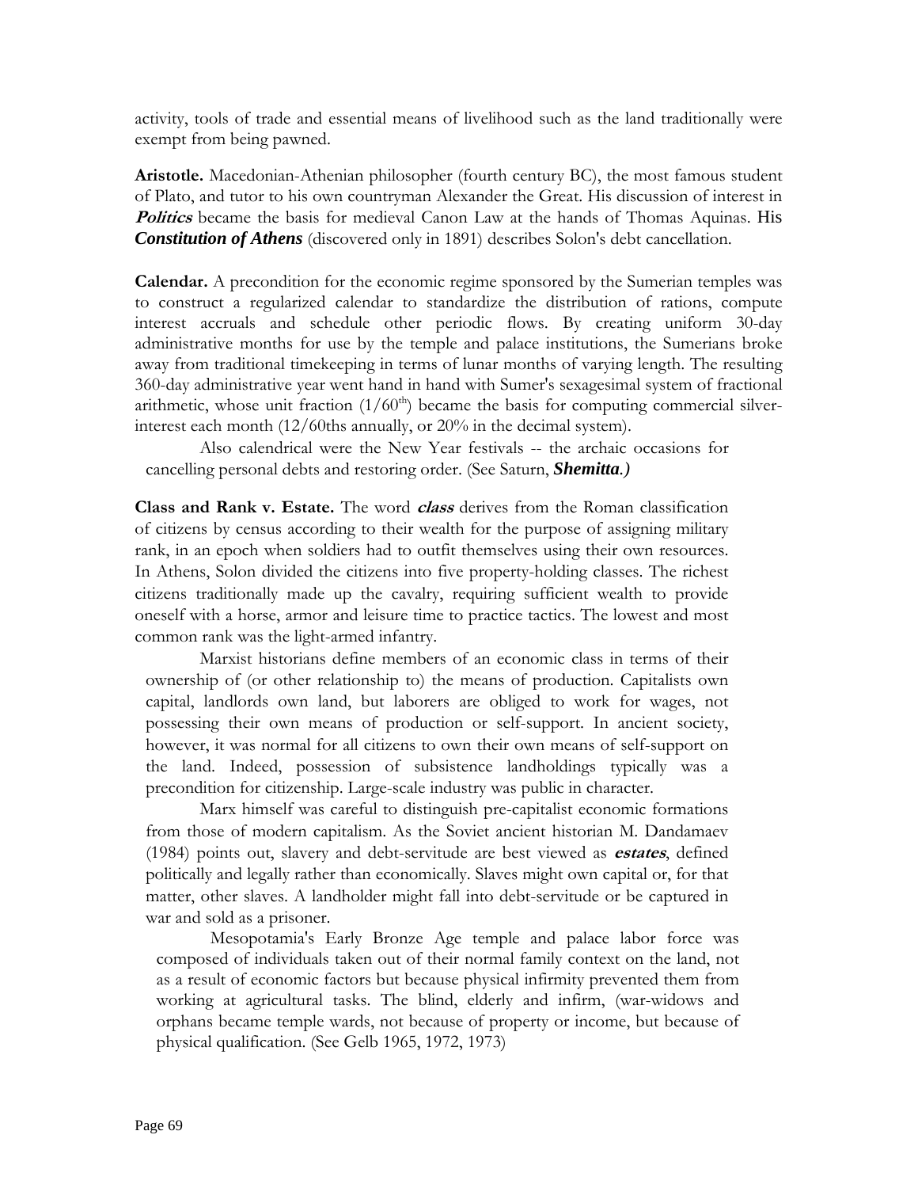activity, tools of trade and essential means of livelihood such as the land traditionally were exempt from being pawned.

**Aristotle.** Macedonian-Athenian philosopher (fourth century BC), the most famous student of Plato, and tutor to his own countryman Alexander the Great. His discussion of interest in ***Politics*** became the basis for medieval Canon Law at the hands of Thomas Aquinas. His ***Constitution of Athens*** (discovered only in 1891) describes Solon's debt cancellation.

**Calendar.** A precondition for the economic regime sponsored by the Sumerian temples was to construct a regularized calendar to standardize the distribution of rations, compute interest accruals and schedule other periodic flows. By creating uniform 30-day administrative months for use by the temple and palace institutions, the Sumerians broke away from traditional timekeeping in terms of lunar months of varying length. The resulting 360-day administrative year went hand in hand with Sumer's sexagesimal system of fractional arithmetic, whose unit fraction ($1/60^{th}$) became the basis for computing commercial silver-interest each month (12/60ths annually, or 20% in the decimal system).

Also calendrical were the New Year festivals -- the archaic occasions for cancelling personal debts and restoring order. (See Saturn, ***Shemitta**.)*

**Class and Rank v. Estate.** The word ***class*** derives from the Roman classification of citizens by census according to their wealth for the purpose of assigning military rank, in an epoch when soldiers had to outfit themselves using their own resources. In Athens, Solon divided the citizens into five property-holding classes. The richest citizens traditionally made up the cavalry, requiring sufficient wealth to provide oneself with a horse, armor and leisure time to practice tactics. The lowest and most common rank was the light-armed infantry.

Marxist historians define members of an economic class in terms of their ownership of (or other relationship to) the means of production. Capitalists own capital, landlords own land, but laborers are obliged to work for wages, not possessing their own means of production or self-support. In ancient society, however, it was normal for all citizens to own their own means of self-support on the land. Indeed, possession of subsistence landholdings typically was a precondition for citizenship. Large-scale industry was public in character.

Marx himself was careful to distinguish pre-capitalist economic formations from those of modern capitalism. As the Soviet ancient historian M. Dandamaev (1984) points out, slavery and debt-servitude are best viewed as ***estates***, defined politically and legally rather than economically. Slaves might own capital or, for that matter, other slaves. A landholder might fall into debt-servitude or be captured in war and sold as a prisoner.

Mesopotamia's Early Bronze Age temple and palace labor force was composed of individuals taken out of their normal family context on the land, not as a result of economic factors but because physical infirmity prevented them from working at agricultural tasks. The blind, elderly and infirm, (war-widows and orphans became temple wards, not because of property or income, but because of physical qualification. (See Gelb 1965, 1972, 1973)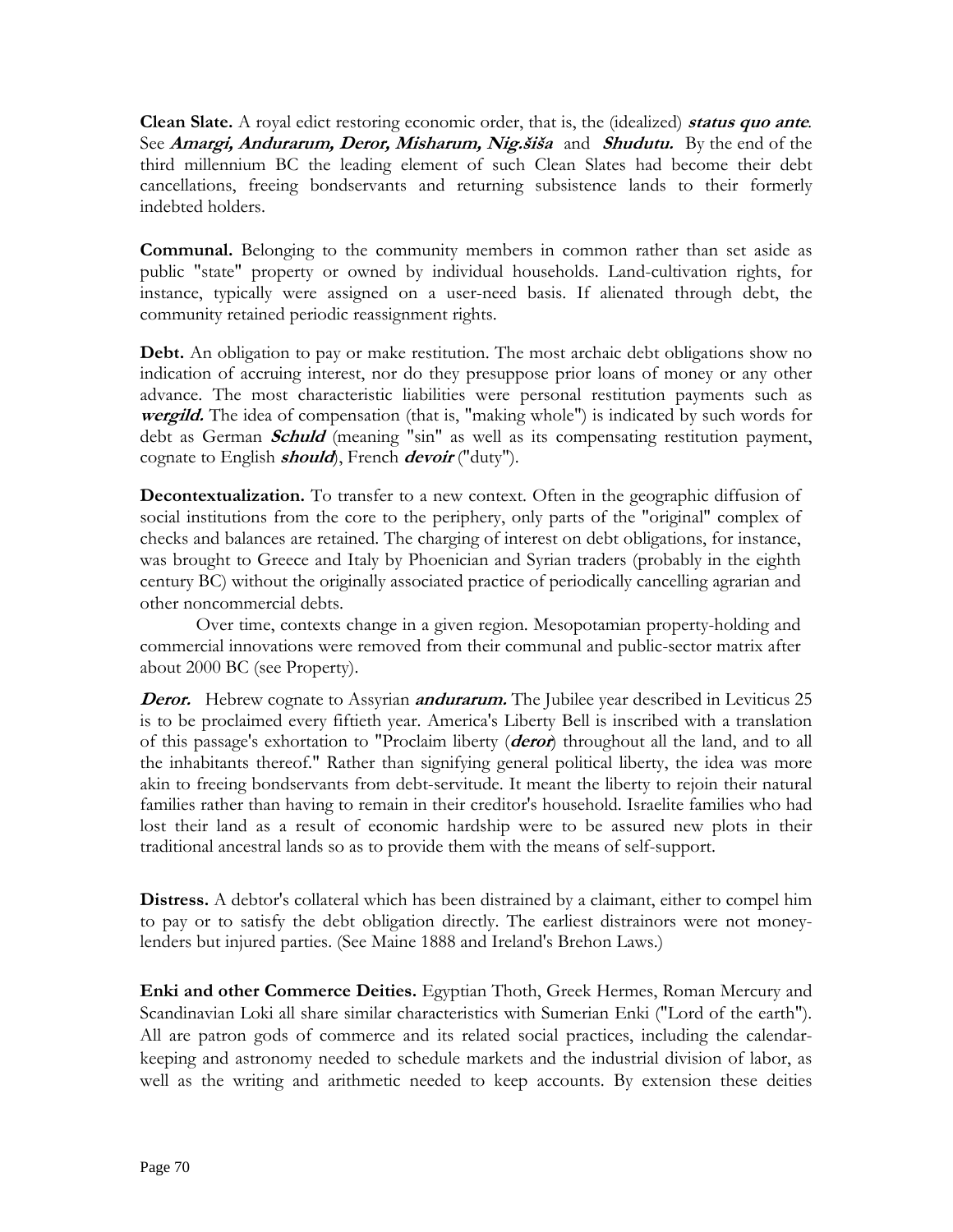**Clean Slate.** A royal edict restoring economic order, that is, the (idealized) ***status quo ante***. See ***Amargi, Andurarum, Deror, Misharum, Nig.šiša*** and ***Shudutu.*** By the end of the third millennium BC the leading element of such Clean Slates had become their debt cancellations, freeing bondservants and returning subsistence lands to their formerly indebted holders.

**Communal.** Belonging to the community members in common rather than set aside as public "state" property or owned by individual households. Land-cultivation rights, for instance, typically were assigned on a user-need basis. If alienated through debt, the community retained periodic reassignment rights.

**Debt.** An obligation to pay or make restitution. The most archaic debt obligations show no indication of accruing interest, nor do they presuppose prior loans of money or any other advance. The most characteristic liabilities were personal restitution payments such as ***wergild.*** The idea of compensation (that is, "making whole") is indicated by such words for debt as German ***Schuld*** (meaning "sin" as well as its compensating restitution payment, cognate to English ***should***), French ***devoir*** ("duty").

**Decontextualization.** To transfer to a new context. Often in the geographic diffusion of social institutions from the core to the periphery, only parts of the "original" complex of checks and balances are retained. The charging of interest on debt obligations, for instance, was brought to Greece and Italy by Phoenician and Syrian traders (probably in the eighth century BC) without the originally associated practice of periodically cancelling agrarian and other noncommercial debts.

Over time, contexts change in a given region. Mesopotamian property-holding and commercial innovations were removed from their communal and public-sector matrix after about 2000 BC (see Property).

***Deror.*** Hebrew cognate to Assyrian ***andurarum.*** The Jubilee year described in Leviticus 25 is to be proclaimed every fiftieth year. America's Liberty Bell is inscribed with a translation of this passage's exhortation to "Proclaim liberty (***deror***) throughout all the land, and to all the inhabitants thereof." Rather than signifying general political liberty, the idea was more akin to freeing bondservants from debt-servitude. It meant the liberty to rejoin their natural families rather than having to remain in their creditor's household. Israelite families who had lost their land as a result of economic hardship were to be assured new plots in their traditional ancestral lands so as to provide them with the means of self-support.

**Distress.** A debtor's collateral which has been distrained by a claimant, either to compel him to pay or to satisfy the debt obligation directly. The earliest distrainors were not money-lenders but injured parties. (See Maine 1888 and Ireland's Brehon Laws.)

**Enki and other Commerce Deities.** Egyptian Thoth, Greek Hermes, Roman Mercury and Scandinavian Loki all share similar characteristics with Sumerian Enki ("Lord of the earth"). All are patron gods of commerce and its related social practices, including the calendar-keeping and astronomy needed to schedule markets and the industrial division of labor, as well as the writing and arithmetic needed to keep accounts. By extension these deities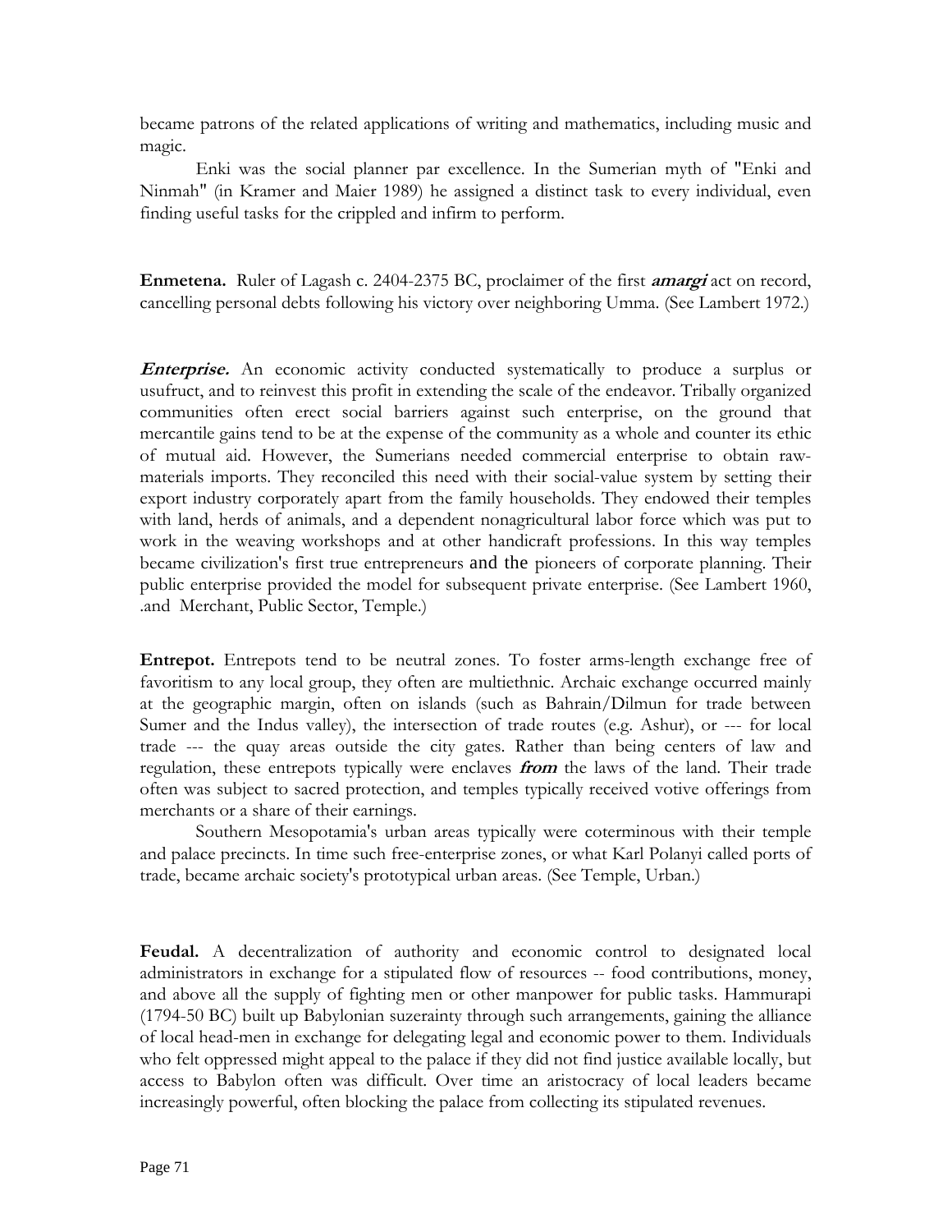became patrons of the related applications of writing and mathematics, including music and magic.

Enki was the social planner par excellence. In the Sumerian myth of "Enki and Ninmah" (in Kramer and Maier 1989) he assigned a distinct task to every individual, even finding useful tasks for the crippled and infirm to perform.

**Enmetena.** Ruler of Lagash c. 2404-2375 BC, proclaimer of the first ***amargi*** act on record, cancelling personal debts following his victory over neighboring Umma. (See Lambert 1972.)

***Enterprise.*** An economic activity conducted systematically to produce a surplus or usufruct, and to reinvest this profit in extending the scale of the endeavor. Tribally organized communities often erect social barriers against such enterprise, on the ground that mercantile gains tend to be at the expense of the community as a whole and counter its ethic of mutual aid. However, the Sumerians needed commercial enterprise to obtain raw-materials imports. They reconciled this need with their social-value system by setting their export industry corporately apart from the family households. They endowed their temples with land, herds of animals, and a dependent nonagricultural labor force which was put to work in the weaving workshops and at other handicraft professions. In this way temples became civilization's first true entrepreneurs and the pioneers of corporate planning. Their public enterprise provided the model for subsequent private enterprise. (See Lambert 1960, .and Merchant, Public Sector, Temple.)

**Entrepot.** Entrepots tend to be neutral zones. To foster arms-length exchange free of favoritism to any local group, they often are multiethnic. Archaic exchange occurred mainly at the geographic margin, often on islands (such as Bahrain/Dilmun for trade between Sumer and the Indus valley), the intersection of trade routes (e.g. Ashur), or --- for local trade --- the quay areas outside the city gates. Rather than being centers of law and regulation, these entrepots typically were enclaves ***from*** the laws of the land. Their trade often was subject to sacred protection, and temples typically received votive offerings from merchants or a share of their earnings.

Southern Mesopotamia's urban areas typically were coterminous with their temple and palace precincts. In time such free-enterprise zones, or what Karl Polanyi called ports of trade, became archaic society's prototypical urban areas. (See Temple, Urban.)

**Feudal.** A decentralization of authority and economic control to designated local administrators in exchange for a stipulated flow of resources -- food contributions, money, and above all the supply of fighting men or other manpower for public tasks. Hammurapi (1794-50 BC) built up Babylonian suzerainty through such arrangements, gaining the alliance of local head-men in exchange for delegating legal and economic power to them. Individuals who felt oppressed might appeal to the palace if they did not find justice available locally, but access to Babylon often was difficult. Over time an aristocracy of local leaders became increasingly powerful, often blocking the palace from collecting its stipulated revenues.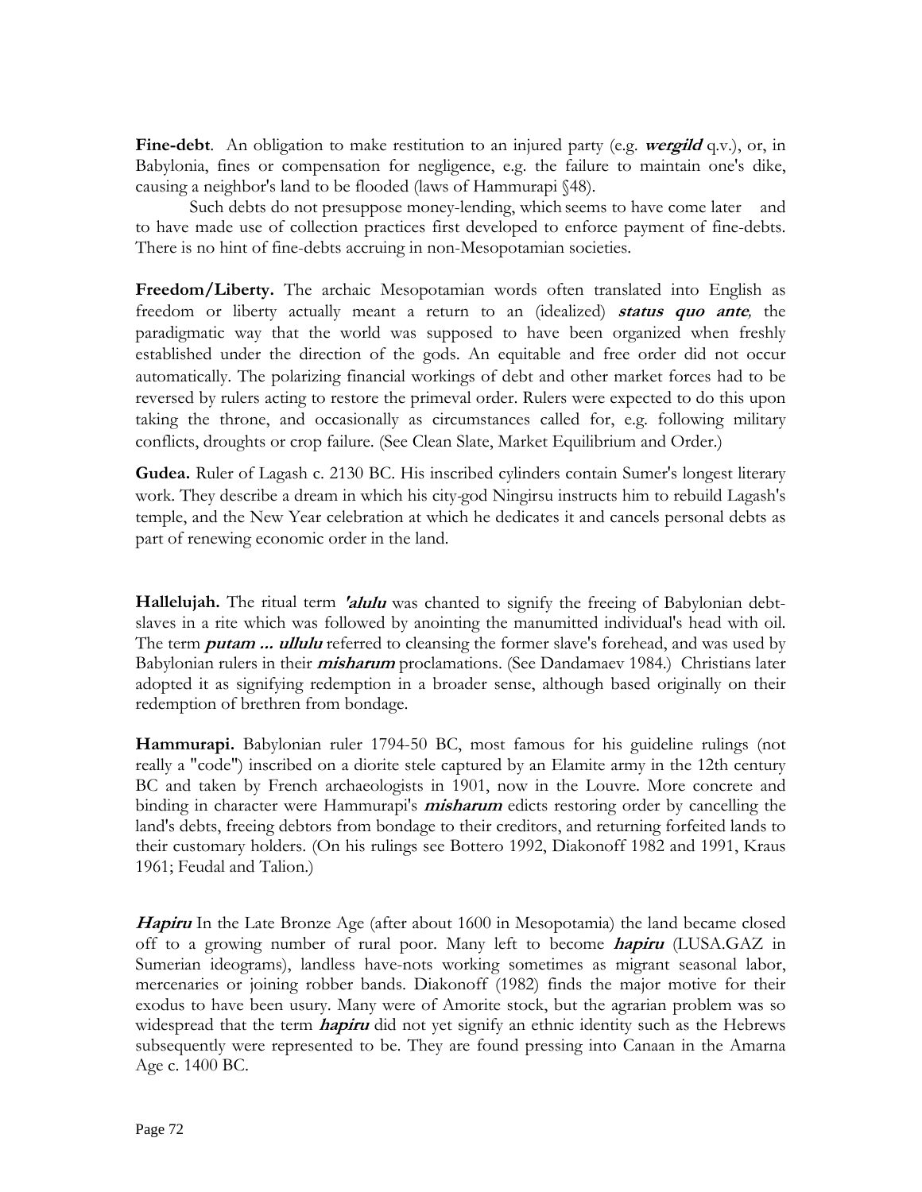**Fine-debt**. An obligation to make restitution to an injured party (e.g. ***wergild*** q.v.), or, in Babylonia, fines or compensation for negligence, e.g. the failure to maintain one's dike, causing a neighbor's land to be flooded (laws of Hammurapi §48).

Such debts do not presuppose money-lending, which seems to have come later and to have made use of collection practices first developed to enforce payment of fine-debts. There is no hint of fine-debts accruing in non-Mesopotamian societies.

**Freedom/Liberty.** The archaic Mesopotamian words often translated into English as freedom or liberty actually meant a return to an (idealized) ***status quo ante****,* the paradigmatic way that the world was supposed to have been organized when freshly established under the direction of the gods. An equitable and free order did not occur automatically. The polarizing financial workings of debt and other market forces had to be reversed by rulers acting to restore the primeval order. Rulers were expected to do this upon taking the throne, and occasionally as circumstances called for, e.g. following military conflicts, droughts or crop failure. (See Clean Slate, Market Equilibrium and Order.)

**Gudea.** Ruler of Lagash c. 2130 BC. His inscribed cylinders contain Sumer's longest literary work. They describe a dream in which his city-god Ningirsu instructs him to rebuild Lagash's temple, and the New Year celebration at which he dedicates it and cancels personal debts as part of renewing economic order in the land.

**Hallelujah.** The ritual term ***'alulu*** was chanted to signify the freeing of Babylonian debt-slaves in a rite which was followed by anointing the manumitted individual's head with oil. The term ***putam ... ullulu*** referred to cleansing the former slave's forehead, and was used by Babylonian rulers in their ***misharum*** proclamations. (See Dandamaev 1984.) Christians later adopted it as signifying redemption in a broader sense, although based originally on their redemption of brethren from bondage.

**Hammurapi.** Babylonian ruler 1794-50 BC, most famous for his guideline rulings (not really a "code") inscribed on a diorite stele captured by an Elamite army in the 12th century BC and taken by French archaeologists in 1901, now in the Louvre. More concrete and binding in character were Hammurapi's ***misharum*** edicts restoring order by cancelling the land's debts, freeing debtors from bondage to their creditors, and returning forfeited lands to their customary holders. (On his rulings see Bottero 1992, Diakonoff 1982 and 1991, Kraus 1961; Feudal and Talion.)

***Hapiru*** In the Late Bronze Age (after about 1600 in Mesopotamia) the land became closed off to a growing number of rural poor. Many left to become ***hapiru*** (LUSA.GAZ in Sumerian ideograms), landless have-nots working sometimes as migrant seasonal labor, mercenaries or joining robber bands. Diakonoff (1982) finds the major motive for their exodus to have been usury. Many were of Amorite stock, but the agrarian problem was so widespread that the term ***hapiru*** did not yet signify an ethnic identity such as the Hebrews subsequently were represented to be. They are found pressing into Canaan in the Amarna Age c. 1400 BC.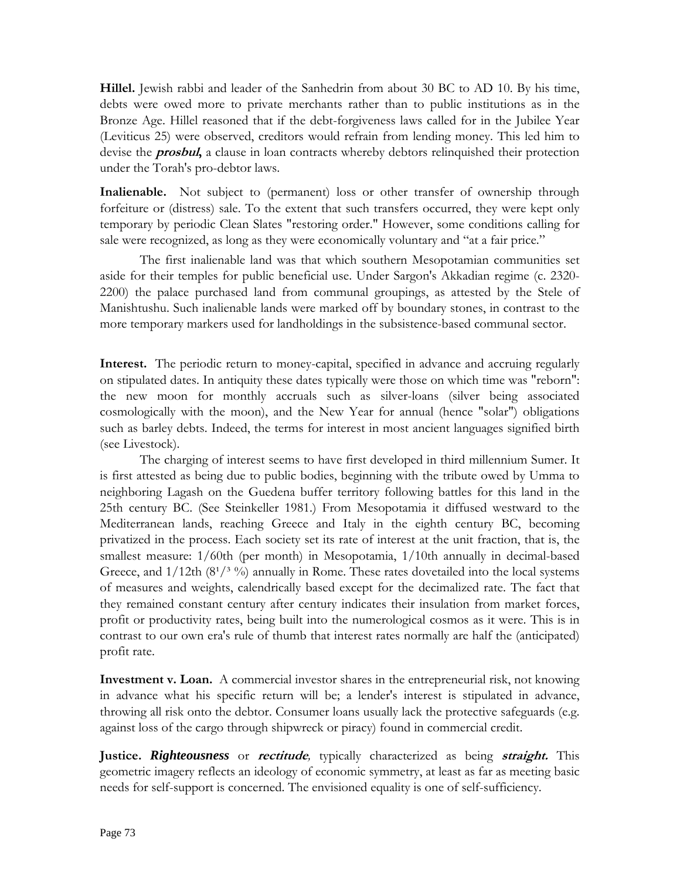**Hillel.** Jewish rabbi and leader of the Sanhedrin from about 30 BC to AD 10. By his time, debts were owed more to private merchants rather than to public institutions as in the Bronze Age. Hillel reasoned that if the debt-forgiveness laws called for in the Jubilee Year (Leviticus 25) were observed, creditors would refrain from lending money. This led him to devise the ***prosbul***, a clause in loan contracts whereby debtors relinquished their protection under the Torah's pro-debtor laws.

**Inalienable.** Not subject to (permanent) loss or other transfer of ownership through forfeiture or (distress) sale. To the extent that such transfers occurred, they were kept only temporary by periodic Clean Slates "restoring order." However, some conditions calling for sale were recognized, as long as they were economically voluntary and "at a fair price."

The first inalienable land was that which southern Mesopotamian communities set aside for their temples for public beneficial use. Under Sargon's Akkadian regime (c. 2320-2200) the palace purchased land from communal groupings, as attested by the Stele of Manishtushu. Such inalienable lands were marked off by boundary stones, in contrast to the more temporary markers used for landholdings in the subsistence-based communal sector.

**Interest.** The periodic return to money-capital, specified in advance and accruing regularly on stipulated dates. In antiquity these dates typically were those on which time was "reborn": the new moon for monthly accruals such as silver-loans (silver being associated cosmologically with the moon), and the New Year for annual (hence "solar") obligations such as barley debts. Indeed, the terms for interest in most ancient languages signified birth (see Livestock).

The charging of interest seems to have first developed in third millennium Sumer. It is first attested as being due to public bodies, beginning with the tribute owed by Umma to neighboring Lagash on the Guedena buffer territory following battles for this land in the 25th century BC. (See Steinkeller 1981.) From Mesopotamia it diffused westward to the Mediterranean lands, reaching Greece and Italy in the eighth century BC, becoming privatized in the process. Each society set its rate of interest at the unit fraction, that is, the smallest measure: 1/60th (per month) in Mesopotamia, 1/10th annually in decimal-based Greece, and 1/12th ($8^{1}/_{3}$ %) annually in Rome. These rates dovetailed into the local systems of measures and weights, calendrically based except for the decimalized rate. The fact that they remained constant century after century indicates their insulation from market forces, profit or productivity rates, being built into the numerological cosmos as it were. This is in contrast to our own era's rule of thumb that interest rates normally are half the (anticipated) profit rate.

**Investment v. Loan.** A commercial investor shares in the entrepreneurial risk, not knowing in advance what his specific return will be; a lender's interest is stipulated in advance, throwing all risk onto the debtor. Consumer loans usually lack the protective safeguards (e.g. against loss of the cargo through shipwreck or piracy) found in commercial credit.

**Justice.** ***Righteousness*** or ***rectitude***, typically characterized as being ***straight.*** This geometric imagery reflects an ideology of economic symmetry, at least as far as meeting basic needs for self-support is concerned. The envisioned equality is one of self-sufficiency.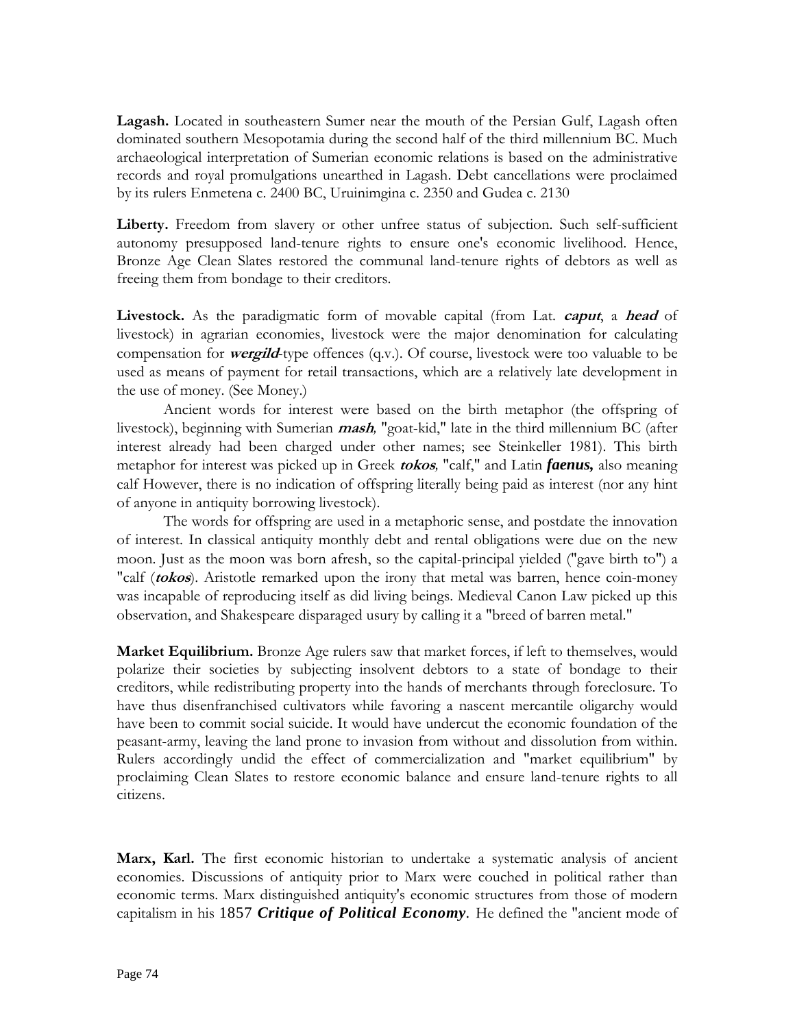**Lagash.** Located in southeastern Sumer near the mouth of the Persian Gulf, Lagash often dominated southern Mesopotamia during the second half of the third millennium BC. Much archaeological interpretation of Sumerian economic relations is based on the administrative records and royal promulgations unearthed in Lagash. Debt cancellations were proclaimed by its rulers Enmetena c. 2400 BC, Uruinimgina c. 2350 and Gudea c. 2130

**Liberty.** Freedom from slavery or other unfree status of subjection. Such self-sufficient autonomy presupposed land-tenure rights to ensure one's economic livelihood. Hence, Bronze Age Clean Slates restored the communal land-tenure rights of debtors as well as freeing them from bondage to their creditors.

**Livestock.** As the paradigmatic form of movable capital (from Lat. ***caput***, a ***head*** of livestock) in agrarian economies, livestock were the major denomination for calculating compensation for ***wergild***-type offences (q.v.). Of course, livestock were too valuable to be used as means of payment for retail transactions, which are a relatively late development in the use of money. (See Money.)

Ancient words for interest were based on the birth metaphor (the offspring of livestock), beginning with Sumerian ***mash,*** "goat-kid," late in the third millennium BC (after interest already had been charged under other names; see Steinkeller 1981). This birth metaphor for interest was picked up in Greek ***tokos,*** "calf," and Latin ***faenus,*** also meaning calf However, there is no indication of offspring literally being paid as interest (nor any hint of anyone in antiquity borrowing livestock).

The words for offspring are used in a metaphoric sense, and postdate the innovation of interest. In classical antiquity monthly debt and rental obligations were due on the new moon. Just as the moon was born afresh, so the capital-principal yielded ("gave birth to") a "calf (***tokos***). Aristotle remarked upon the irony that metal was barren, hence coin-money was incapable of reproducing itself as did living beings. Medieval Canon Law picked up this observation, and Shakespeare disparaged usury by calling it a "breed of barren metal."

**Market Equilibrium.** Bronze Age rulers saw that market forces, if left to themselves, would polarize their societies by subjecting insolvent debtors to a state of bondage to their creditors, while redistributing property into the hands of merchants through foreclosure. To have thus disenfranchised cultivators while favoring a nascent mercantile oligarchy would have been to commit social suicide. It would have undercut the economic foundation of the peasant-army, leaving the land prone to invasion from without and dissolution from within. Rulers accordingly undid the effect of commercialization and "market equilibrium" by proclaiming Clean Slates to restore economic balance and ensure land-tenure rights to all citizens.

**Marx, Karl.** The first economic historian to undertake a systematic analysis of ancient economies. Discussions of antiquity prior to Marx were couched in political rather than economic terms. Marx distinguished antiquity's economic structures from those of modern capitalism in his 1857 ***Critique of Political Economy***. He defined the "ancient mode of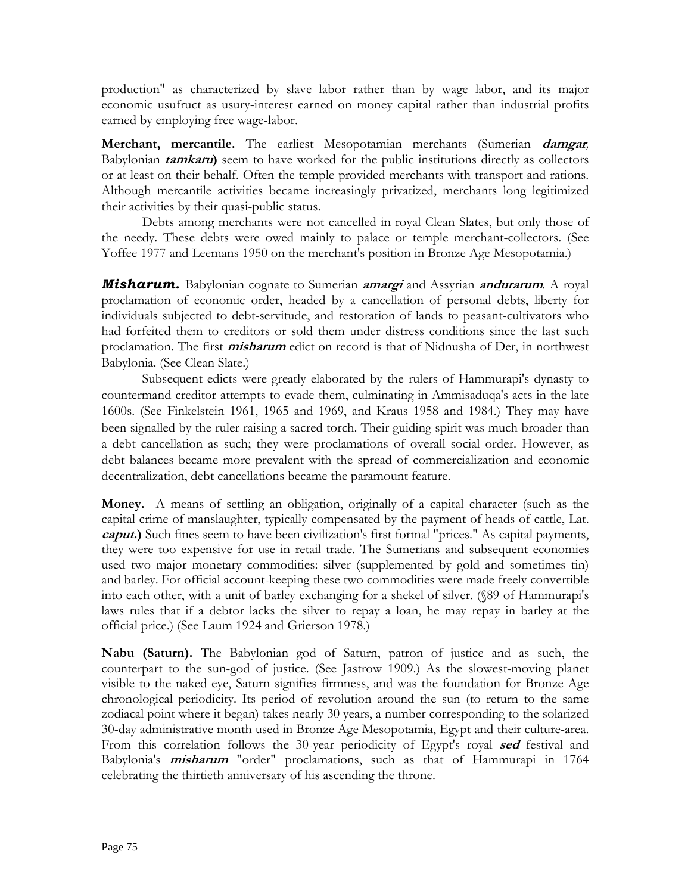production" as characterized by slave labor rather than by wage labor, and its major economic usufruct as usury-interest earned on money capital rather than industrial profits earned by employing free wage-labor.

**Merchant, mercantile.** The earliest Mesopotamian merchants (Sumerian ***damgar***, Babylonian ***tamkaru***) seem to have worked for the public institutions directly as collectors or at least on their behalf. Often the temple provided merchants with transport and rations. Although mercantile activities became increasingly privatized, merchants long legitimized their activities by their quasi-public status.

Debts among merchants were not cancelled in royal Clean Slates, but only those of the needy. These debts were owed mainly to palace or temple merchant-collectors. (See Yoffee 1977 and Leemans 1950 on the merchant's position in Bronze Age Mesopotamia.)

***Misharum.*** Babylonian cognate to Sumerian ***amargi*** and Assyrian ***andurarum***. A royal proclamation of economic order, headed by a cancellation of personal debts, liberty for individuals subjected to debt-servitude, and restoration of lands to peasant-cultivators who had forfeited them to creditors or sold them under distress conditions since the last such proclamation. The first ***misharum*** edict on record is that of Nidnusha of Der, in northwest Babylonia. (See Clean Slate.)

Subsequent edicts were greatly elaborated by the rulers of Hammurapi's dynasty to countermand creditor attempts to evade them, culminating in Ammisaduqa's acts in the late 1600s. (See Finkelstein 1961, 1965 and 1969, and Kraus 1958 and 1984.) They may have been signalled by the ruler raising a sacred torch. Their guiding spirit was much broader than a debt cancellation as such; they were proclamations of overall social order. However, as debt balances became more prevalent with the spread of commercialization and economic decentralization, debt cancellations became the paramount feature.

**Money.** A means of settling an obligation, originally of a capital character (such as the capital crime of manslaughter, typically compensated by the payment of heads of cattle, Lat. ***caput.***) Such fines seem to have been civilization's first formal "prices." As capital payments, they were too expensive for use in retail trade. The Sumerians and subsequent economies used two major monetary commodities: silver (supplemented by gold and sometimes tin) and barley. For official account-keeping these two commodities were made freely convertible into each other, with a unit of barley exchanging for a shekel of silver. (§89 of Hammurapi's laws rules that if a debtor lacks the silver to repay a loan, he may repay in barley at the official price.) (See Laum 1924 and Grierson 1978.)

**Nabu (Saturn).** The Babylonian god of Saturn, patron of justice and as such, the counterpart to the sun-god of justice. (See Jastrow 1909.) As the slowest-moving planet visible to the naked eye, Saturn signifies firmness, and was the foundation for Bronze Age chronological periodicity. Its period of revolution around the sun (to return to the same zodiacal point where it began) takes nearly 30 years, a number corresponding to the solarized 30-day administrative month used in Bronze Age Mesopotamia, Egypt and their culture-area. From this correlation follows the 30-year periodicity of Egypt's royal ***sed*** festival and Babylonia's ***misharum*** "order" proclamations, such as that of Hammurapi in 1764 celebrating the thirtieth anniversary of his ascending the throne.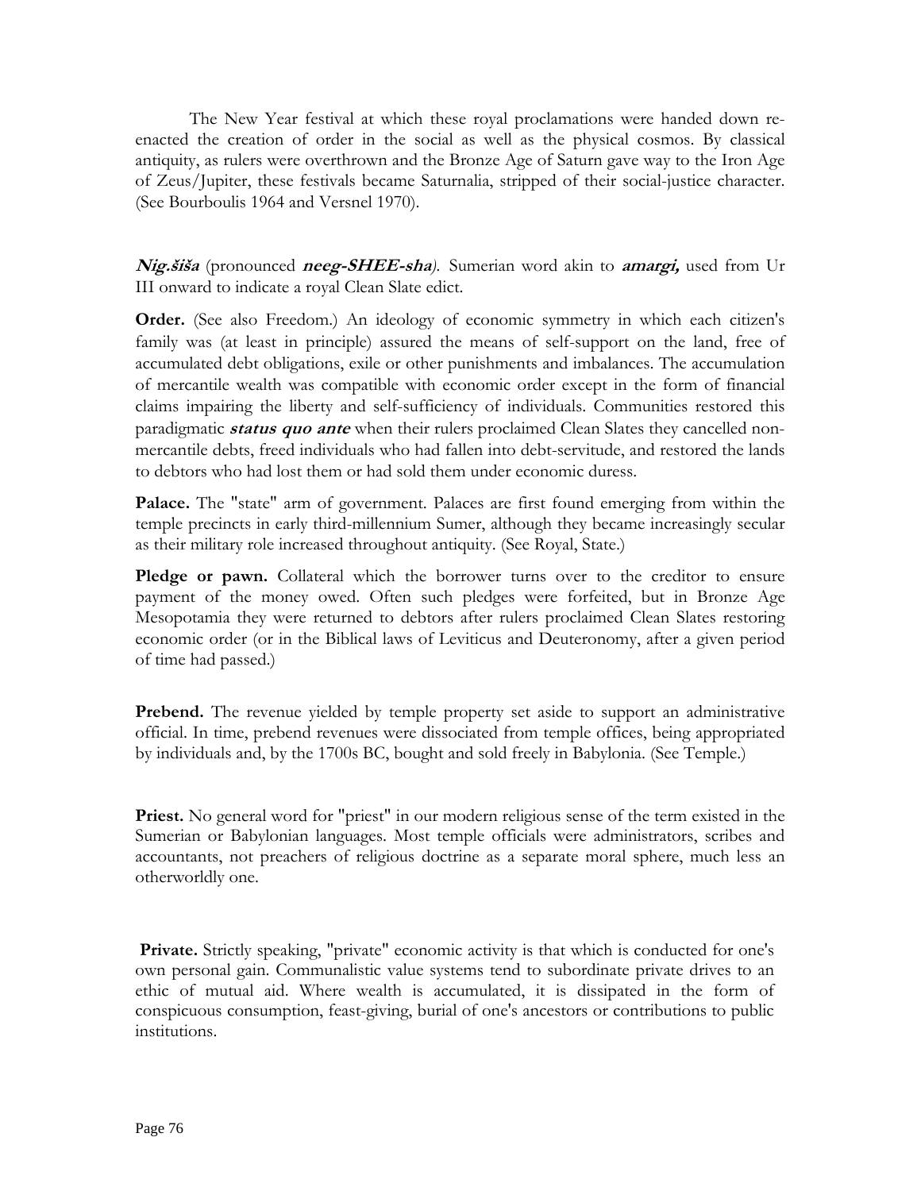The New Year festival at which these royal proclamations were handed down re-enacted the creation of order in the social as well as the physical cosmos. By classical antiquity, as rulers were overthrown and the Bronze Age of Saturn gave way to the Iron Age of Zeus/Jupiter, these festivals became Saturnalia, stripped of their social-justice character. (See Bourboulis 1964 and Versnel 1970).

***Nig.šiša*** (pronounced ***neeg-SHEE-sha***). Sumerian word akin to ***amargi,*** used from Ur III onward to indicate a royal Clean Slate edict.

**Order.** (See also Freedom.) An ideology of economic symmetry in which each citizen's family was (at least in principle) assured the means of self-support on the land, free of accumulated debt obligations, exile or other punishments and imbalances. The accumulation of mercantile wealth was compatible with economic order except in the form of financial claims impairing the liberty and self-sufficiency of individuals. Communities restored this paradigmatic ***status quo ante*** when their rulers proclaimed Clean Slates they cancelled non-mercantile debts, freed individuals who had fallen into debt-servitude, and restored the lands to debtors who had lost them or had sold them under economic duress.

**Palace.** The "state" arm of government. Palaces are first found emerging from within the temple precincts in early third-millennium Sumer, although they became increasingly secular as their military role increased throughout antiquity. (See Royal, State.)

**Pledge or pawn.** Collateral which the borrower turns over to the creditor to ensure payment of the money owed. Often such pledges were forfeited, but in Bronze Age Mesopotamia they were returned to debtors after rulers proclaimed Clean Slates restoring economic order (or in the Biblical laws of Leviticus and Deuteronomy, after a given period of time had passed.)

**Prebend.** The revenue yielded by temple property set aside to support an administrative official. In time, prebend revenues were dissociated from temple offices, being appropriated by individuals and, by the 1700s BC, bought and sold freely in Babylonia. (See Temple.)

**Priest.** No general word for "priest" in our modern religious sense of the term existed in the Sumerian or Babylonian languages. Most temple officials were administrators, scribes and accountants, not preachers of religious doctrine as a separate moral sphere, much less an otherworldly one.

**Private.** Strictly speaking, "private" economic activity is that which is conducted for one's own personal gain. Communalistic value systems tend to subordinate private drives to an ethic of mutual aid. Where wealth is accumulated, it is dissipated in the form of conspicuous consumption, feast-giving, burial of one's ancestors or contributions to public institutions.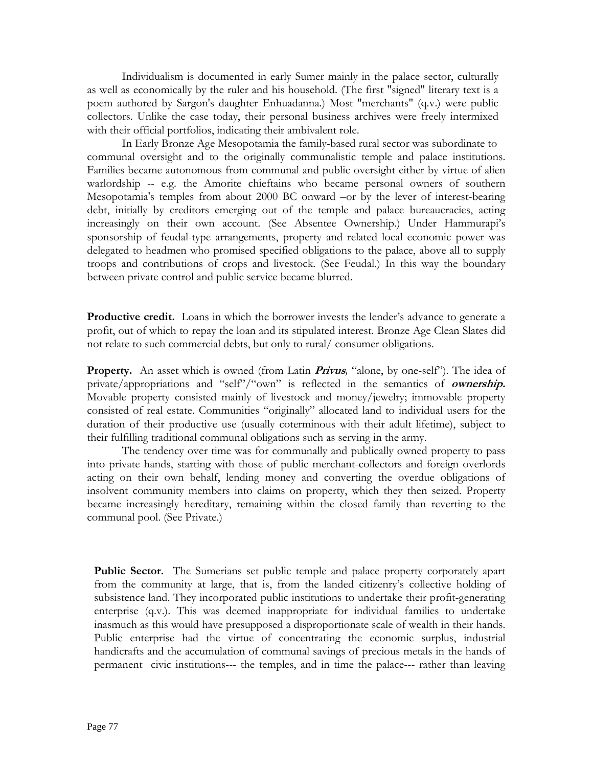Individualism is documented in early Sumer mainly in the palace sector, culturally as well as economically by the ruler and his household. (The first "signed" literary text is a poem authored by Sargon's daughter Enhuadanna.) Most "merchants" (q.v.) were public collectors. Unlike the case today, their personal business archives were freely intermixed with their official portfolios, indicating their ambivalent role.

In Early Bronze Age Mesopotamia the family-based rural sector was subordinate to communal oversight and to the originally communalistic temple and palace institutions. Families became autonomous from communal and public oversight either by virtue of alien warlordship -- e.g. the Amorite chieftains who became personal owners of southern Mesopotamia's temples from about 2000 BC onward –or by the lever of interest-bearing debt, initially by creditors emerging out of the temple and palace bureaucracies, acting increasingly on their own account. (See Absentee Ownership.) Under Hammurapi's sponsorship of feudal-type arrangements, property and related local economic power was delegated to headmen who promised specified obligations to the palace, above all to supply troops and contributions of crops and livestock. (See Feudal.) In this way the boundary between private control and public service became blurred.

**Productive credit.** Loans in which the borrower invests the lender's advance to generate a profit, out of which to repay the loan and its stipulated interest. Bronze Age Clean Slates did not relate to such commercial debts, but only to rural/ consumer obligations.

**Property.** An asset which is owned (from Latin ***Privus***, "alone, by one-self"). The idea of private/appropriations and "self"/"own" is reflected in the semantics of ***ownership.*** Movable property consisted mainly of livestock and money/jewelry; immovable property consisted of real estate. Communities "originally" allocated land to individual users for the duration of their productive use (usually coterminous with their adult lifetime), subject to their fulfilling traditional communal obligations such as serving in the army.

The tendency over time was for communally and publically owned property to pass into private hands, starting with those of public merchant-collectors and foreign overlords acting on their own behalf, lending money and converting the overdue obligations of insolvent community members into claims on property, which they then seized. Property became increasingly hereditary, remaining within the closed family than reverting to the communal pool. (See Private.)

**Public Sector.** The Sumerians set public temple and palace property corporately apart from the community at large, that is, from the landed citizenry's collective holding of subsistence land. They incorporated public institutions to undertake their profit-generating enterprise (q.v.). This was deemed inappropriate for individual families to undertake inasmuch as this would have presupposed a disproportionate scale of wealth in their hands. Public enterprise had the virtue of concentrating the economic surplus, industrial handicrafts and the accumulation of communal savings of precious metals in the hands of permanent civic institutions--- the temples, and in time the palace--- rather than leaving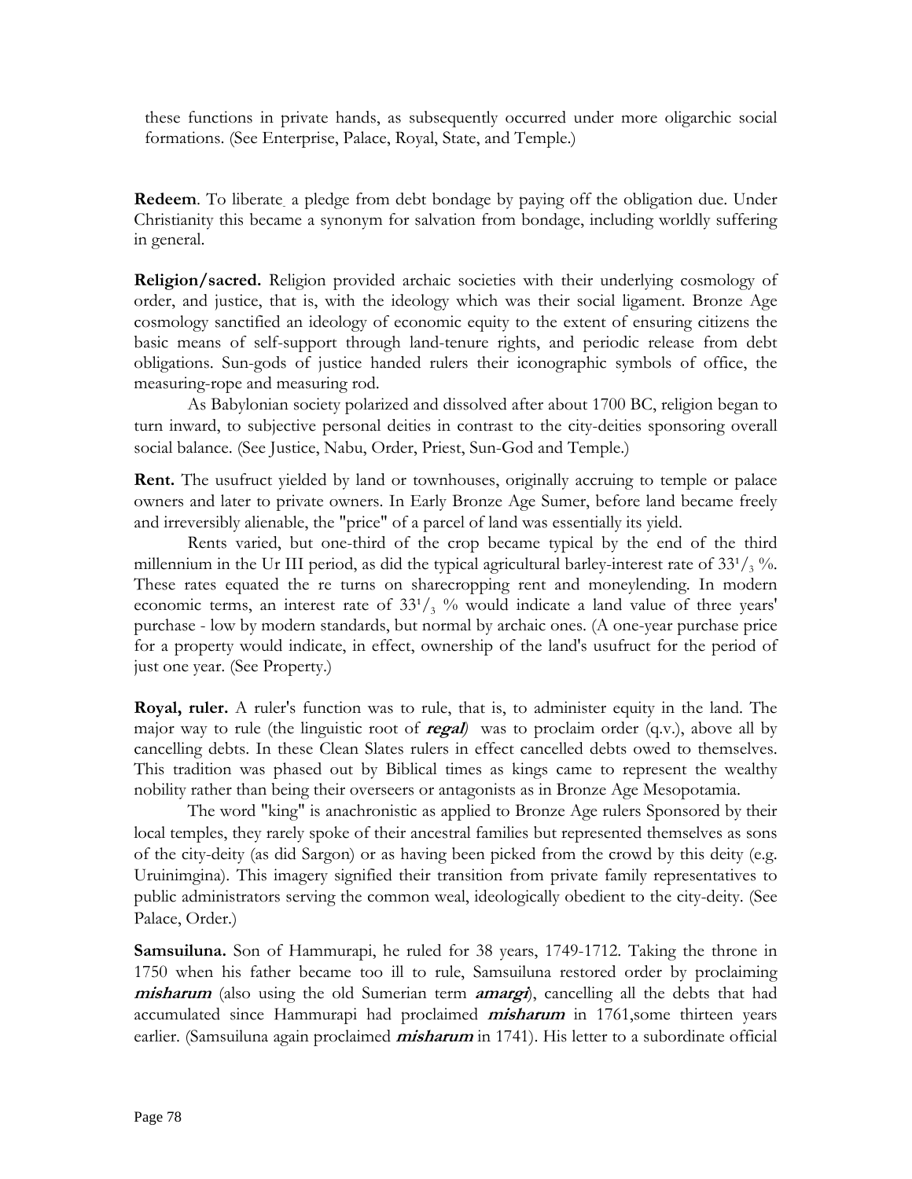these functions in private hands, as subsequently occurred under more oligarchic social formations. (See Enterprise, Palace, Royal, State, and Temple.)

**Redeem**. To liberate a pledge from debt bondage by paying off the obligation due. Under Christianity this became a synonym for salvation from bondage, including worldly suffering in general.

**Religion/sacred.** Religion provided archaic societies with their underlying cosmology of order, and justice, that is, with the ideology which was their social ligament. Bronze Age cosmology sanctified an ideology of economic equity to the extent of ensuring citizens the basic means of self-support through land-tenure rights, and periodic release from debt obligations. Sun-gods of justice handed rulers their iconographic symbols of office, the measuring-rope and measuring rod.

As Babylonian society polarized and dissolved after about 1700 BC, religion began to turn inward, to subjective personal deities in contrast to the city-deities sponsoring overall social balance. (See Justice, Nabu, Order, Priest, Sun-God and Temple.)

**Rent.** The usufruct yielded by land or townhouses, originally accruing to temple or palace owners and later to private owners. In Early Bronze Age Sumer, before land became freely and irreversibly alienable, the "price" of a parcel of land was essentially its yield.

Rents varied, but one-third of the crop became typical by the end of the third millennium in the Ur III period, as did the typical agricultural barley-interest rate of $33^1/_3$ %. These rates equated the re turns on sharecropping rent and moneylending. In modern economic terms, an interest rate of $33^1/_3$ % would indicate a land value of three years' purchase - low by modern standards, but normal by archaic ones. (A one-year purchase price for a property would indicate, in effect, ownership of the land's usufruct for the period of just one year. (See Property.)

**Royal, ruler.** A ruler's function was to rule, that is, to administer equity in the land. The major way to rule (the linguistic root of ***regal***) was to proclaim order (q.v.), above all by cancelling debts. In these Clean Slates rulers in effect cancelled debts owed to themselves. This tradition was phased out by Biblical times as kings came to represent the wealthy nobility rather than being their overseers or antagonists as in Bronze Age Mesopotamia.

The word "king" is anachronistic as applied to Bronze Age rulers Sponsored by their local temples, they rarely spoke of their ancestral families but represented themselves as sons of the city-deity (as did Sargon) or as having been picked from the crowd by this deity (e.g. Uruinimgina). This imagery signified their transition from private family representatives to public administrators serving the common weal, ideologically obedient to the city-deity. (See Palace, Order.)

**Samsuiluna.** Son of Hammurapi, he ruled for 38 years, 1749-1712. Taking the throne in 1750 when his father became too ill to rule, Samsuiluna restored order by proclaiming ***misharum*** (also using the old Sumerian term ***amargi***), cancelling all the debts that had accumulated since Hammurapi had proclaimed ***misharum*** in 1761,some thirteen years earlier. (Samsuiluna again proclaimed ***misharum*** in 1741). His letter to a subordinate official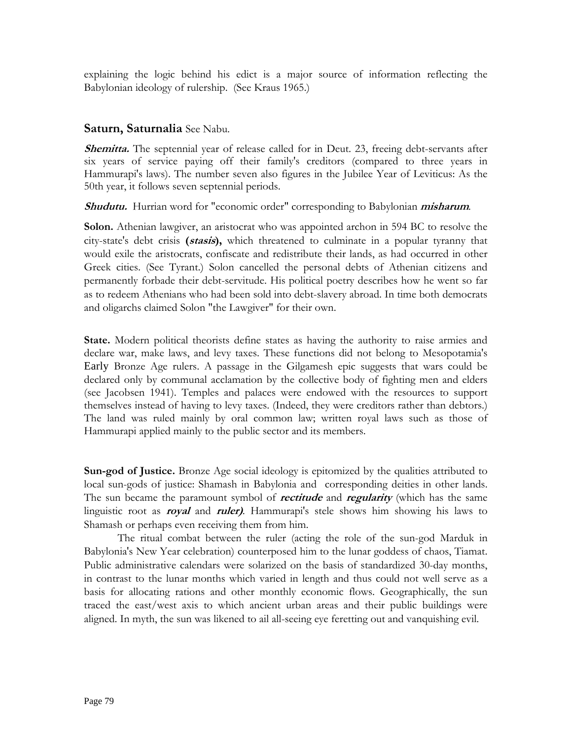explaining the logic behind his edict is a major source of information reflecting the Babylonian ideology of rulership. (See Kraus 1965.)

## Saturn, Saturnalia See Nabu.

***Shemitta.*** The septennial year of release called for in Deut. 23, freeing debt-servants after six years of service paying off their family's creditors (compared to three years in Hammurapi's laws). The number seven also figures in the Jubilee Year of Leviticus: As the 50th year, it follows seven septennial periods.

***Shudutu.*** Hurrian word for "economic order" corresponding to Babylonian ***misharum***.

**Solon.** Athenian lawgiver, an aristocrat who was appointed archon in 594 BC to resolve the city-state's debt crisis **(*stasis*),** which threatened to culminate in a popular tyranny that would exile the aristocrats, confiscate and redistribute their lands, as had occurred in other Greek cities. (See Tyrant.) Solon cancelled the personal debts of Athenian citizens and permanently forbade their debt-servitude. His political poetry describes how he went so far as to redeem Athenians who had been sold into debt-slavery abroad. In time both democrats and oligarchs claimed Solon "the Lawgiver" for their own.

**State.** Modern political theorists define states as having the authority to raise armies and declare war, make laws, and levy taxes. These functions did not belong to Mesopotamia's Early Bronze Age rulers. A passage in the Gilgamesh epic suggests that wars could be declared only by communal acclamation by the collective body of fighting men and elders (see Jacobsen 1941). Temples and palaces were endowed with the resources to support themselves instead of having to levy taxes. (Indeed, they were creditors rather than debtors.) The land was ruled mainly by oral common law; written royal laws such as those of Hammurapi applied mainly to the public sector and its members.

**Sun-god of Justice.** Bronze Age social ideology is epitomized by the qualities attributed to local sun-gods of justice: Shamash in Babylonia and corresponding deities in other lands. The sun became the paramount symbol of ***rectitude*** and ***regularity*** (which has the same linguistic root as ***royal*** and ***ruler)***. Hammurapi's stele shows him showing his laws to Shamash or perhaps even receiving them from him.

The ritual combat between the ruler (acting the role of the sun-god Marduk in Babylonia's New Year celebration) counterposed him to the lunar goddess of chaos, Tiamat. Public administrative calendars were solarized on the basis of standardized 30-day months, in contrast to the lunar months which varied in length and thus could not well serve as a basis for allocating rations and other monthly economic flows. Geographically, the sun traced the east/west axis to which ancient urban areas and their public buildings were aligned. In myth, the sun was likened to ail all-seeing eye feretting out and vanquishing evil.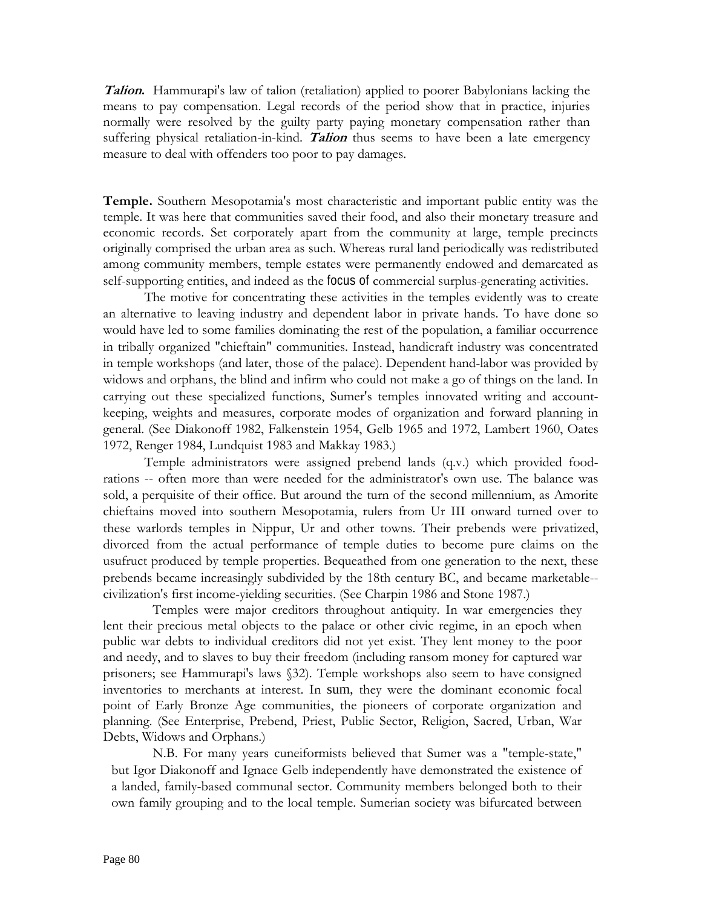***Talion.*** Hammurapi's law of talion (retaliation) applied to poorer Babylonians lacking the means to pay compensation. Legal records of the period show that in practice, injuries normally were resolved by the guilty party paying monetary compensation rather than suffering physical retaliation-in-kind. ***Talion*** thus seems to have been a late emergency measure to deal with offenders too poor to pay damages.

**Temple.** Southern Mesopotamia's most characteristic and important public entity was the temple. It was here that communities saved their food, and also their monetary treasure and economic records. Set corporately apart from the community at large, temple precincts originally comprised the urban area as such. Whereas rural land periodically was redistributed among community members, temple estates were permanently endowed and demarcated as self-supporting entities, and indeed as the focus of commercial surplus-generating activities.

The motive for concentrating these activities in the temples evidently was to create an alternative to leaving industry and dependent labor in private hands. To have done so would have led to some families dominating the rest of the population, a familiar occurrence in tribally organized "chieftain" communities. Instead, handicraft industry was concentrated in temple workshops (and later, those of the palace). Dependent hand-labor was provided by widows and orphans, the blind and infirm who could not make a go of things on the land. In carrying out these specialized functions, Sumer's temples innovated writing and account-keeping, weights and measures, corporate modes of organization and forward planning in general. (See Diakonoff 1982, Falkenstein 1954, Gelb 1965 and 1972, Lambert 1960, Oates 1972, Renger 1984, Lundquist 1983 and Makkay 1983.)

Temple administrators were assigned prebend lands (q.v.) which provided food-rations -- often more than were needed for the administrator's own use. The balance was sold, a perquisite of their office. But around the turn of the second millennium, as Amorite chieftains moved into southern Mesopotamia, rulers from Ur III onward turned over to these warlords temples in Nippur, Ur and other towns. Their prebends were privatized, divorced from the actual performance of temple duties to become pure claims on the usufruct produced by temple properties. Bequeathed from one generation to the next, these prebends became increasingly subdivided by the 18th century BC, and became marketable--civilization's first income-yielding securities. (See Charpin 1986 and Stone 1987.)

Temples were major creditors throughout antiquity. In war emergencies they lent their precious metal objects to the palace or other civic regime, in an epoch when public war debts to individual creditors did not yet exist. They lent money to the poor and needy, and to slaves to buy their freedom (including ransom money for captured war prisoners; see Hammurapi's laws §32). Temple workshops also seem to have consigned inventories to merchants at interest. In sum, they were the dominant economic focal point of Early Bronze Age communities, the pioneers of corporate organization and planning. (See Enterprise, Prebend, Priest, Public Sector, Religion, Sacred, Urban, War Debts, Widows and Orphans.)

N.B. For many years cuneiformists believed that Sumer was a "temple-state," but Igor Diakonoff and Ignace Gelb independently have demonstrated the existence of a landed, family-based communal sector. Community members belonged both to their own family grouping and to the local temple. Sumerian society was bifurcated between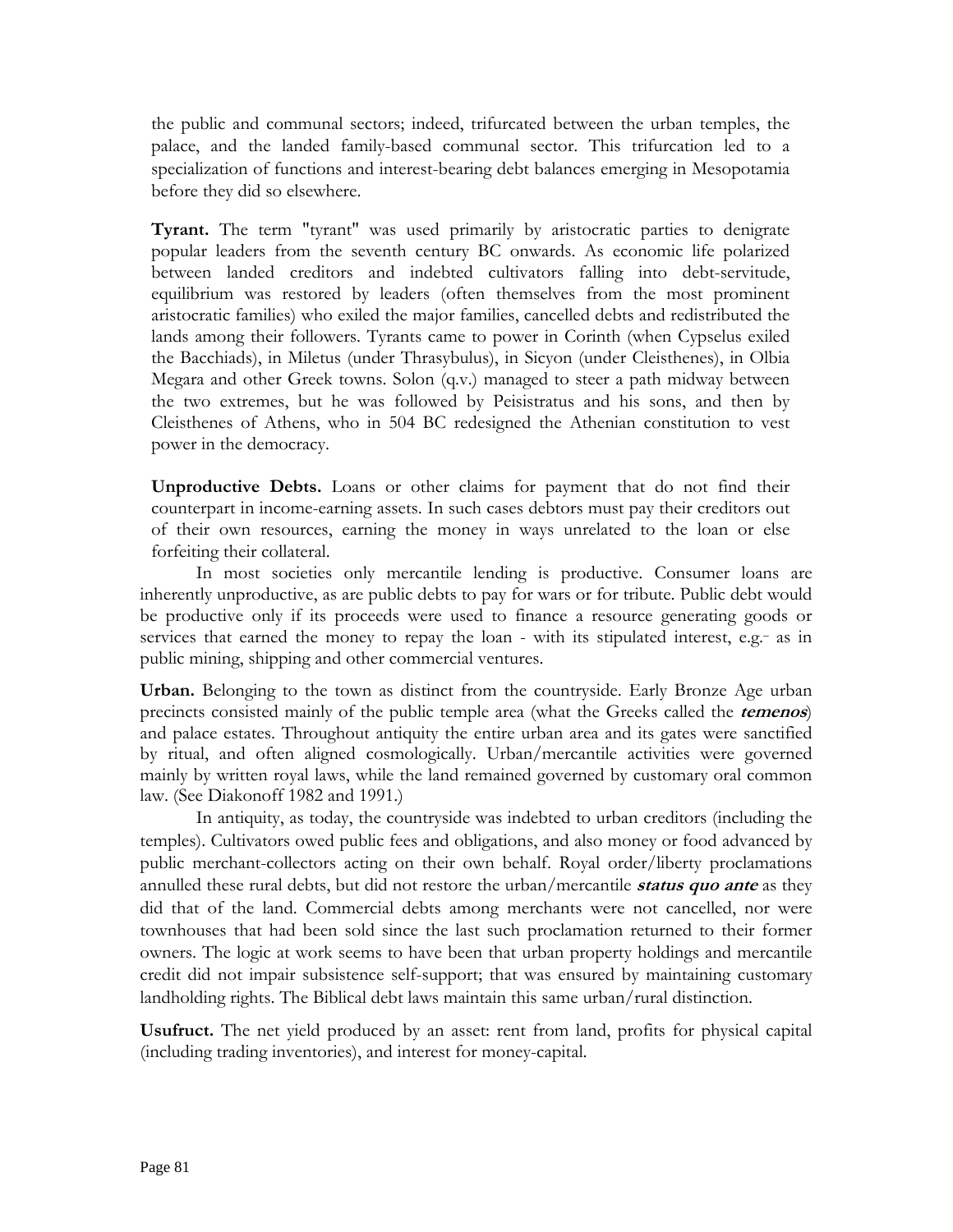the public and communal sectors; indeed, trifurcated between the urban temples, the palace, and the landed family-based communal sector. This trifurcation led to a specialization of functions and interest-bearing debt balances emerging in Mesopotamia before they did so elsewhere.

**Tyrant.** The term "tyrant" was used primarily by aristocratic parties to denigrate popular leaders from the seventh century BC onwards. As economic life polarized between landed creditors and indebted cultivators falling into debt-servitude, equilibrium was restored by leaders (often themselves from the most prominent aristocratic families) who exiled the major families, cancelled debts and redistributed the lands among their followers. Tyrants came to power in Corinth (when Cypselus exiled the Bacchiads), in Miletus (under Thrasybulus), in Sicyon (under Cleisthenes), in Olbia Megara and other Greek towns. Solon (q.v.) managed to steer a path midway between the two extremes, but he was followed by Peisistratus and his sons, and then by Cleisthenes of Athens, who in 504 BC redesigned the Athenian constitution to vest power in the democracy.

**Unproductive Debts.** Loans or other claims for payment that do not find their counterpart in income-earning assets. In such cases debtors must pay their creditors out of their own resources, earning the money in ways unrelated to the loan or else forfeiting their collateral.

In most societies only mercantile lending is productive. Consumer loans are inherently unproductive, as are public debts to pay for wars or for tribute. Public debt would be productive only if its proceeds were used to finance a resource generating goods or services that earned the money to repay the loan - with its stipulated interest, e.g.- as in public mining, shipping and other commercial ventures.

**Urban.** Belonging to the town as distinct from the countryside. Early Bronze Age urban precincts consisted mainly of the public temple area (what the Greeks called the ***temenos***) and palace estates. Throughout antiquity the entire urban area and its gates were sanctified by ritual, and often aligned cosmologically. Urban/mercantile activities were governed mainly by written royal laws, while the land remained governed by customary oral common law. (See Diakonoff 1982 and 1991.)

In antiquity, as today, the countryside was indebted to urban creditors (including the temples). Cultivators owed public fees and obligations, and also money or food advanced by public merchant-collectors acting on their own behalf. Royal order/liberty proclamations annulled these rural debts, but did not restore the urban/mercantile ***status quo ante*** as they did that of the land. Commercial debts among merchants were not cancelled, nor were townhouses that had been sold since the last such proclamation returned to their former owners. The logic at work seems to have been that urban property holdings and mercantile credit did not impair subsistence self-support; that was ensured by maintaining customary landholding rights. The Biblical debt laws maintain this same urban/rural distinction.

**Usufruct.** The net yield produced by an asset: rent from land, profits for physical capital (including trading inventories), and interest for money-capital.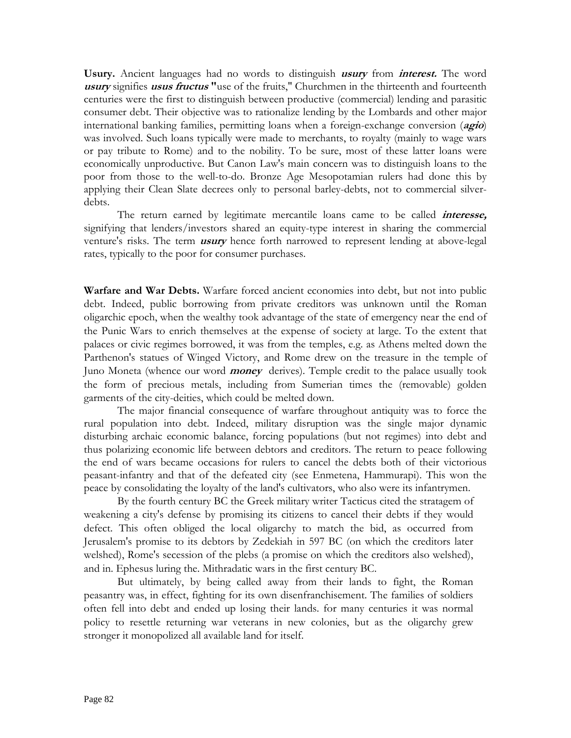**Usury.** Ancient languages had no words to distinguish ***usury*** from ***interest.*** The word ***usury*** signifies ***usus fructus*** "use of the fruits," Churchmen in the thirteenth and fourteenth centuries were the first to distinguish between productive (commercial) lending and parasitic consumer debt. Their objective was to rationalize lending by the Lombards and other major international banking families, permitting loans when a foreign-exchange conversion (***agio***) was involved. Such loans typically were made to merchants, to royalty (mainly to wage wars or pay tribute to Rome) and to the nobility. To be sure, most of these latter loans were economically unproductive. But Canon Law's main concern was to distinguish loans to the poor from those to the well-to-do. Bronze Age Mesopotamian rulers had done this by applying their Clean Slate decrees only to personal barley-debts, not to commercial silver-debts.

The return earned by legitimate mercantile loans came to be called ***interesse,*** signifying that lenders/investors shared an equity-type interest in sharing the commercial venture's risks. The term ***usury*** hence forth narrowed to represent lending at above-legal rates, typically to the poor for consumer purchases.

**Warfare and War Debts.** Warfare forced ancient economies into debt, but not into public debt. Indeed, public borrowing from private creditors was unknown until the Roman oligarchic epoch, when the wealthy took advantage of the state of emergency near the end of the Punic Wars to enrich themselves at the expense of society at large. To the extent that palaces or civic regimes borrowed, it was from the temples, e.g. as Athens melted down the Parthenon's statues of Winged Victory, and Rome drew on the treasure in the temple of Juno Moneta (whence our word ***money*** derives). Temple credit to the palace usually took the form of precious metals, including from Sumerian times the (removable) golden garments of the city-deities, which could be melted down.

The major financial consequence of warfare throughout antiquity was to force the rural population into debt. Indeed, military disruption was the single major dynamic disturbing archaic economic balance, forcing populations (but not regimes) into debt and thus polarizing economic life between debtors and creditors. The return to peace following the end of wars became occasions for rulers to cancel the debts both of their victorious peasant-infantry and that of the defeated city (see Enmetena, Hammurapi). This won the peace by consolidating the loyalty of the land's cultivators, who also were its infantrymen.

By the fourth century BC the Greek military writer Tacticus cited the stratagem of weakening a city's defense by promising its citizens to cancel their debts if they would defect. This often obliged the local oligarchy to match the bid, as occurred from Jerusalem's promise to its debtors by Zedekiah in 597 BC (on which the creditors later welshed), Rome's secession of the plebs (a promise on which the creditors also welshed), and in. Ephesus luring the. Mithradatic wars in the first century BC.

But ultimately, by being called away from their lands to fight, the Roman peasantry was, in effect, fighting for its own disenfranchisement. The families of soldiers often fell into debt and ended up losing their lands. for many centuries it was normal policy to resettle returning war veterans in new colonies, but as the oligarchy grew stronger it monopolized all available land for itself.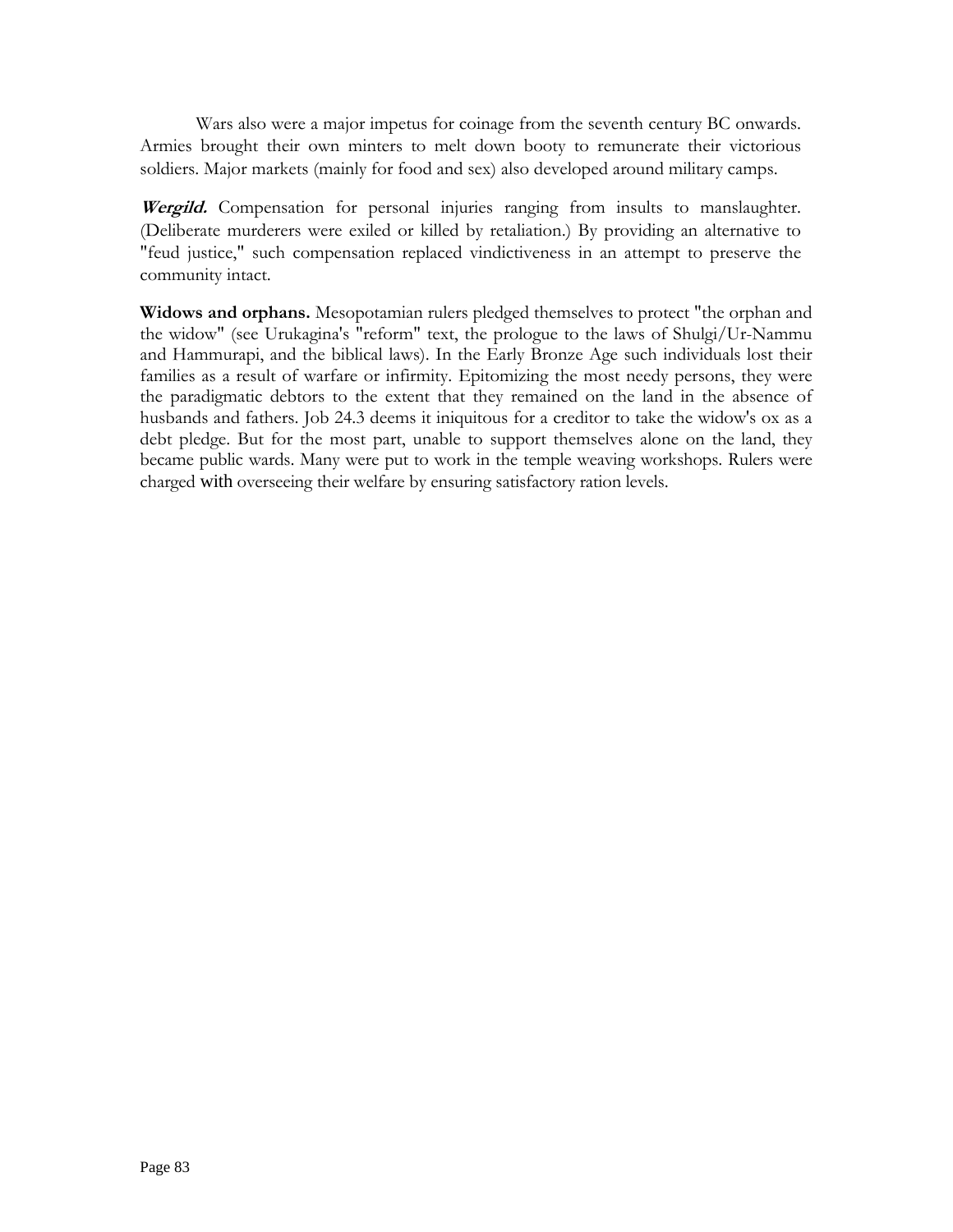Wars also were a major impetus for coinage from the seventh century BC onwards. Armies brought their own minters to melt down booty to remunerate their victorious soldiers. Major markets (mainly for food and sex) also developed around military camps.

***Wergild.*** Compensation for personal injuries ranging from insults to manslaughter. (Deliberate murderers were exiled or killed by retaliation.) By providing an alternative to "feud justice," such compensation replaced vindictiveness in an attempt to preserve the community intact.

**Widows and orphans.** Mesopotamian rulers pledged themselves to protect "the orphan and the widow" (see Urukagina's "reform" text, the prologue to the laws of Shulgi/Ur-Nammu and Hammurapi, and the biblical laws). In the Early Bronze Age such individuals lost their families as a result of warfare or infirmity. Epitomizing the most needy persons, they were the paradigmatic debtors to the extent that they remained on the land in the absence of husbands and fathers. Job 24.3 deems it iniquitous for a creditor to take the widow's ox as a debt pledge. But for the most part, unable to support themselves alone on the land, they became public wards. Many were put to work in the temple weaving workshops. Rulers were charged with overseeing their welfare by ensuring satisfactory ration levels.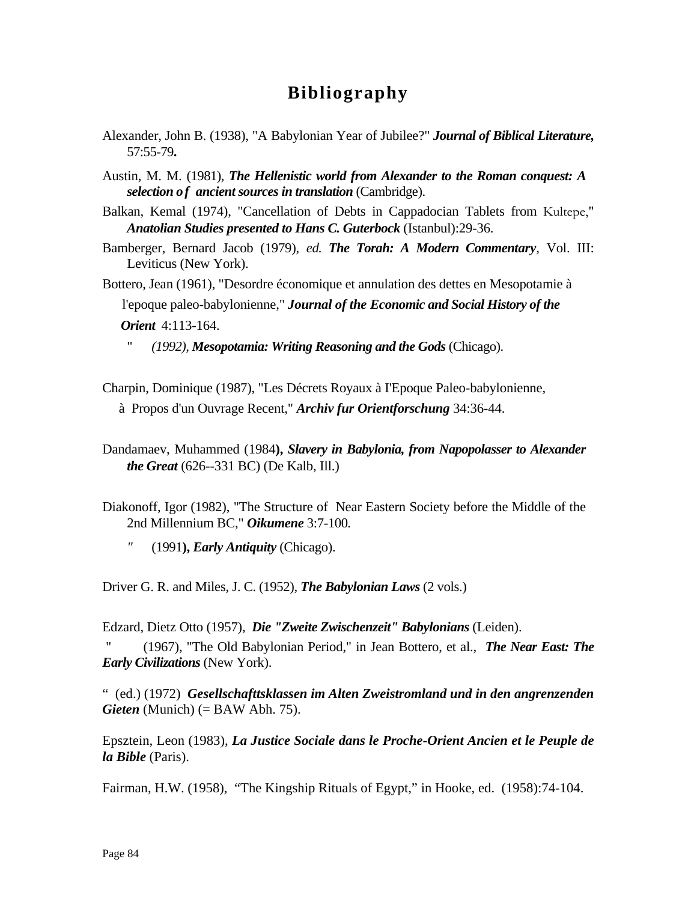# Bibliography

Alexander, John B. (1938), "A Babylonian Year of Jubilee?" ***Journal of Biblical Literature,*** 57:55-79**.**

Austin, M. M. (1981), ***The Hellenistic world from Alexander to the Roman conquest: A selection of ancient sources in translation*** (Cambridge).

Balkan, Kemal (1974), "Cancellation of Debts in Cappadocian Tablets from Kultepe," ***Anatolian Studies presented to Hans C. Guterbock*** (Istanbul):29-36.

Bamberger, Bernard Jacob (1979), *ed.* ***The Torah: A Modern Commentary***, Vol. III: Leviticus (New York).

Bottero, Jean (1961), "Desordre économique et annulation des dettes en Mesopotamie à l'epoque paleo-babylonienne," ***Journal of the Economic and Social History of the Orient*** 4:113-164.

" *(1992),* ***Mesopotamia: Writing Reasoning and the Gods*** (Chicago).

Charpin, Dominique (1987), "Les Décrets Royaux à I'Epoque Paleo-babylonienne, à Propos d'un Ouvrage Recent," ***Archiv fur Orientforschung*** 34:36-44.

Dandamaev, Muhammed (1984**),** ***Slavery in Babylonia, from Napopolasser to Alexander the Great*** (626--331 BC) (De Kalb, Ill.)

Diakonoff, Igor (1982), "The Structure of Near Eastern Society before the Middle of the 2nd Millennium BC," ***Oikumene*** 3:7-100.

*"* (1991**),** ***Early Antiquity*** (Chicago).

Driver G. R. and Miles, J. C. (1952), ***The Babylonian Laws*** (2 vols.)

Edzard, Dietz Otto (1957), ***Die "Zweite Zwischenzeit" Babylonians*** (Leiden).

" (1967), "The Old Babylonian Period," in Jean Bottero, et al., ***The Near East: The Early Civilizations*** (New York).

" (ed.) (1972) ***Gesellschafttsklassen im Alten Zweistromland und in den angrenzenden Gieten*** (Munich) (= BAW Abh. 75).

Epsztein, Leon (1983), ***La Justice Sociale dans le Proche-Orient Ancien et le Peuple de la Bible*** (Paris).

Fairman, H.W. (1958), "The Kingship Rituals of Egypt," in Hooke, ed. (1958):74-104.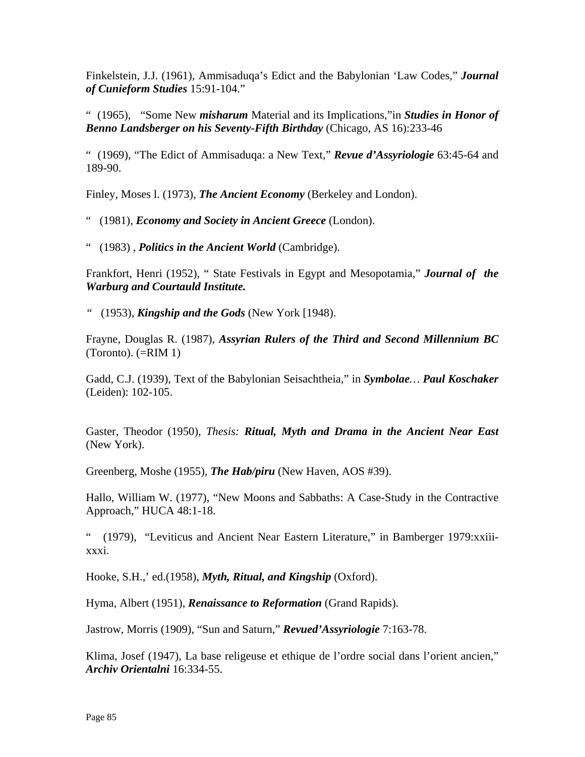Finkelstein, J.J. (1961), Ammisaduqa's Edict and the Babylonian 'Law Codes," ***Journal of Cunieform Studies*** 15:91-104."

" (1965), "Some New ***misharum*** Material and its Implications,"in ***Studies in Honor of Benno Landsberger on his Seventy-Fifth Birthday*** (Chicago, AS 16):233-46

" (1969), "The Edict of Ammisaduqa: a New Text," ***Revue d'Assyriologie*** 63:45-64 and 189-90.

Finley, Moses l. (1973), ***The Ancient Economy*** (Berkeley and London).

" (1981), ***Economy and Society in Ancient Greece*** (London).

" (1983) , ***Politics in the Ancient World*** (Cambridge).

Frankfort, Henri (1952), " State Festivals in Egypt and Mesopotamia," ***Journal of the Warburg and Courtauld Institute.***

*"* (1953), ***Kingship and the Gods*** (New York [1948).

Frayne, Douglas R. (1987), ***Assyrian Rulers of the Third and Second Millennium BC*** (Toronto). (=RIM 1)

Gadd, C.J. (1939), Text of the Babylonian Seisachtheia," in ***Symbolae****…* ***Paul Koschaker*** (Leiden): 102-105.

Gaster, Theodor (1950), *Thesis:* ***Ritual, Myth and Drama in the Ancient Near East*** (New York).

Greenberg, Moshe (1955), ***The Hab/piru*** (New Haven, AOS #39).

Hallo, William W. (1977), "New Moons and Sabbaths: A Case-Study in the Contractive Approach," HUCA 48:1-18.

" (1979), "Leviticus and Ancient Near Eastern Literature," in Bamberger 1979:xxiii-xxxi.

Hooke, S.H.,' ed.(1958), ***Myth, Ritual, and Kingship*** (Oxford).

Hyma, Albert (1951), ***Renaissance to Reformation*** (Grand Rapids).

Jastrow, Morris (1909), "Sun and Saturn," ***Revued'Assyriologie*** 7:163-78.

Klima, Josef (1947), La base religeuse et ethique de l'ordre social dans l'orient ancien," ***Archiv Orientalni*** 16:334-55.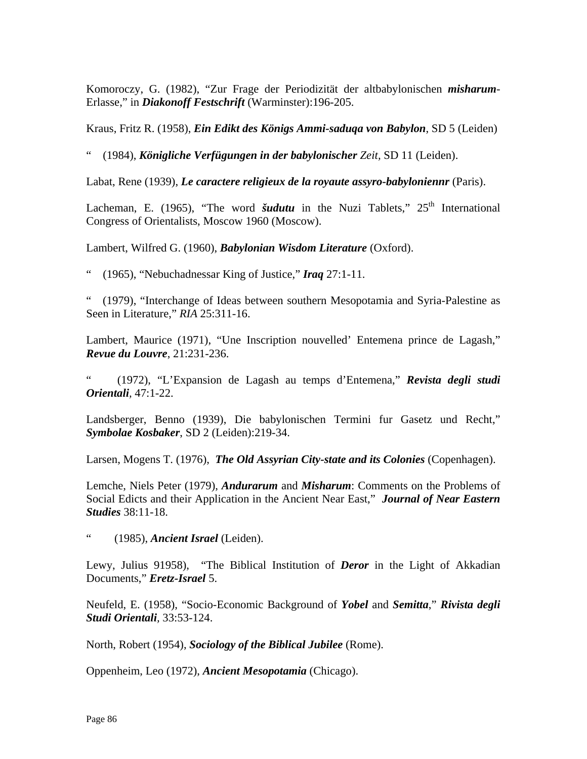Komoroczy, G. (1982), "Zur Frage der Periodizität der altbabylonischen ***misharum***-Erlasse," in ***Diakonoff Festschrift*** (Warminster):196-205.

Kraus, Fritz R. (1958), ***Ein Edikt des Königs Ammi-saduqa von Babylon***, SD 5 (Leiden)

" (1984), ***Königliche Verfügungen in der babylonischer*** *Zeit,* SD 11 (Leiden).

Labat, Rene (1939), ***Le caractere religieux de la royaute assyro-babyloniennr*** (Paris).

Lacheman, E. (1965), "The word ***šudutu*** in the Nuzi Tablets," 25th International Congress of Orientalists, Moscow 1960 (Moscow).

Lambert, Wilfred G. (1960), ***Babylonian Wisdom Literature*** (Oxford).

" (1965), "Nebuchadnessar King of Justice," ***Iraq*** 27:1-11.

" (1979), "Interchange of Ideas between southern Mesopotamia and Syria-Palestine as Seen in Literature," *RIA* 25:311-16.

Lambert, Maurice (1971), "Une Inscription nouvelled' Entemena prince de Lagash," ***Revue du Louvre***, 21:231-236.

" (1972), "L'Expansion de Lagash au temps d'Entemena," ***Revista degli studi Orientali****,* 47:1-22.

Landsberger, Benno (1939), Die babylonischen Termini fur Gasetz und Recht," ***Symbolae Kosbaker***, SD 2 (Leiden):219-34.

Larsen, Mogens T. (1976), ***The Old Assyrian City-state and its Colonies*** (Copenhagen).

Lemche, Niels Peter (1979), ***Andurarum*** and ***Misharum***: Comments on the Problems of Social Edicts and their Application in the Ancient Near East," ***Journal of Near Eastern Studies*** 38:11-18.

" (1985), ***Ancient Israel*** (Leiden).

Lewy, Julius 91958), "The Biblical Institution of ***Deror*** in the Light of Akkadian Documents," ***Eretz-Israel*** 5.

Neufeld, E. (1958), "Socio-Economic Background of ***Yobel*** and ***Semitta***," ***Rivista degli Studi Orientali***, 33:53-124.

North, Robert (1954), ***Sociology of the Biblical Jubilee*** (Rome).

Oppenheim, Leo (1972), ***Ancient Mesopotamia*** (Chicago).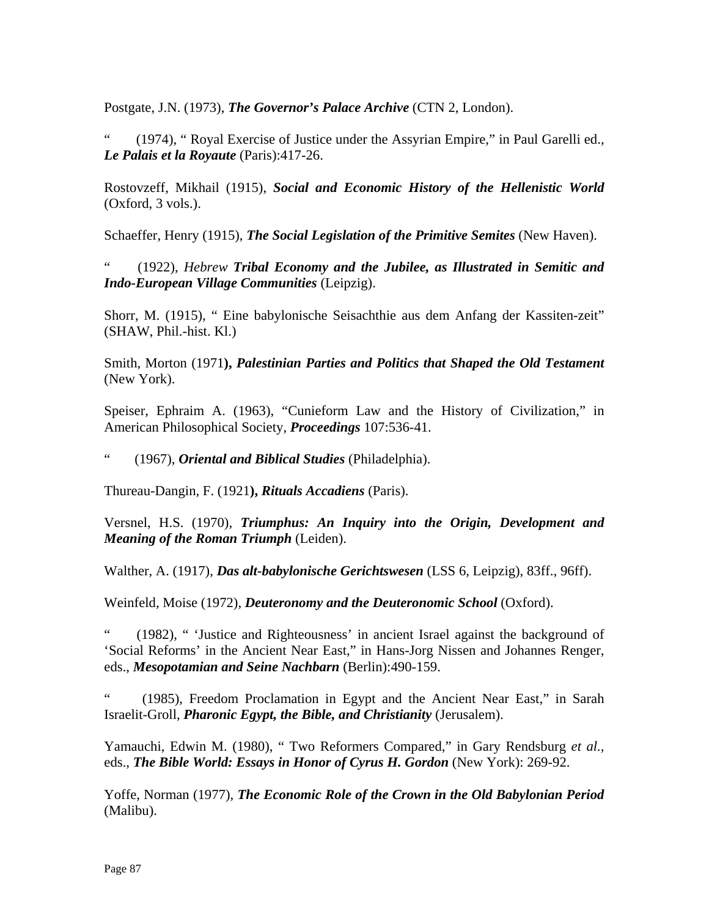Postgate, J.N. (1973), ***The Governor's Palace Archive*** (CTN 2, London).

" (1974), " Royal Exercise of Justice under the Assyrian Empire," in Paul Garelli ed., ***Le Palais et la Royaute*** (Paris):417-26.

Rostovzeff, Mikhail (1915), ***Social and Economic History of the Hellenistic World*** (Oxford, 3 vols.).

Schaeffer, Henry (1915), ***The Social Legislation of the Primitive Semites*** (New Haven).

" (1922), *Hebrew* ***Tribal Economy and the Jubilee, as Illustrated in Semitic and Indo-European Village Communities*** (Leipzig).

Shorr, M. (1915), " Eine babylonische Seisachthie aus dem Anfang der Kassiten-zeit" (SHAW, Phil.-hist. Kl.)

Smith, Morton (1971**),** ***Palestinian Parties and Politics that Shaped the Old Testament*** (New York).

Speiser, Ephraim A. (1963), "Cunieform Law and the History of Civilization," in American Philosophical Society, ***Proceedings*** 107:536-41.

" (1967), ***Oriental and Biblical Studies*** (Philadelphia).

Thureau-Dangin, F. (1921**),** ***Rituals Accadiens*** (Paris).

Versnel, H.S. (1970), ***Triumphus: An Inquiry into the Origin, Development and Meaning of the Roman Triumph*** (Leiden).

Walther, A. (1917), ***Das alt-babylonische Gerichtswesen*** (LSS 6, Leipzig), 83ff., 96ff).

Weinfeld, Moise (1972), ***Deuteronomy and the Deuteronomic School*** (Oxford).

" (1982), " 'Justice and Righteousness' in ancient Israel against the background of 'Social Reforms' in the Ancient Near East," in Hans-Jorg Nissen and Johannes Renger, eds., ***Mesopotamian and Seine Nachbarn*** (Berlin):490-159.

" (1985), Freedom Proclamation in Egypt and the Ancient Near East," in Sarah Israelit-Groll, ***Pharonic Egypt, the Bible, and Christianity*** (Jerusalem).

Yamauchi, Edwin M. (1980), " Two Reformers Compared," in Gary Rendsburg *et al.*, eds., ***The Bible World: Essays in Honor of Cyrus H. Gordon*** (New York): 269-92.

Yoffe, Norman (1977), ***The Economic Role of the Crown in the Old Babylonian Period*** (Malibu).